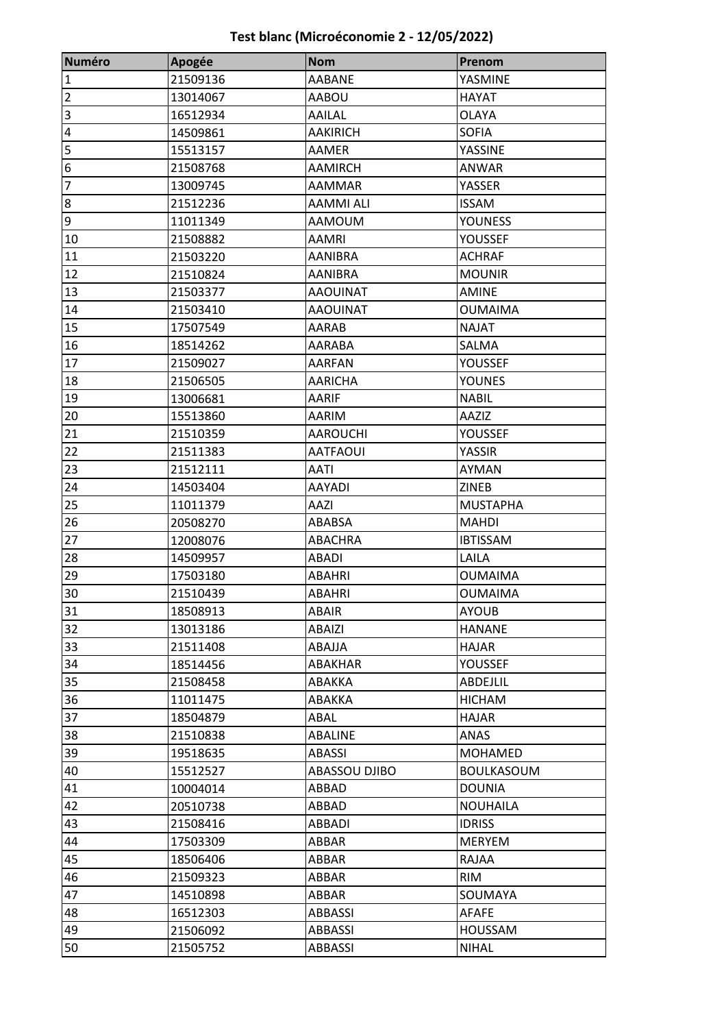# Test blanc (Microéconomie 2 - 12/05/2022)

| Numéro | Apogée | Nom | Prenom |
|---|---|---|---|
| 1 | 21509136 | AABANE | YASMINE |
| 2 | 13014067 | AABOU | HAYAT |
| 3 | 16512934 | AAILAL | OLAYA |
| 4 | 14509861 | AAKIRICH | SOFIA |
| 5 | 15513157 | AAMER | YASSINE |
| 6 | 21508768 | AAMIRCH | ANWAR |
| 7 | 13009745 | AAMMAR | YASSER |
| 8 | 21512236 | AAMMI ALI | ISSAM |
| 9 | 11011349 | AAMOUM | YOUNESS |
| 10 | 21508882 | AAMRI | YOUSSEF |
| 11 | 21503220 | AANIBRA | ACHRAF |
| 12 | 21510824 | AANIBRA | MOUNIR |
| 13 | 21503377 | AAOUINAT | AMINE |
| 14 | 21503410 | AAOUINAT | OUMAIMA |
| 15 | 17507549 | AARAB | NAJAT |
| 16 | 18514262 | AARABA | SALMA |
| 17 | 21509027 | AARFAN | YOUSSEF |
| 18 | 21506505 | AARICHA | YOUNES |
| 19 | 13006681 | AARIF | NABIL |
| 20 | 15513860 | AARIM | AAZIZ |
| 21 | 21510359 | AAROUCHI | YOUSSEF |
| 22 | 21511383 | AATFAOUI | YASSIR |
| 23 | 21512111 | AATI | AYMAN |
| 24 | 14503404 | AAYADI | ZINEB |
| 25 | 11011379 | AAZI | MUSTAPHA |
| 26 | 20508270 | ABABSA | MAHDI |
| 27 | 12008076 | ABACHRA | IBTISSAM |
| 28 | 14509957 | ABADI | LAILA |
| 29 | 17503180 | ABAHRI | OUMAIMA |
| 30 | 21510439 | ABAHRI | OUMAIMA |
| 31 | 18508913 | ABAIR | AYOUB |
| 32 | 13013186 | ABAIZI | HANANE |
| 33 | 21511408 | ABAJJA | HAJAR |
| 34 | 18514456 | ABAKHAR | YOUSSEF |
| 35 | 21508458 | ABAKKA | ABDEJLIL |
| 36 | 11011475 | ABAKKA | HICHAM |
| 37 | 18504879 | ABAL | HAJAR |
| 38 | 21510838 | ABALINE | ANAS |
| 39 | 19518635 | ABASSI | MOHAMED |
| 40 | 15512527 | ABASSOU DJIBO | BOULKASOUM |
| 41 | 10004014 | ABBAD | DOUNIA |
| 42 | 20510738 | ABBAD | NOUHAILA |
| 43 | 21508416 | ABBADI | IDRISS |
| 44 | 17503309 | ABBAR | MERYEM |
| 45 | 18506406 | ABBAR | RAJAA |
| 46 | 21509323 | ABBAR | RIM |
| 47 | 14510898 | ABBAR | SOUMAYA |
| 48 | 16512303 | ABBASSI | AFAFE |
| 49 | 21506092 | ABBASSI | HOUSSAM |
| 50 | 21505752 | ABBASSI | NIHAL |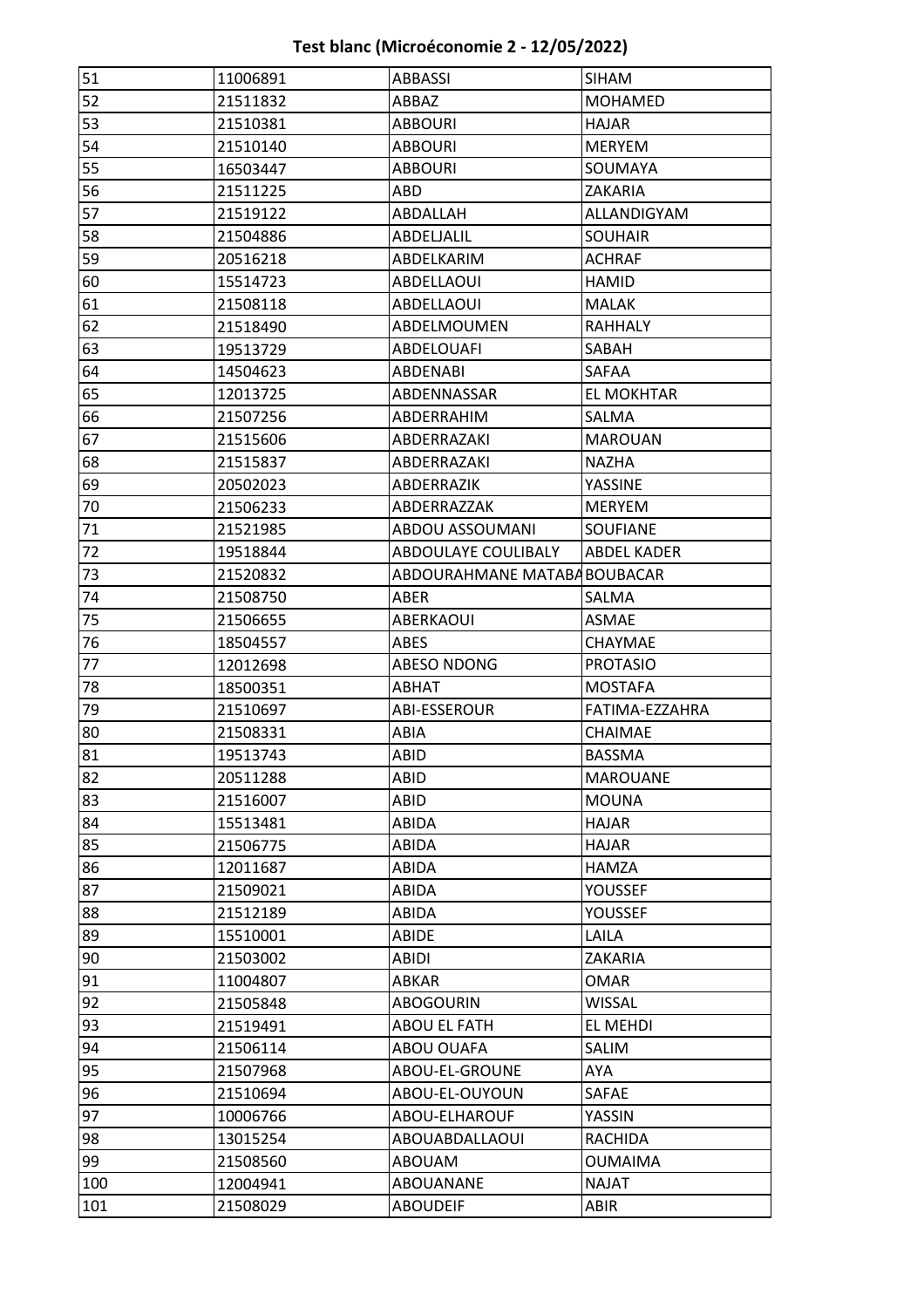# Test blanc (Microéconomie 2 - 12/05/2022)

| | | | |
|---|---|---|---|
| 51 | 11006891 | ABBASSI | SIHAM |
| 52 | 21511832 | ABBAZ | MOHAMED |
| 53 | 21510381 | ABBOURI | HAJAR |
| 54 | 21510140 | ABBOURI | MERYEM |
| 55 | 16503447 | ABBOURI | SOUMAYA |
| 56 | 21511225 | ABD | ZAKARIA |
| 57 | 21519122 | ABDALLAH | ALLANDIGYAM |
| 58 | 21504886 | ABDELJALIL | SOUHAIR |
| 59 | 20516218 | ABDELKARIM | ACHRAF |
| 60 | 15514723 | ABDELLAOUI | HAMID |
| 61 | 21508118 | ABDELLAOUI | MALAK |
| 62 | 21518490 | ABDELMOUMEN | RAHHALY |
| 63 | 19513729 | ABDELOUAFI | SABAH |
| 64 | 14504623 | ABDENABI | SAFAA |
| 65 | 12013725 | ABDENNASSAR | EL MOKHTAR |
| 66 | 21507256 | ABDERRAHIM | SALMA |
| 67 | 21515606 | ABDERRAZAKI | MAROUAN |
| 68 | 21515837 | ABDERRAZAKI | NAZHA |
| 69 | 20502023 | ABDERRAZIK | YASSINE |
| 70 | 21506233 | ABDERRAZZAK | MERYEM |
| 71 | 21521985 | ABDOU ASSOUMANI | SOUFIANE |
| 72 | 19518844 | ABDOULAYE COULIBALY | ABDEL KADER |
| 73 | 21520832 | ABDOURAHMANE MATABA | BOUBACAR |
| 74 | 21508750 | ABER | SALMA |
| 75 | 21506655 | ABERKAOUI | ASMAE |
| 76 | 18504557 | ABES | CHAYMAE |
| 77 | 12012698 | ABESO NDONG | PROTASIO |
| 78 | 18500351 | ABHAT | MOSTAFA |
| 79 | 21510697 | ABI-ESSEROUR | FATIMA-EZZAHRA |
| 80 | 21508331 | ABIA | CHAIMAE |
| 81 | 19513743 | ABID | BASSMA |
| 82 | 20511288 | ABID | MAROUANE |
| 83 | 21516007 | ABID | MOUNA |
| 84 | 15513481 | ABIDA | HAJAR |
| 85 | 21506775 | ABIDA | HAJAR |
| 86 | 12011687 | ABIDA | HAMZA |
| 87 | 21509021 | ABIDA | YOUSSEF |
| 88 | 21512189 | ABIDA | YOUSSEF |
| 89 | 15510001 | ABIDE | LAILA |
| 90 | 21503002 | ABIDI | ZAKARIA |
| 91 | 11004807 | ABKAR | OMAR |
| 92 | 21505848 | ABOGOURIN | WISSAL |
| 93 | 21519491 | ABOU EL FATH | EL MEHDI |
| 94 | 21506114 | ABOU OUAFA | SALIM |
| 95 | 21507968 | ABOU-EL-GROUNE | AYA |
| 96 | 21510694 | ABOU-EL-OUYOUN | SAFAE |
| 97 | 10006766 | ABOU-ELHAROUF | YASSIN |
| 98 | 13015254 | ABOUABDALLAOUI | RACHIDA |
| 99 | 21508560 | ABOUAM | OUMAIMA |
| 100 | 12004941 | ABOUANANE | NAJAT |
| 101 | 21508029 | ABOUDEIF | ABIR |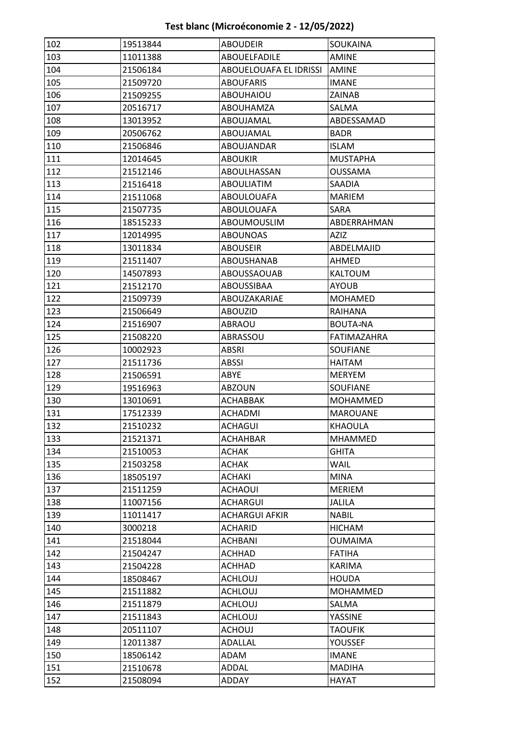# Test blanc (Microéconomie 2 - 12/05/2022)

| | | | |
|---|---|---|---|
| 102 | 19513844 | ABOUDEIR | SOUKAINA |
| 103 | 11011388 | ABOUELFADILE | AMINE |
| 104 | 21506184 | ABOUELOUAFA EL IDRISSI | AMINE |
| 105 | 21509720 | ABOUFARIS | IMANE |
| 106 | 21509255 | ABOUHAIOU | ZAINAB |
| 107 | 20516717 | ABOUHAMZA | SALMA |
| 108 | 13013952 | ABOUJAMAL | ABDESSAMAD |
| 109 | 20506762 | ABOUJAMAL | BADR |
| 110 | 21506846 | ABOUJANDAR | ISLAM |
| 111 | 12014645 | ABOUKIR | MUSTAPHA |
| 112 | 21512146 | ABOULHASSAN | OUSSAMA |
| 113 | 21516418 | ABOULIATIM | SAADIA |
| 114 | 21511068 | ABOULOUAFA | MARIEM |
| 115 | 21507735 | ABOULOUAFA | SARA |
| 116 | 18515233 | ABOUMOUSLIM | ABDERRAHMAN |
| 117 | 12014995 | ABOUNOAS | AZIZ |
| 118 | 13011834 | ABOUSEIR | ABDELMAJID |
| 119 | 21511407 | ABOUSHANAB | AHMED |
| 120 | 14507893 | ABOUSSAOUAB | KALTOUM |
| 121 | 21512170 | ABOUSSIBAA | AYOUB |
| 122 | 21509739 | ABOUZAKARIAE | MOHAMED |
| 123 | 21506649 | ABOUZID | RAIHANA |
| 124 | 21516907 | ABRAOU | BOUTA-NA |
| 125 | 21508220 | ABRASSOU | FATIMAZAHRA |
| 126 | 10002923 | ABSRI | SOUFIANE |
| 127 | 21511736 | ABSSI | HAITAM |
| 128 | 21506591 | ABYE | MERYEM |
| 129 | 19516963 | ABZOUN | SOUFIANE |
| 130 | 13010691 | ACHABBAK | MOHAMMED |
| 131 | 17512339 | ACHADMI | MAROUANE |
| 132 | 21510232 | ACHAGUI | KHAOULA |
| 133 | 21521371 | ACHAHBAR | MHAMMED |
| 134 | 21510053 | ACHAK | GHITA |
| 135 | 21503258 | ACHAK | WAIL |
| 136 | 18505197 | ACHAKI | MINA |
| 137 | 21511259 | ACHAOUI | MERIEM |
| 138 | 11007156 | ACHARGUI | JALILA |
| 139 | 11011417 | ACHARGUI AFKIR | NABIL |
| 140 | 3000218 | ACHARID | HICHAM |
| 141 | 21518044 | ACHBANI | OUMAIMA |
| 142 | 21504247 | ACHHAD | FATIHA |
| 143 | 21504228 | ACHHAD | KARIMA |
| 144 | 18508467 | ACHLOUJ | HOUDA |
| 145 | 21511882 | ACHLOUJ | MOHAMMED |
| 146 | 21511879 | ACHLOUJ | SALMA |
| 147 | 21511843 | ACHLOUJ | YASSINE |
| 148 | 20511107 | ACHOUJ | TAOUFIK |
| 149 | 12011387 | ADALLAL | YOUSSEF |
| 150 | 18506142 | ADAM | IMANE |
| 151 | 21510678 | ADDAL | MADIHA |
| 152 | 21508094 | ADDAY | HAYAT |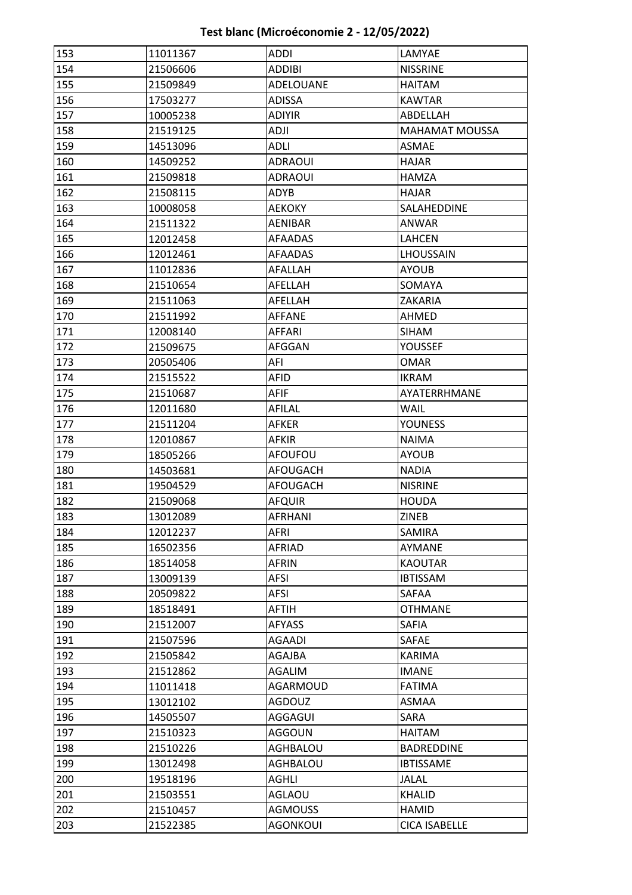**Test blanc (Microéconomie 2 - 12/05/2022)**

| | | | |
|---|---|---|---|
| 153 | 11011367 | ADDI | LAMYAE |
| 154 | 21506606 | ADDIBI | NISSRINE |
| 155 | 21509849 | ADELOUANE | HAITAM |
| 156 | 17503277 | ADISSA | KAWTAR |
| 157 | 10005238 | ADIYIR | ABDELLAH |
| 158 | 21519125 | ADJI | MAHAMAT MOUSSA |
| 159 | 14513096 | ADLI | ASMAE |
| 160 | 14509252 | ADRAOUI | HAJAR |
| 161 | 21509818 | ADRAOUI | HAMZA |
| 162 | 21508115 | ADYB | HAJAR |
| 163 | 10008058 | AEKOKY | SALAHEDDINE |
| 164 | 21511322 | AENIBAR | ANWAR |
| 165 | 12012458 | AFAADAS | LAHCEN |
| 166 | 12012461 | AFAADAS | LHOUSSAIN |
| 167 | 11012836 | AFALLAH | AYOUB |
| 168 | 21510654 | AFELLAH | SOMAYA |
| 169 | 21511063 | AFELLAH | ZAKARIA |
| 170 | 21511992 | AFFANE | AHMED |
| 171 | 12008140 | AFFARI | SIHAM |
| 172 | 21509675 | AFGGAN | YOUSSEF |
| 173 | 20505406 | AFI | OMAR |
| 174 | 21515522 | AFID | IKRAM |
| 175 | 21510687 | AFIF | AYATERRHMANE |
| 176 | 12011680 | AFILAL | WAIL |
| 177 | 21511204 | AFKER | YOUNESS |
| 178 | 12010867 | AFKIR | NAIMA |
| 179 | 18505266 | AFOUFOU | AYOUB |
| 180 | 14503681 | AFOUGACH | NADIA |
| 181 | 19504529 | AFOUGACH | NISRINE |
| 182 | 21509068 | AFQUIR | HOUDA |
| 183 | 13012089 | AFRHANI | ZINEB |
| 184 | 12012237 | AFRI | SAMIRA |
| 185 | 16502356 | AFRIAD | AYMANE |
| 186 | 18514058 | AFRIN | KAOUTAR |
| 187 | 13009139 | AFSI | IBTISSAM |
| 188 | 20509822 | AFSI | SAFAA |
| 189 | 18518491 | AFTIH | OTHMANE |
| 190 | 21512007 | AFYASS | SAFIA |
| 191 | 21507596 | AGAADI | SAFAE |
| 192 | 21505842 | AGAJBA | KARIMA |
| 193 | 21512862 | AGALIM | IMANE |
| 194 | 11011418 | AGARMOUD | FATIMA |
| 195 | 13012102 | AGDOUZ | ASMAA |
| 196 | 14505507 | AGGAGUI | SARA |
| 197 | 21510323 | AGGOUN | HAITAM |
| 198 | 21510226 | AGHBALOU | BADREDDINE |
| 199 | 13012498 | AGHBALOU | IBTISSAME |
| 200 | 19518196 | AGHLI | JALAL |
| 201 | 21503551 | AGLAOU | KHALID |
| 202 | 21510457 | AGMOUSS | HAMID |
| 203 | 21522385 | AGONKOUI | CICA ISABELLE |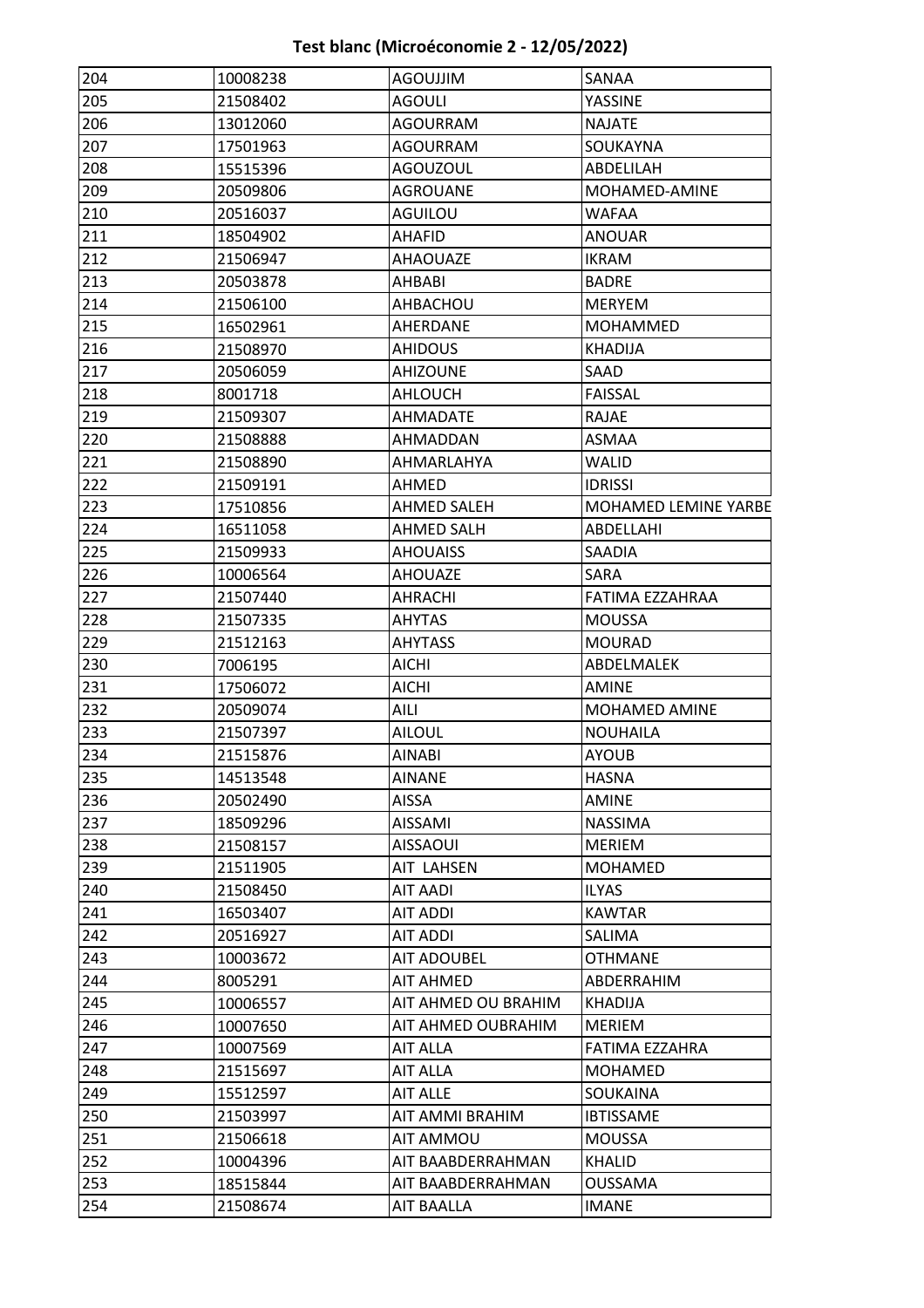# Test blanc (Microéconomie 2 - 12/05/2022)

| | | | |
|---|---|---|---|
| 204 | 10008238 | AGOUJJIM | SANAA |
| 205 | 21508402 | AGOULI | YASSINE |
| 206 | 13012060 | AGOURRAM | NAJATE |
| 207 | 17501963 | AGOURRAM | SOUKAYNA |
| 208 | 15515396 | AGOUZOUL | ABDELILAH |
| 209 | 20509806 | AGROUANE | MOHAMED-AMINE |
| 210 | 20516037 | AGUILOU | WAFAA |
| 211 | 18504902 | AHAFID | ANOUAR |
| 212 | 21506947 | AHAOUAZE | IKRAM |
| 213 | 20503878 | AHBABI | BADRE |
| 214 | 21506100 | AHBACHOU | MERYEM |
| 215 | 16502961 | AHERDANE | MOHAMMED |
| 216 | 21508970 | AHIDOUS | KHADIJA |
| 217 | 20506059 | AHIZOUNE | SAAD |
| 218 | 8001718 | AHLOUCH | FAISSAL |
| 219 | 21509307 | AHMADATE | RAJAE |
| 220 | 21508888 | AHMADDAN | ASMAA |
| 221 | 21508890 | AHMARLAHYA | WALID |
| 222 | 21509191 | AHMED | IDRISSI |
| 223 | 17510856 | AHMED SALEH | MOHAMED LEMINE YARBE |
| 224 | 16511058 | AHMED SALH | ABDELLAHI |
| 225 | 21509933 | AHOUAISS | SAADIA |
| 226 | 10006564 | AHOUAZE | SARA |
| 227 | 21507440 | AHRACHI | FATIMA EZZAHRAA |
| 228 | 21507335 | AHYTAS | MOUSSA |
| 229 | 21512163 | AHYTASS | MOURAD |
| 230 | 7006195 | AICHI | ABDELMALEK |
| 231 | 17506072 | AICHI | AMINE |
| 232 | 20509074 | AILI | MOHAMED AMINE |
| 233 | 21507397 | AILOUL | NOUHAILA |
| 234 | 21515876 | AINABI | AYOUB |
| 235 | 14513548 | AINANE | HASNA |
| 236 | 20502490 | AISSA | AMINE |
| 237 | 18509296 | AISSAMI | NASSIMA |
| 238 | 21508157 | AISSAOUI | MERIEM |
| 239 | 21511905 | AIT LAHSEN | MOHAMED |
| 240 | 21508450 | AIT AADI | ILYAS |
| 241 | 16503407 | AIT ADDI | KAWTAR |
| 242 | 20516927 | AIT ADDI | SALIMA |
| 243 | 10003672 | AIT ADOUBEL | OTHMANE |
| 244 | 8005291 | AIT AHMED | ABDERRAHIM |
| 245 | 10006557 | AIT AHMED OU BRAHIM | KHADIJA |
| 246 | 10007650 | AIT AHMED OUBRAHIM | MERIEM |
| 247 | 10007569 | AIT ALLA | FATIMA EZZAHRA |
| 248 | 21515697 | AIT ALLA | MOHAMED |
| 249 | 15512597 | AIT ALLE | SOUKAINA |
| 250 | 21503997 | AIT AMMI BRAHIM | IBTISSAME |
| 251 | 21506618 | AIT AMMOU | MOUSSA |
| 252 | 10004396 | AIT BAABDERRAHMAN | KHALID |
| 253 | 18515844 | AIT BAABDERRAHMAN | OUSSAMA |
| 254 | 21508674 | AIT BAALLA | IMANE |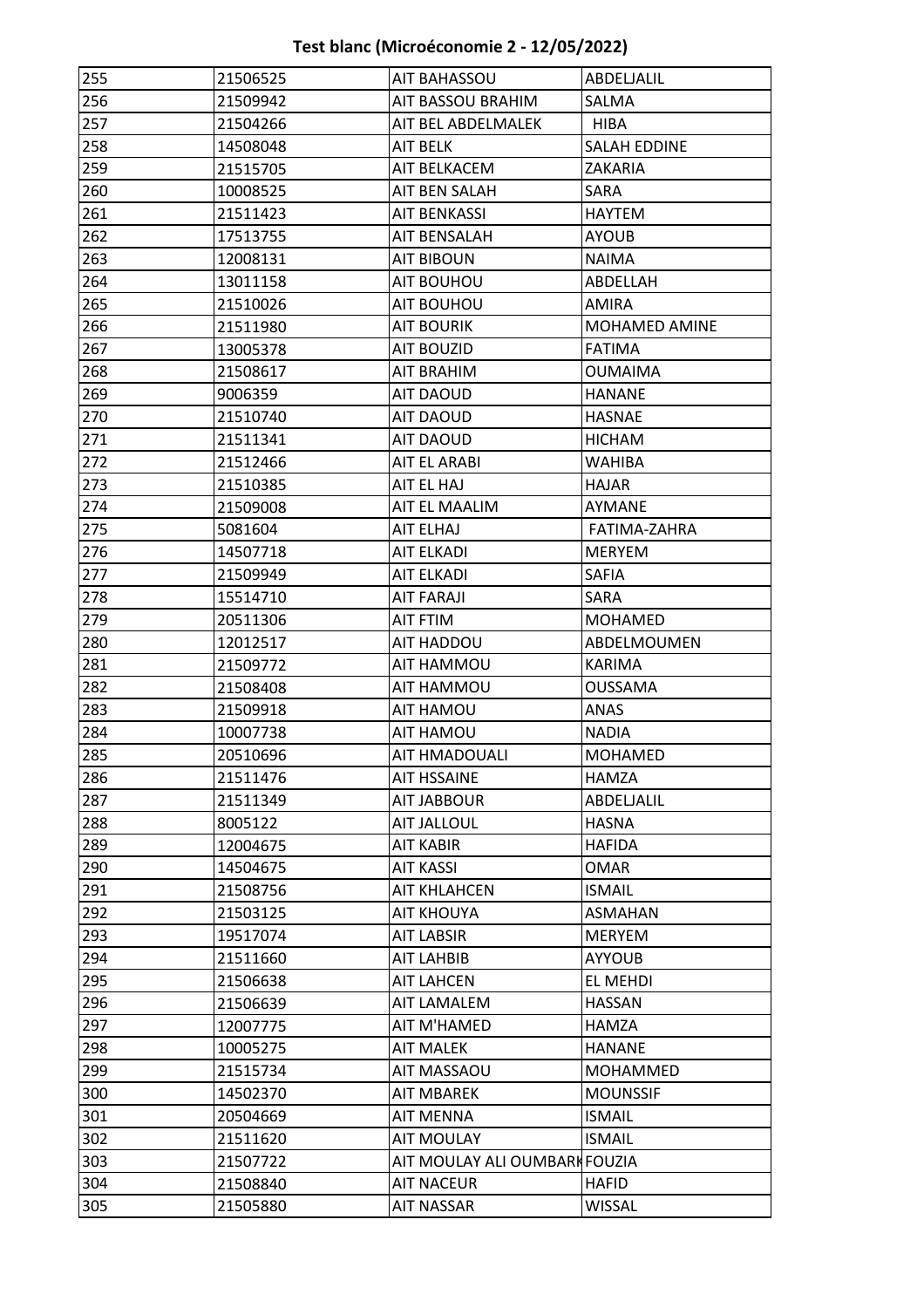# Test blanc (Microéconomie 2 - 12/05/2022)

| | | | |
|---|---|---|---|
| 255 | 21506525 | AIT BAHASSOU | ABDELJALIL |
| 256 | 21509942 | AIT BASSOU BRAHIM | SALMA |
| 257 | 21504266 | AIT BEL ABDELMALEK | HIBA |
| 258 | 14508048 | AIT BELK | SALAH EDDINE |
| 259 | 21515705 | AIT BELKACEM | ZAKARIA |
| 260 | 10008525 | AIT BEN SALAH | SARA |
| 261 | 21511423 | AIT BENKASSI | HAYTEM |
| 262 | 17513755 | AIT BENSALAH | AYOUB |
| 263 | 12008131 | AIT BIBOUN | NAIMA |
| 264 | 13011158 | AIT BOUHOU | ABDELLAH |
| 265 | 21510026 | AIT BOUHOU | AMIRA |
| 266 | 21511980 | AIT BOURIK | MOHAMED AMINE |
| 267 | 13005378 | AIT BOUZID | FATIMA |
| 268 | 21508617 | AIT BRAHIM | OUMAIMA |
| 269 | 9006359 | AIT DAOUD | HANANE |
| 270 | 21510740 | AIT DAOUD | HASNAE |
| 271 | 21511341 | AIT DAOUD | HICHAM |
| 272 | 21512466 | AIT EL ARABI | WAHIBA |
| 273 | 21510385 | AIT EL HAJ | HAJAR |
| 274 | 21509008 | AIT EL MAALIM | AYMANE |
| 275 | 5081604 | AIT ELHAJ | FATIMA-ZAHRA |
| 276 | 14507718 | AIT ELKADI | MERYEM |
| 277 | 21509949 | AIT ELKADI | SAFIA |
| 278 | 15514710 | AIT FARAJI | SARA |
| 279 | 20511306 | AIT FTIM | MOHAMED |
| 280 | 12012517 | AIT HADDOU | ABDELMOUMEN |
| 281 | 21509772 | AIT HAMMOU | KARIMA |
| 282 | 21508408 | AIT HAMMOU | OUSSAMA |
| 283 | 21509918 | AIT HAMOU | ANAS |
| 284 | 10007738 | AIT HAMOU | NADIA |
| 285 | 20510696 | AIT HMADOUALI | MOHAMED |
| 286 | 21511476 | AIT HSSAINE | HAMZA |
| 287 | 21511349 | AIT JABBOUR | ABDELJALIL |
| 288 | 8005122 | AIT JALLOUL | HASNA |
| 289 | 12004675 | AIT KABIR | HAFIDA |
| 290 | 14504675 | AIT KASSI | OMAR |
| 291 | 21508756 | AIT KHLAHCEN | ISMAIL |
| 292 | 21503125 | AIT KHOUYA | ASMAHAN |
| 293 | 19517074 | AIT LABSIR | MERYEM |
| 294 | 21511660 | AIT LAHBIB | AYYOUB |
| 295 | 21506638 | AIT LAHCEN | EL MEHDI |
| 296 | 21506639 | AIT LAMALEM | HASSAN |
| 297 | 12007775 | AIT M'HAMED | HAMZA |
| 298 | 10005275 | AIT MALEK | HANANE |
| 299 | 21515734 | AIT MASSAOU | MOHAMMED |
| 300 | 14502370 | AIT MBAREK | MOUNSSIF |
| 301 | 20504669 | AIT MENNA | ISMAIL |
| 302 | 21511620 | AIT MOULAY | ISMAIL |
| 303 | 21507722 | AIT MOULAY ALI OUMBARK | FOUZIA |
| 304 | 21508840 | AIT NACEUR | HAFID |
| 305 | 21505880 | AIT NASSAR | WISSAL |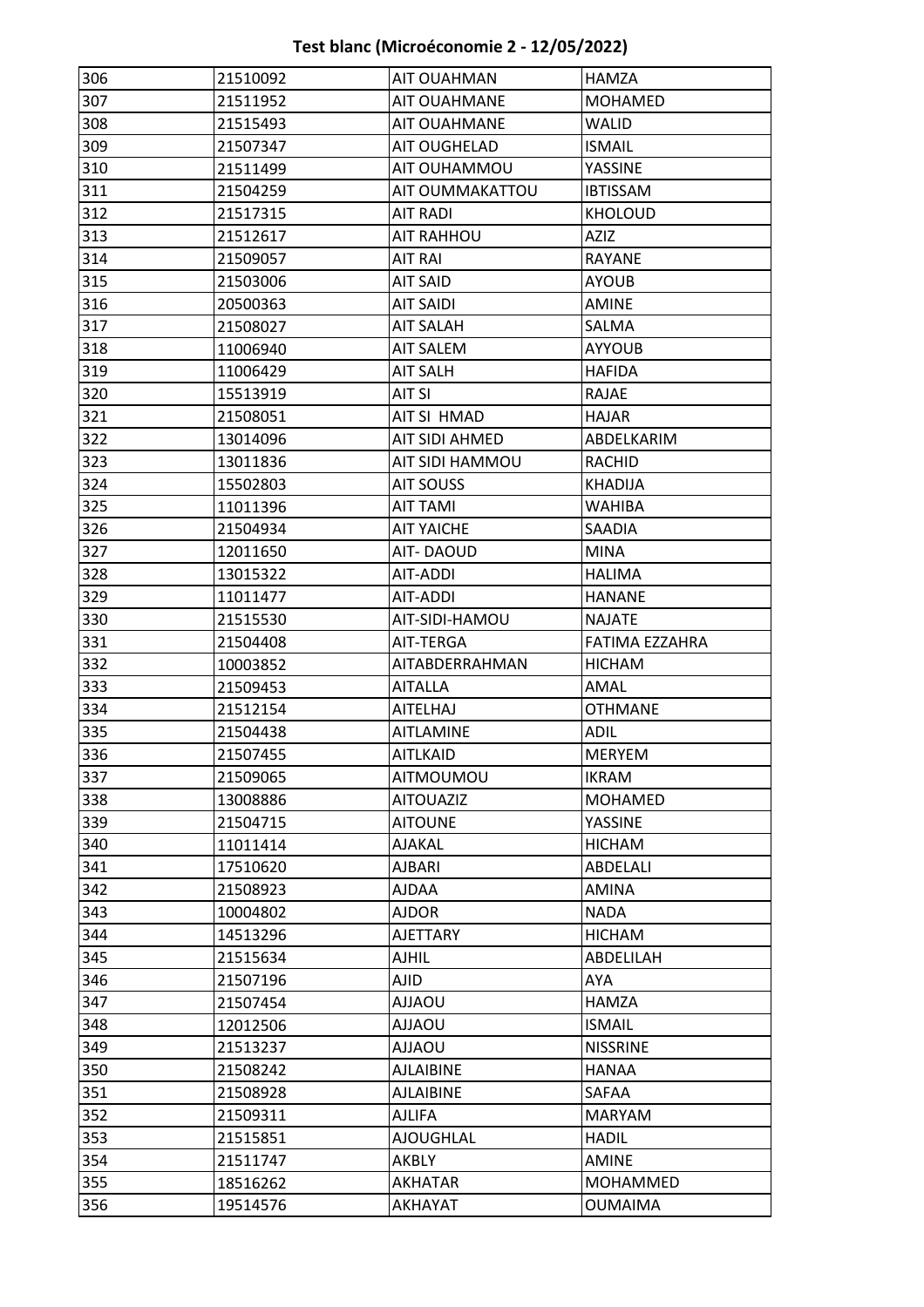# Test blanc (Microéconomie 2 - 12/05/2022)

| | | | |
|---|---|---|---|
| 306 | 21510092 | AIT OUAHMAN | HAMZA |
| 307 | 21511952 | AIT OUAHMANE | MOHAMED |
| 308 | 21515493 | AIT OUAHMANE | WALID |
| 309 | 21507347 | AIT OUGHELAD | ISMAIL |
| 310 | 21511499 | AIT OUHAMMOU | YASSINE |
| 311 | 21504259 | AIT OUMMAKATTOU | IBTISSAM |
| 312 | 21517315 | AIT RADI | KHOLOUD |
| 313 | 21512617 | AIT RAHHOU | AZIZ |
| 314 | 21509057 | AIT RAI | RAYANE |
| 315 | 21503006 | AIT SAID | AYOUB |
| 316 | 20500363 | AIT SAIDI | AMINE |
| 317 | 21508027 | AIT SALAH | SALMA |
| 318 | 11006940 | AIT SALEM | AYYOUB |
| 319 | 11006429 | AIT SALH | HAFIDA |
| 320 | 15513919 | AIT SI | RAJAE |
| 321 | 21508051 | AIT SI HMAD | HAJAR |
| 322 | 13014096 | AIT SIDI AHMED | ABDELKARIM |
| 323 | 13011836 | AIT SIDI HAMMOU | RACHID |
| 324 | 15502803 | AIT SOUSS | KHADIJA |
| 325 | 11011396 | AIT TAMI | WAHIBA |
| 326 | 21504934 | AIT YAICHE | SAADIA |
| 327 | 12011650 | AIT- DAOUD | MINA |
| 328 | 13015322 | AIT-ADDI | HALIMA |
| 329 | 11011477 | AIT-ADDI | HANANE |
| 330 | 21515530 | AIT-SIDI-HAMOU | NAJATE |
| 331 | 21504408 | AIT-TERGA | FATIMA EZZAHRA |
| 332 | 10003852 | AITABDERRAHMAN | HICHAM |
| 333 | 21509453 | AITALLA | AMAL |
| 334 | 21512154 | AITELHAJ | OTHMANE |
| 335 | 21504438 | AITLAMINE | ADIL |
| 336 | 21507455 | AITLKAID | MERYEM |
| 337 | 21509065 | AITMOUMOU | IKRAM |
| 338 | 13008886 | AITOUAZIZ | MOHAMED |
| 339 | 21504715 | AITOUNE | YASSINE |
| 340 | 11011414 | AJAKAL | HICHAM |
| 341 | 17510620 | AJBARI | ABDELALI |
| 342 | 21508923 | AJDAA | AMINA |
| 343 | 10004802 | AJDOR | NADA |
| 344 | 14513296 | AJETTARY | HICHAM |
| 345 | 21515634 | AJHIL | ABDELILAH |
| 346 | 21507196 | AJID | AYA |
| 347 | 21507454 | AJJAOU | HAMZA |
| 348 | 12012506 | AJJAOU | ISMAIL |
| 349 | 21513237 | AJJAOU | NISSRINE |
| 350 | 21508242 | AJLAIBINE | HANAA |
| 351 | 21508928 | AJLAIBINE | SAFAA |
| 352 | 21509311 | AJLIFA | MARYAM |
| 353 | 21515851 | AJOUGHLAL | HADIL |
| 354 | 21511747 | AKBLY | AMINE |
| 355 | 18516262 | AKHATAR | MOHAMMED |
| 356 | 19514576 | AKHAYAT | OUMAIMA |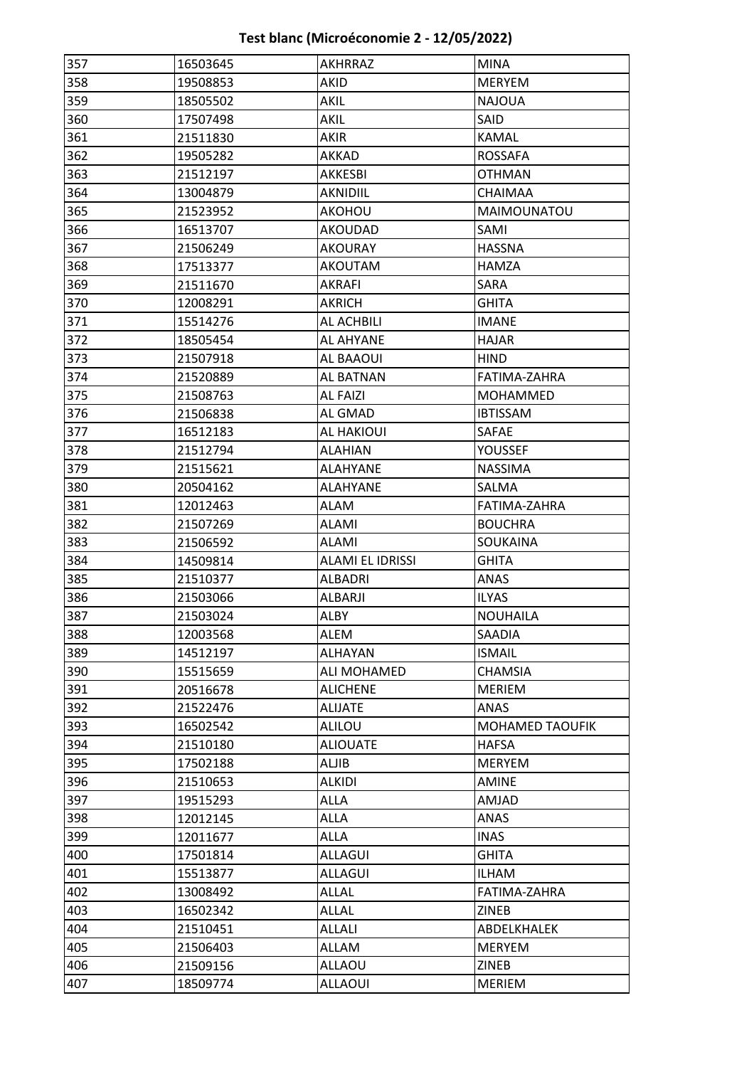# Test blanc (Microéconomie 2 - 12/05/2022)

| | | | |
|---|---|---|---|
| 357 | 16503645 | AKHRRAZ | MINA |
| 358 | 19508853 | AKID | MERYEM |
| 359 | 18505502 | AKIL | NAJOUA |
| 360 | 17507498 | AKIL | SAID |
| 361 | 21511830 | AKIR | KAMAL |
| 362 | 19505282 | AKKAD | ROSSAFA |
| 363 | 21512197 | AKKESBI | OTHMAN |
| 364 | 13004879 | AKNIDIIL | CHAIMAA |
| 365 | 21523952 | AKOHOU | MAIMOUNATOU |
| 366 | 16513707 | AKOUDAD | SAMI |
| 367 | 21506249 | AKOURAY | HASSNA |
| 368 | 17513377 | AKOUTAM | HAMZA |
| 369 | 21511670 | AKRAFI | SARA |
| 370 | 12008291 | AKRICH | GHITA |
| 371 | 15514276 | AL ACHBILI | IMANE |
| 372 | 18505454 | AL AHYANE | HAJAR |
| 373 | 21507918 | AL BAAOUI | HIND |
| 374 | 21520889 | AL BATNAN | FATIMA-ZAHRA |
| 375 | 21508763 | AL FAIZI | MOHAMMED |
| 376 | 21506838 | AL GMAD | IBTISSAM |
| 377 | 16512183 | AL HAKIOUI | SAFAE |
| 378 | 21512794 | ALAHIAN | YOUSSEF |
| 379 | 21515621 | ALAHYANE | NASSIMA |
| 380 | 20504162 | ALAHYANE | SALMA |
| 381 | 12012463 | ALAM | FATIMA-ZAHRA |
| 382 | 21507269 | ALAMI | BOUCHRA |
| 383 | 21506592 | ALAMI | SOUKAINA |
| 384 | 14509814 | ALAMI EL IDRISSI | GHITA |
| 385 | 21510377 | ALBADRI | ANAS |
| 386 | 21503066 | ALBARJI | ILYAS |
| 387 | 21503024 | ALBY | NOUHAILA |
| 388 | 12003568 | ALEM | SAADIA |
| 389 | 14512197 | ALHAYAN | ISMAIL |
| 390 | 15515659 | ALI MOHAMED | CHAMSIA |
| 391 | 20516678 | ALICHENE | MERIEM |
| 392 | 21522476 | ALIJATE | ANAS |
| 393 | 16502542 | ALILOU | MOHAMED TAOUFIK |
| 394 | 21510180 | ALIOUATE | HAFSA |
| 395 | 17502188 | ALJIB | MERYEM |
| 396 | 21510653 | ALKIDI | AMINE |
| 397 | 19515293 | ALLA | AMJAD |
| 398 | 12012145 | ALLA | ANAS |
| 399 | 12011677 | ALLA | INAS |
| 400 | 17501814 | ALLAGUI | GHITA |
| 401 | 15513877 | ALLAGUI | ILHAM |
| 402 | 13008492 | ALLAL | FATIMA-ZAHRA |
| 403 | 16502342 | ALLAL | ZINEB |
| 404 | 21510451 | ALLALI | ABDELKHALEK |
| 405 | 21506403 | ALLAM | MERYEM |
| 406 | 21509156 | ALLAOU | ZINEB |
| 407 | 18509774 | ALLAOUI | MERIEM |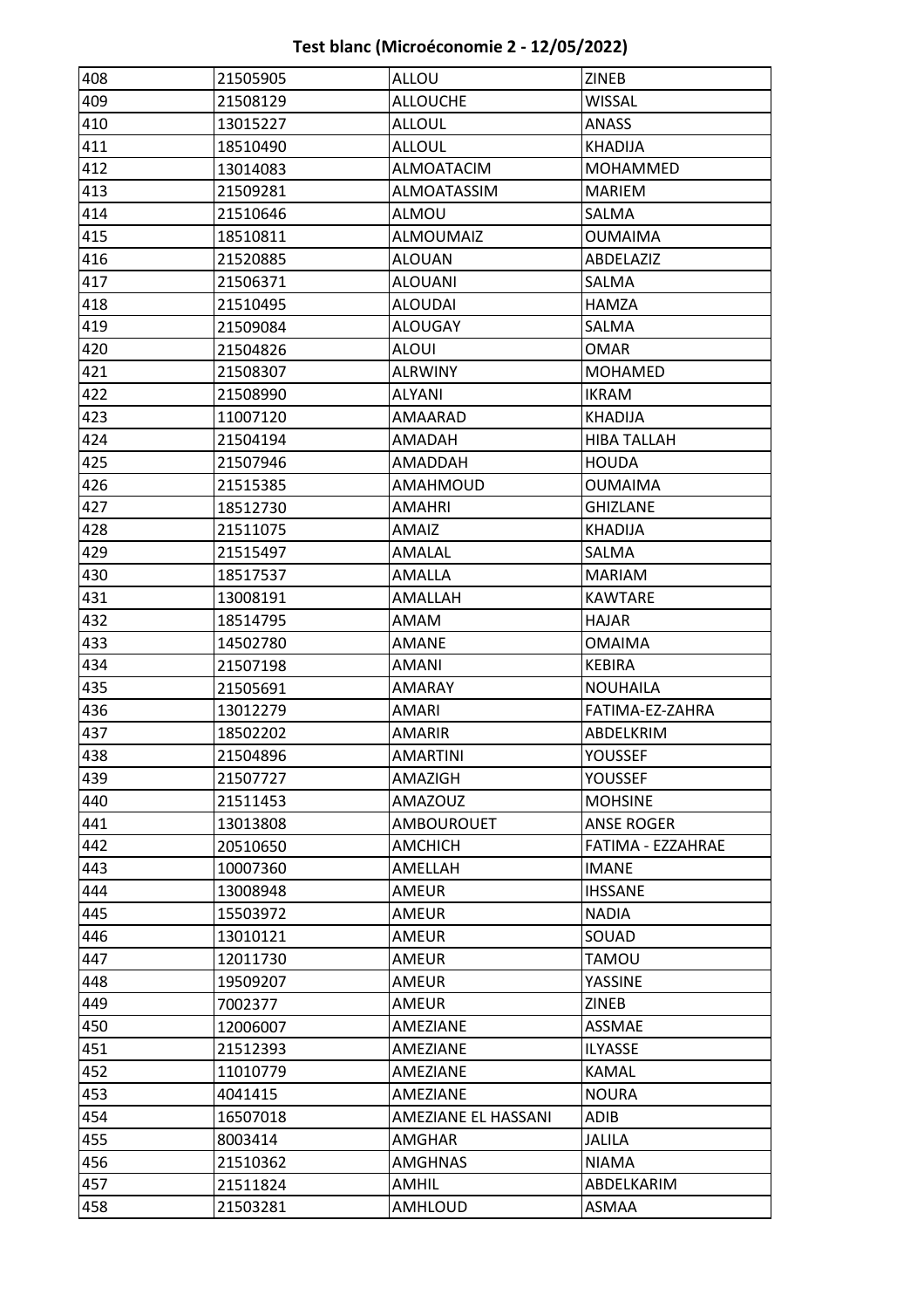**Test blanc (Microéconomie 2 - 12/05/2022)**

| | | | |
|---|---|---|---|
| 408 | 21505905 | ALLOU | ZINEB |
| 409 | 21508129 | ALLOUCHE | WISSAL |
| 410 | 13015227 | ALLOUL | ANASS |
| 411 | 18510490 | ALLOUL | KHADIJA |
| 412 | 13014083 | ALMOATACIM | MOHAMMED |
| 413 | 21509281 | ALMOATASSIM | MARIEM |
| 414 | 21510646 | ALMOU | SALMA |
| 415 | 18510811 | ALMOUMAIZ | OUMAIMA |
| 416 | 21520885 | ALOUAN | ABDELAZIZ |
| 417 | 21506371 | ALOUANI | SALMA |
| 418 | 21510495 | ALOUDAI | HAMZA |
| 419 | 21509084 | ALOUGAY | SALMA |
| 420 | 21504826 | ALOUI | OMAR |
| 421 | 21508307 | ALRWINY | MOHAMED |
| 422 | 21508990 | ALYANI | IKRAM |
| 423 | 11007120 | AMAARAD | KHADIJA |
| 424 | 21504194 | AMADAH | HIBA TALLAH |
| 425 | 21507946 | AMADDAH | HOUDA |
| 426 | 21515385 | AMAHMOUD | OUMAIMA |
| 427 | 18512730 | AMAHRI | GHIZLANE |
| 428 | 21511075 | AMAIZ | KHADIJA |
| 429 | 21515497 | AMALAL | SALMA |
| 430 | 18517537 | AMALLA | MARIAM |
| 431 | 13008191 | AMALLAH | KAWTARE |
| 432 | 18514795 | AMAM | HAJAR |
| 433 | 14502780 | AMANE | OMAIMA |
| 434 | 21507198 | AMANI | KEBIRA |
| 435 | 21505691 | AMARAY | NOUHAILA |
| 436 | 13012279 | AMARI | FATIMA-EZ-ZAHRA |
| 437 | 18502202 | AMARIR | ABDELKRIM |
| 438 | 21504896 | AMARTINI | YOUSSEF |
| 439 | 21507727 | AMAZIGH | YOUSSEF |
| 440 | 21511453 | AMAZOUZ | MOHSINE |
| 441 | 13013808 | AMBOUROUET | ANSE ROGER |
| 442 | 20510650 | AMCHICH | FATIMA - EZZAHRAE |
| 443 | 10007360 | AMELLAH | IMANE |
| 444 | 13008948 | AMEUR | IHSSANE |
| 445 | 15503972 | AMEUR | NADIA |
| 446 | 13010121 | AMEUR | SOUAD |
| 447 | 12011730 | AMEUR | TAMOU |
| 448 | 19509207 | AMEUR | YASSINE |
| 449 | 7002377 | AMEUR | ZINEB |
| 450 | 12006007 | AMEZIANE | ASSMAE |
| 451 | 21512393 | AMEZIANE | ILYASSE |
| 452 | 11010779 | AMEZIANE | KAMAL |
| 453 | 4041415 | AMEZIANE | NOURA |
| 454 | 16507018 | AMEZIANE EL HASSANI | ADIB |
| 455 | 8003414 | AMGHAR | JALILA |
| 456 | 21510362 | AMGHNAS | NIAMA |
| 457 | 21511824 | AMHIL | ABDELKARIM |
| 458 | 21503281 | AMHLOUD | ASMAA |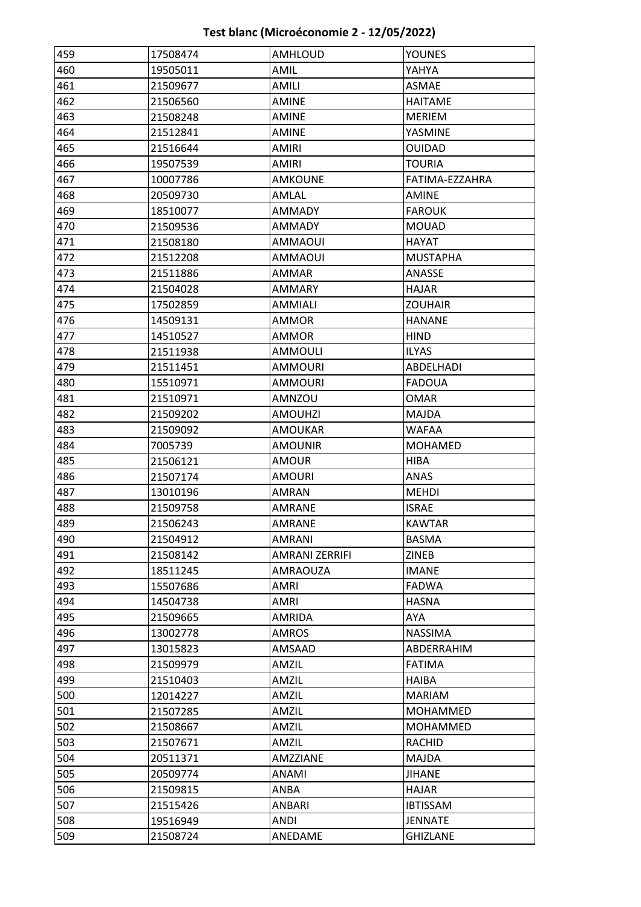**Test blanc (Microéconomie 2 - 12/05/2022)**

| | | | |
|---|---|---|---|
| 459 | 17508474 | AMHLOUD | YOUNES |
| 460 | 19505011 | AMIL | YAHYA |
| 461 | 21509677 | AMILI | ASMAE |
| 462 | 21506560 | AMINE | HAITAME |
| 463 | 21508248 | AMINE | MERIEM |
| 464 | 21512841 | AMINE | YASMINE |
| 465 | 21516644 | AMIRI | OUIDAD |
| 466 | 19507539 | AMIRI | TOURIA |
| 467 | 10007786 | AMKOUNE | FATIMA-EZZAHRA |
| 468 | 20509730 | AMLAL | AMINE |
| 469 | 18510077 | AMMADY | FAROUK |
| 470 | 21509536 | AMMADY | MOUAD |
| 471 | 21508180 | AMMAOUI | HAYAT |
| 472 | 21512208 | AMMAOUI | MUSTAPHA |
| 473 | 21511886 | AMMAR | ANASSE |
| 474 | 21504028 | AMMARY | HAJAR |
| 475 | 17502859 | AMMIALI | ZOUHAIR |
| 476 | 14509131 | AMMOR | HANANE |
| 477 | 14510527 | AMMOR | HIND |
| 478 | 21511938 | AMMOULI | ILYAS |
| 479 | 21511451 | AMMOURI | ABDELHADI |
| 480 | 15510971 | AMMOURI | FADOUA |
| 481 | 21510971 | AMNZOU | OMAR |
| 482 | 21509202 | AMOUHZI | MAJDA |
| 483 | 21509092 | AMOUKAR | WAFAA |
| 484 | 7005739 | AMOUNIR | MOHAMED |
| 485 | 21506121 | AMOUR | HIBA |
| 486 | 21507174 | AMOURI | ANAS |
| 487 | 13010196 | AMRAN | MEHDI |
| 488 | 21509758 | AMRANE | ISRAE |
| 489 | 21506243 | AMRANE | KAWTAR |
| 490 | 21504912 | AMRANI | BASMA |
| 491 | 21508142 | AMRANI ZERRIFI | ZINEB |
| 492 | 18511245 | AMRAOUZA | IMANE |
| 493 | 15507686 | AMRI | FADWA |
| 494 | 14504738 | AMRI | HASNA |
| 495 | 21509665 | AMRIDA | AYA |
| 496 | 13002778 | AMROS | NASSIMA |
| 497 | 13015823 | AMSAAD | ABDERRAHIM |
| 498 | 21509979 | AMZIL | FATIMA |
| 499 | 21510403 | AMZIL | HAIBA |
| 500 | 12014227 | AMZIL | MARIAM |
| 501 | 21507285 | AMZIL | MOHAMMED |
| 502 | 21508667 | AMZIL | MOHAMMED |
| 503 | 21507671 | AMZIL | RACHID |
| 504 | 20511371 | AMZZIANE | MAJDA |
| 505 | 20509774 | ANAMI | JIHANE |
| 506 | 21509815 | ANBA | HAJAR |
| 507 | 21515426 | ANBARI | IBTISSAM |
| 508 | 19516949 | ANDI | JENNATE |
| 509 | 21508724 | ANEDAME | GHIZLANE |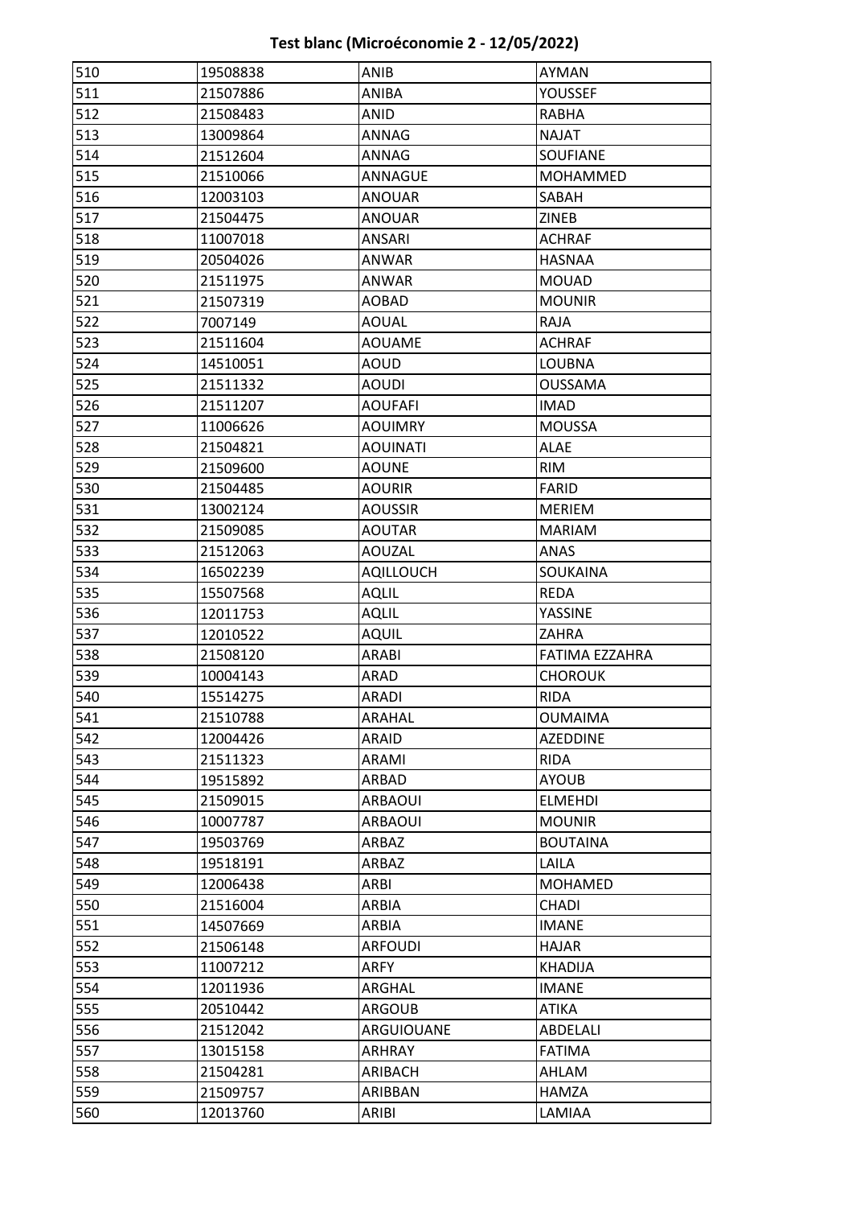# Test blanc (Microéconomie 2 - 12/05/2022)

| | | | |
|---|---|---|---|
| 510 | 19508838 | ANIB | AYMAN |
| 511 | 21507886 | ANIBA | YOUSSEF |
| 512 | 21508483 | ANID | RABHA |
| 513 | 13009864 | ANNAG | NAJAT |
| 514 | 21512604 | ANNAG | SOUFIANE |
| 515 | 21510066 | ANNAGUE | MOHAMMED |
| 516 | 12003103 | ANOUAR | SABAH |
| 517 | 21504475 | ANOUAR | ZINEB |
| 518 | 11007018 | ANSARI | ACHRAF |
| 519 | 20504026 | ANWAR | HASNAA |
| 520 | 21511975 | ANWAR | MOUAD |
| 521 | 21507319 | AOBAD | MOUNIR |
| 522 | 7007149 | AOUAL | RAJA |
| 523 | 21511604 | AOUAME | ACHRAF |
| 524 | 14510051 | AOUD | LOUBNA |
| 525 | 21511332 | AOUDI | OUSSAMA |
| 526 | 21511207 | AOUFAFI | IMAD |
| 527 | 11006626 | AOUIMRY | MOUSSA |
| 528 | 21504821 | AOUINATI | ALAE |
| 529 | 21509600 | AOUNE | RIM |
| 530 | 21504485 | AOURIR | FARID |
| 531 | 13002124 | AOUSSIR | MERIEM |
| 532 | 21509085 | AOUTAR | MARIAM |
| 533 | 21512063 | AOUZAL | ANAS |
| 534 | 16502239 | AQILLOUCH | SOUKAINA |
| 535 | 15507568 | AQLIL | REDA |
| 536 | 12011753 | AQLIL | YASSINE |
| 537 | 12010522 | AQUIL | ZAHRA |
| 538 | 21508120 | ARABI | FATIMA EZZAHRA |
| 539 | 10004143 | ARAD | CHOROUK |
| 540 | 15514275 | ARADI | RIDA |
| 541 | 21510788 | ARAHAL | OUMAIMA |
| 542 | 12004426 | ARAID | AZEDDINE |
| 543 | 21511323 | ARAMI | RIDA |
| 544 | 19515892 | ARBAD | AYOUB |
| 545 | 21509015 | ARBAOUI | ELMEHDI |
| 546 | 10007787 | ARBAOUI | MOUNIR |
| 547 | 19503769 | ARBAZ | BOUTAINA |
| 548 | 19518191 | ARBAZ | LAILA |
| 549 | 12006438 | ARBI | MOHAMED |
| 550 | 21516004 | ARBIA | CHADI |
| 551 | 14507669 | ARBIA | IMANE |
| 552 | 21506148 | ARFOUDI | HAJAR |
| 553 | 11007212 | ARFY | KHADIJA |
| 554 | 12011936 | ARGHAL | IMANE |
| 555 | 20510442 | ARGOUB | ATIKA |
| 556 | 21512042 | ARGUIOUANE | ABDELALI |
| 557 | 13015158 | ARHRAY | FATIMA |
| 558 | 21504281 | ARIBACH | AHLAM |
| 559 | 21509757 | ARIBBAN | HAMZA |
| 560 | 12013760 | ARIBI | LAMIAA |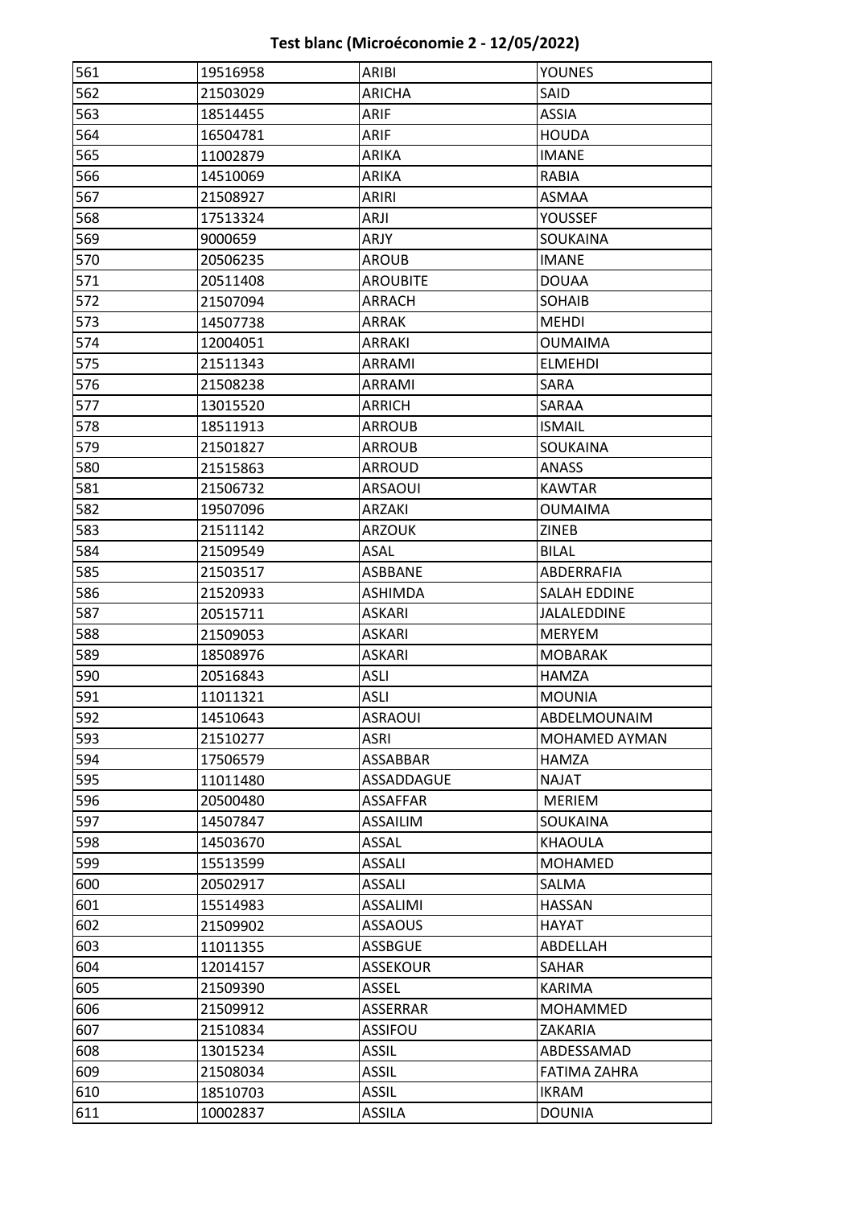# Test blanc (Microéconomie 2 - 12/05/2022)

| | | | |
|---|---|---|---|
| 561 | 19516958 | ARIBI | YOUNES |
| 562 | 21503029 | ARICHA | SAID |
| 563 | 18514455 | ARIF | ASSIA |
| 564 | 16504781 | ARIF | HOUDA |
| 565 | 11002879 | ARIKA | IMANE |
| 566 | 14510069 | ARIKA | RABIA |
| 567 | 21508927 | ARIRI | ASMAA |
| 568 | 17513324 | ARJI | YOUSSEF |
| 569 | 9000659 | ARJY | SOUKAINA |
| 570 | 20506235 | AROUB | IMANE |
| 571 | 20511408 | AROUBITE | DOUAA |
| 572 | 21507094 | ARRACH | SOHAIB |
| 573 | 14507738 | ARRAK | MEHDI |
| 574 | 12004051 | ARRAKI | OUMAIMA |
| 575 | 21511343 | ARRAMI | ELMEHDI |
| 576 | 21508238 | ARRAMI | SARA |
| 577 | 13015520 | ARRICH | SARAA |
| 578 | 18511913 | ARROUB | ISMAIL |
| 579 | 21501827 | ARROUB | SOUKAINA |
| 580 | 21515863 | ARROUD | ANASS |
| 581 | 21506732 | ARSAOUI | KAWTAR |
| 582 | 19507096 | ARZAKI | OUMAIMA |
| 583 | 21511142 | ARZOUK | ZINEB |
| 584 | 21509549 | ASAL | BILAL |
| 585 | 21503517 | ASBBANE | ABDERRAFIA |
| 586 | 21520933 | ASHIMDA | SALAH EDDINE |
| 587 | 20515711 | ASKARI | JALALEDDINE |
| 588 | 21509053 | ASKARI | MERYEM |
| 589 | 18508976 | ASKARI | MOBARAK |
| 590 | 20516843 | ASLI | HAMZA |
| 591 | 11011321 | ASLI | MOUNIA |
| 592 | 14510643 | ASRAOUI | ABDELMOUNAIM |
| 593 | 21510277 | ASRI | MOHAMED AYMAN |
| 594 | 17506579 | ASSABBAR | HAMZA |
| 595 | 11011480 | ASSADDAGUE | NAJAT |
| 596 | 20500480 | ASSAFFAR | MERIEM |
| 597 | 14507847 | ASSAILIM | SOUKAINA |
| 598 | 14503670 | ASSAL | KHAOULA |
| 599 | 15513599 | ASSALI | MOHAMED |
| 600 | 20502917 | ASSALI | SALMA |
| 601 | 15514983 | ASSALIMI | HASSAN |
| 602 | 21509902 | ASSAOUS | HAYAT |
| 603 | 11011355 | ASSBGUE | ABDELLAH |
| 604 | 12014157 | ASSEKOUR | SAHAR |
| 605 | 21509390 | ASSEL | KARIMA |
| 606 | 21509912 | ASSERRAR | MOHAMMED |
| 607 | 21510834 | ASSIFOU | ZAKARIA |
| 608 | 13015234 | ASSIL | ABDESSAMAD |
| 609 | 21508034 | ASSIL | FATIMA ZAHRA |
| 610 | 18510703 | ASSIL | IKRAM |
| 611 | 10002837 | ASSILA | DOUNIA |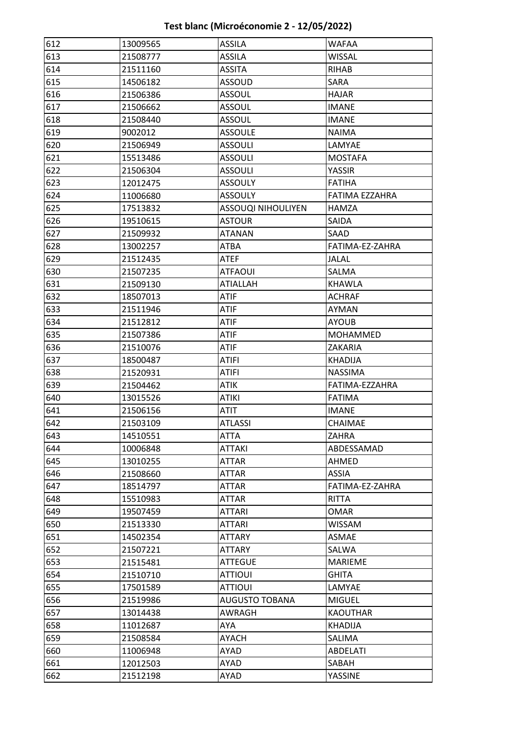# Test blanc (Microéconomie 2 - 12/05/2022)

| | | | |
|---|---|---|---|
| 612 | 13009565 | ASSILA | WAFAA |
| 613 | 21508777 | ASSILA | WISSAL |
| 614 | 21511160 | ASSITA | RIHAB |
| 615 | 14506182 | ASSOUD | SARA |
| 616 | 21506386 | ASSOUL | HAJAR |
| 617 | 21506662 | ASSOUL | IMANE |
| 618 | 21508440 | ASSOUL | IMANE |
| 619 | 9002012 | ASSOULE | NAIMA |
| 620 | 21506949 | ASSOULI | LAMYAE |
| 621 | 15513486 | ASSOULI | MOSTAFA |
| 622 | 21506304 | ASSOULI | YASSIR |
| 623 | 12012475 | ASSOULY | FATIHA |
| 624 | 11006680 | ASSOULY | FATIMA EZZAHRA |
| 625 | 17513832 | ASSOUQI NIHOULIYEN | HAMZA |
| 626 | 19510615 | ASTOUR | SAIDA |
| 627 | 21509932 | ATANAN | SAAD |
| 628 | 13002257 | ATBA | FATIMA-EZ-ZAHRA |
| 629 | 21512435 | ATEF | JALAL |
| 630 | 21507235 | ATFAOUI | SALMA |
| 631 | 21509130 | ATIALLAH | KHAWLA |
| 632 | 18507013 | ATIF | ACHRAF |
| 633 | 21511946 | ATIF | AYMAN |
| 634 | 21512812 | ATIF | AYOUB |
| 635 | 21507386 | ATIF | MOHAMMED |
| 636 | 21510076 | ATIF | ZAKARIA |
| 637 | 18500487 | ATIFI | KHADIJA |
| 638 | 21520931 | ATIFI | NASSIMA |
| 639 | 21504462 | ATIK | FATIMA-EZZAHRA |
| 640 | 13015526 | ATIKI | FATIMA |
| 641 | 21506156 | ATIT | IMANE |
| 642 | 21503109 | ATLASSI | CHAIMAE |
| 643 | 14510551 | ATTA | ZAHRA |
| 644 | 10006848 | ATTAKI | ABDESSAMAD |
| 645 | 13010255 | ATTAR | AHMED |
| 646 | 21508660 | ATTAR | ASSIA |
| 647 | 18514797 | ATTAR | FATIMA-EZ-ZAHRA |
| 648 | 15510983 | ATTAR | RITTA |
| 649 | 19507459 | ATTARI | OMAR |
| 650 | 21513330 | ATTARI | WISSAM |
| 651 | 14502354 | ATTARY | ASMAE |
| 652 | 21507221 | ATTARY | SALWA |
| 653 | 21515481 | ATTEGUE | MARIEME |
| 654 | 21510710 | ATTIOUI | GHITA |
| 655 | 17501589 | ATTIOUI | LAMYAE |
| 656 | 21519986 | AUGUSTO TOBANA | MIGUEL |
| 657 | 13014438 | AWRAGH | KAOUTHAR |
| 658 | 11012687 | AYA | KHADIJA |
| 659 | 21508584 | AYACH | SALIMA |
| 660 | 11006948 | AYAD | ABDELATI |
| 661 | 12012503 | AYAD | SABAH |
| 662 | 21512198 | AYAD | YASSINE |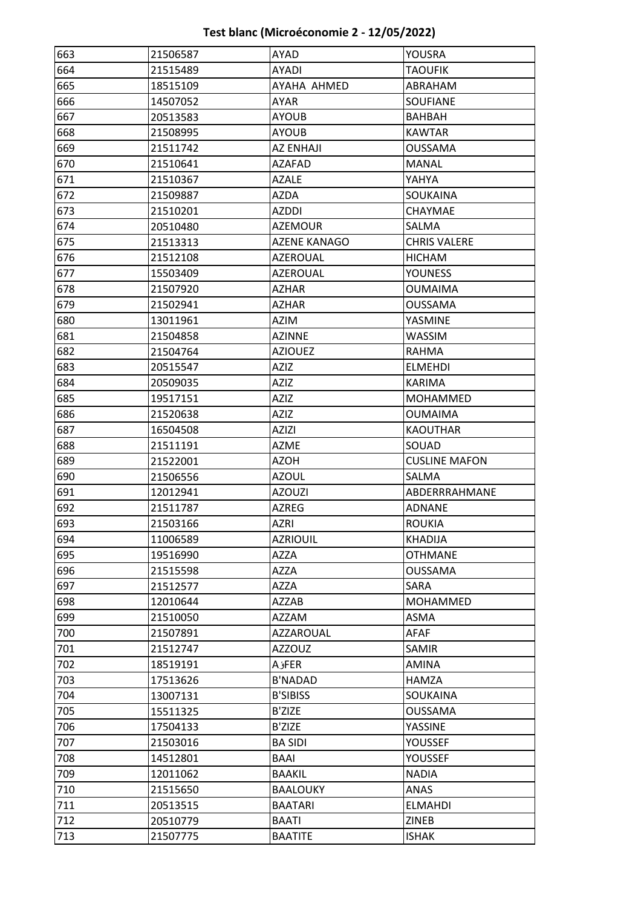# Test blanc (Microéconomie 2 - 12/05/2022)

| | | | |
|---|---|---|---|
| 663 | 21506587 | AYAD | YOUSRA |
| 664 | 21515489 | AYADI | TAOUFIK |
| 665 | 18515109 | AYAHA AHMED | ABRAHAM |
| 666 | 14507052 | AYAR | SOUFIANE |
| 667 | 20513583 | AYOUB | BAHBAH |
| 668 | 21508995 | AYOUB | KAWTAR |
| 669 | 21511742 | AZ ENHAJI | OUSSAMA |
| 670 | 21510641 | AZAFAD | MANAL |
| 671 | 21510367 | AZALE | YAHYA |
| 672 | 21509887 | AZDA | SOUKAINA |
| 673 | 21510201 | AZDDI | CHAYMAE |
| 674 | 20510480 | AZEMOUR | SALMA |
| 675 | 21513313 | AZENE KANAGO | CHRIS VALERE |
| 676 | 21512108 | AZEROUAL | HICHAM |
| 677 | 15503409 | AZEROUAL | YOUNESS |
| 678 | 21507920 | AZHAR | OUMAIMA |
| 679 | 21502941 | AZHAR | OUSSAMA |
| 680 | 13011961 | AZIM | YASMINE |
| 681 | 21504858 | AZINNE | WASSIM |
| 682 | 21504764 | AZIOUEZ | RAHMA |
| 683 | 20515547 | AZIZ | ELMEHDI |
| 684 | 20509035 | AZIZ | KARIMA |
| 685 | 19517151 | AZIZ | MOHAMMED |
| 686 | 21520638 | AZIZ | OUMAIMA |
| 687 | 16504508 | AZIZI | KAOUTHAR |
| 688 | 21511191 | AZME | SOUAD |
| 689 | 21522001 | AZOH | CUSLINE MAFON |
| 690 | 21506556 | AZOUL | SALMA |
| 691 | 12012941 | AZOUZI | ABDERRRAHMANE |
| 692 | 21511787 | AZREG | ADNANE |
| 693 | 21503166 | AZRI | ROUKIA |
| 694 | 11006589 | AZRIOUIL | KHADIJA |
| 695 | 19516990 | AZZA | OTHMANE |
| 696 | 21515598 | AZZA | OUSSAMA |
| 697 | 21512577 | AZZA | SARA |
| 698 | 12010644 | AZZAB | MOHAMMED |
| 699 | 21510050 | AZZAM | ASMA |
| 700 | 21507891 | AZZAROUAL | AFAF |
| 701 | 21512747 | AZZOUZ | SAMIR |
| 702 | 18519191 | AـؤFER | AMINA |
| 703 | 17513626 | B'NADAD | HAMZA |
| 704 | 13007131 | B'SIBISS | SOUKAINA |
| 705 | 15511325 | B'ZIZE | OUSSAMA |
| 706 | 17504133 | B'ZIZE | YASSINE |
| 707 | 21503016 | BA SIDI | YOUSSEF |
| 708 | 14512801 | BAAI | YOUSSEF |
| 709 | 12011062 | BAAKIL | NADIA |
| 710 | 21515650 | BAALOUKY | ANAS |
| 711 | 20513515 | BAATARI | ELMAHDI |
| 712 | 20510779 | BAATI | ZINEB |
| 713 | 21507775 | BAATITE | ISHAK |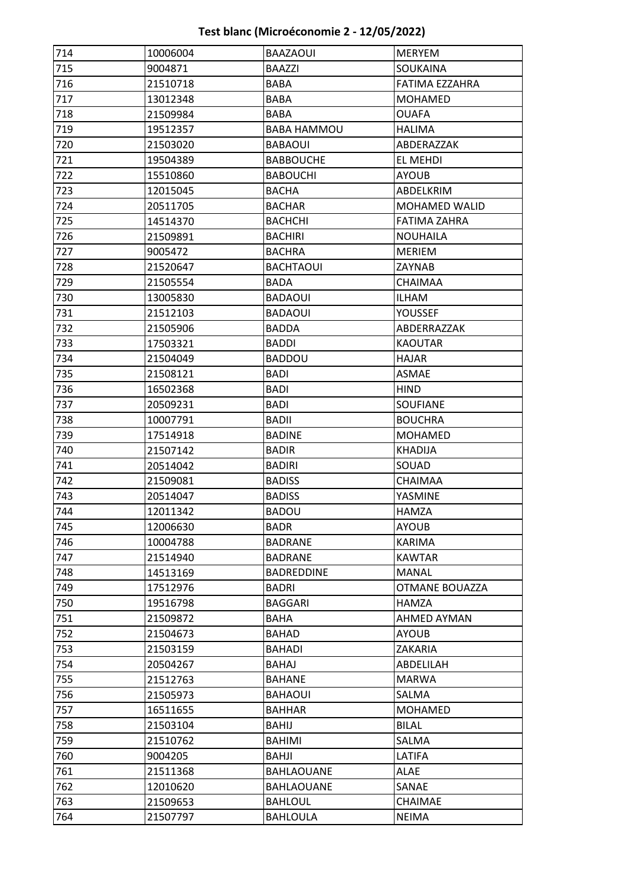# Test blanc (Microéconomie 2 - 12/05/2022)

| | | | |
|---|---|---|---|
| 714 | 10006004 | BAAZAOUI | MERYEM |
| 715 | 9004871 | BAAZZI | SOUKAINA |
| 716 | 21510718 | BABA | FATIMA EZZAHRA |
| 717 | 13012348 | BABA | MOHAMED |
| 718 | 21509984 | BABA | OUAFA |
| 719 | 19512357 | BABA HAMMOU | HALIMA |
| 720 | 21503020 | BABAOUI | ABDERAZZAK |
| 721 | 19504389 | BABBOUCHE | EL MEHDI |
| 722 | 15510860 | BABOUCHI | AYOUB |
| 723 | 12015045 | BACHA | ABDELKRIM |
| 724 | 20511705 | BACHAR | MOHAMED WALID |
| 725 | 14514370 | BACHCHI | FATIMA ZAHRA |
| 726 | 21509891 | BACHIRI | NOUHAILA |
| 727 | 9005472 | BACHRA | MERIEM |
| 728 | 21520647 | BACHTAOUI | ZAYNAB |
| 729 | 21505554 | BADA | CHAIMAA |
| 730 | 13005830 | BADAOUI | ILHAM |
| 731 | 21512103 | BADAOUI | YOUSSEF |
| 732 | 21505906 | BADDA | ABDERRAZZAK |
| 733 | 17503321 | BADDI | KAOUTAR |
| 734 | 21504049 | BADDOU | HAJAR |
| 735 | 21508121 | BADI | ASMAE |
| 736 | 16502368 | BADI | HIND |
| 737 | 20509231 | BADI | SOUFIANE |
| 738 | 10007791 | BADII | BOUCHRA |
| 739 | 17514918 | BADINE | MOHAMED |
| 740 | 21507142 | BADIR | KHADIJA |
| 741 | 20514042 | BADIRI | SOUAD |
| 742 | 21509081 | BADISS | CHAIMAA |
| 743 | 20514047 | BADISS | YASMINE |
| 744 | 12011342 | BADOU | HAMZA |
| 745 | 12006630 | BADR | AYOUB |
| 746 | 10004788 | BADRANE | KARIMA |
| 747 | 21514940 | BADRANE | KAWTAR |
| 748 | 14513169 | BADREDDINE | MANAL |
| 749 | 17512976 | BADRI | OTMANE BOUAZZA |
| 750 | 19516798 | BAGGARI | HAMZA |
| 751 | 21509872 | BAHA | AHMED AYMAN |
| 752 | 21504673 | BAHAD | AYOUB |
| 753 | 21503159 | BAHADI | ZAKARIA |
| 754 | 20504267 | BAHAJ | ABDELILAH |
| 755 | 21512763 | BAHANE | MARWA |
| 756 | 21505973 | BAHAOUI | SALMA |
| 757 | 16511655 | BAHHAR | MOHAMED |
| 758 | 21503104 | BAHIJ | BILAL |
| 759 | 21510762 | BAHIMI | SALMA |
| 760 | 9004205 | BAHJI | LATIFA |
| 761 | 21511368 | BAHLAOUANE | ALAE |
| 762 | 12010620 | BAHLAOUANE | SANAE |
| 763 | 21509653 | BAHLOUL | CHAIMAE |
| 764 | 21507797 | BAHLOULA | NEIMA |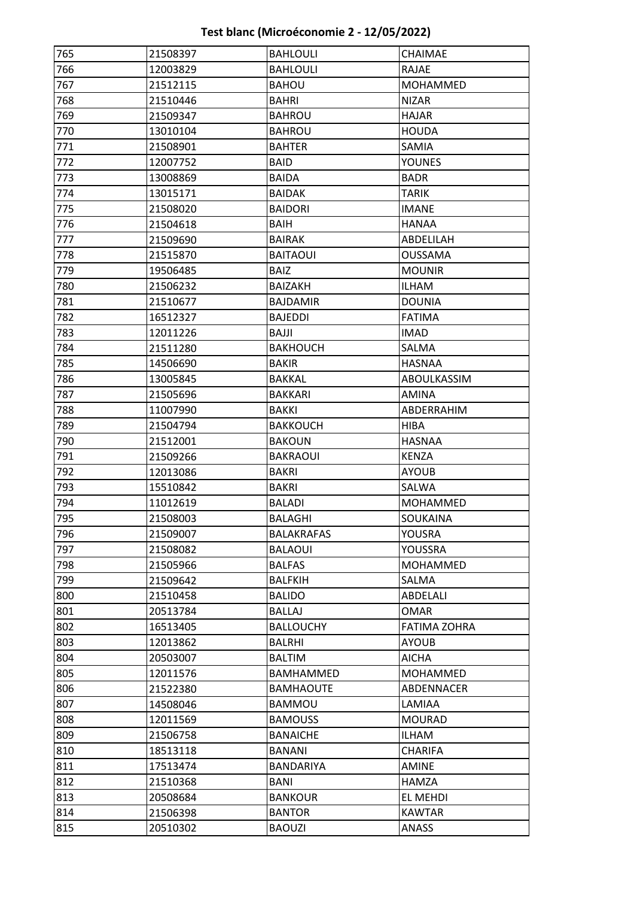Test blanc (Microéconomie 2 - 12/05/2022)

| 765 | 21508397 | BAHLOULI | CHAIMAE |
|---|---|---|---|
| 766 | 12003829 | BAHLOULI | RAJAE |
| 767 | 21512115 | BAHOU | MOHAMMED |
| 768 | 21510446 | BAHRI | NIZAR |
| 769 | 21509347 | BAHROU | HAJAR |
| 770 | 13010104 | BAHROU | HOUDA |
| 771 | 21508901 | BAHTER | SAMIA |
| 772 | 12007752 | BAID | YOUNES |
| 773 | 13008869 | BAIDA | BADR |
| 774 | 13015171 | BAIDAK | TARIK |
| 775 | 21508020 | BAIDORI | IMANE |
| 776 | 21504618 | BAIH | HANAA |
| 777 | 21509690 | BAIRAK | ABDELILAH |
| 778 | 21515870 | BAITAOUI | OUSSAMA |
| 779 | 19506485 | BAIZ | MOUNIR |
| 780 | 21506232 | BAIZAKH | ILHAM |
| 781 | 21510677 | BAJDAMIR | DOUNIA |
| 782 | 16512327 | BAJEDDI | FATIMA |
| 783 | 12011226 | BAJJI | IMAD |
| 784 | 21511280 | BAKHOUCH | SALMA |
| 785 | 14506690 | BAKIR | HASNAA |
| 786 | 13005845 | BAKKAL | ABOULKASSIM |
| 787 | 21505696 | BAKKARI | AMINA |
| 788 | 11007990 | BAKKI | ABDERRAHIM |
| 789 | 21504794 | BAKKOUCH | HIBA |
| 790 | 21512001 | BAKOUN | HASNAA |
| 791 | 21509266 | BAKRAOUI | KENZA |
| 792 | 12013086 | BAKRI | AYOUB |
| 793 | 15510842 | BAKRI | SALWA |
| 794 | 11012619 | BALADI | MOHAMMED |
| 795 | 21508003 | BALAGHI | SOUKAINA |
| 796 | 21509007 | BALAKRAFAS | YOUSRA |
| 797 | 21508082 | BALAOUI | YOUSSRA |
| 798 | 21505966 | BALFAS | MOHAMMED |
| 799 | 21509642 | BALFKIH | SALMA |
| 800 | 21510458 | BALIDO | ABDELALI |
| 801 | 20513784 | BALLAJ | OMAR |
| 802 | 16513405 | BALLOUCHY | FATIMA ZOHRA |
| 803 | 12013862 | BALRHI | AYOUB |
| 804 | 20503007 | BALTIM | AICHA |
| 805 | 12011576 | BAMHAMMED | MOHAMMED |
| 806 | 21522380 | BAMHAOUTE | ABDENNACER |
| 807 | 14508046 | BAMMOU | LAMIAA |
| 808 | 12011569 | BAMOUSS | MOURAD |
| 809 | 21506758 | BANAICHE | ILHAM |
| 810 | 18513118 | BANANI | CHARIFA |
| 811 | 17513474 | BANDARIYA | AMINE |
| 812 | 21510368 | BANI | HAMZA |
| 813 | 20508684 | BANKOUR | EL MEHDI |
| 814 | 21506398 | BANTOR | KAWTAR |
| 815 | 20510302 | BAOUZI | ANASS |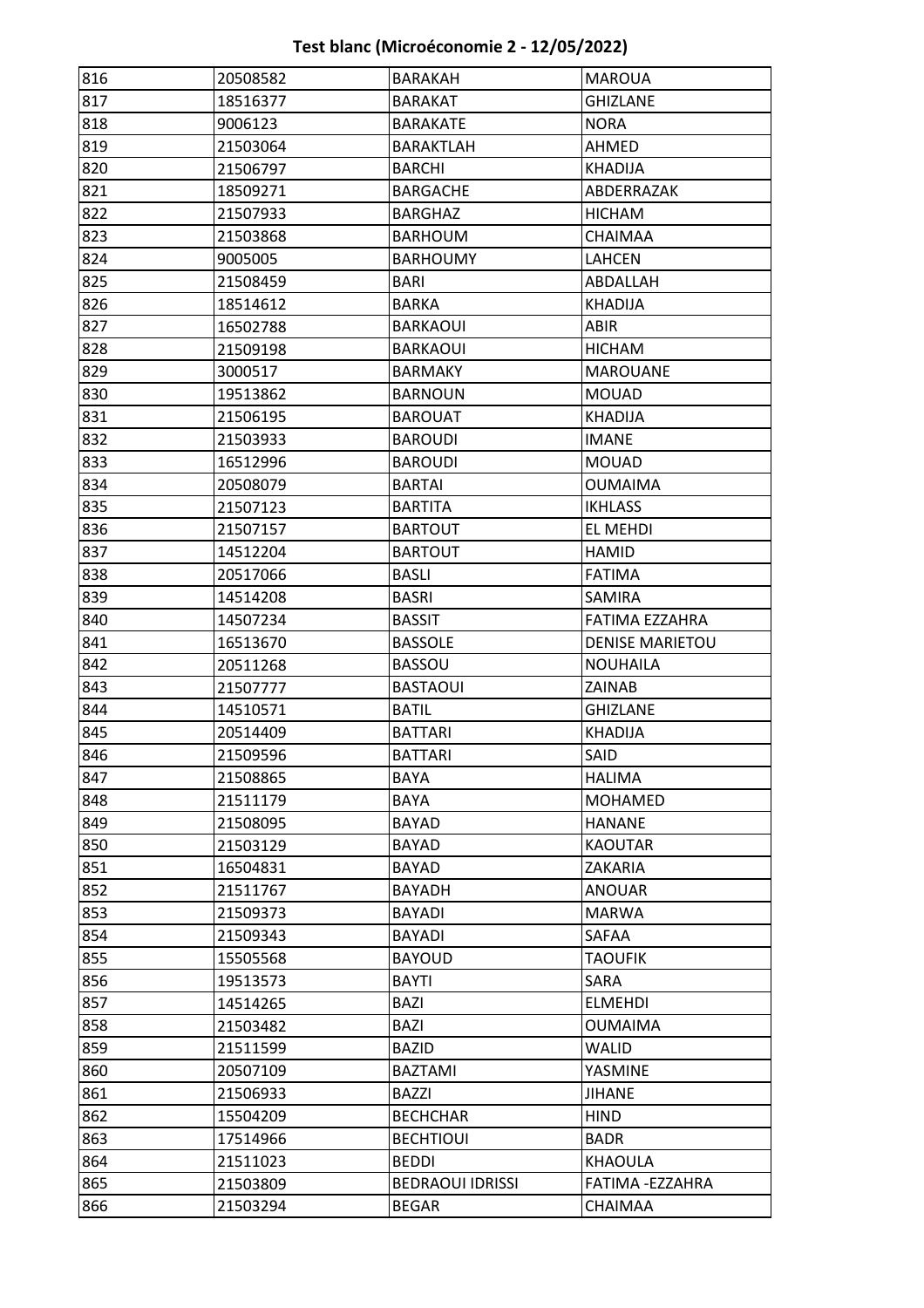**Test blanc (Microéconomie 2 - 12/05/2022)**

| | | | |
|---|---|---|---|
| 816 | 20508582 | BARAKAH | MAROUA |
| 817 | 18516377 | BARAKAT | GHIZLANE |
| 818 | 9006123 | BARAKATE | NORA |
| 819 | 21503064 | BARAKTLAH | AHMED |
| 820 | 21506797 | BARCHI | KHADIJA |
| 821 | 18509271 | BARGACHE | ABDERRAZAK |
| 822 | 21507933 | BARGHAZ | HICHAM |
| 823 | 21503868 | BARHOUM | CHAIMAA |
| 824 | 9005005 | BARHOUMY | LAHCEN |
| 825 | 21508459 | BARI | ABDALLAH |
| 826 | 18514612 | BARKA | KHADIJA |
| 827 | 16502788 | BARKAOUI | ABIR |
| 828 | 21509198 | BARKAOUI | HICHAM |
| 829 | 3000517 | BARMAKY | MAROUANE |
| 830 | 19513862 | BARNOUN | MOUAD |
| 831 | 21506195 | BAROUAT | KHADIJA |
| 832 | 21503933 | BAROUDI | IMANE |
| 833 | 16512996 | BAROUDI | MOUAD |
| 834 | 20508079 | BARTAI | OUMAIMA |
| 835 | 21507123 | BARTITA | IKHLASS |
| 836 | 21507157 | BARTOUT | EL MEHDI |
| 837 | 14512204 | BARTOUT | HAMID |
| 838 | 20517066 | BASLI | FATIMA |
| 839 | 14514208 | BASRI | SAMIRA |
| 840 | 14507234 | BASSIT | FATIMA EZZAHRA |
| 841 | 16513670 | BASSOLE | DENISE MARIETOU |
| 842 | 20511268 | BASSOU | NOUHAILA |
| 843 | 21507777 | BASTAOUI | ZAINAB |
| 844 | 14510571 | BATIL | GHIZLANE |
| 845 | 20514409 | BATTARI | KHADIJA |
| 846 | 21509596 | BATTARI | SAID |
| 847 | 21508865 | BAYA | HALIMA |
| 848 | 21511179 | BAYA | MOHAMED |
| 849 | 21508095 | BAYAD | HANANE |
| 850 | 21503129 | BAYAD | KAOUTAR |
| 851 | 16504831 | BAYAD | ZAKARIA |
| 852 | 21511767 | BAYADH | ANOUAR |
| 853 | 21509373 | BAYADI | MARWA |
| 854 | 21509343 | BAYADI | SAFAA |
| 855 | 15505568 | BAYOUD | TAOUFIK |
| 856 | 19513573 | BAYTI | SARA |
| 857 | 14514265 | BAZI | ELMEHDI |
| 858 | 21503482 | BAZI | OUMAIMA |
| 859 | 21511599 | BAZID | WALID |
| 860 | 20507109 | BAZTAMI | YASMINE |
| 861 | 21506933 | BAZZI | JIHANE |
| 862 | 15504209 | BECHCHAR | HIND |
| 863 | 17514966 | BECHTIOUI | BADR |
| 864 | 21511023 | BEDDI | KHAOULA |
| 865 | 21503809 | BEDRAOUI IDRISSI | FATIMA -EZZAHRA |
| 866 | 21503294 | BEGAR | CHAIMAA |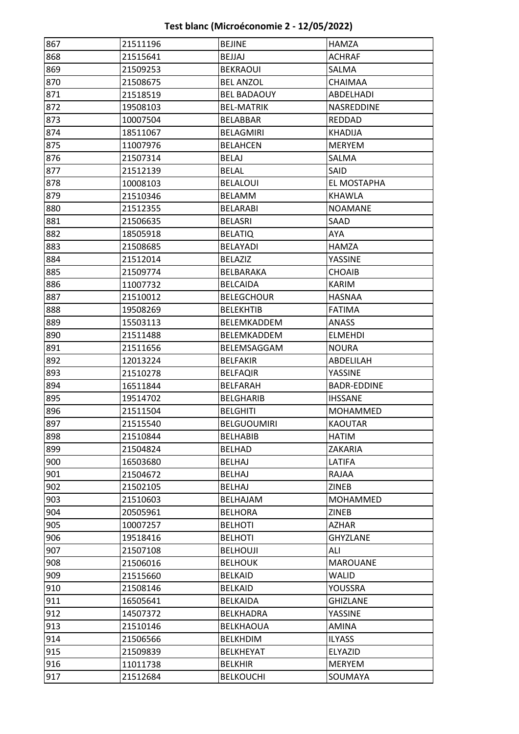# Test blanc (Microéconomie 2 - 12/05/2022)

| | | | |
|---|---|---|---|
| 867 | 21511196 | BEJINE | HAMZA |
| 868 | 21515641 | BEJJAJ | ACHRAF |
| 869 | 21509253 | BEKRAOUI | SALMA |
| 870 | 21508675 | BEL ANZOL | CHAIMAA |
| 871 | 21518519 | BEL BADAOUY | ABDELHADI |
| 872 | 19508103 | BEL-MATRIK | NASREDDINE |
| 873 | 10007504 | BELABBAR | REDDAD |
| 874 | 18511067 | BELAGMIRI | KHADIJA |
| 875 | 11007976 | BELAHCEN | MERYEM |
| 876 | 21507314 | BELAJ | SALMA |
| 877 | 21512139 | BELAL | SAID |
| 878 | 10008103 | BELALOUI | EL MOSTAPHA |
| 879 | 21510346 | BELAMM | KHAWLA |
| 880 | 21512355 | BELARABI | NOAMANE |
| 881 | 21506635 | BELASRI | SAAD |
| 882 | 18505918 | BELATIQ | AYA |
| 883 | 21508685 | BELAYADI | HAMZA |
| 884 | 21512014 | BELAZIZ | YASSINE |
| 885 | 21509774 | BELBARAKA | CHOAIB |
| 886 | 11007732 | BELCAIDA | KARIM |
| 887 | 21510012 | BELEGCHOUR | HASNAA |
| 888 | 19508269 | BELEKHTIB | FATIMA |
| 889 | 15503113 | BELEMKADDEM | ANASS |
| 890 | 21511488 | BELEMKADDEM | ELMEHDI |
| 891 | 21511656 | BELEMSAGGAM | NOURA |
| 892 | 12013224 | BELFAKIR | ABDELILAH |
| 893 | 21510278 | BELFAQIR | YASSINE |
| 894 | 16511844 | BELFARAH | BADR-EDDINE |
| 895 | 19514702 | BELGHARIB | IHSSANE |
| 896 | 21511504 | BELGHITI | MOHAMMED |
| 897 | 21515540 | BELGUOUMIRI | KAOUTAR |
| 898 | 21510844 | BELHABIB | HATIM |
| 899 | 21504824 | BELHAD | ZAKARIA |
| 900 | 16503680 | BELHAJ | LATIFA |
| 901 | 21504672 | BELHAJ | RAJAA |
| 902 | 21502105 | BELHAJ | ZINEB |
| 903 | 21510603 | BELHAJAM | MOHAMMED |
| 904 | 20505961 | BELHORA | ZINEB |
| 905 | 10007257 | BELHOTI | AZHAR |
| 906 | 19518416 | BELHOTI | GHYZLANE |
| 907 | 21507108 | BELHOUJI | ALI |
| 908 | 21506016 | BELHOUK | MAROUANE |
| 909 | 21515660 | BELKAID | WALID |
| 910 | 21508146 | BELKAID | YOUSSRA |
| 911 | 16505641 | BELKAIDA | GHIZLANE |
| 912 | 14507372 | BELKHADRA | YASSINE |
| 913 | 21510146 | BELKHAOUA | AMINA |
| 914 | 21506566 | BELKHDIM | ILYASS |
| 915 | 21509839 | BELKHEYAT | ELYAZID |
| 916 | 11011738 | BELKHIR | MERYEM |
| 917 | 21512684 | BELKOUCHI | SOUMAYA |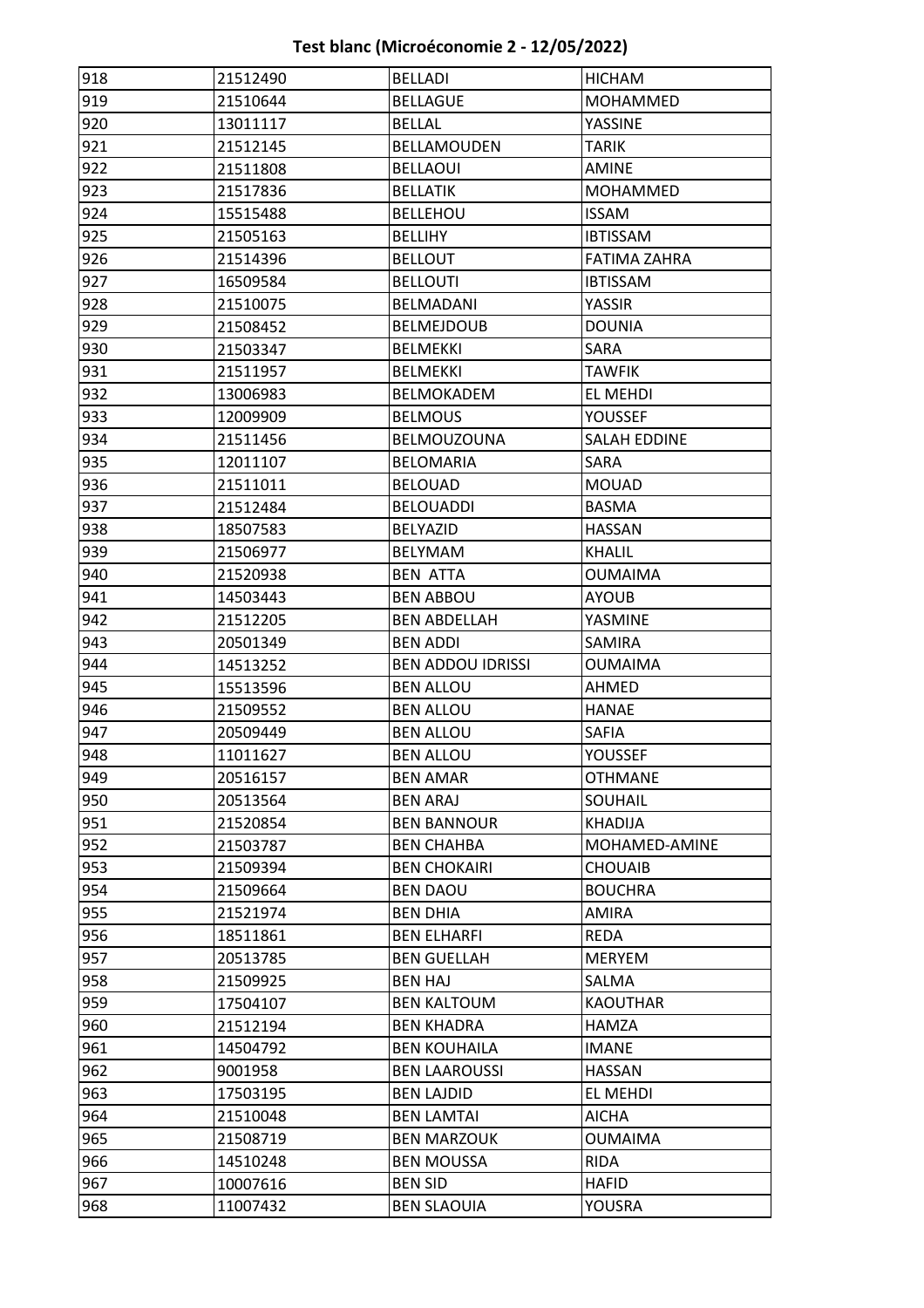**Test blanc (Microéconomie 2 - 12/05/2022)**

| | | | |
|---|---|---|---|
| 918 | 21512490 | BELLADI | HICHAM |
| 919 | 21510644 | BELLAGUE | MOHAMMED |
| 920 | 13011117 | BELLAL | YASSINE |
| 921 | 21512145 | BELLAMOUDEN | TARIK |
| 922 | 21511808 | BELLAOUI | AMINE |
| 923 | 21517836 | BELLATIK | MOHAMMED |
| 924 | 15515488 | BELLEHOU | ISSAM |
| 925 | 21505163 | BELLIHY | IBTISSAM |
| 926 | 21514396 | BELLOUT | FATIMA ZAHRA |
| 927 | 16509584 | BELLOUTI | IBTISSAM |
| 928 | 21510075 | BELMADANI | YASSIR |
| 929 | 21508452 | BELMEJDOUB | DOUNIA |
| 930 | 21503347 | BELMEKKI | SARA |
| 931 | 21511957 | BELMEKKI | TAWFIK |
| 932 | 13006983 | BELMOKADEM | EL MEHDI |
| 933 | 12009909 | BELMOUS | YOUSSEF |
| 934 | 21511456 | BELMOUZOUNA | SALAH EDDINE |
| 935 | 12011107 | BELOMARIA | SARA |
| 936 | 21511011 | BELOUAD | MOUAD |
| 937 | 21512484 | BELOUADDI | BASMA |
| 938 | 18507583 | BELYAZID | HASSAN |
| 939 | 21506977 | BELYMAM | KHALIL |
| 940 | 21520938 | BEN ATTA | OUMAIMA |
| 941 | 14503443 | BEN ABBOU | AYOUB |
| 942 | 21512205 | BEN ABDELLAH | YASMINE |
| 943 | 20501349 | BEN ADDI | SAMIRA |
| 944 | 14513252 | BEN ADDOU IDRISSI | OUMAIMA |
| 945 | 15513596 | BEN ALLOU | AHMED |
| 946 | 21509552 | BEN ALLOU | HANAE |
| 947 | 20509449 | BEN ALLOU | SAFIA |
| 948 | 11011627 | BEN ALLOU | YOUSSEF |
| 949 | 20516157 | BEN AMAR | OTHMANE |
| 950 | 20513564 | BEN ARAJ | SOUHAIL |
| 951 | 21520854 | BEN BANNOUR | KHADIJA |
| 952 | 21503787 | BEN CHAHBA | MOHAMED-AMINE |
| 953 | 21509394 | BEN CHOKAIRI | CHOUAIB |
| 954 | 21509664 | BEN DAOU | BOUCHRA |
| 955 | 21521974 | BEN DHIA | AMIRA |
| 956 | 18511861 | BEN ELHARFI | REDA |
| 957 | 20513785 | BEN GUELLAH | MERYEM |
| 958 | 21509925 | BEN HAJ | SALMA |
| 959 | 17504107 | BEN KALTOUM | KAOUTHAR |
| 960 | 21512194 | BEN KHADRA | HAMZA |
| 961 | 14504792 | BEN KOUHAILA | IMANE |
| 962 | 9001958 | BEN LAAROUSSI | HASSAN |
| 963 | 17503195 | BEN LAJDID | EL MEHDI |
| 964 | 21510048 | BEN LAMTAI | AICHA |
| 965 | 21508719 | BEN MARZOUK | OUMAIMA |
| 966 | 14510248 | BEN MOUSSA | RIDA |
| 967 | 10007616 | BEN SID | HAFID |
| 968 | 11007432 | BEN SLAOUIA | YOUSRA |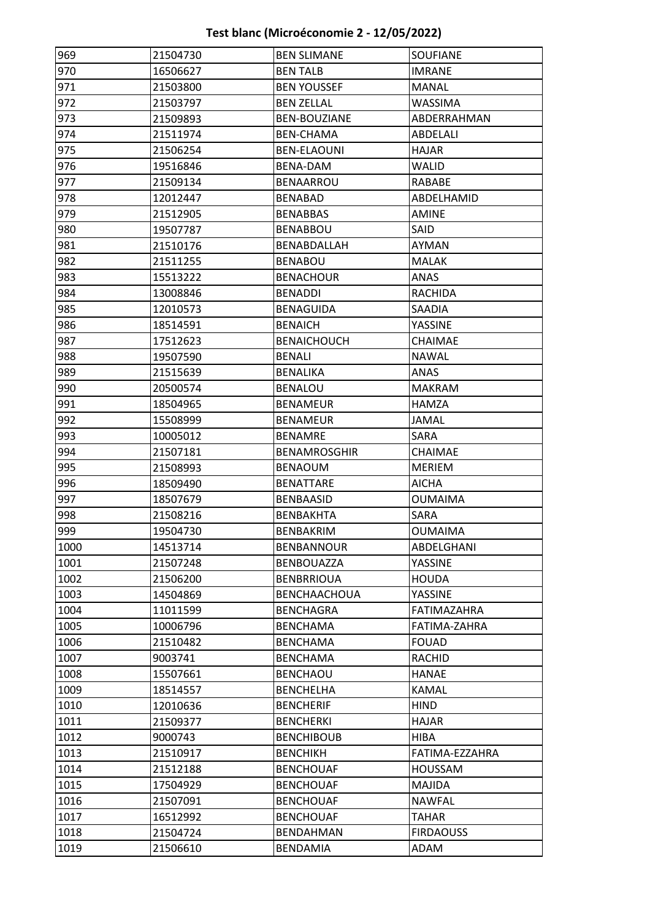# Test blanc (Microéconomie 2 - 12/05/2022)

| | | | |
|---|---|---|---|
| 969 | 21504730 | BEN SLIMANE | SOUFIANE |
| 970 | 16506627 | BEN TALB | IMRANE |
| 971 | 21503800 | BEN YOUSSEF | MANAL |
| 972 | 21503797 | BEN ZELLAL | WASSIMA |
| 973 | 21509893 | BEN-BOUZIANE | ABDERRAHMAN |
| 974 | 21511974 | BEN-CHAMA | ABDELALI |
| 975 | 21506254 | BEN-ELAOUNI | HAJAR |
| 976 | 19516846 | BENA-DAM | WALID |
| 977 | 21509134 | BENAARROU | RABABE |
| 978 | 12012447 | BENABAD | ABDELHAMID |
| 979 | 21512905 | BENABBAS | AMINE |
| 980 | 19507787 | BENABBOU | SAID |
| 981 | 21510176 | BENABDALLAH | AYMAN |
| 982 | 21511255 | BENABOU | MALAK |
| 983 | 15513222 | BENACHOUR | ANAS |
| 984 | 13008846 | BENADDI | RACHIDA |
| 985 | 12010573 | BENAGUIDA | SAADIA |
| 986 | 18514591 | BENAICH | YASSINE |
| 987 | 17512623 | BENAICHOUCH | CHAIMAE |
| 988 | 19507590 | BENALI | NAWAL |
| 989 | 21515639 | BENALIKA | ANAS |
| 990 | 20500574 | BENALOU | MAKRAM |
| 991 | 18504965 | BENAMEUR | HAMZA |
| 992 | 15508999 | BENAMEUR | JAMAL |
| 993 | 10005012 | BENAMRE | SARA |
| 994 | 21507181 | BENAMROSGHIR | CHAIMAE |
| 995 | 21508993 | BENAOUM | MERIEM |
| 996 | 18509490 | BENATTARE | AICHA |
| 997 | 18507679 | BENBAASID | OUMAIMA |
| 998 | 21508216 | BENBAKHTA | SARA |
| 999 | 19504730 | BENBAKRIM | OUMAIMA |
| 1000 | 14513714 | BENBANNOUR | ABDELGHANI |
| 1001 | 21507248 | BENBOUAZZA | YASSINE |
| 1002 | 21506200 | BENBRRIOUA | HOUDA |
| 1003 | 14504869 | BENCHAACHOUA | YASSINE |
| 1004 | 11011599 | BENCHAGRA | FATIMAZAHRA |
| 1005 | 10006796 | BENCHAMA | FATIMA-ZAHRA |
| 1006 | 21510482 | BENCHAMA | FOUAD |
| 1007 | 9003741 | BENCHAMA | RACHID |
| 1008 | 15507661 | BENCHAOU | HANAE |
| 1009 | 18514557 | BENCHELHA | KAMAL |
| 1010 | 12010636 | BENCHERIF | HIND |
| 1011 | 21509377 | BENCHERKI | HAJAR |
| 1012 | 9000743 | BENCHIBOUB | HIBA |
| 1013 | 21510917 | BENCHIKH | FATIMA-EZZAHRA |
| 1014 | 21512188 | BENCHOUAF | HOUSSAM |
| 1015 | 17504929 | BENCHOUAF | MAJIDA |
| 1016 | 21507091 | BENCHOUAF | NAWFAL |
| 1017 | 16512992 | BENCHOUAF | TAHAR |
| 1018 | 21504724 | BENDAHMAN | FIRDAOUSS |
| 1019 | 21506610 | BENDAMIA | ADAM |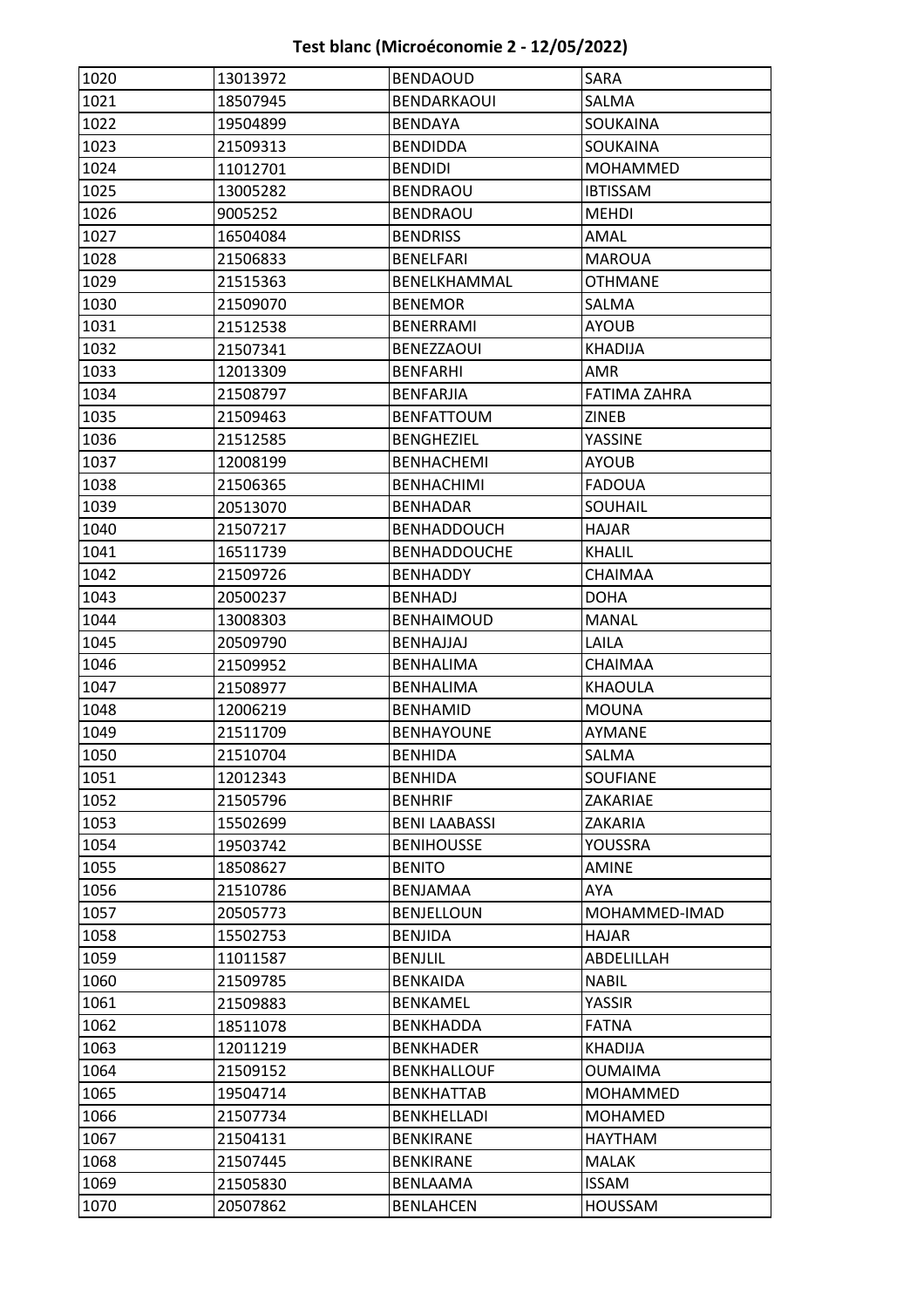# Test blanc (Microéconomie 2 - 12/05/2022)

| | | | |
|---|---|---|---|
| 1020 | 13013972 | BENDAOUD | SARA |
| 1021 | 18507945 | BENDARKAOUI | SALMA |
| 1022 | 19504899 | BENDAYA | SOUKAINA |
| 1023 | 21509313 | BENDIDDA | SOUKAINA |
| 1024 | 11012701 | BENDIDI | MOHAMMED |
| 1025 | 13005282 | BENDRAOU | IBTISSAM |
| 1026 | 9005252 | BENDRAOU | MEHDI |
| 1027 | 16504084 | BENDRISS | AMAL |
| 1028 | 21506833 | BENELFARI | MAROUA |
| 1029 | 21515363 | BENELKHAMMAL | OTHMANE |
| 1030 | 21509070 | BENEMOR | SALMA |
| 1031 | 21512538 | BENERRAMI | AYOUB |
| 1032 | 21507341 | BENEZZAOUI | KHADIJA |
| 1033 | 12013309 | BENFARHI | AMR |
| 1034 | 21508797 | BENFARJIA | FATIMA ZAHRA |
| 1035 | 21509463 | BENFATTOUM | ZINEB |
| 1036 | 21512585 | BENGHEZIEL | YASSINE |
| 1037 | 12008199 | BENHACHEMI | AYOUB |
| 1038 | 21506365 | BENHACHIMI | FADOUA |
| 1039 | 20513070 | BENHADAR | SOUHAIL |
| 1040 | 21507217 | BENHADDOUCH | HAJAR |
| 1041 | 16511739 | BENHADDOUCHE | KHALIL |
| 1042 | 21509726 | BENHADDY | CHAIMAA |
| 1043 | 20500237 | BENHADJ | DOHA |
| 1044 | 13008303 | BENHAIMOUD | MANAL |
| 1045 | 20509790 | BENHAJJAJ | LAILA |
| 1046 | 21509952 | BENHALIMA | CHAIMAA |
| 1047 | 21508977 | BENHALIMA | KHAOULA |
| 1048 | 12006219 | BENHAMID | MOUNA |
| 1049 | 21511709 | BENHAYOUNE | AYMANE |
| 1050 | 21510704 | BENHIDA | SALMA |
| 1051 | 12012343 | BENHIDA | SOUFIANE |
| 1052 | 21505796 | BENHRIF | ZAKARIAE |
| 1053 | 15502699 | BENI LAABASSI | ZAKARIA |
| 1054 | 19503742 | BENIHOUSSE | YOUSSRA |
| 1055 | 18508627 | BENITO | AMINE |
| 1056 | 21510786 | BENJAMAA | AYA |
| 1057 | 20505773 | BENJELLOUN | MOHAMMED-IMAD |
| 1058 | 15502753 | BENJIDA | HAJAR |
| 1059 | 11011587 | BENJLIL | ABDELILLAH |
| 1060 | 21509785 | BENKAIDA | NABIL |
| 1061 | 21509883 | BENKAMEL | YASSIR |
| 1062 | 18511078 | BENKHADDA | FATNA |
| 1063 | 12011219 | BENKHADER | KHADIJA |
| 1064 | 21509152 | BENKHALLOUF | OUMAIMA |
| 1065 | 19504714 | BENKHATTAB | MOHAMMED |
| 1066 | 21507734 | BENKHELLADI | MOHAMED |
| 1067 | 21504131 | BENKIRANE | HAYTHAM |
| 1068 | 21507445 | BENKIRANE | MALAK |
| 1069 | 21505830 | BENLAAMA | ISSAM |
| 1070 | 20507862 | BENLAHCEN | HOUSSAM |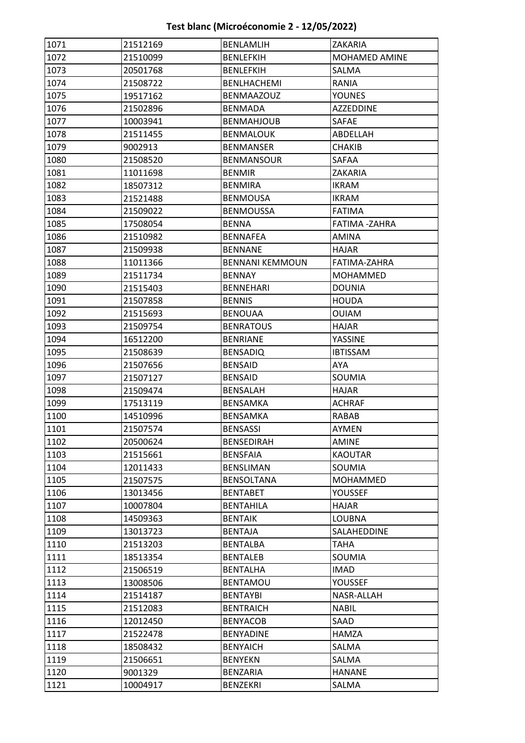Test blanc (Microéconomie 2 - 12/05/2022)

| | | | |
|---|---|---|---|
| 1071 | 21512169 | BENLAMLIH | ZAKARIA |
| 1072 | 21510099 | BENLEFKIH | MOHAMED AMINE |
| 1073 | 20501768 | BENLEFKIH | SALMA |
| 1074 | 21508722 | BENLHACHEMI | RANIA |
| 1075 | 19517162 | BENMAAZOUZ | YOUNES |
| 1076 | 21502896 | BENMADA | AZZEDDINE |
| 1077 | 10003941 | BENMAHJOUB | SAFAE |
| 1078 | 21511455 | BENMALOUK | ABDELLAH |
| 1079 | 9002913 | BENMANSER | CHAKIB |
| 1080 | 21508520 | BENMANSOUR | SAFAA |
| 1081 | 11011698 | BENMIR | ZAKARIA |
| 1082 | 18507312 | BENMIRA | IKRAM |
| 1083 | 21521488 | BENMOUSA | IKRAM |
| 1084 | 21509022 | BENMOUSSA | FATIMA |
| 1085 | 17508054 | BENNA | FATIMA -ZAHRA |
| 1086 | 21510982 | BENNAFEA | AMINA |
| 1087 | 21509938 | BENNANE | HAJAR |
| 1088 | 11011366 | BENNANI KEMMOUN | FATIMA-ZAHRA |
| 1089 | 21511734 | BENNAY | MOHAMMED |
| 1090 | 21515403 | BENNEHARI | DOUNIA |
| 1091 | 21507858 | BENNIS | HOUDA |
| 1092 | 21515693 | BENOUAA | OUIAM |
| 1093 | 21509754 | BENRATOUS | HAJAR |
| 1094 | 16512200 | BENRIANE | YASSINE |
| 1095 | 21508639 | BENSADIQ | IBTISSAM |
| 1096 | 21507656 | BENSAID | AYA |
| 1097 | 21507127 | BENSAID | SOUMIA |
| 1098 | 21509474 | BENSALAH | HAJAR |
| 1099 | 17513119 | BENSAMKA | ACHRAF |
| 1100 | 14510996 | BENSAMKA | RABAB |
| 1101 | 21507574 | BENSASSI | AYMEN |
| 1102 | 20500624 | BENSEDIRAH | AMINE |
| 1103 | 21515661 | BENSFAIA | KAOUTAR |
| 1104 | 12011433 | BENSLIMAN | SOUMIA |
| 1105 | 21507575 | BENSOLTANA | MOHAMMED |
| 1106 | 13013456 | BENTABET | YOUSSEF |
| 1107 | 10007804 | BENTAHILA | HAJAR |
| 1108 | 14509363 | BENTAIK | LOUBNA |
| 1109 | 13013723 | BENTAJA | SALAHEDDINE |
| 1110 | 21513203 | BENTALBA | TAHA |
| 1111 | 18513354 | BENTALEB | SOUMIA |
| 1112 | 21506519 | BENTALHA | IMAD |
| 1113 | 13008506 | BENTAMOU | YOUSSEF |
| 1114 | 21514187 | BENTAYBI | NASR-ALLAH |
| 1115 | 21512083 | BENTRAICH | NABIL |
| 1116 | 12012450 | BENYACOB | SAAD |
| 1117 | 21522478 | BENYADINE | HAMZA |
| 1118 | 18508432 | BENYAICH | SALMA |
| 1119 | 21506651 | BENYEKN | SALMA |
| 1120 | 9001329 | BENZARIA | HANANE |
| 1121 | 10004917 | BENZEKRI | SALMA |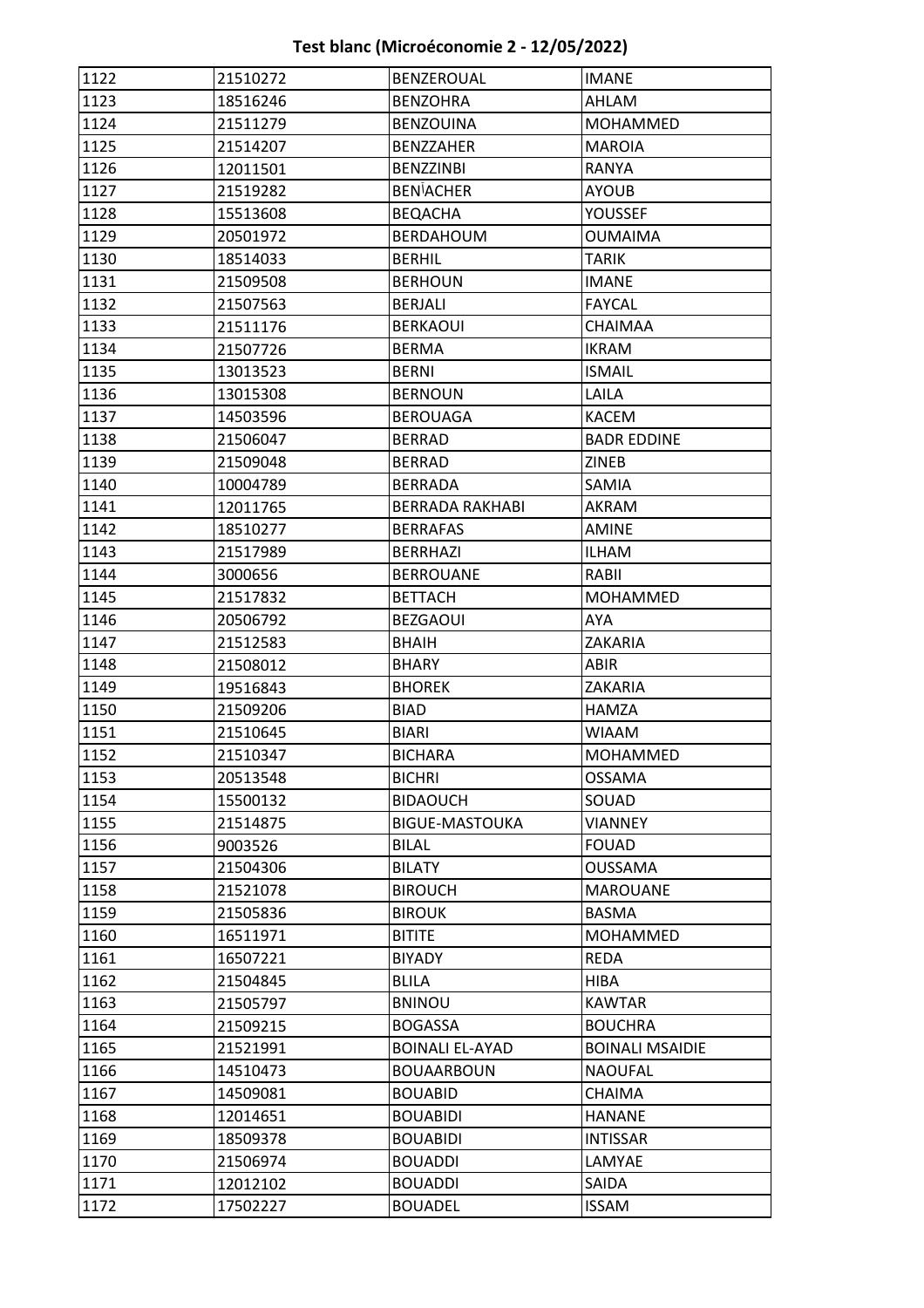# Test blanc (Microéconomie 2 - 12/05/2022)

| | | | |
|---|---|---|---|
| 1122 | 21510272 | BENZEROUAL | IMANE |
| 1123 | 18516246 | BENZOHRA | AHLAM |
| 1124 | 21511279 | BENZOUINA | MOHAMMED |
| 1125 | 21514207 | BENZZAHER | MAROIA |
| 1126 | 12011501 | BENZZINBI | RANYA |
| 1127 | 21519282 | BEN¦ACHER | AYOUB |
| 1128 | 15513608 | BEQACHA | YOUSSEF |
| 1129 | 20501972 | BERDAHOUM | OUMAIMA |
| 1130 | 18514033 | BERHIL | TARIK |
| 1131 | 21509508 | BERHOUN | IMANE |
| 1132 | 21507563 | BERJALI | FAYCAL |
| 1133 | 21511176 | BERKAOUI | CHAIMAA |
| 1134 | 21507726 | BERMA | IKRAM |
| 1135 | 13013523 | BERNI | ISMAIL |
| 1136 | 13015308 | BERNOUN | LAILA |
| 1137 | 14503596 | BEROUAGA | KACEM |
| 1138 | 21506047 | BERRAD | BADR EDDINE |
| 1139 | 21509048 | BERRAD | ZINEB |
| 1140 | 10004789 | BERRADA | SAMIA |
| 1141 | 12011765 | BERRADA RAKHABI | AKRAM |
| 1142 | 18510277 | BERRAFAS | AMINE |
| 1143 | 21517989 | BERRHAZI | ILHAM |
| 1144 | 3000656 | BERROUANE | RABII |
| 1145 | 21517832 | BETTACH | MOHAMMED |
| 1146 | 20506792 | BEZGAOUI | AYA |
| 1147 | 21512583 | BHAIH | ZAKARIA |
| 1148 | 21508012 | BHARY | ABIR |
| 1149 | 19516843 | BHOREK | ZAKARIA |
| 1150 | 21509206 | BIAD | HAMZA |
| 1151 | 21510645 | BIARI | WIAAM |
| 1152 | 21510347 | BICHARA | MOHAMMED |
| 1153 | 20513548 | BICHRI | OSSAMA |
| 1154 | 15500132 | BIDAOUCH | SOUAD |
| 1155 | 21514875 | BIGUE-MASTOUKA | VIANNEY |
| 1156 | 9003526 | BILAL | FOUAD |
| 1157 | 21504306 | BILATY | OUSSAMA |
| 1158 | 21521078 | BIROUCH | MAROUANE |
| 1159 | 21505836 | BIROUK | BASMA |
| 1160 | 16511971 | BITITE | MOHAMMED |
| 1161 | 16507221 | BIYADY | REDA |
| 1162 | 21504845 | BLILA | HIBA |
| 1163 | 21505797 | BNINOU | KAWTAR |
| 1164 | 21509215 | BOGASSA | BOUCHRA |
| 1165 | 21521991 | BOINALI EL-AYAD | BOINALI MSAIDIE |
| 1166 | 14510473 | BOUAARBOUN | NAOUFAL |
| 1167 | 14509081 | BOUABID | CHAIMA |
| 1168 | 12014651 | BOUABIDI | HANANE |
| 1169 | 18509378 | BOUABIDI | INTISSAR |
| 1170 | 21506974 | BOUADDI | LAMYAE |
| 1171 | 12012102 | BOUADDI | SAIDA |
| 1172 | 17502227 | BOUADEL | ISSAM |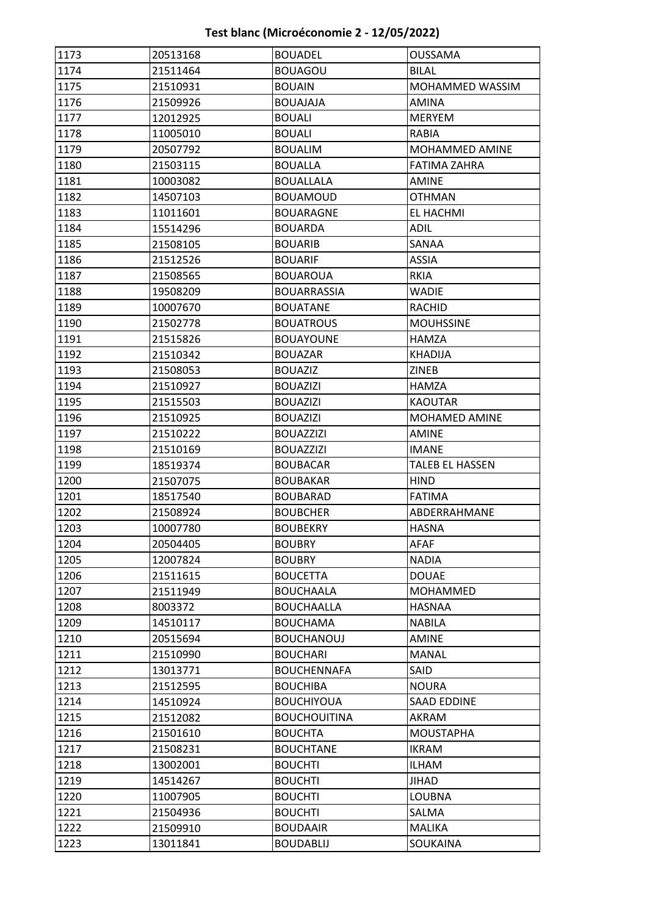# Test blanc (Microéconomie 2 - 12/05/2022)

| | | | |
|---|---|---|---|
| 1173 | 20513168 | BOUADEL | OUSSAMA |
| 1174 | 21511464 | BOUAGOU | BILAL |
| 1175 | 21510931 | BOUAIN | MOHAMMED WASSIM |
| 1176 | 21509926 | BOUAJAJA | AMINA |
| 1177 | 12012925 | BOUALI | MERYEM |
| 1178 | 11005010 | BOUALI | RABIA |
| 1179 | 20507792 | BOUALIM | MOHAMMED AMINE |
| 1180 | 21503115 | BOUALLA | FATIMA ZAHRA |
| 1181 | 10003082 | BOUALLALA | AMINE |
| 1182 | 14507103 | BOUAMOUD | OTHMAN |
| 1183 | 11011601 | BOUARAGNE | EL HACHMI |
| 1184 | 15514296 | BOUARDA | ADIL |
| 1185 | 21508105 | BOUARIB | SANAA |
| 1186 | 21512526 | BOUARIF | ASSIA |
| 1187 | 21508565 | BOUAROUA | RKIA |
| 1188 | 19508209 | BOUARRASSIA | WADIE |
| 1189 | 10007670 | BOUATANE | RACHID |
| 1190 | 21502778 | BOUATROUS | MOUHSSINE |
| 1191 | 21515826 | BOUAYOUNE | HAMZA |
| 1192 | 21510342 | BOUAZAR | KHADIJA |
| 1193 | 21508053 | BOUAZIZ | ZINEB |
| 1194 | 21510927 | BOUAZIZI | HAMZA |
| 1195 | 21515503 | BOUAZIZI | KAOUTAR |
| 1196 | 21510925 | BOUAZIZI | MOHAMED AMINE |
| 1197 | 21510222 | BOUAZZIZI | AMINE |
| 1198 | 21510169 | BOUAZZIZI | IMANE |
| 1199 | 18519374 | BOUBACAR | TALEB EL HASSEN |
| 1200 | 21507075 | BOUBAKAR | HIND |
| 1201 | 18517540 | BOUBARAD | FATIMA |
| 1202 | 21508924 | BOUBCHER | ABDERRAHMANE |
| 1203 | 10007780 | BOUBEKRY | HASNA |
| 1204 | 20504405 | BOUBRY | AFAF |
| 1205 | 12007824 | BOUBRY | NADIA |
| 1206 | 21511615 | BOUCETTA | DOUAE |
| 1207 | 21511949 | BOUCHAALA | MOHAMMED |
| 1208 | 8003372 | BOUCHAALLA | HASNAA |
| 1209 | 14510117 | BOUCHAMA | NABILA |
| 1210 | 20515694 | BOUCHANOUJ | AMINE |
| 1211 | 21510990 | BOUCHARI | MANAL |
| 1212 | 13013771 | BOUCHENNAFA | SAID |
| 1213 | 21512595 | BOUCHIBA | NOURA |
| 1214 | 14510924 | BOUCHIYOUA | SAAD EDDINE |
| 1215 | 21512082 | BOUCHOUITINA | AKRAM |
| 1216 | 21501610 | BOUCHTA | MOUSTAPHA |
| 1217 | 21508231 | BOUCHTANE | IKRAM |
| 1218 | 13002001 | BOUCHTI | ILHAM |
| 1219 | 14514267 | BOUCHTI | JIHAD |
| 1220 | 11007905 | BOUCHTI | LOUBNA |
| 1221 | 21504936 | BOUCHTI | SALMA |
| 1222 | 21509910 | BOUDAAIR | MALIKA |
| 1223 | 13011841 | BOUDABLIJ | SOUKAINA |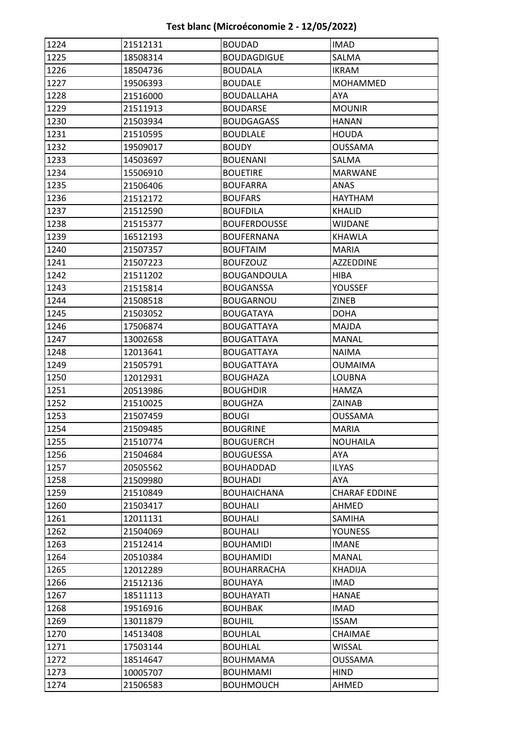**Test blanc (Microéconomie 2 - 12/05/2022)**

| | | | |
|---|---|---|---|
| 1224 | 21512131 | BOUDAD | IMAD |
| 1225 | 18508314 | BOUDAGDIGUE | SALMA |
| 1226 | 18504736 | BOUDALA | IKRAM |
| 1227 | 19506393 | BOUDALE | MOHAMMED |
| 1228 | 21516000 | BOUDALLAHA | AYA |
| 1229 | 21511913 | BOUDARSE | MOUNIR |
| 1230 | 21503934 | BOUDGAGASS | HANAN |
| 1231 | 21510595 | BOUDLALE | HOUDA |
| 1232 | 19509017 | BOUDY | OUSSAMA |
| 1233 | 14503697 | BOUENANI | SALMA |
| 1234 | 15506910 | BOUETIRE | MARWANE |
| 1235 | 21506406 | BOUFARRA | ANAS |
| 1236 | 21512172 | BOUFARS | HAYTHAM |
| 1237 | 21512590 | BOUFDILA | KHALID |
| 1238 | 21515377 | BOUFERDOUSSE | WIJDANE |
| 1239 | 16512193 | BOUFERNANA | KHAWLA |
| 1240 | 21507357 | BOUFTAIM | MARIA |
| 1241 | 21507223 | BOUFZOUZ | AZZEDDINE |
| 1242 | 21511202 | BOUGANDOULA | HIBA |
| 1243 | 21515814 | BOUGANSSA | YOUSSEF |
| 1244 | 21508518 | BOUGARNOU | ZINEB |
| 1245 | 21503052 | BOUGATAYA | DOHA |
| 1246 | 17506874 | BOUGATTAYA | MAJDA |
| 1247 | 13002658 | BOUGATTAYA | MANAL |
| 1248 | 12013641 | BOUGATTAYA | NAIMA |
| 1249 | 21505791 | BOUGATTAYA | OUMAIMA |
| 1250 | 12012931 | BOUGHAZA | LOUBNA |
| 1251 | 20513986 | BOUGHDIR | HAMZA |
| 1252 | 21510025 | BOUGHZA | ZAINAB |
| 1253 | 21507459 | BOUGI | OUSSAMA |
| 1254 | 21509485 | BOUGRINE | MARIA |
| 1255 | 21510774 | BOUGUERCH | NOUHAILA |
| 1256 | 21504684 | BOUGUESSA | AYA |
| 1257 | 20505562 | BOUHADDAD | ILYAS |
| 1258 | 21509980 | BOUHADI | AYA |
| 1259 | 21510849 | BOUHAICHANA | CHARAF EDDINE |
| 1260 | 21503417 | BOUHALI | AHMED |
| 1261 | 12011131 | BOUHALI | SAMIHA |
| 1262 | 21504069 | BOUHALI | YOUNESS |
| 1263 | 21512414 | BOUHAMIDI | IMANE |
| 1264 | 20510384 | BOUHAMIDI | MANAL |
| 1265 | 12012289 | BOUHARRACHA | KHADIJA |
| 1266 | 21512136 | BOUHAYA | IMAD |
| 1267 | 18511113 | BOUHAYATI | HANAE |
| 1268 | 19516916 | BOUHBAK | IMAD |
| 1269 | 13011879 | BOUHIL | ISSAM |
| 1270 | 14513408 | BOUHLAL | CHAIMAE |
| 1271 | 17503144 | BOUHLAL | WISSAL |
| 1272 | 18514647 | BOUHMAMA | OUSSAMA |
| 1273 | 10005707 | BOUHMAMI | HIND |
| 1274 | 21506583 | BOUHMOUCH | AHMED |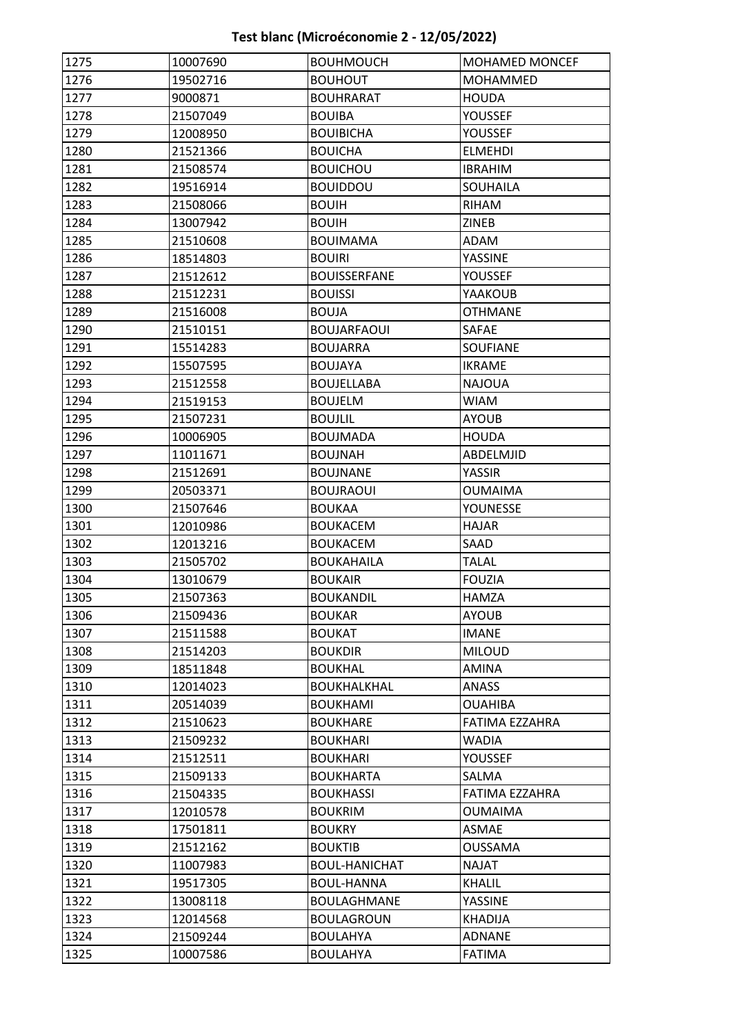**Test blanc (Microéconomie 2 - 12/05/2022)**

| | | | |
|---|---|---|---|
| 1275 | 10007690 | BOUHMOUCH | MOHAMED MONCEF |
| 1276 | 19502716 | BOUHOUT | MOHAMMED |
| 1277 | 9000871 | BOUHRARAT | HOUDA |
| 1278 | 21507049 | BOUIBA | YOUSSEF |
| 1279 | 12008950 | BOUIBICHA | YOUSSEF |
| 1280 | 21521366 | BOUICHA | ELMEHDI |
| 1281 | 21508574 | BOUICHOU | IBRAHIM |
| 1282 | 19516914 | BOUIDDOU | SOUHAILA |
| 1283 | 21508066 | BOUIH | RIHAM |
| 1284 | 13007942 | BOUIH | ZINEB |
| 1285 | 21510608 | BOUIMAMA | ADAM |
| 1286 | 18514803 | BOUIRI | YASSINE |
| 1287 | 21512612 | BOUISSERFANE | YOUSSEF |
| 1288 | 21512231 | BOUISSI | YAAKOUB |
| 1289 | 21516008 | BOUJA | OTHMANE |
| 1290 | 21510151 | BOUJARFAOUI | SAFAE |
| 1291 | 15514283 | BOUJARRA | SOUFIANE |
| 1292 | 15507595 | BOUJAYA | IKRAME |
| 1293 | 21512558 | BOUJELLABA | NAJOUA |
| 1294 | 21519153 | BOUJELM | WIAM |
| 1295 | 21507231 | BOUJLIL | AYOUB |
| 1296 | 10006905 | BOUJMADA | HOUDA |
| 1297 | 11011671 | BOUJNAH | ABDELMJID |
| 1298 | 21512691 | BOUJNANE | YASSIR |
| 1299 | 20503371 | BOUJRAOUI | OUMAIMA |
| 1300 | 21507646 | BOUKAA | YOUNESSE |
| 1301 | 12010986 | BOUKACEM | HAJAR |
| 1302 | 12013216 | BOUKACEM | SAAD |
| 1303 | 21505702 | BOUKAHAILA | TALAL |
| 1304 | 13010679 | BOUKAIR | FOUZIA |
| 1305 | 21507363 | BOUKANDIL | HAMZA |
| 1306 | 21509436 | BOUKAR | AYOUB |
| 1307 | 21511588 | BOUKAT | IMANE |
| 1308 | 21514203 | BOUKDIR | MILOUD |
| 1309 | 18511848 | BOUKHAL | AMINA |
| 1310 | 12014023 | BOUKHALKHAL | ANASS |
| 1311 | 20514039 | BOUKHAMI | OUAHIBA |
| 1312 | 21510623 | BOUKHARE | FATIMA EZZAHRA |
| 1313 | 21509232 | BOUKHARI | WADIA |
| 1314 | 21512511 | BOUKHARI | YOUSSEF |
| 1315 | 21509133 | BOUKHARTA | SALMA |
| 1316 | 21504335 | BOUKHASSI | FATIMA EZZAHRA |
| 1317 | 12010578 | BOUKRIM | OUMAIMA |
| 1318 | 17501811 | BOUKRY | ASMAE |
| 1319 | 21512162 | BOUKTIB | OUSSAMA |
| 1320 | 11007983 | BOUL-HANICHAT | NAJAT |
| 1321 | 19517305 | BOUL-HANNA | KHALIL |
| 1322 | 13008118 | BOULAGHMANE | YASSINE |
| 1323 | 12014568 | BOULAGROUN | KHADIJA |
| 1324 | 21509244 | BOULAHYA | ADNANE |
| 1325 | 10007586 | BOULAHYA | FATIMA |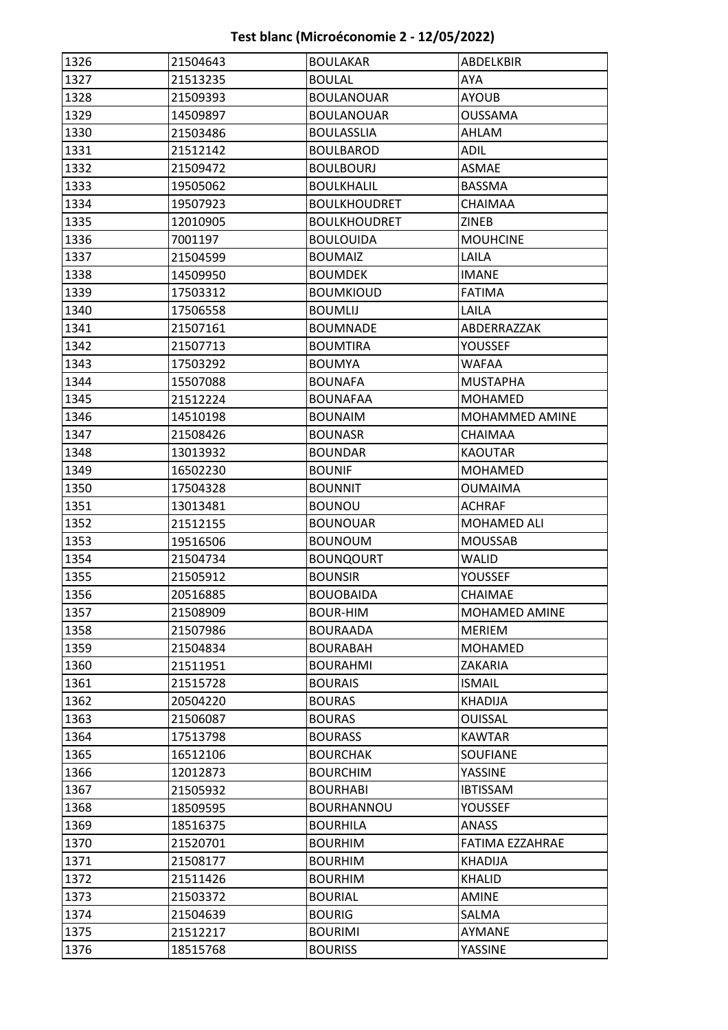# Test blanc (Microéconomie 2 - 12/05/2022)

| | | | |
|---|---|---|---|
| 1326 | 21504643 | BOULAKAR | ABDELKBIR |
| 1327 | 21513235 | BOULAL | AYA |
| 1328 | 21509393 | BOULANOUAR | AYOUB |
| 1329 | 14509897 | BOULANOUAR | OUSSAMA |
| 1330 | 21503486 | BOULASSLIA | AHLAM |
| 1331 | 21512142 | BOULBAROD | ADIL |
| 1332 | 21509472 | BOULBOURJ | ASMAE |
| 1333 | 19505062 | BOULKHALIL | BASSMA |
| 1334 | 19507923 | BOULKHOUDRET | CHAIMAA |
| 1335 | 12010905 | BOULKHOUDRET | ZINEB |
| 1336 | 7001197 | BOULOUIDA | MOUHCINE |
| 1337 | 21504599 | BOUMAIZ | LAILA |
| 1338 | 14509950 | BOUMDEK | IMANE |
| 1339 | 17503312 | BOUMKIOUD | FATIMA |
| 1340 | 17506558 | BOUMLIJ | LAILA |
| 1341 | 21507161 | BOUMNADE | ABDERRAZZAK |
| 1342 | 21507713 | BOUMTIRA | YOUSSEF |
| 1343 | 17503292 | BOUMYA | WAFAA |
| 1344 | 15507088 | BOUNAFA | MUSTAPHA |
| 1345 | 21512224 | BOUNAFAA | MOHAMED |
| 1346 | 14510198 | BOUNAIM | MOHAMMED AMINE |
| 1347 | 21508426 | BOUNASR | CHAIMAA |
| 1348 | 13013932 | BOUNDAR | KAOUTAR |
| 1349 | 16502230 | BOUNIF | MOHAMED |
| 1350 | 17504328 | BOUNNIT | OUMAIMA |
| 1351 | 13013481 | BOUNOU | ACHRAF |
| 1352 | 21512155 | BOUNOUAR | MOHAMED ALI |
| 1353 | 19516506 | BOUNOUM | MOUSSAB |
| 1354 | 21504734 | BOUNQOURT | WALID |
| 1355 | 21505912 | BOUNSIR | YOUSSEF |
| 1356 | 20516885 | BOUOBAIDA | CHAIMAE |
| 1357 | 21508909 | BOUR-HIM | MOHAMED AMINE |
| 1358 | 21507986 | BOURAADA | MERIEM |
| 1359 | 21504834 | BOURABAH | MOHAMED |
| 1360 | 21511951 | BOURAHMI | ZAKARIA |
| 1361 | 21515728 | BOURAIS | ISMAIL |
| 1362 | 20504220 | BOURAS | KHADIJA |
| 1363 | 21506087 | BOURAS | OUISSAL |
| 1364 | 17513798 | BOURASS | KAWTAR |
| 1365 | 16512106 | BOURCHAK | SOUFIANE |
| 1366 | 12012873 | BOURCHIM | YASSINE |
| 1367 | 21505932 | BOURHABI | IBTISSAM |
| 1368 | 18509595 | BOURHANNOU | YOUSSEF |
| 1369 | 18516375 | BOURHILA | ANASS |
| 1370 | 21520701 | BOURHIM | FATIMA EZZAHRAE |
| 1371 | 21508177 | BOURHIM | KHADIJA |
| 1372 | 21511426 | BOURHIM | KHALID |
| 1373 | 21503372 | BOURIAL | AMINE |
| 1374 | 21504639 | BOURIG | SALMA |
| 1375 | 21512217 | BOURIMI | AYMANE |
| 1376 | 18515768 | BOURISS | YASSINE |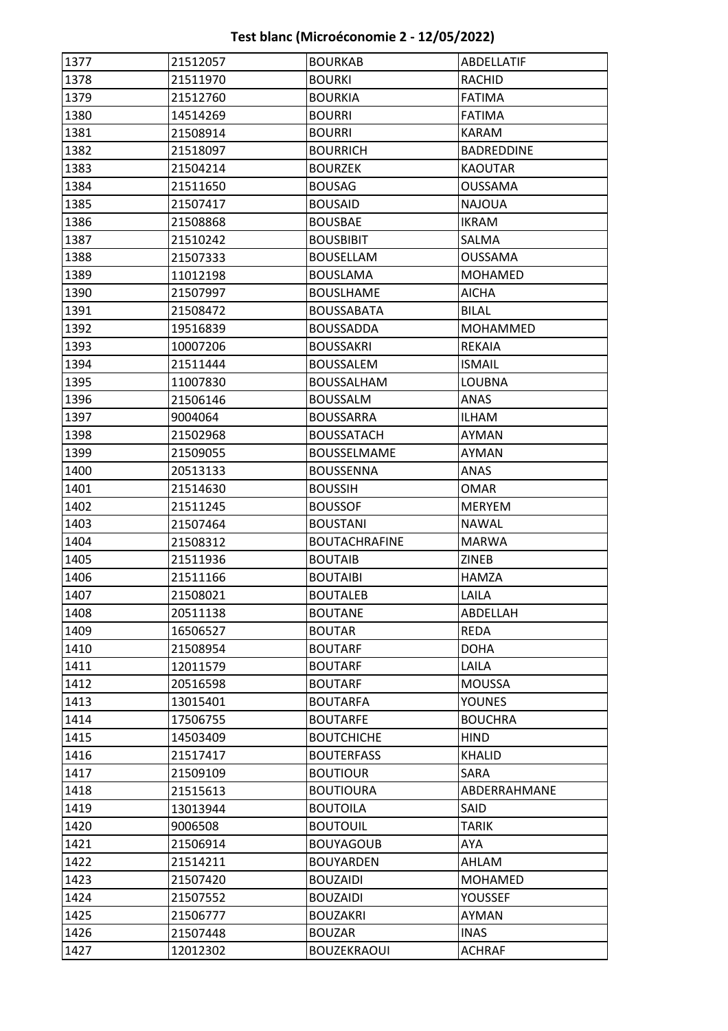**Test blanc (Microéconomie 2 - 12/05/2022)**

| | | | |
|---|---|---|---|
| 1377 | 21512057 | BOURKAB | ABDELLATIF |
| 1378 | 21511970 | BOURKI | RACHID |
| 1379 | 21512760 | BOURKIA | FATIMA |
| 1380 | 14514269 | BOURRI | FATIMA |
| 1381 | 21508914 | BOURRI | KARAM |
| 1382 | 21518097 | BOURRICH | BADREDDINE |
| 1383 | 21504214 | BOURZEK | KAOUTAR |
| 1384 | 21511650 | BOUSAG | OUSSAMA |
| 1385 | 21507417 | BOUSAID | NAJOUA |
| 1386 | 21508868 | BOUSBAE | IKRAM |
| 1387 | 21510242 | BOUSBIBIT | SALMA |
| 1388 | 21507333 | BOUSELLAM | OUSSAMA |
| 1389 | 11012198 | BOUSLAMA | MOHAMED |
| 1390 | 21507997 | BOUSLHAME | AICHA |
| 1391 | 21508472 | BOUSSABATA | BILAL |
| 1392 | 19516839 | BOUSSADDA | MOHAMMED |
| 1393 | 10007206 | BOUSSAKRI | REKAIA |
| 1394 | 21511444 | BOUSSALEM | ISMAIL |
| 1395 | 11007830 | BOUSSALHAM | LOUBNA |
| 1396 | 21506146 | BOUSSALM | ANAS |
| 1397 | 9004064 | BOUSSARRA | ILHAM |
| 1398 | 21502968 | BOUSSATACH | AYMAN |
| 1399 | 21509055 | BOUSSELMAME | AYMAN |
| 1400 | 20513133 | BOUSSENNA | ANAS |
| 1401 | 21514630 | BOUSSIH | OMAR |
| 1402 | 21511245 | BOUSSOF | MERYEM |
| 1403 | 21507464 | BOUSTANI | NAWAL |
| 1404 | 21508312 | BOUTACHRAFINE | MARWA |
| 1405 | 21511936 | BOUTAIB | ZINEB |
| 1406 | 21511166 | BOUTAIBI | HAMZA |
| 1407 | 21508021 | BOUTALEB | LAILA |
| 1408 | 20511138 | BOUTANE | ABDELLAH |
| 1409 | 16506527 | BOUTAR | REDA |
| 1410 | 21508954 | BOUTARF | DOHA |
| 1411 | 12011579 | BOUTARF | LAILA |
| 1412 | 20516598 | BOUTARF | MOUSSA |
| 1413 | 13015401 | BOUTARFA | YOUNES |
| 1414 | 17506755 | BOUTARFE | BOUCHRA |
| 1415 | 14503409 | BOUTCHICHE | HIND |
| 1416 | 21517417 | BOUTERFASS | KHALID |
| 1417 | 21509109 | BOUTIOUR | SARA |
| 1418 | 21515613 | BOUTIOURA | ABDERRAHMANE |
| 1419 | 13013944 | BOUTOILA | SAID |
| 1420 | 9006508 | BOUTOUIL | TARIK |
| 1421 | 21506914 | BOUYAGOUB | AYA |
| 1422 | 21514211 | BOUYARDEN | AHLAM |
| 1423 | 21507420 | BOUZAIDI | MOHAMED |
| 1424 | 21507552 | BOUZAIDI | YOUSSEF |
| 1425 | 21506777 | BOUZAKRI | AYMAN |
| 1426 | 21507448 | BOUZAR | INAS |
| 1427 | 12012302 | BOUZEKRAOUI | ACHRAF |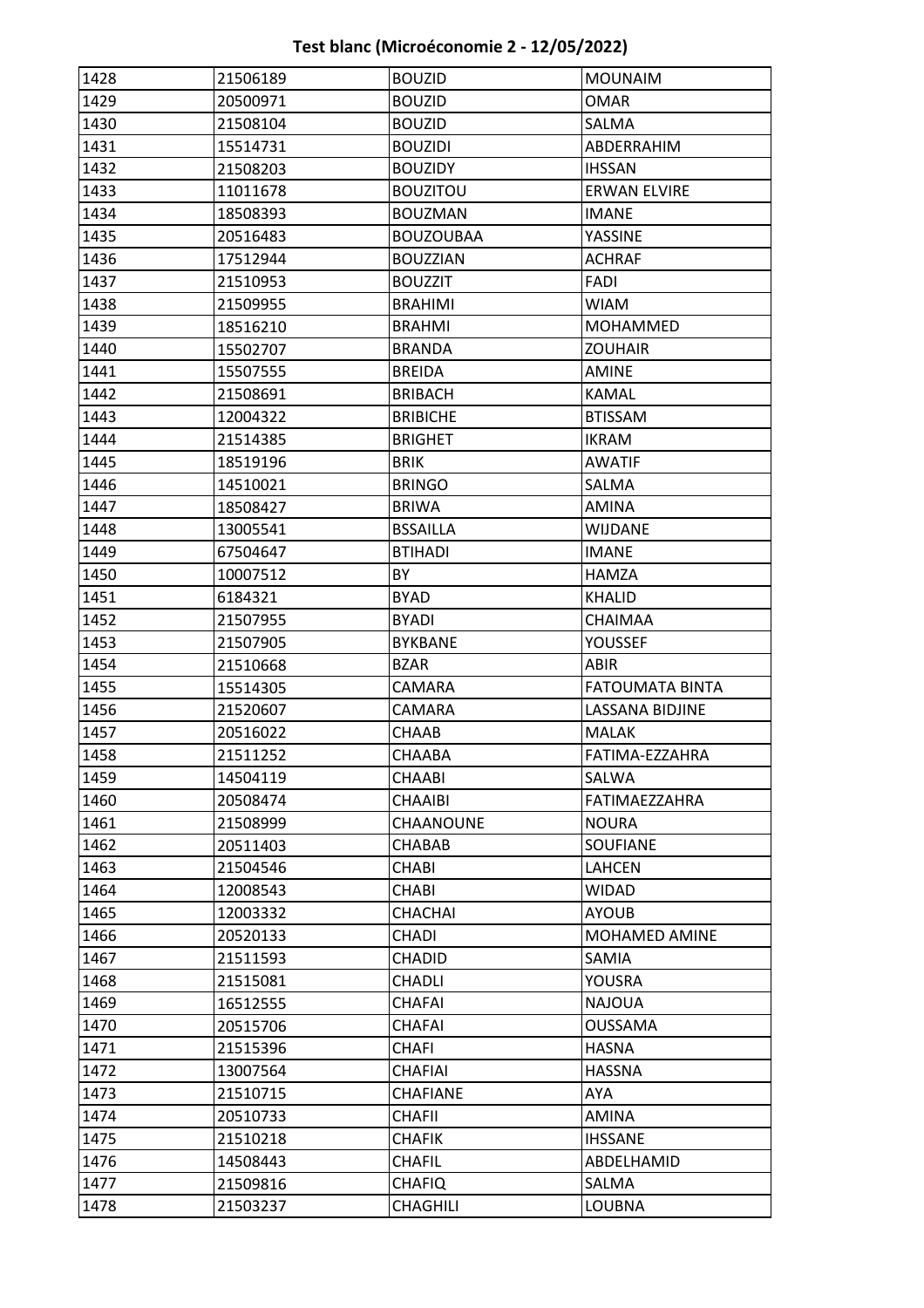**Test blanc (Microéconomie 2 - 12/05/2022)**

| | | | |
|---|---|---|---|
| 1428 | 21506189 | BOUZID | MOUNAIM |
| 1429 | 20500971 | BOUZID | OMAR |
| 1430 | 21508104 | BOUZID | SALMA |
| 1431 | 15514731 | BOUZIDI | ABDERRAHIM |
| 1432 | 21508203 | BOUZIDY | IHSSAN |
| 1433 | 11011678 | BOUZITOU | ERWAN ELVIRE |
| 1434 | 18508393 | BOUZMAN | IMANE |
| 1435 | 20516483 | BOUZOUBAA | YASSINE |
| 1436 | 17512944 | BOUZZIAN | ACHRAF |
| 1437 | 21510953 | BOUZZIT | FADI |
| 1438 | 21509955 | BRAHIMI | WIAM |
| 1439 | 18516210 | BRAHMI | MOHAMMED |
| 1440 | 15502707 | BRANDA | ZOUHAIR |
| 1441 | 15507555 | BREIDA | AMINE |
| 1442 | 21508691 | BRIBACH | KAMAL |
| 1443 | 12004322 | BRIBICHE | BTISSAM |
| 1444 | 21514385 | BRIGHET | IKRAM |
| 1445 | 18519196 | BRIK | AWATIF |
| 1446 | 14510021 | BRINGO | SALMA |
| 1447 | 18508427 | BRIWA | AMINA |
| 1448 | 13005541 | BSSAILLA | WIJDANE |
| 1449 | 67504647 | BTIHADI | IMANE |
| 1450 | 10007512 | BY | HAMZA |
| 1451 | 6184321 | BYAD | KHALID |
| 1452 | 21507955 | BYADI | CHAIMAA |
| 1453 | 21507905 | BYKBANE | YOUSSEF |
| 1454 | 21510668 | BZAR | ABIR |
| 1455 | 15514305 | CAMARA | FATOUMATA BINTA |
| 1456 | 21520607 | CAMARA | LASSANA BIDJINE |
| 1457 | 20516022 | CHAAB | MALAK |
| 1458 | 21511252 | CHAABA | FATIMA-EZZAHRA |
| 1459 | 14504119 | CHAABI | SALWA |
| 1460 | 20508474 | CHAAIBI | FATIMAEZZAHRA |
| 1461 | 21508999 | CHAANOUNE | NOURA |
| 1462 | 20511403 | CHABAB | SOUFIANE |
| 1463 | 21504546 | CHABI | LAHCEN |
| 1464 | 12008543 | CHABI | WIDAD |
| 1465 | 12003332 | CHACHAI | AYOUB |
| 1466 | 20520133 | CHADI | MOHAMED AMINE |
| 1467 | 21511593 | CHADID | SAMIA |
| 1468 | 21515081 | CHADLI | YOUSRA |
| 1469 | 16512555 | CHAFAI | NAJOUA |
| 1470 | 20515706 | CHAFAI | OUSSAMA |
| 1471 | 21515396 | CHAFI | HASNA |
| 1472 | 13007564 | CHAFIAI | HASSNA |
| 1473 | 21510715 | CHAFIANE | AYA |
| 1474 | 20510733 | CHAFII | AMINA |
| 1475 | 21510218 | CHAFIK | IHSSANE |
| 1476 | 14508443 | CHAFIL | ABDELHAMID |
| 1477 | 21509816 | CHAFIQ | SALMA |
| 1478 | 21503237 | CHAGHILI | LOUBNA |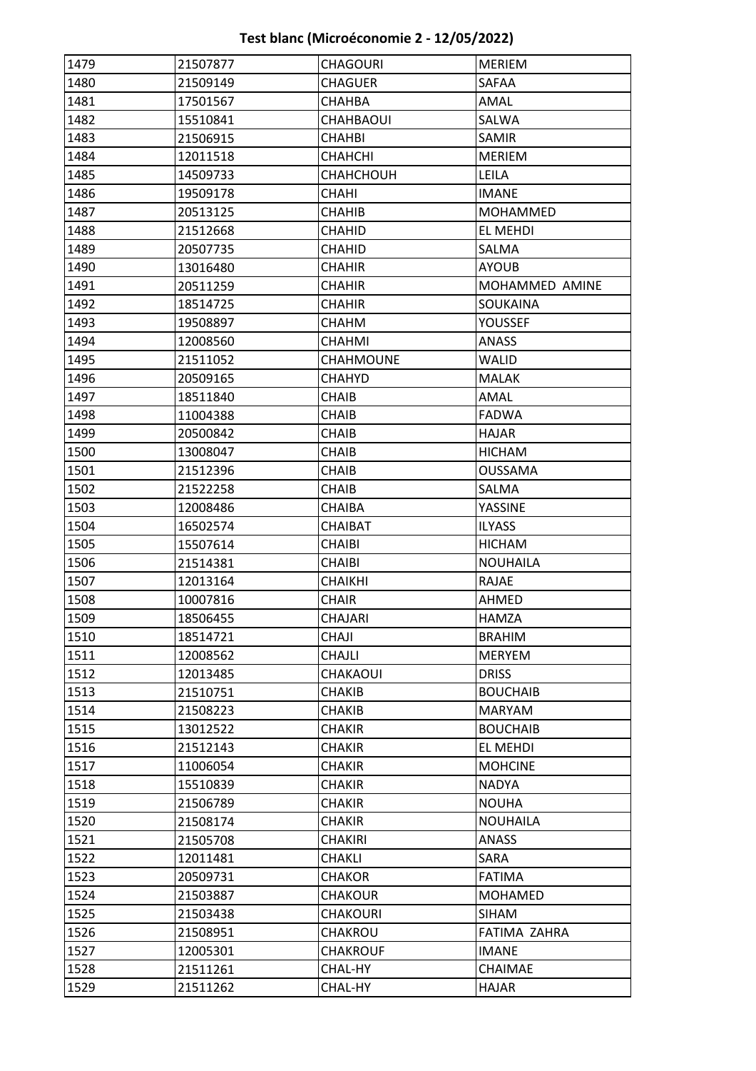**Test blanc (Microéconomie 2 - 12/05/2022)**

| | | | |
|---|---|---|---|
| 1479 | 21507877 | CHAGOURI | MERIEM |
| 1480 | 21509149 | CHAGUER | SAFAA |
| 1481 | 17501567 | CHAHBA | AMAL |
| 1482 | 15510841 | CHAHBAOUI | SALWA |
| 1483 | 21506915 | CHAHBI | SAMIR |
| 1484 | 12011518 | CHAHCHI | MERIEM |
| 1485 | 14509733 | CHAHCHOUH | LEILA |
| 1486 | 19509178 | CHAHI | IMANE |
| 1487 | 20513125 | CHAHIB | MOHAMMED |
| 1488 | 21512668 | CHAHID | EL MEHDI |
| 1489 | 20507735 | CHAHID | SALMA |
| 1490 | 13016480 | CHAHIR | AYOUB |
| 1491 | 20511259 | CHAHIR | MOHAMMED AMINE |
| 1492 | 18514725 | CHAHIR | SOUKAINA |
| 1493 | 19508897 | CHAHM | YOUSSEF |
| 1494 | 12008560 | CHAHMI | ANASS |
| 1495 | 21511052 | CHAHMOUNE | WALID |
| 1496 | 20509165 | CHAHYD | MALAK |
| 1497 | 18511840 | CHAIB | AMAL |
| 1498 | 11004388 | CHAIB | FADWA |
| 1499 | 20500842 | CHAIB | HAJAR |
| 1500 | 13008047 | CHAIB | HICHAM |
| 1501 | 21512396 | CHAIB | OUSSAMA |
| 1502 | 21522258 | CHAIB | SALMA |
| 1503 | 12008486 | CHAIBA | YASSINE |
| 1504 | 16502574 | CHAIBAT | ILYASS |
| 1505 | 15507614 | CHAIBI | HICHAM |
| 1506 | 21514381 | CHAIBI | NOUHAILA |
| 1507 | 12013164 | CHAIKHI | RAJAE |
| 1508 | 10007816 | CHAIR | AHMED |
| 1509 | 18506455 | CHAJARI | HAMZA |
| 1510 | 18514721 | CHAJI | BRAHIM |
| 1511 | 12008562 | CHAJLI | MERYEM |
| 1512 | 12013485 | CHAKAOUI | DRISS |
| 1513 | 21510751 | CHAKIB | BOUCHAIB |
| 1514 | 21508223 | CHAKIB | MARYAM |
| 1515 | 13012522 | CHAKIR | BOUCHAIB |
| 1516 | 21512143 | CHAKIR | EL MEHDI |
| 1517 | 11006054 | CHAKIR | MOHCINE |
| 1518 | 15510839 | CHAKIR | NADYA |
| 1519 | 21506789 | CHAKIR | NOUHA |
| 1520 | 21508174 | CHAKIR | NOUHAILA |
| 1521 | 21505708 | CHAKIRI | ANASS |
| 1522 | 12011481 | CHAKLI | SARA |
| 1523 | 20509731 | CHAKOR | FATIMA |
| 1524 | 21503887 | CHAKOUR | MOHAMED |
| 1525 | 21503438 | CHAKOURI | SIHAM |
| 1526 | 21508951 | CHAKROU | FATIMA ZAHRA |
| 1527 | 12005301 | CHAKROUF | IMANE |
| 1528 | 21511261 | CHAL-HY | CHAIMAE |
| 1529 | 21511262 | CHAL-HY | HAJAR |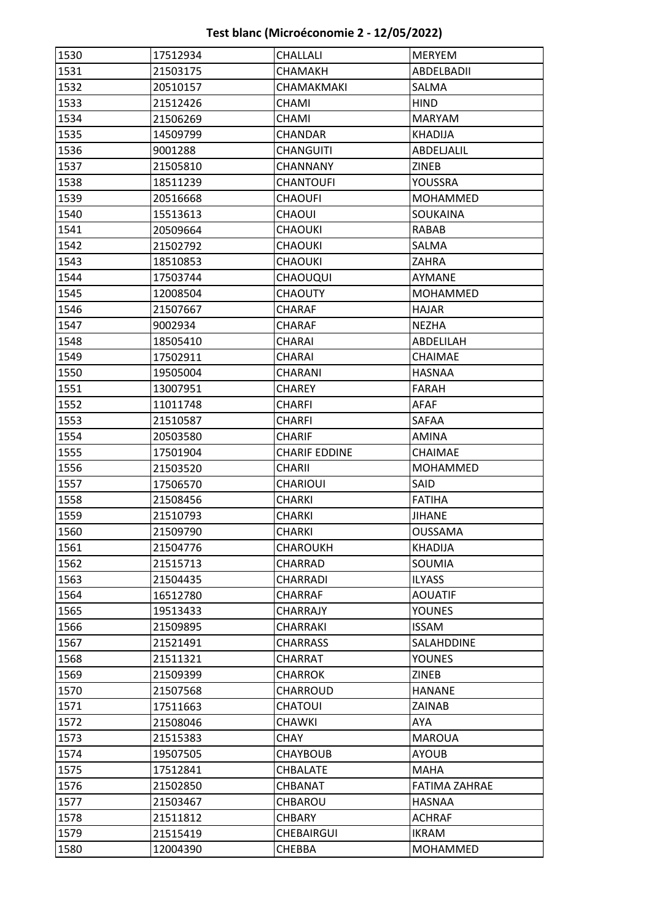**Test blanc (Microéconomie 2 - 12/05/2022)**

| | | | |
|---|---|---|---|
| 1530 | 17512934 | CHALLALI | MERYEM |
| 1531 | 21503175 | CHAMAKH | ABDELBADII |
| 1532 | 20510157 | CHAMAKMAKI | SALMA |
| 1533 | 21512426 | CHAMI | HIND |
| 1534 | 21506269 | CHAMI | MARYAM |
| 1535 | 14509799 | CHANDAR | KHADIJA |
| 1536 | 9001288 | CHANGUITI | ABDELJALIL |
| 1537 | 21505810 | CHANNANY | ZINEB |
| 1538 | 18511239 | CHANTOUFI | YOUSSRA |
| 1539 | 20516668 | CHAOUFI | MOHAMMED |
| 1540 | 15513613 | CHAOUI | SOUKAINA |
| 1541 | 20509664 | CHAOUKI | RABAB |
| 1542 | 21502792 | CHAOUKI | SALMA |
| 1543 | 18510853 | CHAOUKI | ZAHRA |
| 1544 | 17503744 | CHAOUQUI | AYMANE |
| 1545 | 12008504 | CHAOUTY | MOHAMMED |
| 1546 | 21507667 | CHARAF | HAJAR |
| 1547 | 9002934 | CHARAF | NEZHA |
| 1548 | 18505410 | CHARAI | ABDELILAH |
| 1549 | 17502911 | CHARAI | CHAIMAE |
| 1550 | 19505004 | CHARANI | HASNAA |
| 1551 | 13007951 | CHAREY | FARAH |
| 1552 | 11011748 | CHARFI | AFAF |
| 1553 | 21510587 | CHARFI | SAFAA |
| 1554 | 20503580 | CHARIF | AMINA |
| 1555 | 17501904 | CHARIF EDDINE | CHAIMAE |
| 1556 | 21503520 | CHARII | MOHAMMED |
| 1557 | 17506570 | CHARIOUI | SAID |
| 1558 | 21508456 | CHARKI | FATIHA |
| 1559 | 21510793 | CHARKI | JIHANE |
| 1560 | 21509790 | CHARKI | OUSSAMA |
| 1561 | 21504776 | CHAROUKH | KHADIJA |
| 1562 | 21515713 | CHARRAD | SOUMIA |
| 1563 | 21504435 | CHARRADI | ILYASS |
| 1564 | 16512780 | CHARRAF | AOUATIF |
| 1565 | 19513433 | CHARRAJY | YOUNES |
| 1566 | 21509895 | CHARRAKI | ISSAM |
| 1567 | 21521491 | CHARRASS | SALAHDDINE |
| 1568 | 21511321 | CHARRAT | YOUNES |
| 1569 | 21509399 | CHARROK | ZINEB |
| 1570 | 21507568 | CHARROUD | HANANE |
| 1571 | 17511663 | CHATOUI | ZAINAB |
| 1572 | 21508046 | CHAWKI | AYA |
| 1573 | 21515383 | CHAY | MAROUA |
| 1574 | 19507505 | CHAYBOUB | AYOUB |
| 1575 | 17512841 | CHBALATE | MAHA |
| 1576 | 21502850 | CHBANAT | FATIMA ZAHRAE |
| 1577 | 21503467 | CHBAROU | HASNAA |
| 1578 | 21511812 | CHBARY | ACHRAF |
| 1579 | 21515419 | CHEBAIRGUI | IKRAM |
| 1580 | 12004390 | CHEBBA | MOHAMMED |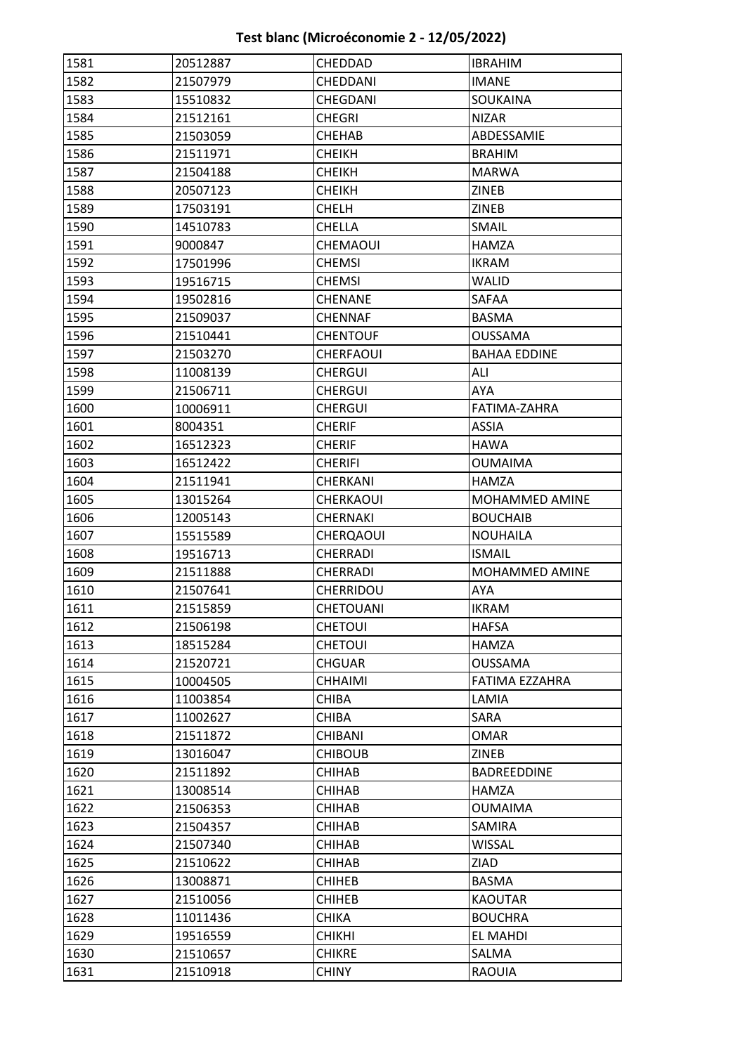# Test blanc (Microéconomie 2 - 12/05/2022)

| | | | |
|---|---|---|---|
| 1581 | 20512887 | CHEDDAD | IBRAHIM |
| 1582 | 21507979 | CHEDDANI | IMANE |
| 1583 | 15510832 | CHEGDANI | SOUKAINA |
| 1584 | 21512161 | CHEGRI | NIZAR |
| 1585 | 21503059 | CHEHAB | ABDESSAMIE |
| 1586 | 21511971 | CHEIKH | BRAHIM |
| 1587 | 21504188 | CHEIKH | MARWA |
| 1588 | 20507123 | CHEIKH | ZINEB |
| 1589 | 17503191 | CHELH | ZINEB |
| 1590 | 14510783 | CHELLA | SMAIL |
| 1591 | 9000847 | CHEMAOUI | HAMZA |
| 1592 | 17501996 | CHEMSI | IKRAM |
| 1593 | 19516715 | CHEMSI | WALID |
| 1594 | 19502816 | CHENANE | SAFAA |
| 1595 | 21509037 | CHENNAF | BASMA |
| 1596 | 21510441 | CHENTOUF | OUSSAMA |
| 1597 | 21503270 | CHERFAOUI | BAHAA EDDINE |
| 1598 | 11008139 | CHERGUI | ALI |
| 1599 | 21506711 | CHERGUI | AYA |
| 1600 | 10006911 | CHERGUI | FATIMA-ZAHRA |
| 1601 | 8004351 | CHERIF | ASSIA |
| 1602 | 16512323 | CHERIF | HAWA |
| 1603 | 16512422 | CHERIFI | OUMAIMA |
| 1604 | 21511941 | CHERKANI | HAMZA |
| 1605 | 13015264 | CHERKAOUI | MOHAMMED AMINE |
| 1606 | 12005143 | CHERNAKI | BOUCHAIB |
| 1607 | 15515589 | CHERQAOUI | NOUHAILA |
| 1608 | 19516713 | CHERRADI | ISMAIL |
| 1609 | 21511888 | CHERRADI | MOHAMMED AMINE |
| 1610 | 21507641 | CHERRIDOU | AYA |
| 1611 | 21515859 | CHETOUANI | IKRAM |
| 1612 | 21506198 | CHETOUI | HAFSA |
| 1613 | 18515284 | CHETOUI | HAMZA |
| 1614 | 21520721 | CHGUAR | OUSSAMA |
| 1615 | 10004505 | CHHAIMI | FATIMA EZZAHRA |
| 1616 | 11003854 | CHIBA | LAMIA |
| 1617 | 11002627 | CHIBA | SARA |
| 1618 | 21511872 | CHIBANI | OMAR |
| 1619 | 13016047 | CHIBOUB | ZINEB |
| 1620 | 21511892 | CHIHAB | BADREEDDINE |
| 1621 | 13008514 | CHIHAB | HAMZA |
| 1622 | 21506353 | CHIHAB | OUMAIMA |
| 1623 | 21504357 | CHIHAB | SAMIRA |
| 1624 | 21507340 | CHIHAB | WISSAL |
| 1625 | 21510622 | CHIHAB | ZIAD |
| 1626 | 13008871 | CHIHEB | BASMA |
| 1627 | 21510056 | CHIHEB | KAOUTAR |
| 1628 | 11011436 | CHIKA | BOUCHRA |
| 1629 | 19516559 | CHIKHI | EL MAHDI |
| 1630 | 21510657 | CHIKRE | SALMA |
| 1631 | 21510918 | CHINY | RAOUIA |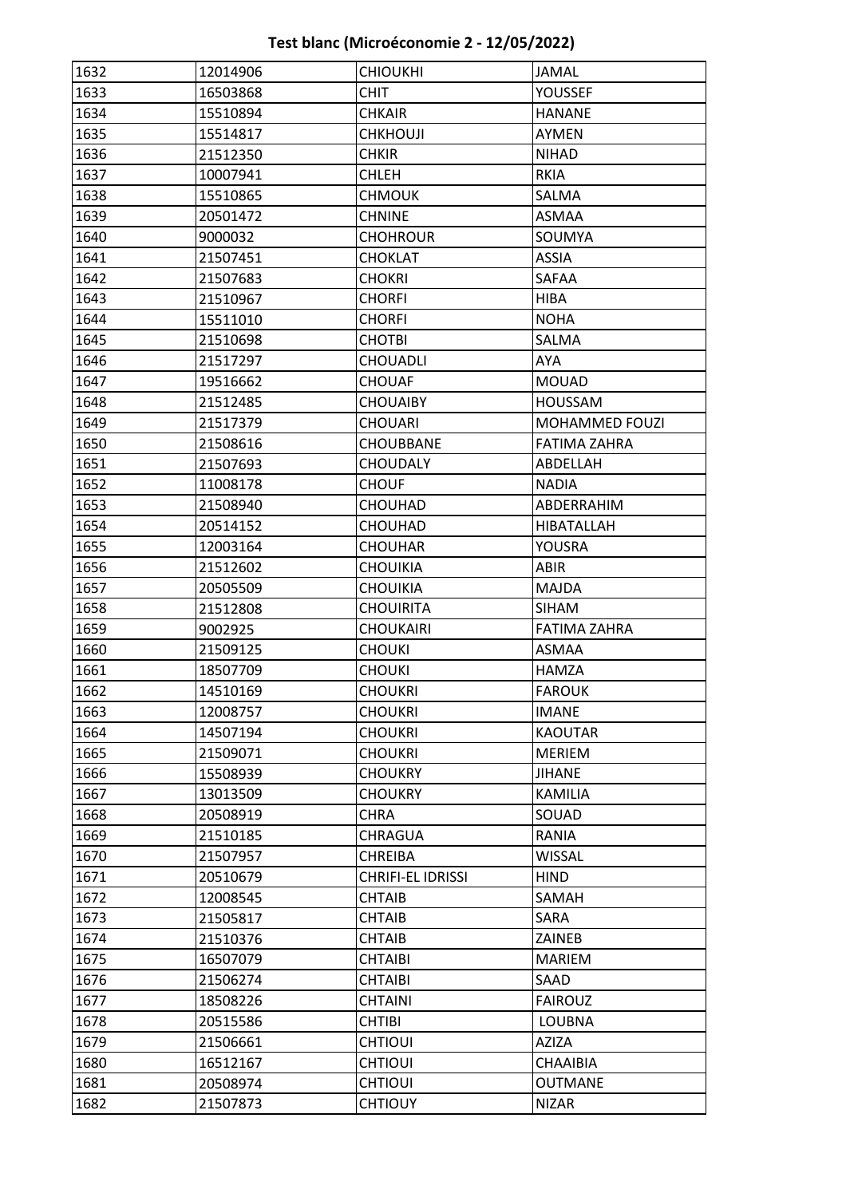# Test blanc (Microéconomie 2 - 12/05/2022)

| | | | |
|---|---|---|---|
| 1632 | 12014906 | CHIOUKHI | JAMAL |
| 1633 | 16503868 | CHIT | YOUSSEF |
| 1634 | 15510894 | CHKAIR | HANANE |
| 1635 | 15514817 | CHKHOUJI | AYMEN |
| 1636 | 21512350 | CHKIR | NIHAD |
| 1637 | 10007941 | CHLEH | RKIA |
| 1638 | 15510865 | CHMOUK | SALMA |
| 1639 | 20501472 | CHNINE | ASMAA |
| 1640 | 9000032 | CHOHROUR | SOUMYA |
| 1641 | 21507451 | CHOKLAT | ASSIA |
| 1642 | 21507683 | CHOKRI | SAFAA |
| 1643 | 21510967 | CHORFI | HIBA |
| 1644 | 15511010 | CHORFI | NOHA |
| 1645 | 21510698 | CHOTBI | SALMA |
| 1646 | 21517297 | CHOUADLI | AYA |
| 1647 | 19516662 | CHOUAF | MOUAD |
| 1648 | 21512485 | CHOUAIBY | HOUSSAM |
| 1649 | 21517379 | CHOUARI | MOHAMMED FOUZI |
| 1650 | 21508616 | CHOUBBANE | FATIMA ZAHRA |
| 1651 | 21507693 | CHOUDALY | ABDELLAH |
| 1652 | 11008178 | CHOUF | NADIA |
| 1653 | 21508940 | CHOUHAD | ABDERRAHIM |
| 1654 | 20514152 | CHOUHAD | HIBATALLAH |
| 1655 | 12003164 | CHOUHAR | YOUSRA |
| 1656 | 21512602 | CHOUIKIA | ABIR |
| 1657 | 20505509 | CHOUIKIA | MAJDA |
| 1658 | 21512808 | CHOUIRITA | SIHAM |
| 1659 | 9002925 | CHOUKAIRI | FATIMA ZAHRA |
| 1660 | 21509125 | CHOUKI | ASMAA |
| 1661 | 18507709 | CHOUKI | HAMZA |
| 1662 | 14510169 | CHOUKRI | FAROUK |
| 1663 | 12008757 | CHOUKRI | IMANE |
| 1664 | 14507194 | CHOUKRI | KAOUTAR |
| 1665 | 21509071 | CHOUKRI | MERIEM |
| 1666 | 15508939 | CHOUKRY | JIHANE |
| 1667 | 13013509 | CHOUKRY | KAMILIA |
| 1668 | 20508919 | CHRA | SOUAD |
| 1669 | 21510185 | CHRAGUA | RANIA |
| 1670 | 21507957 | CHREIBA | WISSAL |
| 1671 | 20510679 | CHRIFI-EL IDRISSI | HIND |
| 1672 | 12008545 | CHTAIB | SAMAH |
| 1673 | 21505817 | CHTAIB | SARA |
| 1674 | 21510376 | CHTAIB | ZAINEB |
| 1675 | 16507079 | CHTAIBI | MARIEM |
| 1676 | 21506274 | CHTAIBI | SAAD |
| 1677 | 18508226 | CHTAINI | FAIROUZ |
| 1678 | 20515586 | CHTIBI | LOUBNA |
| 1679 | 21506661 | CHTIOUI | AZIZA |
| 1680 | 16512167 | CHTIOUI | CHAAIBIA |
| 1681 | 20508974 | CHTIOUI | OUTMANE |
| 1682 | 21507873 | CHTIOUY | NIZAR |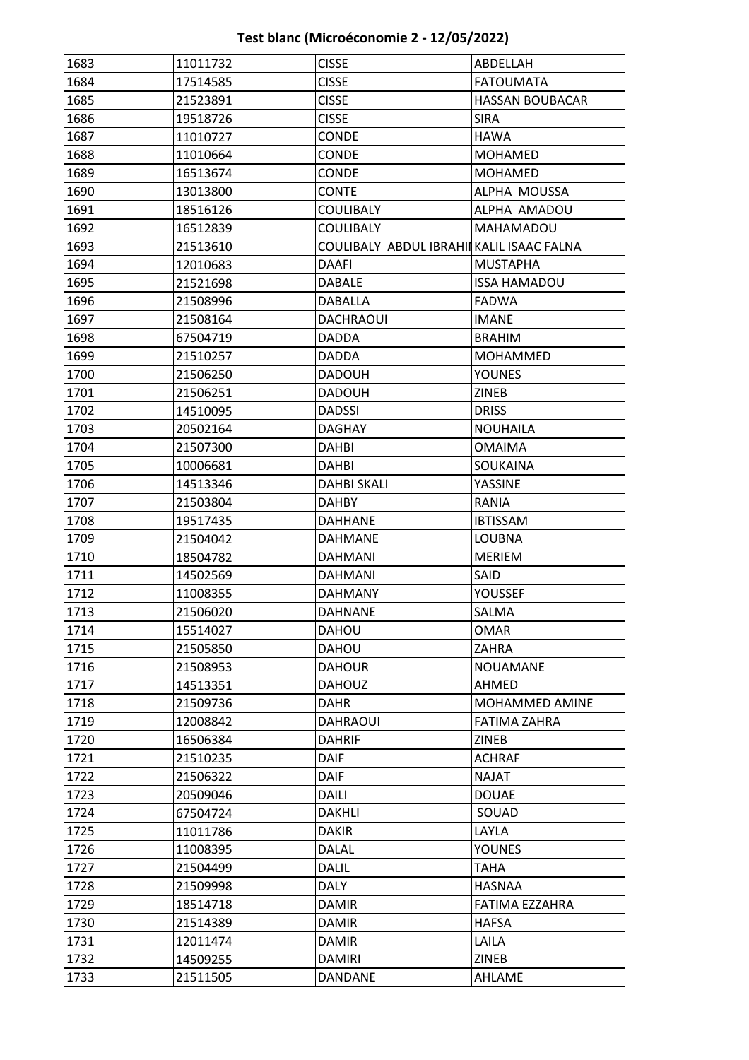# Test blanc (Microéconomie 2 - 12/05/2022)

| | | | |
|---|---|---|---|
| 1683 | 11011732 | CISSE | ABDELLAH |
| 1684 | 17514585 | CISSE | FATOUMATA |
| 1685 | 21523891 | CISSE | HASSAN BOUBACAR |
| 1686 | 19518726 | CISSE | SIRA |
| 1687 | 11010727 | CONDE | HAWA |
| 1688 | 11010664 | CONDE | MOHAMED |
| 1689 | 16513674 | CONDE | MOHAMED |
| 1690 | 13013800 | CONTE | ALPHA MOUSSA |
| 1691 | 18516126 | COULIBALY | ALPHA AMADOU |
| 1692 | 16512839 | COULIBALY | MAHAMADOU |
| 1693 | 21513610 | COULIBALY ABDUL IBRAHIM | KALIL ISAAC FALNA |
| 1694 | 12010683 | DAAFI | MUSTAPHA |
| 1695 | 21521698 | DABALE | ISSA HAMADOU |
| 1696 | 21508996 | DABALLA | FADWA |
| 1697 | 21508164 | DACHRAOUI | IMANE |
| 1698 | 67504719 | DADDA | BRAHIM |
| 1699 | 21510257 | DADDA | MOHAMMED |
| 1700 | 21506250 | DADOUH | YOUNES |
| 1701 | 21506251 | DADOUH | ZINEB |
| 1702 | 14510095 | DADSSI | DRISS |
| 1703 | 20502164 | DAGHAY | NOUHAILA |
| 1704 | 21507300 | DAHBI | OMAIMA |
| 1705 | 10006681 | DAHBI | SOUKAINA |
| 1706 | 14513346 | DAHBI SKALI | YASSINE |
| 1707 | 21503804 | DAHBY | RANIA |
| 1708 | 19517435 | DAHHANE | IBTISSAM |
| 1709 | 21504042 | DAHMANE | LOUBNA |
| 1710 | 18504782 | DAHMANI | MERIEM |
| 1711 | 14502569 | DAHMANI | SAID |
| 1712 | 11008355 | DAHMANY | YOUSSEF |
| 1713 | 21506020 | DAHNANE | SALMA |
| 1714 | 15514027 | DAHOU | OMAR |
| 1715 | 21505850 | DAHOU | ZAHRA |
| 1716 | 21508953 | DAHOUR | NOUAMANE |
| 1717 | 14513351 | DAHOUZ | AHMED |
| 1718 | 21509736 | DAHR | MOHAMMED AMINE |
| 1719 | 12008842 | DAHRAOUI | FATIMA ZAHRA |
| 1720 | 16506384 | DAHRIF | ZINEB |
| 1721 | 21510235 | DAIF | ACHRAF |
| 1722 | 21506322 | DAIF | NAJAT |
| 1723 | 20509046 | DAILI | DOUAE |
| 1724 | 67504724 | DAKHLI | SOUAD |
| 1725 | 11011786 | DAKIR | LAYLA |
| 1726 | 11008395 | DALAL | YOUNES |
| 1727 | 21504499 | DALIL | TAHA |
| 1728 | 21509998 | DALY | HASNAA |
| 1729 | 18514718 | DAMIR | FATIMA EZZAHRA |
| 1730 | 21514389 | DAMIR | HAFSA |
| 1731 | 12011474 | DAMIR | LAILA |
| 1732 | 14509255 | DAMIRI | ZINEB |
| 1733 | 21511505 | DANDANE | AHLAME |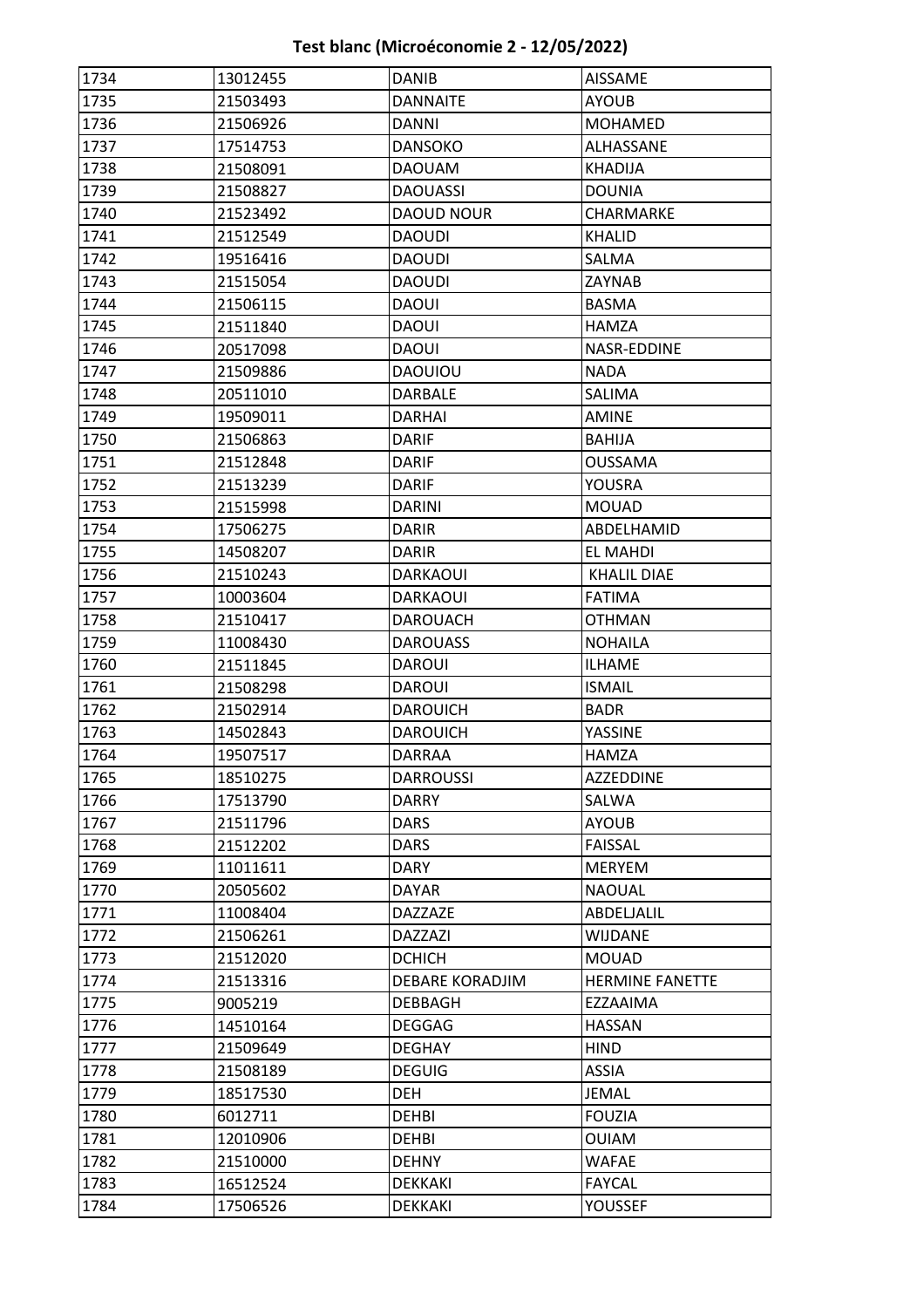**Test blanc (Microéconomie 2 - 12/05/2022)**

| | | | |
|---|---|---|---|
| 1734 | 13012455 | DANIB | AISSAME |
| 1735 | 21503493 | DANNAITE | AYOUB |
| 1736 | 21506926 | DANNI | MOHAMED |
| 1737 | 17514753 | DANSOKO | ALHASSANE |
| 1738 | 21508091 | DAOUAM | KHADIJA |
| 1739 | 21508827 | DAOUASSI | DOUNIA |
| 1740 | 21523492 | DAOUD NOUR | CHARMARKE |
| 1741 | 21512549 | DAOUDI | KHALID |
| 1742 | 19516416 | DAOUDI | SALMA |
| 1743 | 21515054 | DAOUDI | ZAYNAB |
| 1744 | 21506115 | DAOUI | BASMA |
| 1745 | 21511840 | DAOUI | HAMZA |
| 1746 | 20517098 | DAOUI | NASR-EDDINE |
| 1747 | 21509886 | DAOUIOU | NADA |
| 1748 | 20511010 | DARBALE | SALIMA |
| 1749 | 19509011 | DARHAI | AMINE |
| 1750 | 21506863 | DARIF | BAHIJA |
| 1751 | 21512848 | DARIF | OUSSAMA |
| 1752 | 21513239 | DARIF | YOUSRA |
| 1753 | 21515998 | DARINI | MOUAD |
| 1754 | 17506275 | DARIR | ABDELHAMID |
| 1755 | 14508207 | DARIR | EL MAHDI |
| 1756 | 21510243 | DARKAOUI | KHALIL DIAE |
| 1757 | 10003604 | DARKAOUI | FATIMA |
| 1758 | 21510417 | DAROUACH | OTHMAN |
| 1759 | 11008430 | DAROUASS | NOHAILA |
| 1760 | 21511845 | DAROUI | ILHAME |
| 1761 | 21508298 | DAROUI | ISMAIL |
| 1762 | 21502914 | DAROUICH | BADR |
| 1763 | 14502843 | DAROUICH | YASSINE |
| 1764 | 19507517 | DARRAA | HAMZA |
| 1765 | 18510275 | DARROUSSI | AZZEDDINE |
| 1766 | 17513790 | DARRY | SALWA |
| 1767 | 21511796 | DARS | AYOUB |
| 1768 | 21512202 | DARS | FAISSAL |
| 1769 | 11011611 | DARY | MERYEM |
| 1770 | 20505602 | DAYAR | NAOUAL |
| 1771 | 11008404 | DAZZAZE | ABDELJALIL |
| 1772 | 21506261 | DAZZAZI | WIJDANE |
| 1773 | 21512020 | DCHICH | MOUAD |
| 1774 | 21513316 | DEBARE KORADJIM | HERMINE FANETTE |
| 1775 | 9005219 | DEBBAGH | EZZAAIMA |
| 1776 | 14510164 | DEGGAG | HASSAN |
| 1777 | 21509649 | DEGHAY | HIND |
| 1778 | 21508189 | DEGUIG | ASSIA |
| 1779 | 18517530 | DEH | JEMAL |
| 1780 | 6012711 | DEHBI | FOUZIA |
| 1781 | 12010906 | DEHBI | OUIAM |
| 1782 | 21510000 | DEHNY | WAFAE |
| 1783 | 16512524 | DEKKAKI | FAYCAL |
| 1784 | 17506526 | DEKKAKI | YOUSSEF |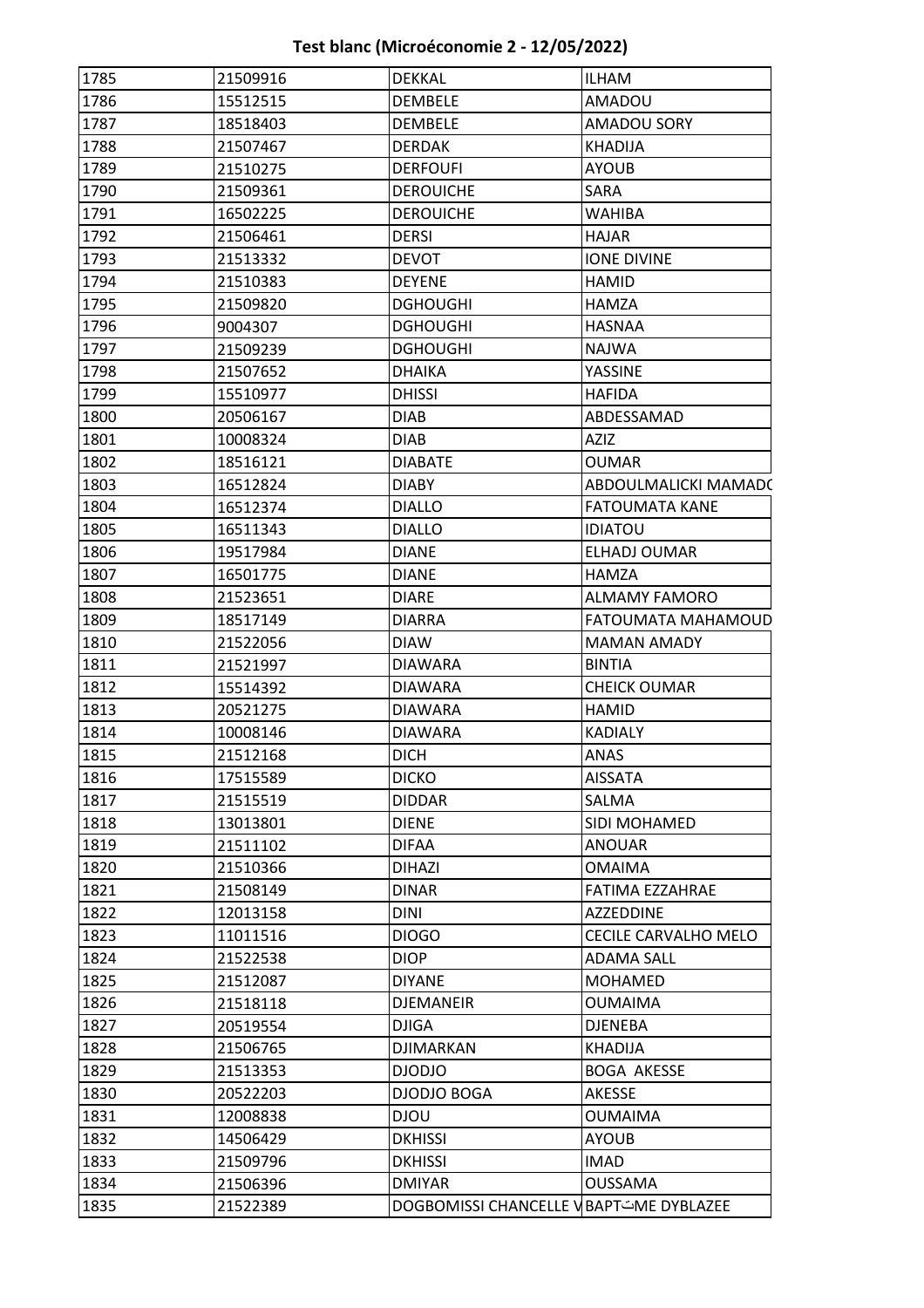# Test blanc (Microéconomie 2 - 12/05/2022)

| | | | |
|---|---|---|---|
| 1785 | 21509916 | DEKKAL | ILHAM |
| 1786 | 15512515 | DEMBELE | AMADOU |
| 1787 | 18518403 | DEMBELE | AMADOU SORY |
| 1788 | 21507467 | DERDAK | KHADIJA |
| 1789 | 21510275 | DERFOUFI | AYOUB |
| 1790 | 21509361 | DEROUICHE | SARA |
| 1791 | 16502225 | DEROUICHE | WAHIBA |
| 1792 | 21506461 | DERSI | HAJAR |
| 1793 | 21513332 | DEVOT | IONE DIVINE |
| 1794 | 21510383 | DEYENE | HAMID |
| 1795 | 21509820 | DGHOUGHI | HAMZA |
| 1796 | 9004307 | DGHOUGHI | HASNAA |
| 1797 | 21509239 | DGHOUGHI | NAJWA |
| 1798 | 21507652 | DHAIKA | YASSINE |
| 1799 | 15510977 | DHISSI | HAFIDA |
| 1800 | 20506167 | DIAB | ABDESSAMAD |
| 1801 | 10008324 | DIAB | AZIZ |
| 1802 | 18516121 | DIABATE | OUMAR |
| 1803 | 16512824 | DIABY | ABDOULMALICKI MAMADO |
| 1804 | 16512374 | DIALLO | FATOUMATA KANE |
| 1805 | 16511343 | DIALLO | IDIATOU |
| 1806 | 19517984 | DIANE | ELHADJ OUMAR |
| 1807 | 16501775 | DIANE | HAMZA |
| 1808 | 21523651 | DIARE | ALMAMY FAMORO |
| 1809 | 18517149 | DIARRA | FATOUMATA MAHAMOUD |
| 1810 | 21522056 | DIAW | MAMAN AMADY |
| 1811 | 21521997 | DIAWARA | BINTIA |
| 1812 | 15514392 | DIAWARA | CHEICK OUMAR |
| 1813 | 20521275 | DIAWARA | HAMID |
| 1814 | 10008146 | DIAWARA | KADIALY |
| 1815 | 21512168 | DICH | ANAS |
| 1816 | 17515589 | DICKO | AISSATA |
| 1817 | 21515519 | DIDDAR | SALMA |
| 1818 | 13013801 | DIENE | SIDI MOHAMED |
| 1819 | 21511102 | DIFAA | ANOUAR |
| 1820 | 21510366 | DIHAZI | OMAIMA |
| 1821 | 21508149 | DINAR | FATIMA EZZAHRAE |
| 1822 | 12013158 | DINI | AZZEDDINE |
| 1823 | 11011516 | DIOGO | CECILE CARVALHO MELO |
| 1824 | 21522538 | DIOP | ADAMA SALL |
| 1825 | 21512087 | DIYANE | MOHAMED |
| 1826 | 21518118 | DJEMANEIR | OUMAIMA |
| 1827 | 20519554 | DJIGA | DJENEBA |
| 1828 | 21506765 | DJIMARKAN | KHADIJA |
| 1829 | 21513353 | DJODJO | BOGA AKESSE |
| 1830 | 20522203 | DJODJO BOGA | AKESSE |
| 1831 | 12008838 | DJOU | OUMAIMA |
| 1832 | 14506429 | DKHISSI | AYOUB |
| 1833 | 21509796 | DKHISSI | IMAD |
| 1834 | 21506396 | DMIYAR | OUSSAMA |
| 1835 | 21522389 | DOGBOMISSI CHANCELLE V | BAPTݒME DYBLAZEE |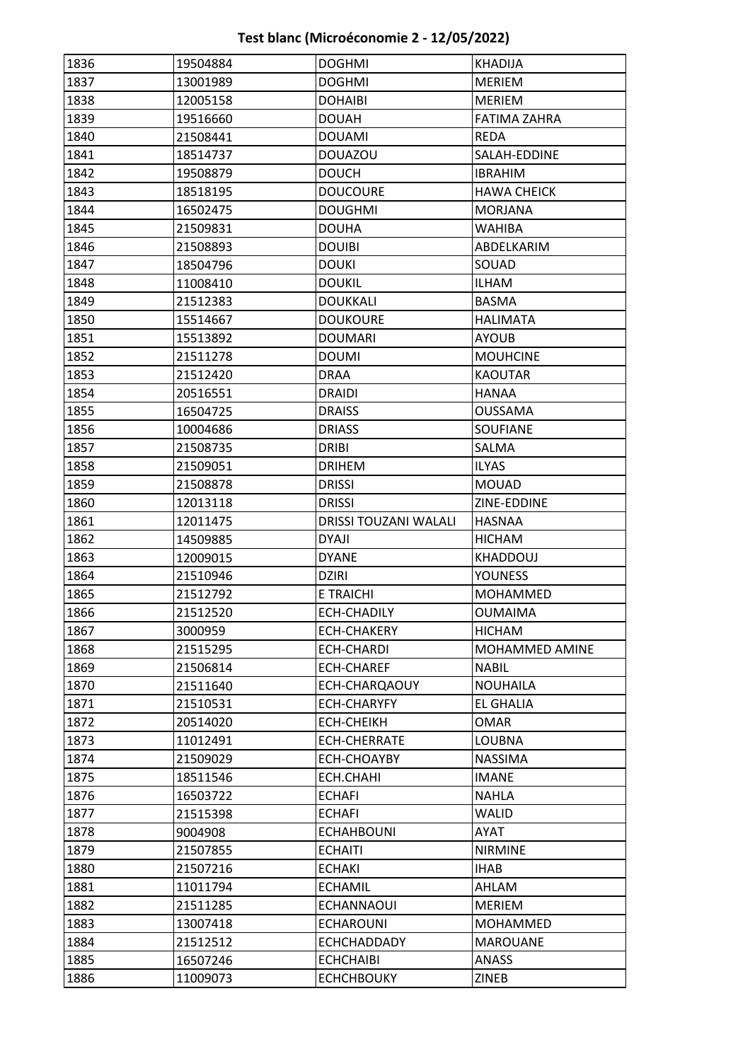# Test blanc (Microéconomie 2 - 12/05/2022)

| | | | |
|---|---|---|---|
| 1836 | 19504884 | DOGHMI | KHADIJA |
| 1837 | 13001989 | DOGHMI | MERIEM |
| 1838 | 12005158 | DOHAIBI | MERIEM |
| 1839 | 19516660 | DOUAH | FATIMA ZAHRA |
| 1840 | 21508441 | DOUAMI | REDA |
| 1841 | 18514737 | DOUAZOU | SALAH-EDDINE |
| 1842 | 19508879 | DOUCH | IBRAHIM |
| 1843 | 18518195 | DOUCOURE | HAWA CHEICK |
| 1844 | 16502475 | DOUGHMI | MORJANA |
| 1845 | 21509831 | DOUHA | WAHIBA |
| 1846 | 21508893 | DOUIBI | ABDELKARIM |
| 1847 | 18504796 | DOUKI | SOUAD |
| 1848 | 11008410 | DOUKIL | ILHAM |
| 1849 | 21512383 | DOUKKALI | BASMA |
| 1850 | 15514667 | DOUKOURE | HALIMATA |
| 1851 | 15513892 | DOUMARI | AYOUB |
| 1852 | 21511278 | DOUMI | MOUHCINE |
| 1853 | 21512420 | DRAA | KAOUTAR |
| 1854 | 20516551 | DRAIDI | HANAA |
| 1855 | 16504725 | DRAISS | OUSSAMA |
| 1856 | 10004686 | DRIASS | SOUFIANE |
| 1857 | 21508735 | DRIBI | SALMA |
| 1858 | 21509051 | DRIHEM | ILYAS |
| 1859 | 21508878 | DRISSI | MOUAD |
| 1860 | 12013118 | DRISSI | ZINE-EDDINE |
| 1861 | 12011475 | DRISSI TOUZANI WALALI | HASNAA |
| 1862 | 14509885 | DYAJI | HICHAM |
| 1863 | 12009015 | DYANE | KHADDOUJ |
| 1864 | 21510946 | DZIRI | YOUNESS |
| 1865 | 21512792 | E TRAICHI | MOHAMMED |
| 1866 | 21512520 | ECH-CHADILY | OUMAIMA |
| 1867 | 3000959 | ECH-CHAKERY | HICHAM |
| 1868 | 21515295 | ECH-CHARDI | MOHAMMED AMINE |
| 1869 | 21506814 | ECH-CHAREF | NABIL |
| 1870 | 21511640 | ECH-CHARQAOUY | NOUHAILA |
| 1871 | 21510531 | ECH-CHARYFY | EL GHALIA |
| 1872 | 20514020 | ECH-CHEIKH | OMAR |
| 1873 | 11012491 | ECH-CHERRATE | LOUBNA |
| 1874 | 21509029 | ECH-CHOAYBY | NASSIMA |
| 1875 | 18511546 | ECH.CHAHI | IMANE |
| 1876 | 16503722 | ECHAFI | NAHLA |
| 1877 | 21515398 | ECHAFI | WALID |
| 1878 | 9004908 | ECHAHBOUNI | AYAT |
| 1879 | 21507855 | ECHAITI | NIRMINE |
| 1880 | 21507216 | ECHAKI | IHAB |
| 1881 | 11011794 | ECHAMIL | AHLAM |
| 1882 | 21511285 | ECHANNAOUI | MERIEM |
| 1883 | 13007418 | ECHAROUNI | MOHAMMED |
| 1884 | 21512512 | ECHCHADDADY | MAROUANE |
| 1885 | 16507246 | ECHCHAIBI | ANASS |
| 1886 | 11009073 | ECHCHBOUKY | ZINEB |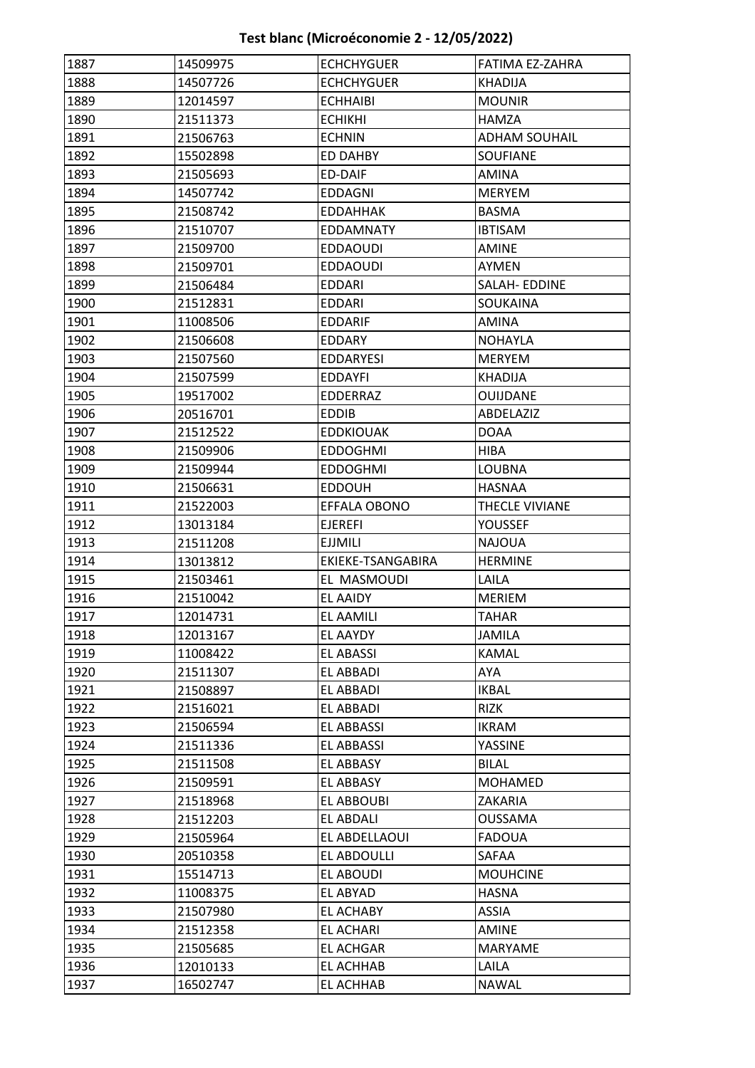**Test blanc (Microéconomie 2 - 12/05/2022)**

| | | | |
|---|---|---|---|
| 1887 | 14509975 | ECHCHYGUER | FATIMA EZ-ZAHRA |
| 1888 | 14507726 | ECHCHYGUER | KHADIJA |
| 1889 | 12014597 | ECHHAIBI | MOUNIR |
| 1890 | 21511373 | ECHIKHI | HAMZA |
| 1891 | 21506763 | ECHNIN | ADHAM SOUHAIL |
| 1892 | 15502898 | ED DAHBY | SOUFIANE |
| 1893 | 21505693 | ED-DAIF | AMINA |
| 1894 | 14507742 | EDDAGNI | MERYEM |
| 1895 | 21508742 | EDDAHHAK | BASMA |
| 1896 | 21510707 | EDDAMNATY | IBTISAM |
| 1897 | 21509700 | EDDAOUDI | AMINE |
| 1898 | 21509701 | EDDAOUDI | AYMEN |
| 1899 | 21506484 | EDDARI | SALAH- EDDINE |
| 1900 | 21512831 | EDDARI | SOUKAINA |
| 1901 | 11008506 | EDDARIF | AMINA |
| 1902 | 21506608 | EDDARY | NOHAYLA |
| 1903 | 21507560 | EDDARYESI | MERYEM |
| 1904 | 21507599 | EDDAYFI | KHADIJA |
| 1905 | 19517002 | EDDERRAZ | OUIJDANE |
| 1906 | 20516701 | EDDIB | ABDELAZIZ |
| 1907 | 21512522 | EDDKIOUAK | DOAA |
| 1908 | 21509906 | EDDOGHMI | HIBA |
| 1909 | 21509944 | EDDOGHMI | LOUBNA |
| 1910 | 21506631 | EDDOUH | HASNAA |
| 1911 | 21522003 | EFFALA OBONO | THECLE VIVIANE |
| 1912 | 13013184 | EJEREFI | YOUSSEF |
| 1913 | 21511208 | EJJMILI | NAJOUA |
| 1914 | 13013812 | EKIEKE-TSANGABIRA | HERMINE |
| 1915 | 21503461 | EL MASMOUDI | LAILA |
| 1916 | 21510042 | EL AAIDY | MERIEM |
| 1917 | 12014731 | EL AAMILI | TAHAR |
| 1918 | 12013167 | EL AAYDY | JAMILA |
| 1919 | 11008422 | EL ABASSI | KAMAL |
| 1920 | 21511307 | EL ABBADI | AYA |
| 1921 | 21508897 | EL ABBADI | IKBAL |
| 1922 | 21516021 | EL ABBADI | RIZK |
| 1923 | 21506594 | EL ABBASSI | IKRAM |
| 1924 | 21511336 | EL ABBASSI | YASSINE |
| 1925 | 21511508 | EL ABBASY | BILAL |
| 1926 | 21509591 | EL ABBASY | MOHAMED |
| 1927 | 21518968 | EL ABBOUBI | ZAKARIA |
| 1928 | 21512203 | EL ABDALI | OUSSAMA |
| 1929 | 21505964 | EL ABDELLAOUI | FADOUA |
| 1930 | 20510358 | EL ABDOULLI | SAFAA |
| 1931 | 15514713 | EL ABOUDI | MOUHCINE |
| 1932 | 11008375 | EL ABYAD | HASNA |
| 1933 | 21507980 | EL ACHABY | ASSIA |
| 1934 | 21512358 | EL ACHARI | AMINE |
| 1935 | 21505685 | EL ACHGAR | MARYAME |
| 1936 | 12010133 | EL ACHHAB | LAILA |
| 1937 | 16502747 | EL ACHHAB | NAWAL |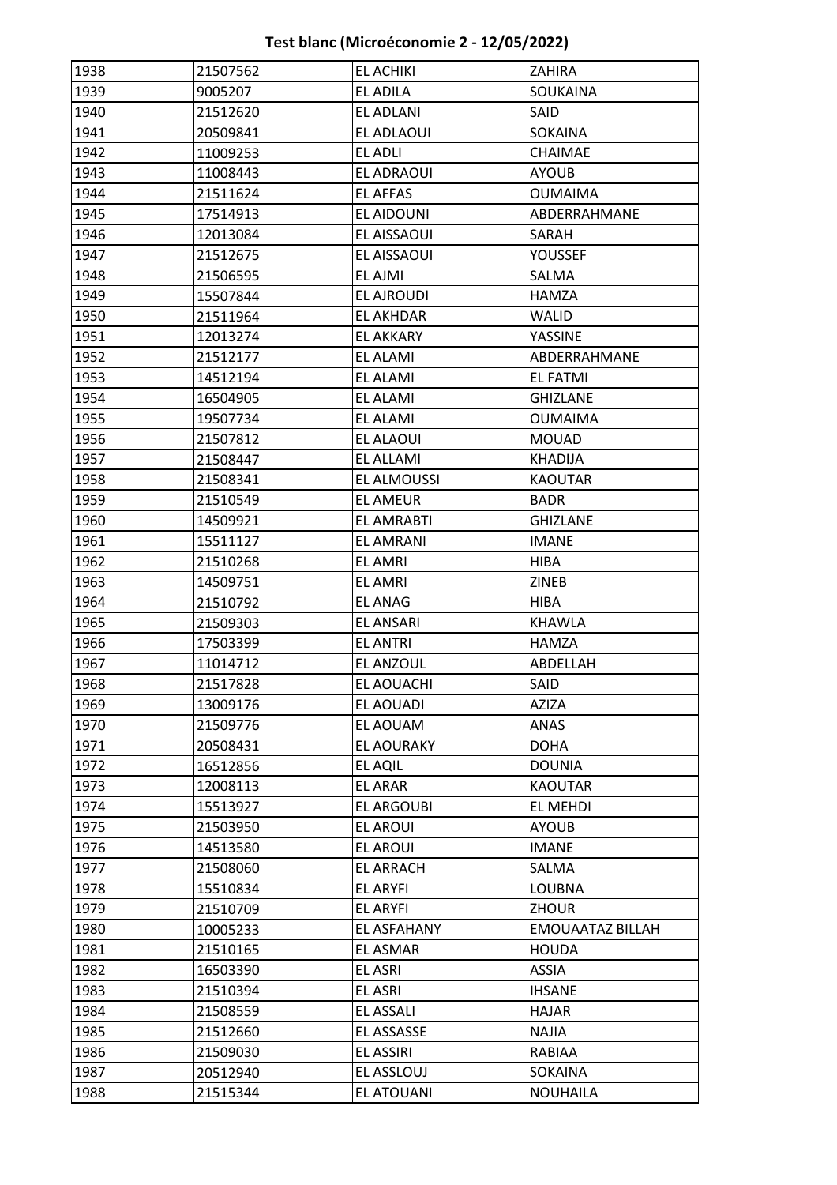**Test blanc (Microéconomie 2 - 12/05/2022)**

| | | | |
|---|---|---|---|
| 1938 | 21507562 | EL ACHIKI | ZAHIRA |
| 1939 | 9005207 | EL ADILA | SOUKAINA |
| 1940 | 21512620 | EL ADLANI | SAID |
| 1941 | 20509841 | EL ADLAOUI | SOKAINA |
| 1942 | 11009253 | EL ADLI | CHAIMAE |
| 1943 | 11008443 | EL ADRAOUI | AYOUB |
| 1944 | 21511624 | EL AFFAS | OUMAIMA |
| 1945 | 17514913 | EL AIDOUNI | ABDERRAHMANE |
| 1946 | 12013084 | EL AISSAOUI | SARAH |
| 1947 | 21512675 | EL AISSAOUI | YOUSSEF |
| 1948 | 21506595 | EL AJMI | SALMA |
| 1949 | 15507844 | EL AJROUDI | HAMZA |
| 1950 | 21511964 | EL AKHDAR | WALID |
| 1951 | 12013274 | EL AKKARY | YASSINE |
| 1952 | 21512177 | EL ALAMI | ABDERRAHMANE |
| 1953 | 14512194 | EL ALAMI | EL FATMI |
| 1954 | 16504905 | EL ALAMI | GHIZLANE |
| 1955 | 19507734 | EL ALAMI | OUMAIMA |
| 1956 | 21507812 | EL ALAOUI | MOUAD |
| 1957 | 21508447 | EL ALLAMI | KHADIJA |
| 1958 | 21508341 | EL ALMOUSSI | KAOUTAR |
| 1959 | 21510549 | EL AMEUR | BADR |
| 1960 | 14509921 | EL AMRABTI | GHIZLANE |
| 1961 | 15511127 | EL AMRANI | IMANE |
| 1962 | 21510268 | EL AMRI | HIBA |
| 1963 | 14509751 | EL AMRI | ZINEB |
| 1964 | 21510792 | EL ANAG | HIBA |
| 1965 | 21509303 | EL ANSARI | KHAWLA |
| 1966 | 17503399 | EL ANTRI | HAMZA |
| 1967 | 11014712 | EL ANZOUL | ABDELLAH |
| 1968 | 21517828 | EL AOUACHI | SAID |
| 1969 | 13009176 | EL AOUADI | AZIZA |
| 1970 | 21509776 | EL AOUAM | ANAS |
| 1971 | 20508431 | EL AOURAKY | DOHA |
| 1972 | 16512856 | EL AQIL | DOUNIA |
| 1973 | 12008113 | EL ARAR | KAOUTAR |
| 1974 | 15513927 | EL ARGOUBI | EL MEHDI |
| 1975 | 21503950 | EL AROUI | AYOUB |
| 1976 | 14513580 | EL AROUI | IMANE |
| 1977 | 21508060 | EL ARRACH | SALMA |
| 1978 | 15510834 | EL ARYFI | LOUBNA |
| 1979 | 21510709 | EL ARYFI | ZHOUR |
| 1980 | 10005233 | EL ASFAHANY | EMOUAATAZ BILLAH |
| 1981 | 21510165 | EL ASMAR | HOUDA |
| 1982 | 16503390 | EL ASRI | ASSIA |
| 1983 | 21510394 | EL ASRI | IHSANE |
| 1984 | 21508559 | EL ASSALI | HAJAR |
| 1985 | 21512660 | EL ASSASSE | NAJIA |
| 1986 | 21509030 | EL ASSIRI | RABIAA |
| 1987 | 20512940 | EL ASSLOUJ | SOKAINA |
| 1988 | 21515344 | EL ATOUANI | NOUHAILA |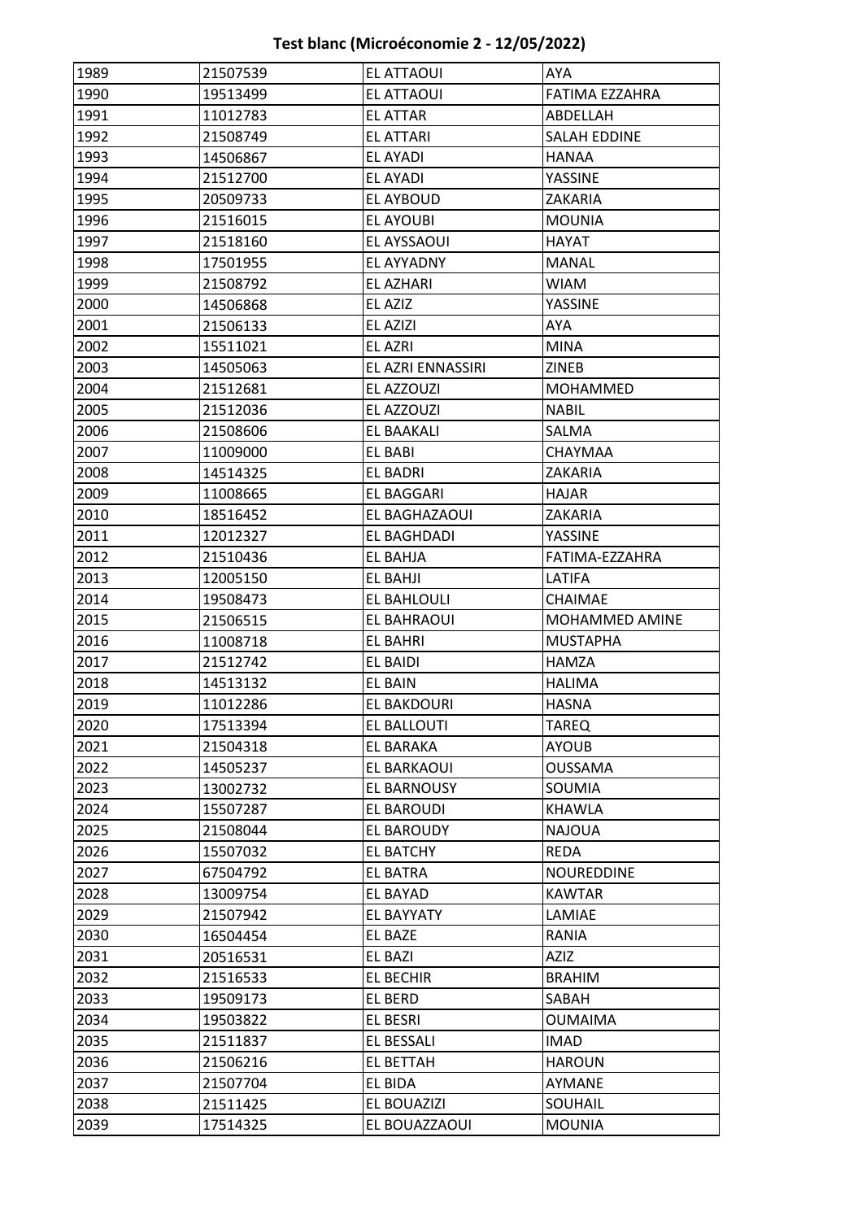# Test blanc (Microéconomie 2 - 12/05/2022)

| | | | |
|---|---|---|---|
| 1989 | 21507539 | EL ATTAOUI | AYA |
| 1990 | 19513499 | EL ATTAOUI | FATIMA EZZAHRA |
| 1991 | 11012783 | EL ATTAR | ABDELLAH |
| 1992 | 21508749 | EL ATTARI | SALAH EDDINE |
| 1993 | 14506867 | EL AYADI | HANAA |
| 1994 | 21512700 | EL AYADI | YASSINE |
| 1995 | 20509733 | EL AYBOUD | ZAKARIA |
| 1996 | 21516015 | EL AYOUBI | MOUNIA |
| 1997 | 21518160 | EL AYSSAOUI | HAYAT |
| 1998 | 17501955 | EL AYYADNY | MANAL |
| 1999 | 21508792 | EL AZHARI | WIAM |
| 2000 | 14506868 | EL AZIZ | YASSINE |
| 2001 | 21506133 | EL AZIZI | AYA |
| 2002 | 15511021 | EL AZRI | MINA |
| 2003 | 14505063 | EL AZRI ENNASSIRI | ZINEB |
| 2004 | 21512681 | EL AZZOUZI | MOHAMMED |
| 2005 | 21512036 | EL AZZOUZI | NABIL |
| 2006 | 21508606 | EL BAAKALI | SALMA |
| 2007 | 11009000 | EL BABI | CHAYMAA |
| 2008 | 14514325 | EL BADRI | ZAKARIA |
| 2009 | 11008665 | EL BAGGARI | HAJAR |
| 2010 | 18516452 | EL BAGHAZAOUI | ZAKARIA |
| 2011 | 12012327 | EL BAGHDADI | YASSINE |
| 2012 | 21510436 | EL BAHJA | FATIMA-EZZAHRA |
| 2013 | 12005150 | EL BAHJI | LATIFA |
| 2014 | 19508473 | EL BAHLOULI | CHAIMAE |
| 2015 | 21506515 | EL BAHRAOUI | MOHAMMED AMINE |
| 2016 | 11008718 | EL BAHRI | MUSTAPHA |
| 2017 | 21512742 | EL BAIDI | HAMZA |
| 2018 | 14513132 | EL BAIN | HALIMA |
| 2019 | 11012286 | EL BAKDOURI | HASNA |
| 2020 | 17513394 | EL BALLOUTI | TAREQ |
| 2021 | 21504318 | EL BARAKA | AYOUB |
| 2022 | 14505237 | EL BARKAOUI | OUSSAMA |
| 2023 | 13002732 | EL BARNOUSY | SOUMIA |
| 2024 | 15507287 | EL BAROUDI | KHAWLA |
| 2025 | 21508044 | EL BAROUDY | NAJOUA |
| 2026 | 15507032 | EL BATCHY | REDA |
| 2027 | 67504792 | EL BATRA | NOUREDDINE |
| 2028 | 13009754 | EL BAYAD | KAWTAR |
| 2029 | 21507942 | EL BAYYATY | LAMIAE |
| 2030 | 16504454 | EL BAZE | RANIA |
| 2031 | 20516531 | EL BAZI | AZIZ |
| 2032 | 21516533 | EL BECHIR | BRAHIM |
| 2033 | 19509173 | EL BERD | SABAH |
| 2034 | 19503822 | EL BESRI | OUMAIMA |
| 2035 | 21511837 | EL BESSALI | IMAD |
| 2036 | 21506216 | EL BETTAH | HAROUN |
| 2037 | 21507704 | EL BIDA | AYMANE |
| 2038 | 21511425 | EL BOUAZIZI | SOUHAIL |
| 2039 | 17514325 | EL BOUAZZAOUI | MOUNIA |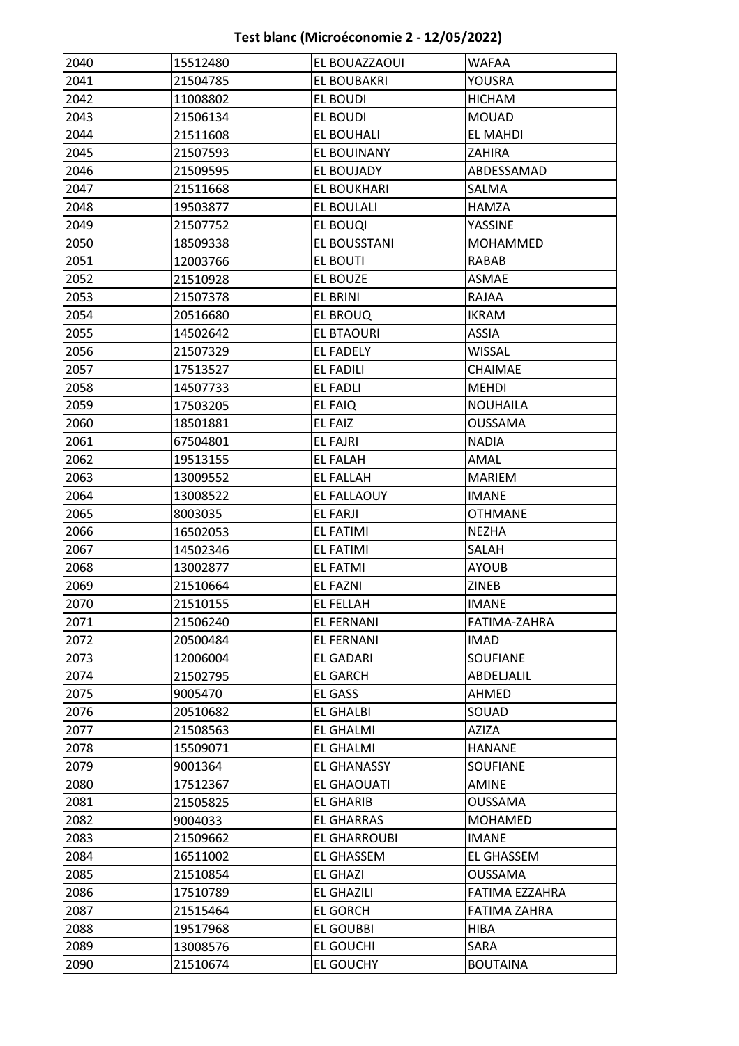# Test blanc (Microéconomie 2 - 12/05/2022)

| | | | |
|---|---|---|---|
| 2040 | 15512480 | EL BOUAZZAOUI | WAFAA |
| 2041 | 21504785 | EL BOUBAKRI | YOUSRA |
| 2042 | 11008802 | EL BOUDI | HICHAM |
| 2043 | 21506134 | EL BOUDI | MOUAD |
| 2044 | 21511608 | EL BOUHALI | EL MAHDI |
| 2045 | 21507593 | EL BOUINANY | ZAHIRA |
| 2046 | 21509595 | EL BOUJADY | ABDESSAMAD |
| 2047 | 21511668 | EL BOUKHARI | SALMA |
| 2048 | 19503877 | EL BOULALI | HAMZA |
| 2049 | 21507752 | EL BOUQI | YASSINE |
| 2050 | 18509338 | EL BOUSSTANI | MOHAMMED |
| 2051 | 12003766 | EL BOUTI | RABAB |
| 2052 | 21510928 | EL BOUZE | ASMAE |
| 2053 | 21507378 | EL BRINI | RAJAA |
| 2054 | 20516680 | EL BROUQ | IKRAM |
| 2055 | 14502642 | EL BTAOURI | ASSIA |
| 2056 | 21507329 | EL FADELY | WISSAL |
| 2057 | 17513527 | EL FADILI | CHAIMAE |
| 2058 | 14507733 | EL FADLI | MEHDI |
| 2059 | 17503205 | EL FAIQ | NOUHAILA |
| 2060 | 18501881 | EL FAIZ | OUSSAMA |
| 2061 | 67504801 | EL FAJRI | NADIA |
| 2062 | 19513155 | EL FALAH | AMAL |
| 2063 | 13009552 | EL FALLAH | MARIEM |
| 2064 | 13008522 | EL FALLAOUY | IMANE |
| 2065 | 8003035 | EL FARJI | OTHMANE |
| 2066 | 16502053 | EL FATIMI | NEZHA |
| 2067 | 14502346 | EL FATIMI | SALAH |
| 2068 | 13002877 | EL FATMI | AYOUB |
| 2069 | 21510664 | EL FAZNI | ZINEB |
| 2070 | 21510155 | EL FELLAH | IMANE |
| 2071 | 21506240 | EL FERNANI | FATIMA-ZAHRA |
| 2072 | 20500484 | EL FERNANI | IMAD |
| 2073 | 12006004 | EL GADARI | SOUFIANE |
| 2074 | 21502795 | EL GARCH | ABDELJALIL |
| 2075 | 9005470 | EL GASS | AHMED |
| 2076 | 20510682 | EL GHALBI | SOUAD |
| 2077 | 21508563 | EL GHALMI | AZIZA |
| 2078 | 15509071 | EL GHALMI | HANANE |
| 2079 | 9001364 | EL GHANASSY | SOUFIANE |
| 2080 | 17512367 | EL GHAOUATI | AMINE |
| 2081 | 21505825 | EL GHARIB | OUSSAMA |
| 2082 | 9004033 | EL GHARRAS | MOHAMED |
| 2083 | 21509662 | EL GHARROUBI | IMANE |
| 2084 | 16511002 | EL GHASSEM | EL GHASSEM |
| 2085 | 21510854 | EL GHAZI | OUSSAMA |
| 2086 | 17510789 | EL GHAZILI | FATIMA EZZAHRA |
| 2087 | 21515464 | EL GORCH | FATIMA ZAHRA |
| 2088 | 19517968 | EL GOUBBI | HIBA |
| 2089 | 13008576 | EL GOUCHI | SARA |
| 2090 | 21510674 | EL GOUCHY | BOUTAINA |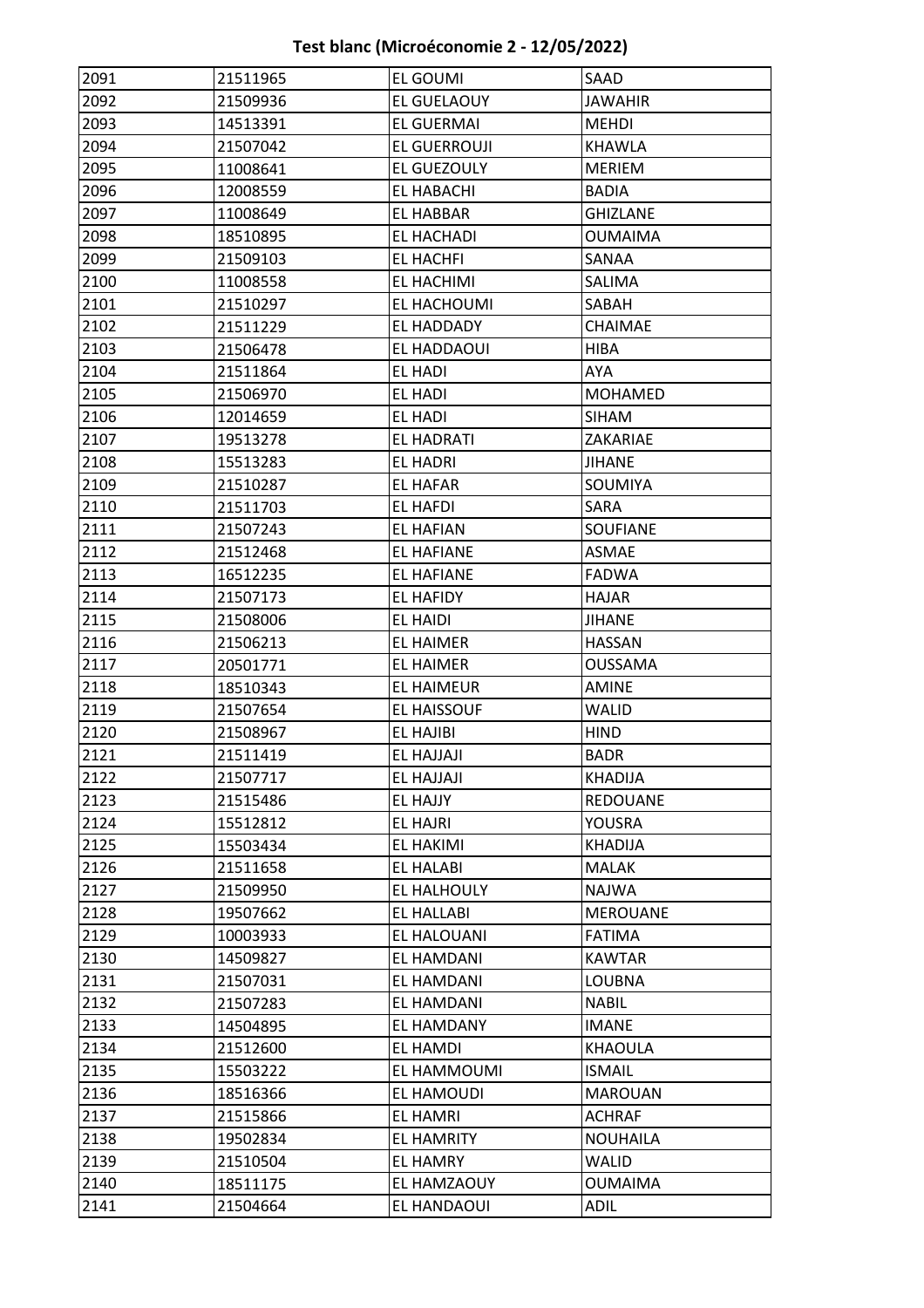# Test blanc (Microéconomie 2 - 12/05/2022)

| | | | |
|---|---|---|---|
| 2091 | 21511965 | EL GOUMI | SAAD |
| 2092 | 21509936 | EL GUELAOUY | JAWAHIR |
| 2093 | 14513391 | EL GUERMAI | MEHDI |
| 2094 | 21507042 | EL GUERROUJI | KHAWLA |
| 2095 | 11008641 | EL GUEZOULY | MERIEM |
| 2096 | 12008559 | EL HABACHI | BADIA |
| 2097 | 11008649 | EL HABBAR | GHIZLANE |
| 2098 | 18510895 | EL HACHADI | OUMAIMA |
| 2099 | 21509103 | EL HACHFI | SANAA |
| 2100 | 11008558 | EL HACHIMI | SALIMA |
| 2101 | 21510297 | EL HACHOUMI | SABAH |
| 2102 | 21511229 | EL HADDADY | CHAIMAE |
| 2103 | 21506478 | EL HADDAOUI | HIBA |
| 2104 | 21511864 | EL HADI | AYA |
| 2105 | 21506970 | EL HADI | MOHAMED |
| 2106 | 12014659 | EL HADI | SIHAM |
| 2107 | 19513278 | EL HADRATI | ZAKARIAE |
| 2108 | 15513283 | EL HADRI | JIHANE |
| 2109 | 21510287 | EL HAFAR | SOUMIYA |
| 2110 | 21511703 | EL HAFDI | SARA |
| 2111 | 21507243 | EL HAFIAN | SOUFIANE |
| 2112 | 21512468 | EL HAFIANE | ASMAE |
| 2113 | 16512235 | EL HAFIANE | FADWA |
| 2114 | 21507173 | EL HAFIDY | HAJAR |
| 2115 | 21508006 | EL HAIDI | JIHANE |
| 2116 | 21506213 | EL HAIMER | HASSAN |
| 2117 | 20501771 | EL HAIMER | OUSSAMA |
| 2118 | 18510343 | EL HAIMEUR | AMINE |
| 2119 | 21507654 | EL HAISSOUF | WALID |
| 2120 | 21508967 | EL HAJIBI | HIND |
| 2121 | 21511419 | EL HAJJAJI | BADR |
| 2122 | 21507717 | EL HAJJAJI | KHADIJA |
| 2123 | 21515486 | EL HAJJY | REDOUANE |
| 2124 | 15512812 | EL HAJRI | YOUSRA |
| 2125 | 15503434 | EL HAKIMI | KHADIJA |
| 2126 | 21511658 | EL HALABI | MALAK |
| 2127 | 21509950 | EL HALHOULY | NAJWA |
| 2128 | 19507662 | EL HALLABI | MEROUANE |
| 2129 | 10003933 | EL HALOUANI | FATIMA |
| 2130 | 14509827 | EL HAMDANI | KAWTAR |
| 2131 | 21507031 | EL HAMDANI | LOUBNA |
| 2132 | 21507283 | EL HAMDANI | NABIL |
| 2133 | 14504895 | EL HAMDANY | IMANE |
| 2134 | 21512600 | EL HAMDI | KHAOULA |
| 2135 | 15503222 | EL HAMMOUMI | ISMAIL |
| 2136 | 18516366 | EL HAMOUDI | MAROUAN |
| 2137 | 21515866 | EL HAMRI | ACHRAF |
| 2138 | 19502834 | EL HAMRITY | NOUHAILA |
| 2139 | 21510504 | EL HAMRY | WALID |
| 2140 | 18511175 | EL HAMZAOUY | OUMAIMA |
| 2141 | 21504664 | EL HANDAOUI | ADIL |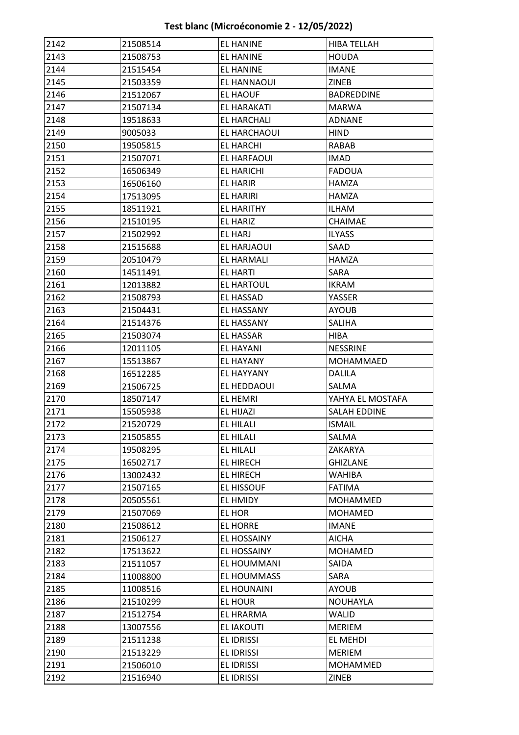# Test blanc (Microéconomie 2 - 12/05/2022)

| | | | |
|---|---|---|---|
| 2142 | 21508514 | EL HANINE | HIBA TELLAH |
| 2143 | 21508753 | EL HANINE | HOUDA |
| 2144 | 21515454 | EL HANINE | IMANE |
| 2145 | 21503359 | EL HANNAOUI | ZINEB |
| 2146 | 21512067 | EL HAOUF | BADREDDINE |
| 2147 | 21507134 | EL HARAKATI | MARWA |
| 2148 | 19518633 | EL HARCHALI | ADNANE |
| 2149 | 9005033 | EL HARCHAOUI | HIND |
| 2150 | 19505815 | EL HARCHI | RABAB |
| 2151 | 21507071 | EL HARFAOUI | IMAD |
| 2152 | 16506349 | EL HARICHI | FADOUA |
| 2153 | 16506160 | EL HARIR | HAMZA |
| 2154 | 17513095 | EL HARIRI | HAMZA |
| 2155 | 18511921 | EL HARITHY | ILHAM |
| 2156 | 21510195 | EL HARIZ | CHAIMAE |
| 2157 | 21502992 | EL HARJ | ILYASS |
| 2158 | 21515688 | EL HARJAOUI | SAAD |
| 2159 | 20510479 | EL HARMALI | HAMZA |
| 2160 | 14511491 | EL HARTI | SARA |
| 2161 | 12013882 | EL HARTOUL | IKRAM |
| 2162 | 21508793 | EL HASSAD | YASSER |
| 2163 | 21504431 | EL HASSANY | AYOUB |
| 2164 | 21514376 | EL HASSANY | SALIHA |
| 2165 | 21503074 | EL HASSAR | HIBA |
| 2166 | 12011105 | EL HAYANI | NESSRINE |
| 2167 | 15513867 | EL HAYANY | MOHAMMAED |
| 2168 | 16512285 | EL HAYYANY | DALILA |
| 2169 | 21506725 | EL HEDDAOUI | SALMA |
| 2170 | 18507147 | EL HEMRI | YAHYA EL MOSTAFA |
| 2171 | 15505938 | EL HIJAZI | SALAH EDDINE |
| 2172 | 21520729 | EL HILALI | ISMAIL |
| 2173 | 21505855 | EL HILALI | SALMA |
| 2174 | 19508295 | EL HILALI | ZAKARYA |
| 2175 | 16502717 | EL HIRECH | GHIZLANE |
| 2176 | 13002432 | EL HIRECH | WAHIBA |
| 2177 | 21507165 | EL HISSOUF | FATIMA |
| 2178 | 20505561 | EL HMIDY | MOHAMMED |
| 2179 | 21507069 | EL HOR | MOHAMED |
| 2180 | 21508612 | EL HORRE | IMANE |
| 2181 | 21506127 | EL HOSSAINY | AICHA |
| 2182 | 17513622 | EL HOSSAINY | MOHAMED |
| 2183 | 21511057 | EL HOUMMANI | SAIDA |
| 2184 | 11008800 | EL HOUMMASS | SARA |
| 2185 | 11008516 | EL HOUNAINI | AYOUB |
| 2186 | 21510299 | EL HOUR | NOUHAYLA |
| 2187 | 21512754 | EL HRARMA | WALID |
| 2188 | 13007556 | EL IAKOUTI | MERIEM |
| 2189 | 21511238 | EL IDRISSI | EL MEHDI |
| 2190 | 21513229 | EL IDRISSI | MERIEM |
| 2191 | 21506010 | EL IDRISSI | MOHAMMED |
| 2192 | 21516940 | EL IDRISSI | ZINEB |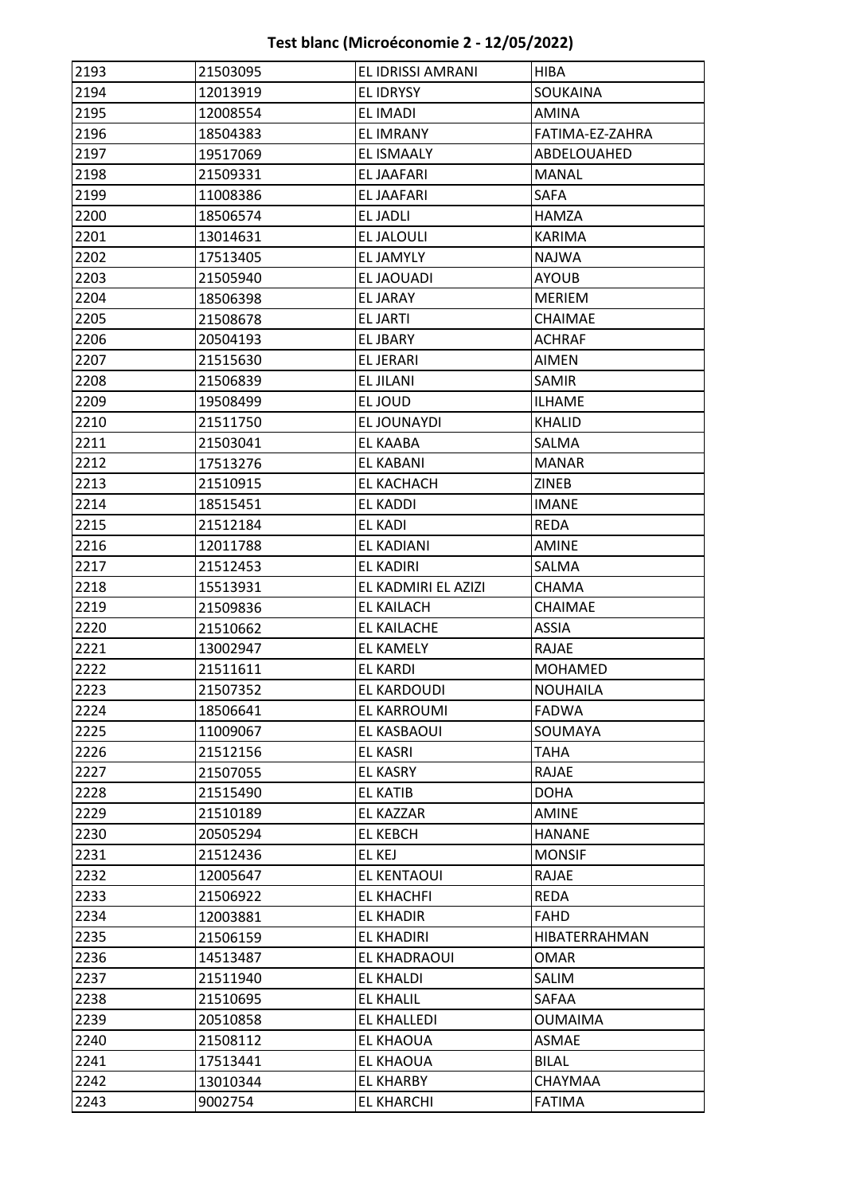# Test blanc (Microéconomie 2 - 12/05/2022)

| | | | |
|---|---|---|---|
| 2193 | 21503095 | EL IDRISSI AMRANI | HIBA |
| 2194 | 12013919 | EL IDRYSY | SOUKAINA |
| 2195 | 12008554 | EL IMADI | AMINA |
| 2196 | 18504383 | EL IMRANY | FATIMA-EZ-ZAHRA |
| 2197 | 19517069 | EL ISMAALY | ABDELOUAHED |
| 2198 | 21509331 | EL JAAFARI | MANAL |
| 2199 | 11008386 | EL JAAFARI | SAFA |
| 2200 | 18506574 | EL JADLI | HAMZA |
| 2201 | 13014631 | EL JALOULI | KARIMA |
| 2202 | 17513405 | EL JAMYLY | NAJWA |
| 2203 | 21505940 | EL JAOUADI | AYOUB |
| 2204 | 18506398 | EL JARAY | MERIEM |
| 2205 | 21508678 | EL JARTI | CHAIMAE |
| 2206 | 20504193 | EL JBARY | ACHRAF |
| 2207 | 21515630 | EL JERARI | AIMEN |
| 2208 | 21506839 | EL JILANI | SAMIR |
| 2209 | 19508499 | EL JOUD | ILHAME |
| 2210 | 21511750 | EL JOUNAYDI | KHALID |
| 2211 | 21503041 | EL KAABA | SALMA |
| 2212 | 17513276 | EL KABANI | MANAR |
| 2213 | 21510915 | EL KACHACH | ZINEB |
| 2214 | 18515451 | EL KADDI | IMANE |
| 2215 | 21512184 | EL KADI | REDA |
| 2216 | 12011788 | EL KADIANI | AMINE |
| 2217 | 21512453 | EL KADIRI | SALMA |
| 2218 | 15513931 | EL KADMIRI EL AZIZI | CHAMA |
| 2219 | 21509836 | EL KAILACH | CHAIMAE |
| 2220 | 21510662 | EL KAILACHE | ASSIA |
| 2221 | 13002947 | EL KAMELY | RAJAE |
| 2222 | 21511611 | EL KARDI | MOHAMED |
| 2223 | 21507352 | EL KARDOUDI | NOUHAILA |
| 2224 | 18506641 | EL KARROUMI | FADWA |
| 2225 | 11009067 | EL KASBAOUI | SOUMAYA |
| 2226 | 21512156 | EL KASRI | TAHA |
| 2227 | 21507055 | EL KASRY | RAJAE |
| 2228 | 21515490 | EL KATIB | DOHA |
| 2229 | 21510189 | EL KAZZAR | AMINE |
| 2230 | 20505294 | EL KEBCH | HANANE |
| 2231 | 21512436 | EL KEJ | MONSIF |
| 2232 | 12005647 | EL KENTAOUI | RAJAE |
| 2233 | 21506922 | EL KHACHFI | REDA |
| 2234 | 12003881 | EL KHADIR | FAHD |
| 2235 | 21506159 | EL KHADIRI | HIBATERRAHMAN |
| 2236 | 14513487 | EL KHADRAOUI | OMAR |
| 2237 | 21511940 | EL KHALDI | SALIM |
| 2238 | 21510695 | EL KHALIL | SAFAA |
| 2239 | 20510858 | EL KHALLEDI | OUMAIMA |
| 2240 | 21508112 | EL KHAOUA | ASMAE |
| 2241 | 17513441 | EL KHAOUA | BILAL |
| 2242 | 13010344 | EL KHARBY | CHAYMAA |
| 2243 | 9002754 | EL KHARCHI | FATIMA |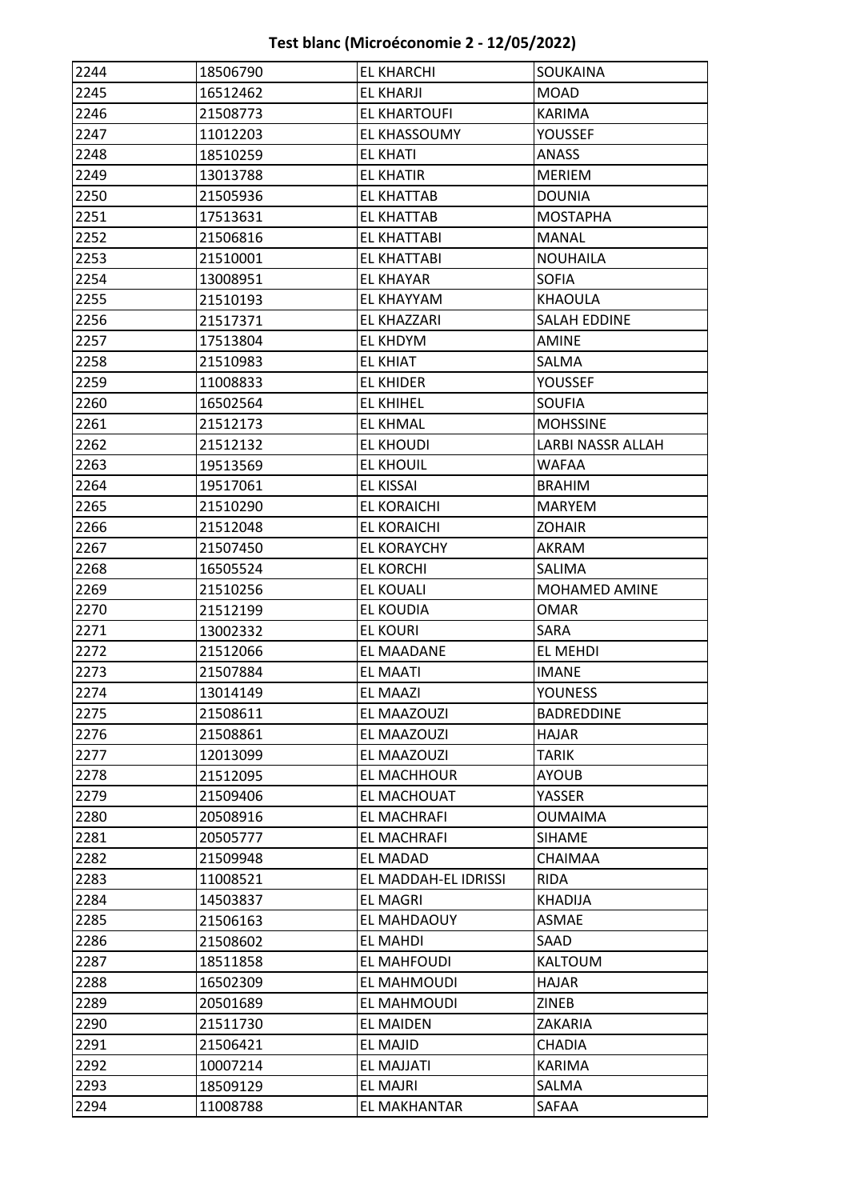**Test blanc (Microéconomie 2 - 12/05/2022)**

| | | | |
|---|---|---|---|
| 2244 | 18506790 | EL KHARCHI | SOUKAINA |
| 2245 | 16512462 | EL KHARJI | MOAD |
| 2246 | 21508773 | EL KHARTOUFI | KARIMA |
| 2247 | 11012203 | EL KHASSOUMY | YOUSSEF |
| 2248 | 18510259 | EL KHATI | ANASS |
| 2249 | 13013788 | EL KHATIR | MERIEM |
| 2250 | 21505936 | EL KHATTAB | DOUNIA |
| 2251 | 17513631 | EL KHATTAB | MOSTAPHA |
| 2252 | 21506816 | EL KHATTABI | MANAL |
| 2253 | 21510001 | EL KHATTABI | NOUHAILA |
| 2254 | 13008951 | EL KHAYAR | SOFIA |
| 2255 | 21510193 | EL KHAYYAM | KHAOULA |
| 2256 | 21517371 | EL KHAZZARI | SALAH EDDINE |
| 2257 | 17513804 | EL KHDYM | AMINE |
| 2258 | 21510983 | EL KHIAT | SALMA |
| 2259 | 11008833 | EL KHIDER | YOUSSEF |
| 2260 | 16502564 | EL KHIHEL | SOUFIA |
| 2261 | 21512173 | EL KHMAL | MOHSSINE |
| 2262 | 21512132 | EL KHOUDI | LARBI NASSR ALLAH |
| 2263 | 19513569 | EL KHOUIL | WAFAA |
| 2264 | 19517061 | EL KISSAI | BRAHIM |
| 2265 | 21510290 | EL KORAICHI | MARYEM |
| 2266 | 21512048 | EL KORAICHI | ZOHAIR |
| 2267 | 21507450 | EL KORAYCHY | AKRAM |
| 2268 | 16505524 | EL KORCHI | SALIMA |
| 2269 | 21510256 | EL KOUALI | MOHAMED AMINE |
| 2270 | 21512199 | EL KOUDIA | OMAR |
| 2271 | 13002332 | EL KOURI | SARA |
| 2272 | 21512066 | EL MAADANE | EL MEHDI |
| 2273 | 21507884 | EL MAATI | IMANE |
| 2274 | 13014149 | EL MAAZI | YOUNESS |
| 2275 | 21508611 | EL MAAZOUZI | BADREDDINE |
| 2276 | 21508861 | EL MAAZOUZI | HAJAR |
| 2277 | 12013099 | EL MAAZOUZI | TARIK |
| 2278 | 21512095 | EL MACHHOUR | AYOUB |
| 2279 | 21509406 | EL MACHOUAT | YASSER |
| 2280 | 20508916 | EL MACHRAFI | OUMAIMA |
| 2281 | 20505777 | EL MACHRAFI | SIHAME |
| 2282 | 21509948 | EL MADAD | CHAIMAA |
| 2283 | 11008521 | EL MADDAH-EL IDRISSI | RIDA |
| 2284 | 14503837 | EL MAGRI | KHADIJA |
| 2285 | 21506163 | EL MAHDAOUY | ASMAE |
| 2286 | 21508602 | EL MAHDI | SAAD |
| 2287 | 18511858 | EL MAHFOUDI | KALTOUM |
| 2288 | 16502309 | EL MAHMOUDI | HAJAR |
| 2289 | 20501689 | EL MAHMOUDI | ZINEB |
| 2290 | 21511730 | EL MAIDEN | ZAKARIA |
| 2291 | 21506421 | EL MAJID | CHADIA |
| 2292 | 10007214 | EL MAJJATI | KARIMA |
| 2293 | 18509129 | EL MAJRI | SALMA |
| 2294 | 11008788 | EL MAKHANTAR | SAFAA |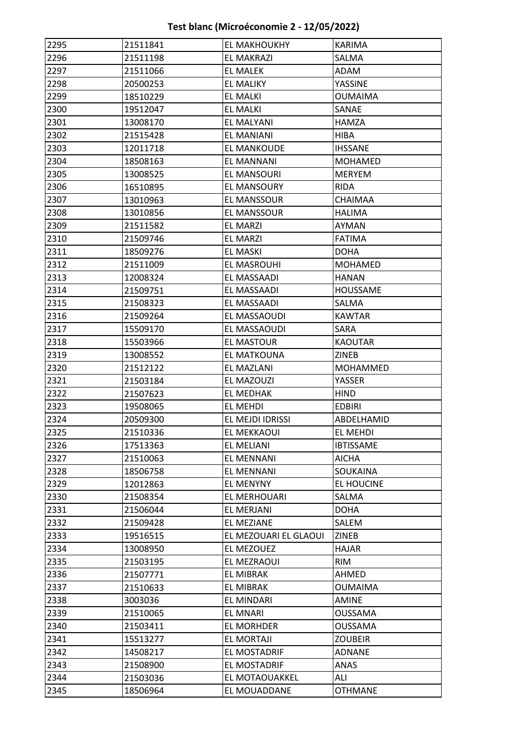# Test blanc (Microéconomie 2 - 12/05/2022)

| | | | |
|---|---|---|---|
| 2295 | 21511841 | EL MAKHOUKHY | KARIMA |
| 2296 | 21511198 | EL MAKRAZI | SALMA |
| 2297 | 21511066 | EL MALEK | ADAM |
| 2298 | 20500253 | EL MALIKY | YASSINE |
| 2299 | 18510229 | EL MALKI | OUMAIMA |
| 2300 | 19512047 | EL MALKI | SANAE |
| 2301 | 13008170 | EL MALYANI | HAMZA |
| 2302 | 21515428 | EL MANIANI | HIBA |
| 2303 | 12011718 | EL MANKOUDE | IHSSANE |
| 2304 | 18508163 | EL MANNANI | MOHAMED |
| 2305 | 13008525 | EL MANSOURI | MERYEM |
| 2306 | 16510895 | EL MANSOURY | RIDA |
| 2307 | 13010963 | EL MANSSOUR | CHAIMAA |
| 2308 | 13010856 | EL MANSSOUR | HALIMA |
| 2309 | 21511582 | EL MARZI | AYMAN |
| 2310 | 21509746 | EL MARZI | FATIMA |
| 2311 | 18509276 | EL MASKI | DOHA |
| 2312 | 21511009 | EL MASROUHI | MOHAMED |
| 2313 | 12008324 | EL MASSAADI | HANAN |
| 2314 | 21509751 | EL MASSAADI | HOUSSAME |
| 2315 | 21508323 | EL MASSAADI | SALMA |
| 2316 | 21509264 | EL MASSAOUDI | KAWTAR |
| 2317 | 15509170 | EL MASSAOUDI | SARA |
| 2318 | 15503966 | EL MASTOUR | KAOUTAR |
| 2319 | 13008552 | EL MATKOUNA | ZINEB |
| 2320 | 21512122 | EL MAZLANI | MOHAMMED |
| 2321 | 21503184 | EL MAZOUZI | YASSER |
| 2322 | 21507623 | EL MEDHAK | HIND |
| 2323 | 19508065 | EL MEHDI | EDBIRI |
| 2324 | 20509300 | EL MEJDI IDRISSI | ABDELHAMID |
| 2325 | 21510336 | EL MEKKAOUI | EL MEHDI |
| 2326 | 17513363 | EL MELIANI | IBTISSAME |
| 2327 | 21510063 | EL MENNANI | AICHA |
| 2328 | 18506758 | EL MENNANI | SOUKAINA |
| 2329 | 12012863 | EL MENYNY | EL HOUCINE |
| 2330 | 21508354 | EL MERHOUARI | SALMA |
| 2331 | 21506044 | EL MERJANI | DOHA |
| 2332 | 21509428 | EL MEZIANE | SALEM |
| 2333 | 19516515 | EL MEZOUARI EL GLAOUI | ZINEB |
| 2334 | 13008950 | EL MEZOUEZ | HAJAR |
| 2335 | 21503195 | EL MEZRAOUI | RIM |
| 2336 | 21507771 | EL MIBRAK | AHMED |
| 2337 | 21510633 | EL MIBRAK | OUMAIMA |
| 2338 | 3003036 | EL MINDARI | AMINE |
| 2339 | 21510065 | EL MNARI | OUSSAMA |
| 2340 | 21503411 | EL MORHDER | OUSSAMA |
| 2341 | 15513277 | EL MORTAJI | ZOUBEIR |
| 2342 | 14508217 | EL MOSTADRIF | ADNANE |
| 2343 | 21508900 | EL MOSTADRIF | ANAS |
| 2344 | 21503036 | EL MOTAOUAKKEL | ALI |
| 2345 | 18506964 | EL MOUADDANE | OTHMANE |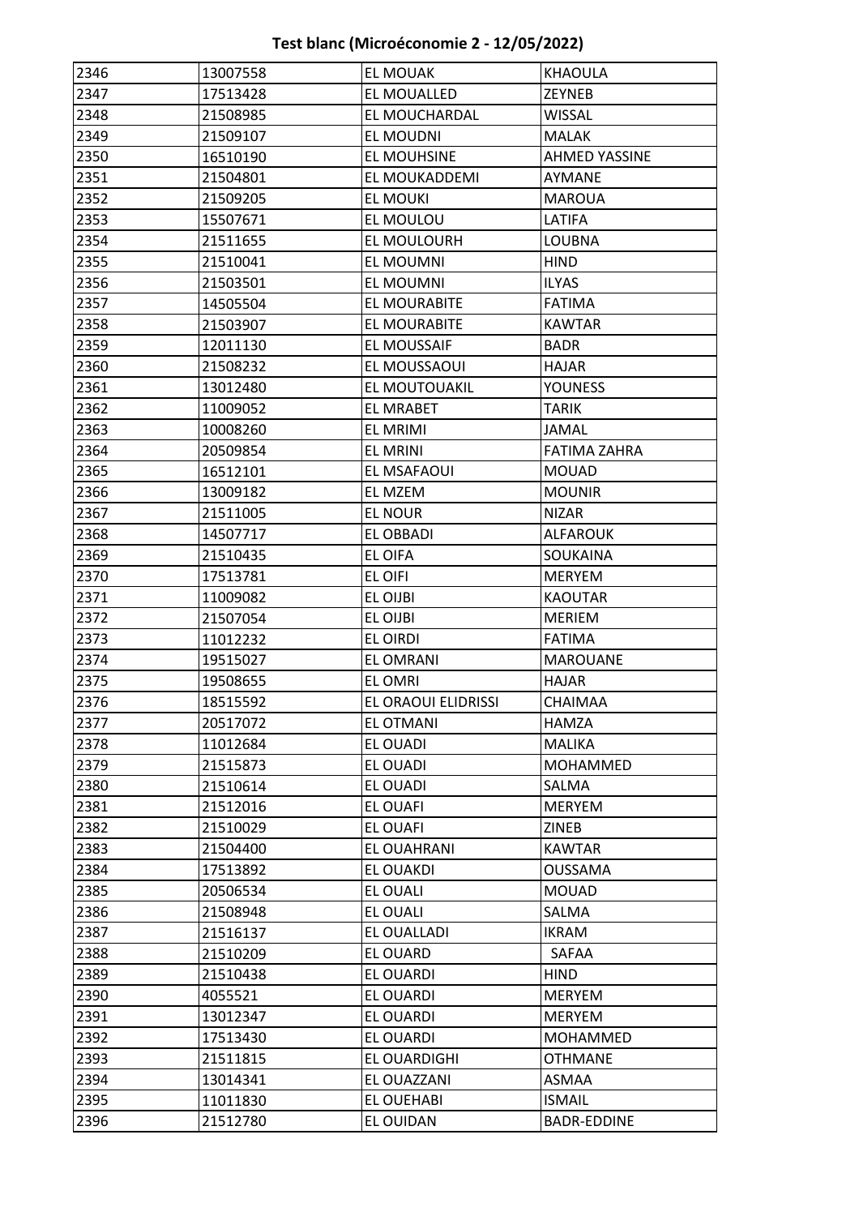# Test blanc (Microéconomie 2 - 12/05/2022)

| | | | |
|---|---|---|---|
| 2346 | 13007558 | EL MOUAK | KHAOULA |
| 2347 | 17513428 | EL MOUALLED | ZEYNEB |
| 2348 | 21508985 | EL MOUCHARDAL | WISSAL |
| 2349 | 21509107 | EL MOUDNI | MALAK |
| 2350 | 16510190 | EL MOUHSINE | AHMED YASSINE |
| 2351 | 21504801 | EL MOUKADDEMI | AYMANE |
| 2352 | 21509205 | EL MOUKI | MAROUA |
| 2353 | 15507671 | EL MOULOU | LATIFA |
| 2354 | 21511655 | EL MOULOURH | LOUBNA |
| 2355 | 21510041 | EL MOUMNI | HIND |
| 2356 | 21503501 | EL MOUMNI | ILYAS |
| 2357 | 14505504 | EL MOURABITE | FATIMA |
| 2358 | 21503907 | EL MOURABITE | KAWTAR |
| 2359 | 12011130 | EL MOUSSAIF | BADR |
| 2360 | 21508232 | EL MOUSSAOUI | HAJAR |
| 2361 | 13012480 | EL MOUTOUAKIL | YOUNESS |
| 2362 | 11009052 | EL MRABET | TARIK |
| 2363 | 10008260 | EL MRIMI | JAMAL |
| 2364 | 20509854 | EL MRINI | FATIMA ZAHRA |
| 2365 | 16512101 | EL MSAFAOUI | MOUAD |
| 2366 | 13009182 | EL MZEM | MOUNIR |
| 2367 | 21511005 | EL NOUR | NIZAR |
| 2368 | 14507717 | EL OBBADI | ALFAROUK |
| 2369 | 21510435 | EL OIFA | SOUKAINA |
| 2370 | 17513781 | EL OIFI | MERYEM |
| 2371 | 11009082 | EL OIJBI | KAOUTAR |
| 2372 | 21507054 | EL OIJBI | MERIEM |
| 2373 | 11012232 | EL OIRDI | FATIMA |
| 2374 | 19515027 | EL OMRANI | MAROUANE |
| 2375 | 19508655 | EL OMRI | HAJAR |
| 2376 | 18515592 | EL ORAOUI ELIDRISSI | CHAIMAA |
| 2377 | 20517072 | EL OTMANI | HAMZA |
| 2378 | 11012684 | EL OUADI | MALIKA |
| 2379 | 21515873 | EL OUADI | MOHAMMED |
| 2380 | 21510614 | EL OUADI | SALMA |
| 2381 | 21512016 | EL OUAFI | MERYEM |
| 2382 | 21510029 | EL OUAFI | ZINEB |
| 2383 | 21504400 | EL OUAHRANI | KAWTAR |
| 2384 | 17513892 | EL OUAKDI | OUSSAMA |
| 2385 | 20506534 | EL OUALI | MOUAD |
| 2386 | 21508948 | EL OUALI | SALMA |
| 2387 | 21516137 | EL OUALLADI | IKRAM |
| 2388 | 21510209 | EL OUARD | SAFAA |
| 2389 | 21510438 | EL OUARDI | HIND |
| 2390 | 4055521 | EL OUARDI | MERYEM |
| 2391 | 13012347 | EL OUARDI | MERYEM |
| 2392 | 17513430 | EL OUARDI | MOHAMMED |
| 2393 | 21511815 | EL OUARDIGHI | OTHMANE |
| 2394 | 13014341 | EL OUAZZANI | ASMAA |
| 2395 | 11011830 | EL OUEHABI | ISMAIL |
| 2396 | 21512780 | EL OUIDAN | BADR-EDDINE |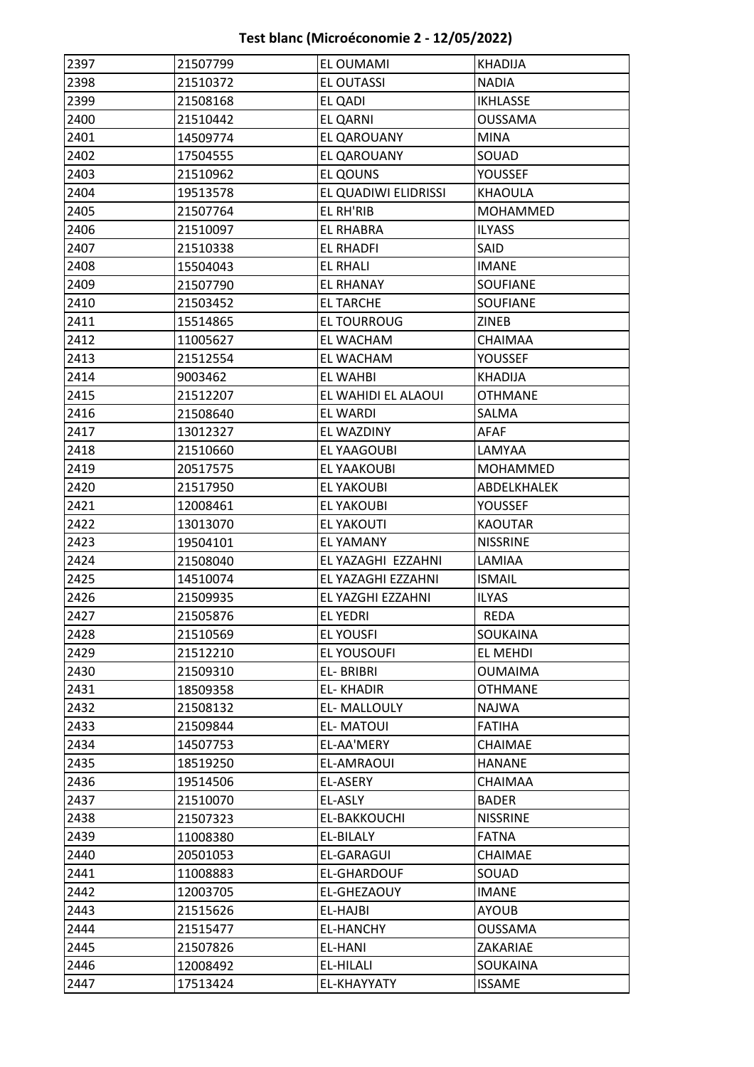# Test blanc (Microéconomie 2 - 12/05/2022)

| | | | |
|---|---|---|---|
| 2397 | 21507799 | EL OUMAMI | KHADIJA |
| 2398 | 21510372 | EL OUTASSI | NADIA |
| 2399 | 21508168 | EL QADI | IKHLASSE |
| 2400 | 21510442 | EL QARNI | OUSSAMA |
| 2401 | 14509774 | EL QAROUANY | MINA |
| 2402 | 17504555 | EL QAROUANY | SOUAD |
| 2403 | 21510962 | EL QOUNS | YOUSSEF |
| 2404 | 19513578 | EL QUADIWI ELIDRISSI | KHAOULA |
| 2405 | 21507764 | EL RH'RIB | MOHAMMED |
| 2406 | 21510097 | EL RHABRA | ILYASS |
| 2407 | 21510338 | EL RHADFI | SAID |
| 2408 | 15504043 | EL RHALI | IMANE |
| 2409 | 21507790 | EL RHANAY | SOUFIANE |
| 2410 | 21503452 | EL TARCHE | SOUFIANE |
| 2411 | 15514865 | EL TOURROUG | ZINEB |
| 2412 | 11005627 | EL WACHAM | CHAIMAA |
| 2413 | 21512554 | EL WACHAM | YOUSSEF |
| 2414 | 9003462 | EL WAHBI | KHADIJA |
| 2415 | 21512207 | EL WAHIDI EL ALAOUI | OTHMANE |
| 2416 | 21508640 | EL WARDI | SALMA |
| 2417 | 13012327 | EL WAZDINY | AFAF |
| 2418 | 21510660 | EL YAAGOUBI | LAMYAA |
| 2419 | 20517575 | EL YAAKOUBI | MOHAMMED |
| 2420 | 21517950 | EL YAKOUBI | ABDELKHALEK |
| 2421 | 12008461 | EL YAKOUBI | YOUSSEF |
| 2422 | 13013070 | EL YAKOUTI | KAOUTAR |
| 2423 | 19504101 | EL YAMANY | NISSRINE |
| 2424 | 21508040 | EL YAZAGHI EZZAHNI | LAMIAA |
| 2425 | 14510074 | EL YAZAGHI EZZAHNI | ISMAIL |
| 2426 | 21509935 | EL YAZGHI EZZAHNI | ILYAS |
| 2427 | 21505876 | EL YEDRI | REDA |
| 2428 | 21510569 | EL YOUSFI | SOUKAINA |
| 2429 | 21512210 | EL YOUSOUFI | EL MEHDI |
| 2430 | 21509310 | EL- BRIBRI | OUMAIMA |
| 2431 | 18509358 | EL- KHADIR | OTHMANE |
| 2432 | 21508132 | EL- MALLOULY | NAJWA |
| 2433 | 21509844 | EL- MATOUI | FATIHA |
| 2434 | 14507753 | EL-AA'MERY | CHAIMAE |
| 2435 | 18519250 | EL-AMRAOUI | HANANE |
| 2436 | 19514506 | EL-ASERY | CHAIMAA |
| 2437 | 21510070 | EL-ASLY | BADER |
| 2438 | 21507323 | EL-BAKKOUCHI | NISSRINE |
| 2439 | 11008380 | EL-BILALY | FATNA |
| 2440 | 20501053 | EL-GARAGUI | CHAIMAE |
| 2441 | 11008883 | EL-GHARDOUF | SOUAD |
| 2442 | 12003705 | EL-GHEZAOUY | IMANE |
| 2443 | 21515626 | EL-HAJBI | AYOUB |
| 2444 | 21515477 | EL-HANCHY | OUSSAMA |
| 2445 | 21507826 | EL-HANI | ZAKARIAE |
| 2446 | 12008492 | EL-HILALI | SOUKAINA |
| 2447 | 17513424 | EL-KHAYYATY | ISSAME |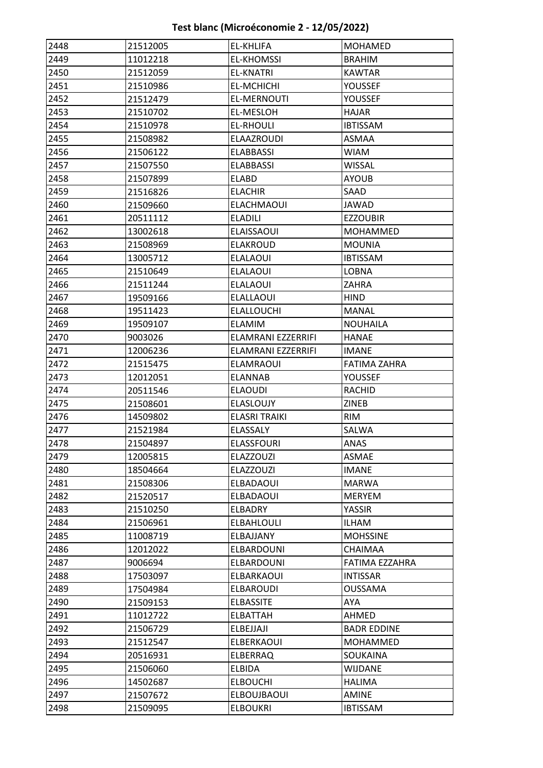**Test blanc (Microéconomie 2 - 12/05/2022)**

| | | | |
|---|---|---|---|
| 2448 | 21512005 | EL-KHLIFA | MOHAMED |
| 2449 | 11012218 | EL-KHOMSSI | BRAHIM |
| 2450 | 21512059 | EL-KNATRI | KAWTAR |
| 2451 | 21510986 | EL-MCHICHI | YOUSSEF |
| 2452 | 21512479 | EL-MERNOUTI | YOUSSEF |
| 2453 | 21510702 | EL-MESLOH | HAJAR |
| 2454 | 21510978 | EL-RHOULI | IBTISSAM |
| 2455 | 21508982 | ELAAZROUDI | ASMAA |
| 2456 | 21506122 | ELABBASSI | WIAM |
| 2457 | 21507550 | ELABBASSI | WISSAL |
| 2458 | 21507899 | ELABD | AYOUB |
| 2459 | 21516826 | ELACHIR | SAAD |
| 2460 | 21509660 | ELACHMAOUI | JAWAD |
| 2461 | 20511112 | ELADILI | EZZOUBIR |
| 2462 | 13002618 | ELAISSAOUI | MOHAMMED |
| 2463 | 21508969 | ELAKROUD | MOUNIA |
| 2464 | 13005712 | ELALAOUI | IBTISSAM |
| 2465 | 21510649 | ELALAOUI | LOBNA |
| 2466 | 21511244 | ELALAOUI | ZAHRA |
| 2467 | 19509166 | ELALLAOUI | HIND |
| 2468 | 19511423 | ELALLOUCHI | MANAL |
| 2469 | 19509107 | ELAMIM | NOUHAILA |
| 2470 | 9003026 | ELAMRANI EZZERRIFI | HANAE |
| 2471 | 12006236 | ELAMRANI EZZERRIFI | IMANE |
| 2472 | 21515475 | ELAMRAOUI | FATIMA ZAHRA |
| 2473 | 12012051 | ELANNAB | YOUSSEF |
| 2474 | 20511546 | ELAOUDI | RACHID |
| 2475 | 21508601 | ELASLOUJY | ZINEB |
| 2476 | 14509802 | ELASRI TRAIKI | RIM |
| 2477 | 21521984 | ELASSALY | SALWA |
| 2478 | 21504897 | ELASSFOURI | ANAS |
| 2479 | 12005815 | ELAZZOUZI | ASMAE |
| 2480 | 18504664 | ELAZZOUZI | IMANE |
| 2481 | 21508306 | ELBADAOUI | MARWA |
| 2482 | 21520517 | ELBADAOUI | MERYEM |
| 2483 | 21510250 | ELBADRY | YASSIR |
| 2484 | 21506961 | ELBAHLOULI | ILHAM |
| 2485 | 11008719 | ELBAJJANY | MOHSSINE |
| 2486 | 12012022 | ELBARDOUNI | CHAIMAA |
| 2487 | 9006694 | ELBARDOUNI | FATIMA EZZAHRA |
| 2488 | 17503097 | ELBARKAOUI | INTISSAR |
| 2489 | 17504984 | ELBAROUDI | OUSSAMA |
| 2490 | 21509153 | ELBASSITE | AYA |
| 2491 | 11012722 | ELBATTAH | AHMED |
| 2492 | 21506729 | ELBEJJAJI | BADR EDDINE |
| 2493 | 21512547 | ELBERKAOUI | MOHAMMED |
| 2494 | 20516931 | ELBERRAQ | SOUKAINA |
| 2495 | 21506060 | ELBIDA | WIJDANE |
| 2496 | 14502687 | ELBOUCHI | HALIMA |
| 2497 | 21507672 | ELBOUJBAOUI | AMINE |
| 2498 | 21509095 | ELBOUKRI | IBTISSAM |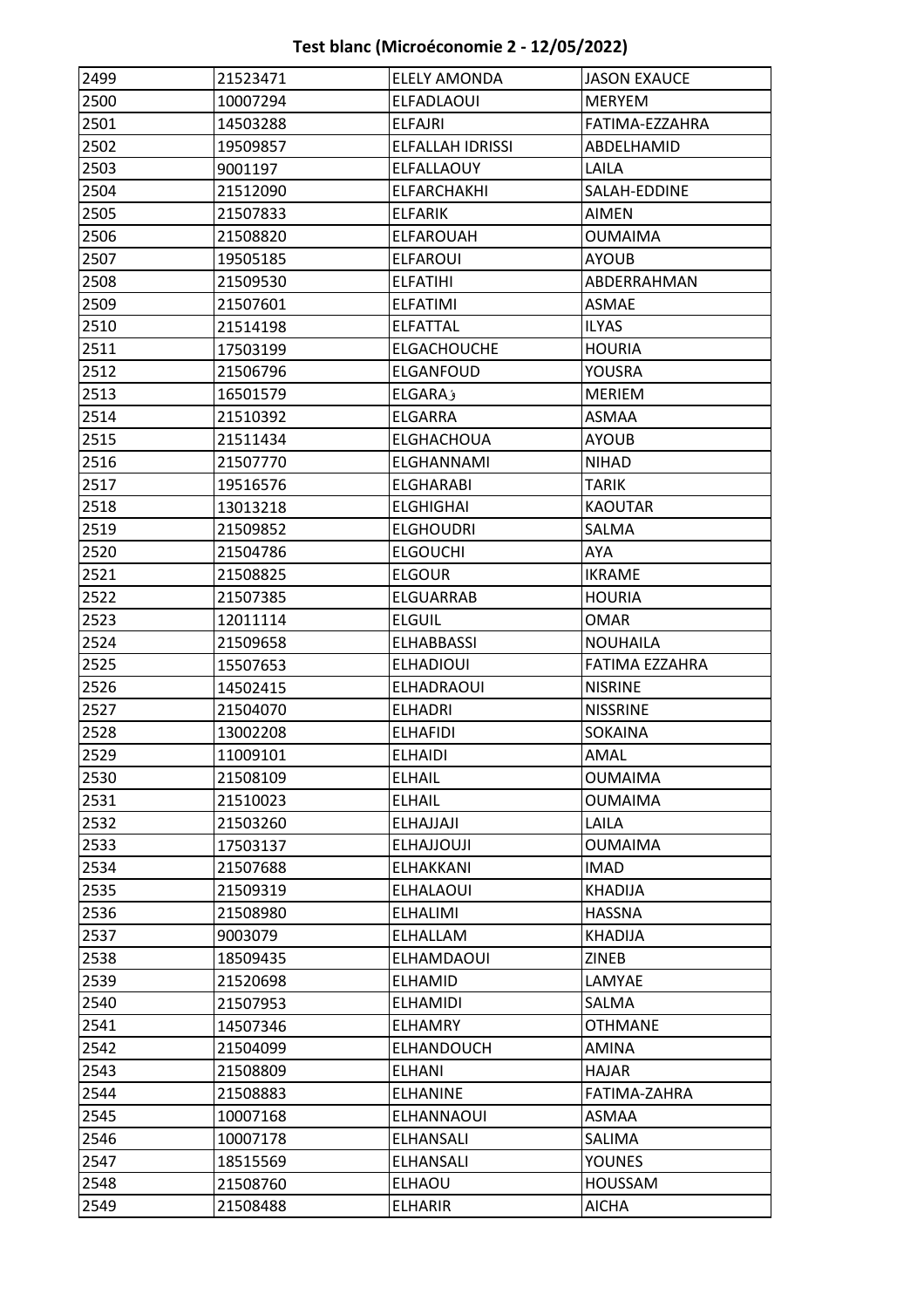# Test blanc (Microéconomie 2 - 12/05/2022)

| | | | |
|---|---|---|---|
| 2499 | 21523471 | ELELY AMONDA | JASON EXAUCE |
| 2500 | 10007294 | ELFADLAOUI | MERYEM |
| 2501 | 14503288 | ELFAJRI | FATIMA-EZZAHRA |
| 2502 | 19509857 | ELFALLAH IDRISSI | ABDELHAMID |
| 2503 | 9001197 | ELFALLAOUY | LAILA |
| 2504 | 21512090 | ELFARCHAKHI | SALAH-EDDINE |
| 2505 | 21507833 | ELFARIK | AIMEN |
| 2506 | 21508820 | ELFAROUAH | OUMAIMA |
| 2507 | 19505185 | ELFAROUI | AYOUB |
| 2508 | 21509530 | ELFATIHI | ABDERRAHMAN |
| 2509 | 21507601 | ELFATIMI | ASMAE |
| 2510 | 21514198 | ELFATTAL | ILYAS |
| 2511 | 17503199 | ELGACHOUCHE | HOURIA |
| 2512 | 21506796 | ELGANFOUD | YOUSRA |
| 2513 | 16501579 | ELGARAؤ | MERIEM |
| 2514 | 21510392 | ELGARRA | ASMAA |
| 2515 | 21511434 | ELGHACHOUA | AYOUB |
| 2516 | 21507770 | ELGHANNAMI | NIHAD |
| 2517 | 19516576 | ELGHARABI | TARIK |
| 2518 | 13013218 | ELGHIGHAI | KAOUTAR |
| 2519 | 21509852 | ELGHOUDRI | SALMA |
| 2520 | 21504786 | ELGOUCHI | AYA |
| 2521 | 21508825 | ELGOUR | IKRAME |
| 2522 | 21507385 | ELGUARRAB | HOURIA |
| 2523 | 12011114 | ELGUIL | OMAR |
| 2524 | 21509658 | ELHABBASSI | NOUHAILA |
| 2525 | 15507653 | ELHADIOUI | FATIMA EZZAHRA |
| 2526 | 14502415 | ELHADRAOUI | NISRINE |
| 2527 | 21504070 | ELHADRI | NISSRINE |
| 2528 | 13002208 | ELHAFIDI | SOKAINA |
| 2529 | 11009101 | ELHAIDI | AMAL |
| 2530 | 21508109 | ELHAIL | OUMAIMA |
| 2531 | 21510023 | ELHAIL | OUMAIMA |
| 2532 | 21503260 | ELHAJJAJI | LAILA |
| 2533 | 17503137 | ELHAJJOUJI | OUMAIMA |
| 2534 | 21507688 | ELHAKKANI | IMAD |
| 2535 | 21509319 | ELHALAOUI | KHADIJA |
| 2536 | 21508980 | ELHALIMI | HASSNA |
| 2537 | 9003079 | ELHALLAM | KHADIJA |
| 2538 | 18509435 | ELHAMDAOUI | ZINEB |
| 2539 | 21520698 | ELHAMID | LAMYAE |
| 2540 | 21507953 | ELHAMIDI | SALMA |
| 2541 | 14507346 | ELHAMRY | OTHMANE |
| 2542 | 21504099 | ELHANDOUCH | AMINA |
| 2543 | 21508809 | ELHANI | HAJAR |
| 2544 | 21508883 | ELHANINE | FATIMA-ZAHRA |
| 2545 | 10007168 | ELHANNAOUI | ASMAA |
| 2546 | 10007178 | ELHANSALI | SALIMA |
| 2547 | 18515569 | ELHANSALI | YOUNES |
| 2548 | 21508760 | ELHAOU | HOUSSAM |
| 2549 | 21508488 | ELHARIR | AICHA |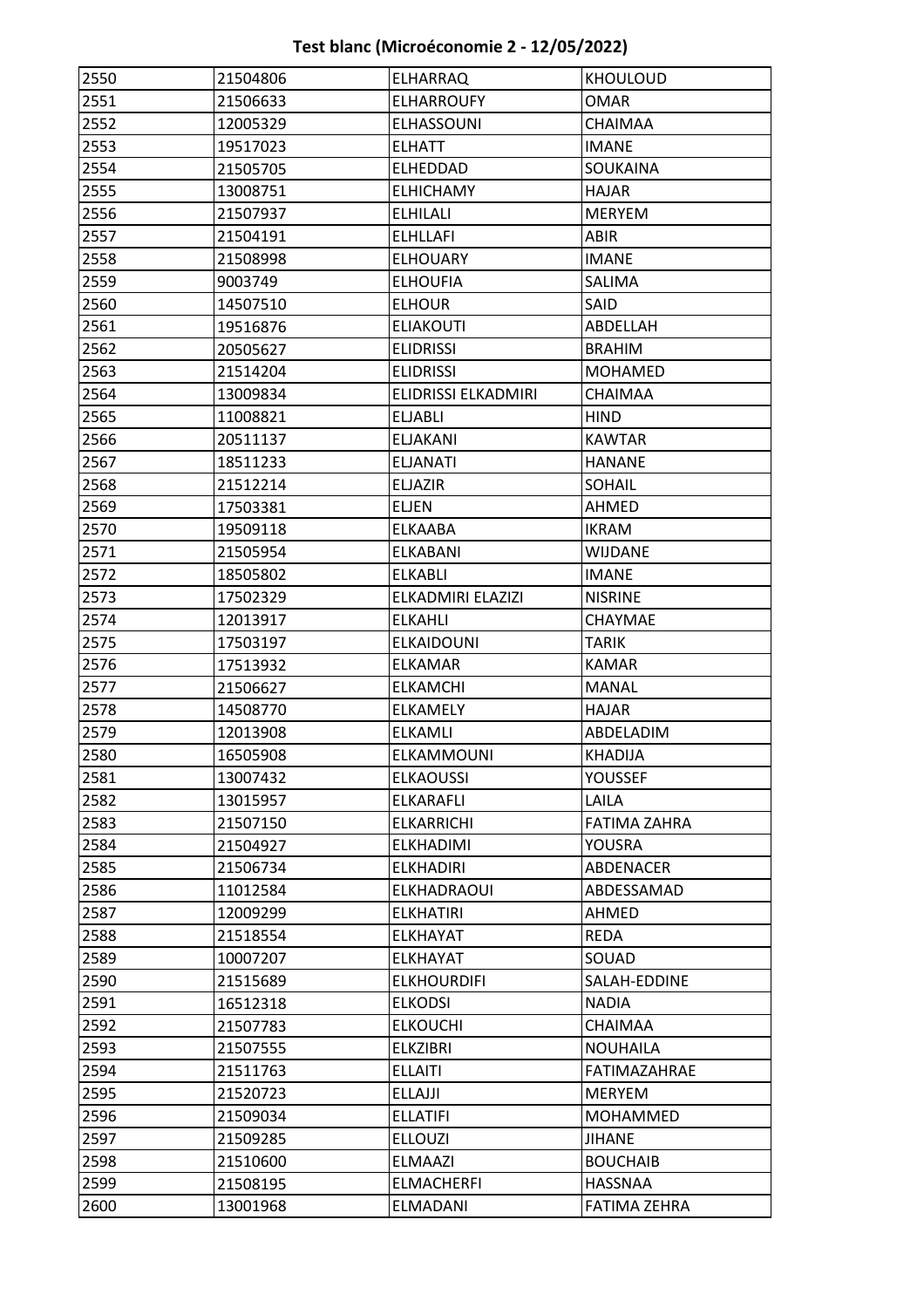**Test blanc (Microéconomie 2 - 12/05/2022)**

| | | | |
|---|---|---|---|
| 2550 | 21504806 | ELHARRAQ | KHOULOUD |
| 2551 | 21506633 | ELHARROUFY | OMAR |
| 2552 | 12005329 | ELHASSOUNI | CHAIMAA |
| 2553 | 19517023 | ELHATT | IMANE |
| 2554 | 21505705 | ELHEDDAD | SOUKAINA |
| 2555 | 13008751 | ELHICHAMY | HAJAR |
| 2556 | 21507937 | ELHILALI | MERYEM |
| 2557 | 21504191 | ELHLLAFI | ABIR |
| 2558 | 21508998 | ELHOUARY | IMANE |
| 2559 | 9003749 | ELHOUFIA | SALIMA |
| 2560 | 14507510 | ELHOUR | SAID |
| 2561 | 19516876 | ELIAKOUTI | ABDELLAH |
| 2562 | 20505627 | ELIDRISSI | BRAHIM |
| 2563 | 21514204 | ELIDRISSI | MOHAMED |
| 2564 | 13009834 | ELIDRISSI ELKADMIRI | CHAIMAA |
| 2565 | 11008821 | ELJABLI | HIND |
| 2566 | 20511137 | ELJAKANI | KAWTAR |
| 2567 | 18511233 | ELJANATI | HANANE |
| 2568 | 21512214 | ELJAZIR | SOHAIL |
| 2569 | 17503381 | ELJEN | AHMED |
| 2570 | 19509118 | ELKAABA | IKRAM |
| 2571 | 21505954 | ELKABANI | WIJDANE |
| 2572 | 18505802 | ELKABLI | IMANE |
| 2573 | 17502329 | ELKADMIRI ELAZIZI | NISRINE |
| 2574 | 12013917 | ELKAHLI | CHAYMAE |
| 2575 | 17503197 | ELKAIDOUNI | TARIK |
| 2576 | 17513932 | ELKAMAR | KAMAR |
| 2577 | 21506627 | ELKAMCHI | MANAL |
| 2578 | 14508770 | ELKAMELY | HAJAR |
| 2579 | 12013908 | ELKAMLI | ABDELADIM |
| 2580 | 16505908 | ELKAMMOUNI | KHADIJA |
| 2581 | 13007432 | ELKAOUSSI | YOUSSEF |
| 2582 | 13015957 | ELKARAFLI | LAILA |
| 2583 | 21507150 | ELKARRICHI | FATIMA ZAHRA |
| 2584 | 21504927 | ELKHADIMI | YOUSRA |
| 2585 | 21506734 | ELKHADIRI | ABDENACER |
| 2586 | 11012584 | ELKHADRAOUI | ABDESSAMAD |
| 2587 | 12009299 | ELKHATIRI | AHMED |
| 2588 | 21518554 | ELKHAYAT | REDA |
| 2589 | 10007207 | ELKHAYAT | SOUAD |
| 2590 | 21515689 | ELKHOURDIFI | SALAH-EDDINE |
| 2591 | 16512318 | ELKODSI | NADIA |
| 2592 | 21507783 | ELKOUCHI | CHAIMAA |
| 2593 | 21507555 | ELKZIBRI | NOUHAILA |
| 2594 | 21511763 | ELLAITI | FATIMAZAHRAE |
| 2595 | 21520723 | ELLAJJI | MERYEM |
| 2596 | 21509034 | ELLATIFI | MOHAMMED |
| 2597 | 21509285 | ELLOUZI | JIHANE |
| 2598 | 21510600 | ELMAAZI | BOUCHAIB |
| 2599 | 21508195 | ELMACHERFI | HASSNAA |
| 2600 | 13001968 | ELMADANI | FATIMA ZEHRA |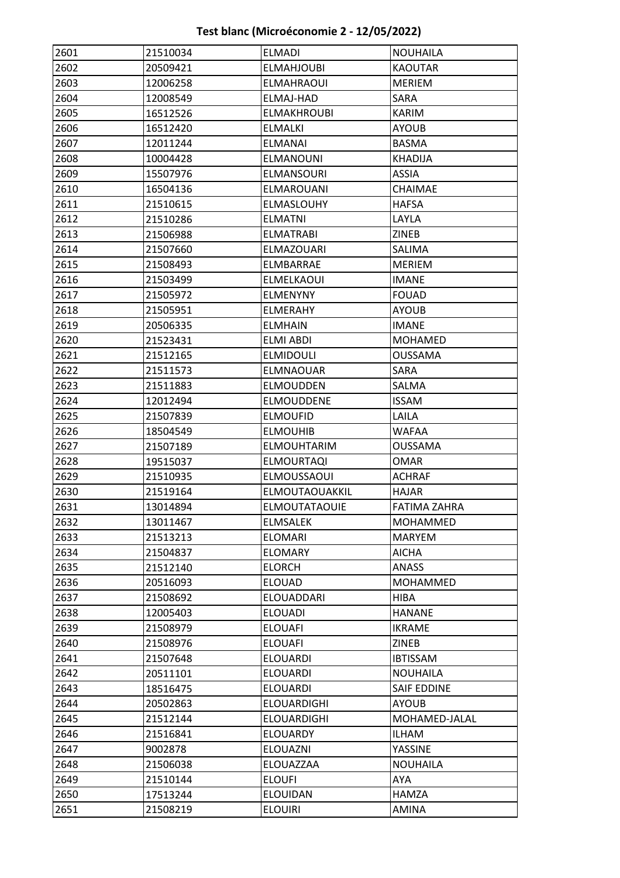# Test blanc (Microéconomie 2 - 12/05/2022)

| | | | |
|---|---|---|---|
| 2601 | 21510034 | ELMADI | NOUHAILA |
| 2602 | 20509421 | ELMAHJOUBI | KAOUTAR |
| 2603 | 12006258 | ELMAHRAOUI | MERIEM |
| 2604 | 12008549 | ELMAJ-HAD | SARA |
| 2605 | 16512526 | ELMAKHROUBI | KARIM |
| 2606 | 16512420 | ELMALKI | AYOUB |
| 2607 | 12011244 | ELMANAI | BASMA |
| 2608 | 10004428 | ELMANOUNI | KHADIJA |
| 2609 | 15507976 | ELMANSOURI | ASSIA |
| 2610 | 16504136 | ELMAROUANI | CHAIMAE |
| 2611 | 21510615 | ELMASLOUHY | HAFSA |
| 2612 | 21510286 | ELMATNI | LAYLA |
| 2613 | 21506988 | ELMATRABI | ZINEB |
| 2614 | 21507660 | ELMAZOUARI | SALIMA |
| 2615 | 21508493 | ELMBARRAE | MERIEM |
| 2616 | 21503499 | ELMELKAOUI | IMANE |
| 2617 | 21505972 | ELMENYNY | FOUAD |
| 2618 | 21505951 | ELMERAHY | AYOUB |
| 2619 | 20506335 | ELMHAIN | IMANE |
| 2620 | 21523431 | ELMI ABDI | MOHAMED |
| 2621 | 21512165 | ELMIDOULI | OUSSAMA |
| 2622 | 21511573 | ELMNAOUAR | SARA |
| 2623 | 21511883 | ELMOUDDEN | SALMA |
| 2624 | 12012494 | ELMOUDDENE | ISSAM |
| 2625 | 21507839 | ELMOUFID | LAILA |
| 2626 | 18504549 | ELMOUHIB | WAFAA |
| 2627 | 21507189 | ELMOUHTARIM | OUSSAMA |
| 2628 | 19515037 | ELMOURTAQI | OMAR |
| 2629 | 21510935 | ELMOUSSAOUI | ACHRAF |
| 2630 | 21519164 | ELMOUTAOUAKKIL | HAJAR |
| 2631 | 13014894 | ELMOUTATAOUIE | FATIMA ZAHRA |
| 2632 | 13011467 | ELMSALEK | MOHAMMED |
| 2633 | 21513213 | ELOMARI | MARYEM |
| 2634 | 21504837 | ELOMARY | AICHA |
| 2635 | 21512140 | ELORCH | ANASS |
| 2636 | 20516093 | ELOUAD | MOHAMMED |
| 2637 | 21508692 | ELOUADDARI | HIBA |
| 2638 | 12005403 | ELOUADI | HANANE |
| 2639 | 21508979 | ELOUAFI | IKRAME |
| 2640 | 21508976 | ELOUAFI | ZINEB |
| 2641 | 21507648 | ELOUARDI | IBTISSAM |
| 2642 | 20511101 | ELOUARDI | NOUHAILA |
| 2643 | 18516475 | ELOUARDI | SAIF EDDINE |
| 2644 | 20502863 | ELOUARDIGHI | AYOUB |
| 2645 | 21512144 | ELOUARDIGHI | MOHAMED-JALAL |
| 2646 | 21516841 | ELOUARDY | ILHAM |
| 2647 | 9002878 | ELOUAZNI | YASSINE |
| 2648 | 21506038 | ELOUAZZAA | NOUHAILA |
| 2649 | 21510144 | ELOUFI | AYA |
| 2650 | 17513244 | ELOUIDAN | HAMZA |
| 2651 | 21508219 | ELOUIRI | AMINA |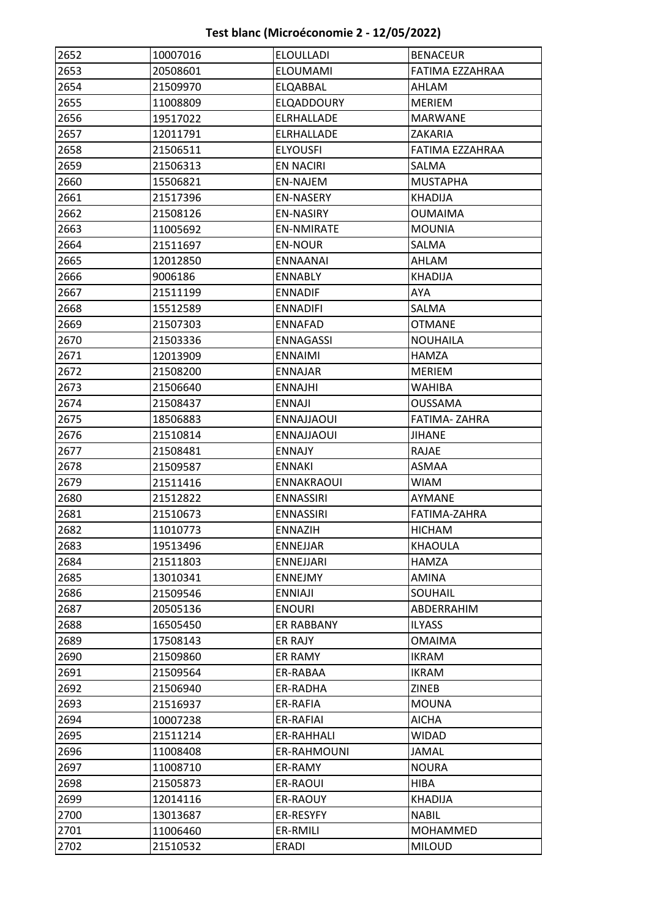# Test blanc (Microéconomie 2 - 12/05/2022)

| | | | |
|---|---|---|---|
| 2652 | 10007016 | ELOULLADI | BENACEUR |
| 2653 | 20508601 | ELOUMAMI | FATIMA EZZAHRAA |
| 2654 | 21509970 | ELQABBAL | AHLAM |
| 2655 | 11008809 | ELQADDOURY | MERIEM |
| 2656 | 19517022 | ELRHALLADE | MARWANE |
| 2657 | 12011791 | ELRHALLADE | ZAKARIA |
| 2658 | 21506511 | ELYOUSFI | FATIMA EZZAHRAA |
| 2659 | 21506313 | EN NACIRI | SALMA |
| 2660 | 15506821 | EN-NAJEM | MUSTAPHA |
| 2661 | 21517396 | EN-NASERY | KHADIJA |
| 2662 | 21508126 | EN-NASIRY | OUMAIMA |
| 2663 | 11005692 | EN-NMIRATE | MOUNIA |
| 2664 | 21511697 | EN-NOUR | SALMA |
| 2665 | 12012850 | ENNAANAI | AHLAM |
| 2666 | 9006186 | ENNABLY | KHADIJA |
| 2667 | 21511199 | ENNADIF | AYA |
| 2668 | 15512589 | ENNADIFI | SALMA |
| 2669 | 21507303 | ENNAFAD | OTMANE |
| 2670 | 21503336 | ENNAGASSI | NOUHAILA |
| 2671 | 12013909 | ENNAIMI | HAMZA |
| 2672 | 21508200 | ENNAJAR | MERIEM |
| 2673 | 21506640 | ENNAJHI | WAHIBA |
| 2674 | 21508437 | ENNAJI | OUSSAMA |
| 2675 | 18506883 | ENNAJJAOUI | FATIMA- ZAHRA |
| 2676 | 21510814 | ENNAJJAOUI | JIHANE |
| 2677 | 21508481 | ENNAJY | RAJAE |
| 2678 | 21509587 | ENNAKI | ASMAA |
| 2679 | 21511416 | ENNAKRAOUI | WIAM |
| 2680 | 21512822 | ENNASSIRI | AYMANE |
| 2681 | 21510673 | ENNASSIRI | FATIMA-ZAHRA |
| 2682 | 11010773 | ENNAZIH | HICHAM |
| 2683 | 19513496 | ENNEJJAR | KHAOULA |
| 2684 | 21511803 | ENNEJJARI | HAMZA |
| 2685 | 13010341 | ENNEJMY | AMINA |
| 2686 | 21509546 | ENNIAJI | SOUHAIL |
| 2687 | 20505136 | ENOURI | ABDERRAHIM |
| 2688 | 16505450 | ER RABBANY | ILYASS |
| 2689 | 17508143 | ER RAJY | OMAIMA |
| 2690 | 21509860 | ER RAMY | IKRAM |
| 2691 | 21509564 | ER-RABAA | IKRAM |
| 2692 | 21506940 | ER-RADHA | ZINEB |
| 2693 | 21516937 | ER-RAFIA | MOUNA |
| 2694 | 10007238 | ER-RAFIAI | AICHA |
| 2695 | 21511214 | ER-RAHHALI | WIDAD |
| 2696 | 11008408 | ER-RAHMOUNI | JAMAL |
| 2697 | 11008710 | ER-RAMY | NOURA |
| 2698 | 21505873 | ER-RAOUI | HIBA |
| 2699 | 12014116 | ER-RAOUY | KHADIJA |
| 2700 | 13013687 | ER-RESYFY | NABIL |
| 2701 | 11006460 | ER-RMILI | MOHAMMED |
| 2702 | 21510532 | ERADI | MILOUD |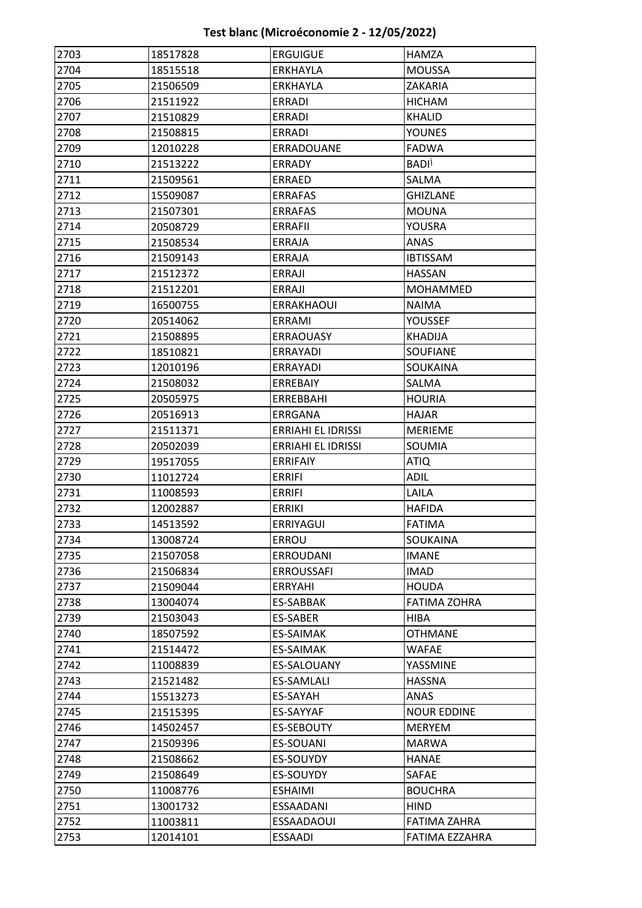# Test blanc (Microéconomie 2 - 12/05/2022)

| | | | |
|---|---|---|---|
| 2703 | 18517828 | ERGUIGUE | HAMZA |
| 2704 | 18515518 | ERKHAYLA | MOUSSA |
| 2705 | 21506509 | ERKHAYLA | ZAKARIA |
| 2706 | 21511922 | ERRADI | HICHAM |
| 2707 | 21510829 | ERRADI | KHALID |
| 2708 | 21508815 | ERRADI | YOUNES |
| 2709 | 12010228 | ERRADOUANE | FADWA |
| 2710 | 21513222 | ERRADY | BADIÏ |
| 2711 | 21509561 | ERRAED | SALMA |
| 2712 | 15509087 | ERRAFAS | GHIZLANE |
| 2713 | 21507301 | ERRAFAS | MOUNA |
| 2714 | 20508729 | ERRAFII | YOUSRA |
| 2715 | 21508534 | ERRAJA | ANAS |
| 2716 | 21509143 | ERRAJA | IBTISSAM |
| 2717 | 21512372 | ERRAJI | HASSAN |
| 2718 | 21512201 | ERRAJI | MOHAMMED |
| 2719 | 16500755 | ERRAKHAOUI | NAIMA |
| 2720 | 20514062 | ERRAMI | YOUSSEF |
| 2721 | 21508895 | ERRAOUASY | KHADIJA |
| 2722 | 18510821 | ERRAYADI | SOUFIANE |
| 2723 | 12010196 | ERRAYADI | SOUKAINA |
| 2724 | 21508032 | ERREBAIY | SALMA |
| 2725 | 20505975 | ERREBBAHI | HOURIA |
| 2726 | 20516913 | ERRGANA | HAJAR |
| 2727 | 21511371 | ERRIAHI EL IDRISSI | MERIEME |
| 2728 | 20502039 | ERRIAHI EL IDRISSI | SOUMIA |
| 2729 | 19517055 | ERRIFAIY | ATIQ |
| 2730 | 11012724 | ERRIFI | ADIL |
| 2731 | 11008593 | ERRIFI | LAILA |
| 2732 | 12002887 | ERRIKI | HAFIDA |
| 2733 | 14513592 | ERRIYAGUI | FATIMA |
| 2734 | 13008724 | ERROU | SOUKAINA |
| 2735 | 21507058 | ERROUDANI | IMANE |
| 2736 | 21506834 | ERROUSSAFI | IMAD |
| 2737 | 21509044 | ERRYAHI | HOUDA |
| 2738 | 13004074 | ES-SABBAK | FATIMA ZOHRA |
| 2739 | 21503043 | ES-SABER | HIBA |
| 2740 | 18507592 | ES-SAIMAK | OTHMANE |
| 2741 | 21514472 | ES-SAIMAK | WAFAE |
| 2742 | 11008839 | ES-SALOUANY | YASSMINE |
| 2743 | 21521482 | ES-SAMLALI | HASSNA |
| 2744 | 15513273 | ES-SAYAH | ANAS |
| 2745 | 21515395 | ES-SAYYAF | NOUR EDDINE |
| 2746 | 14502457 | ES-SEBOUTY | MERYEM |
| 2747 | 21509396 | ES-SOUANI | MARWA |
| 2748 | 21508662 | ES-SOUYDY | HANAE |
| 2749 | 21508649 | ES-SOUYDY | SAFAE |
| 2750 | 11008776 | ESHAIMI | BOUCHRA |
| 2751 | 13001732 | ESSAADANI | HIND |
| 2752 | 11003811 | ESSAADAOUI | FATIMA ZAHRA |
| 2753 | 12014101 | ESSAADI | FATIMA EZZAHRA |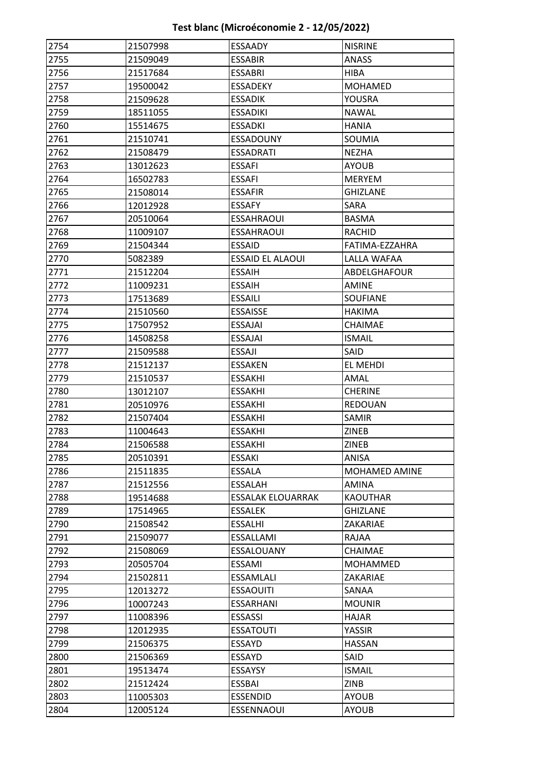# Test blanc (Microéconomie 2 - 12/05/2022)

| | | | |
|---|---|---|---|
| 2754 | 21507998 | ESSAADY | NISRINE |
| 2755 | 21509049 | ESSABIR | ANASS |
| 2756 | 21517684 | ESSABRI | HIBA |
| 2757 | 19500042 | ESSADEKY | MOHAMED |
| 2758 | 21509628 | ESSADIK | YOUSRA |
| 2759 | 18511055 | ESSADIKI | NAWAL |
| 2760 | 15514675 | ESSADKI | HANIA |
| 2761 | 21510741 | ESSADOUNY | SOUMIA |
| 2762 | 21508479 | ESSADRATI | NEZHA |
| 2763 | 13012623 | ESSAFI | AYOUB |
| 2764 | 16502783 | ESSAFI | MERYEM |
| 2765 | 21508014 | ESSAFIR | GHIZLANE |
| 2766 | 12012928 | ESSAFY | SARA |
| 2767 | 20510064 | ESSAHRAOUI | BASMA |
| 2768 | 11009107 | ESSAHRAOUI | RACHID |
| 2769 | 21504344 | ESSAID | FATIMA-EZZAHRA |
| 2770 | 5082389 | ESSAID EL ALAOUI | LALLA WAFAA |
| 2771 | 21512204 | ESSAIH | ABDELGHAFOUR |
| 2772 | 11009231 | ESSAIH | AMINE |
| 2773 | 17513689 | ESSAILI | SOUFIANE |
| 2774 | 21510560 | ESSAISSE | HAKIMA |
| 2775 | 17507952 | ESSAJAI | CHAIMAE |
| 2776 | 14508258 | ESSAJAI | ISMAIL |
| 2777 | 21509588 | ESSAJI | SAID |
| 2778 | 21512137 | ESSAKEN | EL MEHDI |
| 2779 | 21510537 | ESSAKHI | AMAL |
| 2780 | 13012107 | ESSAKHI | CHERINE |
| 2781 | 20510976 | ESSAKHI | REDOUAN |
| 2782 | 21507404 | ESSAKHI | SAMIR |
| 2783 | 11004643 | ESSAKHI | ZINEB |
| 2784 | 21506588 | ESSAKHI | ZINEB |
| 2785 | 20510391 | ESSAKI | ANISA |
| 2786 | 21511835 | ESSALA | MOHAMED AMINE |
| 2787 | 21512556 | ESSALAH | AMINA |
| 2788 | 19514688 | ESSALAK ELOUARRAK | KAOUTHAR |
| 2789 | 17514965 | ESSALEK | GHIZLANE |
| 2790 | 21508542 | ESSALHI | ZAKARIAE |
| 2791 | 21509077 | ESSALLAMI | RAJAA |
| 2792 | 21508069 | ESSALOUANY | CHAIMAE |
| 2793 | 20505704 | ESSAMI | MOHAMMED |
| 2794 | 21502811 | ESSAMLALI | ZAKARIAE |
| 2795 | 12013272 | ESSAOUITI | SANAA |
| 2796 | 10007243 | ESSARHANI | MOUNIR |
| 2797 | 11008396 | ESSASSI | HAJAR |
| 2798 | 12012935 | ESSATOUTI | YASSIR |
| 2799 | 21506375 | ESSAYD | HASSAN |
| 2800 | 21506369 | ESSAYD | SAID |
| 2801 | 19513474 | ESSAYSY | ISMAIL |
| 2802 | 21512424 | ESSBAI | ZINB |
| 2803 | 11005303 | ESSENDID | AYOUB |
| 2804 | 12005124 | ESSENNAOUI | AYOUB |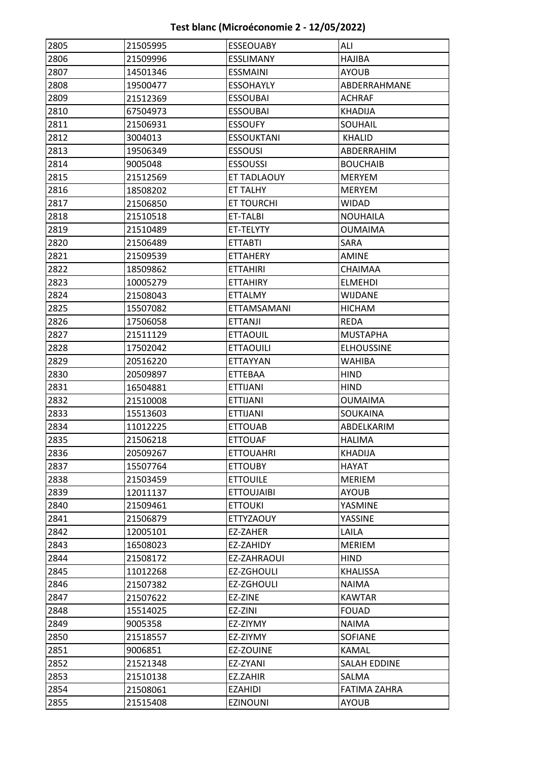| | | | |
|---|---|---|---|
| 2805 | 21505995 | ESSEOUABY | ALI |
| 2806 | 21509996 | ESSLIMANY | HAJIBA |
| 2807 | 14501346 | ESSMAINI | AYOUB |
| 2808 | 19500477 | ESSOHAYLY | ABDERRAHMANE |
| 2809 | 21512369 | ESSOUBAI | ACHRAF |
| 2810 | 67504973 | ESSOUBAI | KHADIJA |
| 2811 | 21506931 | ESSOUFY | SOUHAIL |
| 2812 | 3004013 | ESSOUKTANI | KHALID |
| 2813 | 19506349 | ESSOUSI | ABDERRAHIM |
| 2814 | 9005048 | ESSOUSSI | BOUCHAIB |
| 2815 | 21512569 | ET TADLAOUY | MERYEM |
| 2816 | 18508202 | ET TALHY | MERYEM |
| 2817 | 21506850 | ET TOURCHI | WIDAD |
| 2818 | 21510518 | ET-TALBI | NOUHAILA |
| 2819 | 21510489 | ET-TELYTY | OUMAIMA |
| 2820 | 21506489 | ETTABTI | SARA |
| 2821 | 21509539 | ETTAHERY | AMINE |
| 2822 | 18509862 | ETTAHIRI | CHAIMAA |
| 2823 | 10005279 | ETTAHIRY | ELMEHDI |
| 2824 | 21508043 | ETTALMY | WIJDANE |
| 2825 | 15507082 | ETTAMSAMANI | HICHAM |
| 2826 | 17506058 | ETTANJI | REDA |
| 2827 | 21511129 | ETTAOUIL | MUSTAPHA |
| 2828 | 17502042 | ETTAOUILI | ELHOUSSINE |
| 2829 | 20516220 | ETTAYYAN | WAHIBA |
| 2830 | 20509897 | ETTEBAA | HIND |
| 2831 | 16504881 | ETTIJANI | HIND |
| 2832 | 21510008 | ETTIJANI | OUMAIMA |
| 2833 | 15513603 | ETTIJANI | SOUKAINA |
| 2834 | 11012225 | ETTOUAB | ABDELKARIM |
| 2835 | 21506218 | ETTOUAF | HALIMA |
| 2836 | 20509267 | ETTOUAHRI | KHADIJA |
| 2837 | 15507764 | ETTOUBY | HAYAT |
| 2838 | 21503459 | ETTOUILE | MERIEM |
| 2839 | 12011137 | ETTOUJAIBI | AYOUB |
| 2840 | 21509461 | ETTOUKI | YASMINE |
| 2841 | 21506879 | ETTYZAOUY | YASSINE |
| 2842 | 12005101 | EZ-ZAHER | LAILA |
| 2843 | 16508023 | EZ-ZAHIDY | MERIEM |
| 2844 | 21508172 | EZ-ZAHRAOUI | HIND |
| 2845 | 11012268 | EZ-ZGHOULI | KHALISSA |
| 2846 | 21507382 | EZ-ZGHOULI | NAIMA |
| 2847 | 21507622 | EZ-ZINE | KAWTAR |
| 2848 | 15514025 | EZ-ZINI | FOUAD |
| 2849 | 9005358 | EZ-ZIYMY | NAIMA |
| 2850 | 21518557 | EZ-ZIYMY | SOFIANE |
| 2851 | 9006851 | EZ-ZOUINE | KAMAL |
| 2852 | 21521348 | EZ-ZYANI | SALAH EDDINE |
| 2853 | 21510138 | EZ.ZAHIR | SALMA |
| 2854 | 21508061 | EZAHIDI | FATIMA ZAHRA |
| 2855 | 21515408 | EZINOUNI | AYOUB |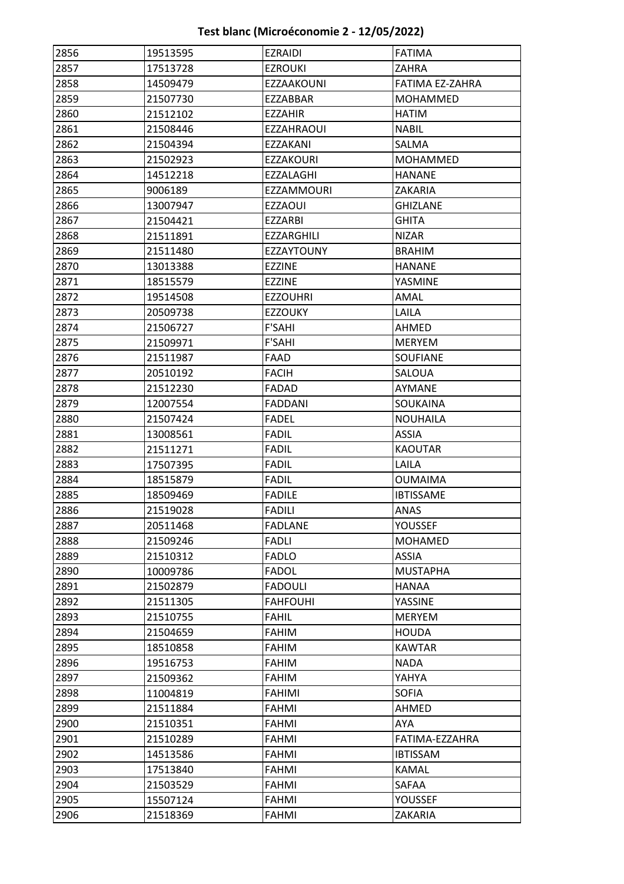# Test blanc (Microéconomie 2 - 12/05/2022)

| | | | |
|---|---|---|---|
| 2856 | 19513595 | EZRAIDI | FATIMA |
| 2857 | 17513728 | EZROUKI | ZAHRA |
| 2858 | 14509479 | EZZAAKOUNI | FATIMA EZ-ZAHRA |
| 2859 | 21507730 | EZZABBAR | MOHAMMED |
| 2860 | 21512102 | EZZAHIR | HATIM |
| 2861 | 21508446 | EZZAHRAOUI | NABIL |
| 2862 | 21504394 | EZZAKANI | SALMA |
| 2863 | 21502923 | EZZAKOURI | MOHAMMED |
| 2864 | 14512218 | EZZALAGHI | HANANE |
| 2865 | 9006189 | EZZAMMOURI | ZAKARIA |
| 2866 | 13007947 | EZZAOUI | GHIZLANE |
| 2867 | 21504421 | EZZARBI | GHITA |
| 2868 | 21511891 | EZZARGHILI | NIZAR |
| 2869 | 21511480 | EZZAYTOUNY | BRAHIM |
| 2870 | 13013388 | EZZINE | HANANE |
| 2871 | 18515579 | EZZINE | YASMINE |
| 2872 | 19514508 | EZZOUHRI | AMAL |
| 2873 | 20509738 | EZZOUKY | LAILA |
| 2874 | 21506727 | F'SAHI | AHMED |
| 2875 | 21509971 | F'SAHI | MERYEM |
| 2876 | 21511987 | FAAD | SOUFIANE |
| 2877 | 20510192 | FACIH | SALOUA |
| 2878 | 21512230 | FADAD | AYMANE |
| 2879 | 12007554 | FADDANI | SOUKAINA |
| 2880 | 21507424 | FADEL | NOUHAILA |
| 2881 | 13008561 | FADIL | ASSIA |
| 2882 | 21511271 | FADIL | KAOUTAR |
| 2883 | 17507395 | FADIL | LAILA |
| 2884 | 18515879 | FADIL | OUMAIMA |
| 2885 | 18509469 | FADILE | IBTISSAME |
| 2886 | 21519028 | FADILI | ANAS |
| 2887 | 20511468 | FADLANE | YOUSSEF |
| 2888 | 21509246 | FADLI | MOHAMED |
| 2889 | 21510312 | FADLO | ASSIA |
| 2890 | 10009786 | FADOL | MUSTAPHA |
| 2891 | 21502879 | FADOULI | HANAA |
| 2892 | 21511305 | FAHFOUHI | YASSINE |
| 2893 | 21510755 | FAHIL | MERYEM |
| 2894 | 21504659 | FAHIM | HOUDA |
| 2895 | 18510858 | FAHIM | KAWTAR |
| 2896 | 19516753 | FAHIM | NADA |
| 2897 | 21509362 | FAHIM | YAHYA |
| 2898 | 11004819 | FAHIMI | SOFIA |
| 2899 | 21511884 | FAHMI | AHMED |
| 2900 | 21510351 | FAHMI | AYA |
| 2901 | 21510289 | FAHMI | FATIMA-EZZAHRA |
| 2902 | 14513586 | FAHMI | IBTISSAM |
| 2903 | 17513840 | FAHMI | KAMAL |
| 2904 | 21503529 | FAHMI | SAFAA |
| 2905 | 15507124 | FAHMI | YOUSSEF |
| 2906 | 21518369 | FAHMI | ZAKARIA |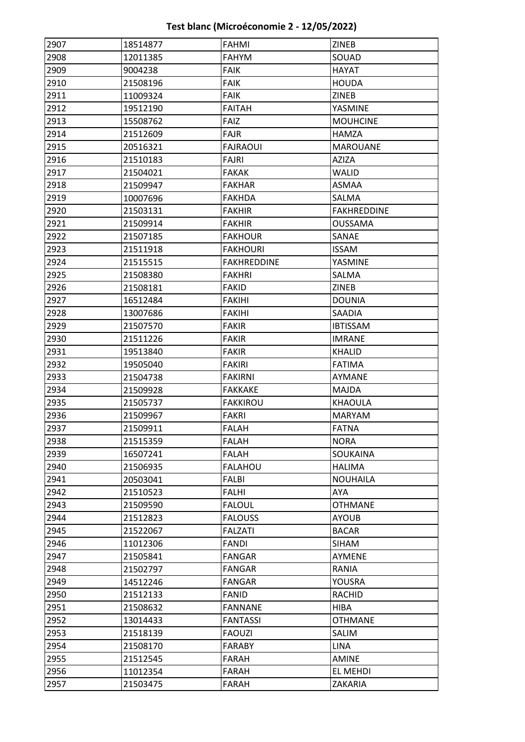# Test blanc (Microéconomie 2 - 12/05/2022)

| | | | |
|---|---|---|---|
| 2907 | 18514877 | FAHMI | ZINEB |
| 2908 | 12011385 | FAHYM | SOUAD |
| 2909 | 9004238 | FAIK | HAYAT |
| 2910 | 21508196 | FAIK | HOUDA |
| 2911 | 11009324 | FAIK | ZINEB |
| 2912 | 19512190 | FAITAH | YASMINE |
| 2913 | 15508762 | FAIZ | MOUHCINE |
| 2914 | 21512609 | FAJR | HAMZA |
| 2915 | 20516321 | FAJRAOUI | MAROUANE |
| 2916 | 21510183 | FAJRI | AZIZA |
| 2917 | 21504021 | FAKAK | WALID |
| 2918 | 21509947 | FAKHAR | ASMAA |
| 2919 | 10007696 | FAKHDA | SALMA |
| 2920 | 21503131 | FAKHIR | FAKHREDDINE |
| 2921 | 21509914 | FAKHIR | OUSSAMA |
| 2922 | 21507185 | FAKHOUR | SANAE |
| 2923 | 21511918 | FAKHOURI | ISSAM |
| 2924 | 21515515 | FAKHREDDINE | YASMINE |
| 2925 | 21508380 | FAKHRI | SALMA |
| 2926 | 21508181 | FAKID | ZINEB |
| 2927 | 16512484 | FAKIHI | DOUNIA |
| 2928 | 13007686 | FAKIHI | SAADIA |
| 2929 | 21507570 | FAKIR | IBTISSAM |
| 2930 | 21511226 | FAKIR | IMRANE |
| 2931 | 19513840 | FAKIR | KHALID |
| 2932 | 19505040 | FAKIRI | FATIMA |
| 2933 | 21504738 | FAKIRNI | AYMANE |
| 2934 | 21509928 | FAKKAKE | MAJDA |
| 2935 | 21505737 | FAKKIROU | KHAOULA |
| 2936 | 21509967 | FAKRI | MARYAM |
| 2937 | 21509911 | FALAH | FATNA |
| 2938 | 21515359 | FALAH | NORA |
| 2939 | 16507241 | FALAH | SOUKAINA |
| 2940 | 21506935 | FALAHOU | HALIMA |
| 2941 | 20503041 | FALBI | NOUHAILA |
| 2942 | 21510523 | FALHI | AYA |
| 2943 | 21509590 | FALOUL | OTHMANE |
| 2944 | 21512823 | FALOUSS | AYOUB |
| 2945 | 21522067 | FALZATI | BACAR |
| 2946 | 11012306 | FANDI | SIHAM |
| 2947 | 21505841 | FANGAR | AYMENE |
| 2948 | 21502797 | FANGAR | RANIA |
| 2949 | 14512246 | FANGAR | YOUSRA |
| 2950 | 21512133 | FANID | RACHID |
| 2951 | 21508632 | FANNANE | HIBA |
| 2952 | 13014433 | FANTASSI | OTHMANE |
| 2953 | 21518139 | FAOUZI | SALIM |
| 2954 | 21508170 | FARABY | LINA |
| 2955 | 21512545 | FARAH | AMINE |
| 2956 | 11012354 | FARAH | EL MEHDI |
| 2957 | 21503475 | FARAH | ZAKARIA |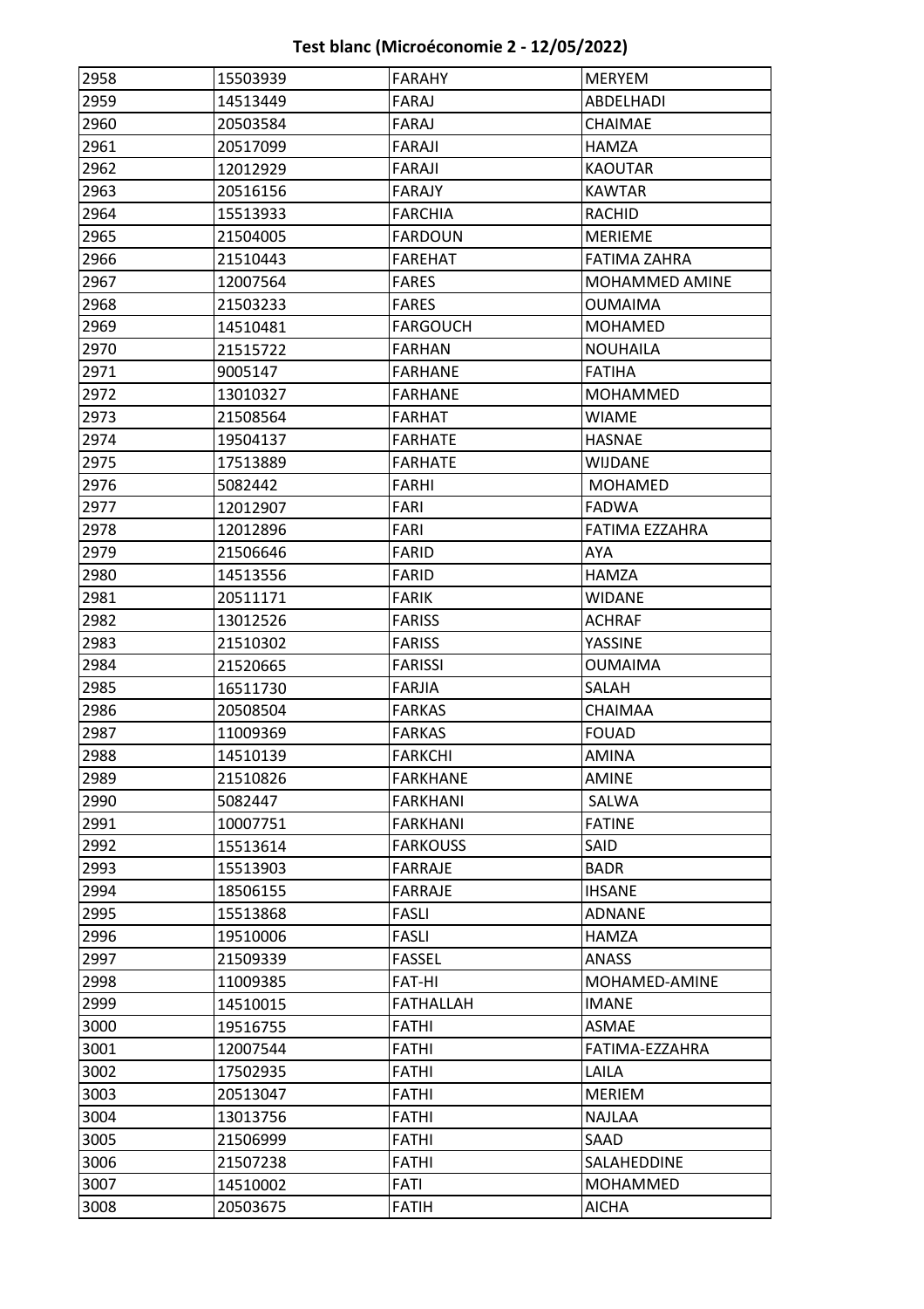# Test blanc (Microéconomie 2 - 12/05/2022)

| | | | |
|---|---|---|---|
| 2958 | 15503939 | FARAHY | MERYEM |
| 2959 | 14513449 | FARAJ | ABDELHADI |
| 2960 | 20503584 | FARAJ | CHAIMAE |
| 2961 | 20517099 | FARAJI | HAMZA |
| 2962 | 12012929 | FARAJI | KAOUTAR |
| 2963 | 20516156 | FARAJY | KAWTAR |
| 2964 | 15513933 | FARCHIA | RACHID |
| 2965 | 21504005 | FARDOUN | MERIEME |
| 2966 | 21510443 | FAREHAT | FATIMA ZAHRA |
| 2967 | 12007564 | FARES | MOHAMMED AMINE |
| 2968 | 21503233 | FARES | OUMAIMA |
| 2969 | 14510481 | FARGOUCH | MOHAMED |
| 2970 | 21515722 | FARHAN | NOUHAILA |
| 2971 | 9005147 | FARHANE | FATIHA |
| 2972 | 13010327 | FARHANE | MOHAMMED |
| 2973 | 21508564 | FARHAT | WIAME |
| 2974 | 19504137 | FARHATE | HASNAE |
| 2975 | 17513889 | FARHATE | WIJDANE |
| 2976 | 5082442 | FARHI | MOHAMED |
| 2977 | 12012907 | FARI | FADWA |
| 2978 | 12012896 | FARI | FATIMA EZZAHRA |
| 2979 | 21506646 | FARID | AYA |
| 2980 | 14513556 | FARID | HAMZA |
| 2981 | 20511171 | FARIK | WIDANE |
| 2982 | 13012526 | FARISS | ACHRAF |
| 2983 | 21510302 | FARISS | YASSINE |
| 2984 | 21520665 | FARISSI | OUMAIMA |
| 2985 | 16511730 | FARJIA | SALAH |
| 2986 | 20508504 | FARKAS | CHAIMAA |
| 2987 | 11009369 | FARKAS | FOUAD |
| 2988 | 14510139 | FARKCHI | AMINA |
| 2989 | 21510826 | FARKHANE | AMINE |
| 2990 | 5082447 | FARKHANI | SALWA |
| 2991 | 10007751 | FARKHANI | FATINE |
| 2992 | 15513614 | FARKOUSS | SAID |
| 2993 | 15513903 | FARRAJE | BADR |
| 2994 | 18506155 | FARRAJE | IHSANE |
| 2995 | 15513868 | FASLI | ADNANE |
| 2996 | 19510006 | FASLI | HAMZA |
| 2997 | 21509339 | FASSEL | ANASS |
| 2998 | 11009385 | FAT-HI | MOHAMED-AMINE |
| 2999 | 14510015 | FATHALLAH | IMANE |
| 3000 | 19516755 | FATHI | ASMAE |
| 3001 | 12007544 | FATHI | FATIMA-EZZAHRA |
| 3002 | 17502935 | FATHI | LAILA |
| 3003 | 20513047 | FATHI | MERIEM |
| 3004 | 13013756 | FATHI | NAJLAA |
| 3005 | 21506999 | FATHI | SAAD |
| 3006 | 21507238 | FATHI | SALAHEDDINE |
| 3007 | 14510002 | FATI | MOHAMMED |
| 3008 | 20503675 | FATIH | AICHA |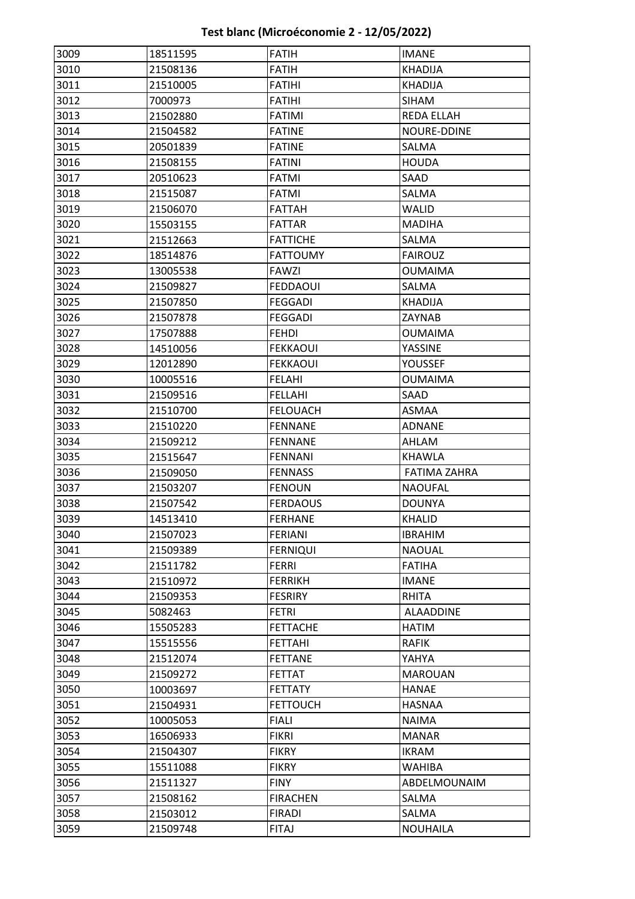**Test blanc (Microéconomie 2 - 12/05/2022)**

| | | | |
|---|---|---|---|
| 3009 | 18511595 | FATIH | IMANE |
| 3010 | 21508136 | FATIH | KHADIJA |
| 3011 | 21510005 | FATIHI | KHADIJA |
| 3012 | 7000973 | FATIHI | SIHAM |
| 3013 | 21502880 | FATIMI | REDA ELLAH |
| 3014 | 21504582 | FATINE | NOURE-DDINE |
| 3015 | 20501839 | FATINE | SALMA |
| 3016 | 21508155 | FATINI | HOUDA |
| 3017 | 20510623 | FATMI | SAAD |
| 3018 | 21515087 | FATMI | SALMA |
| 3019 | 21506070 | FATTAH | WALID |
| 3020 | 15503155 | FATTAR | MADIHA |
| 3021 | 21512663 | FATTICHE | SALMA |
| 3022 | 18514876 | FATTOUMY | FAIROUZ |
| 3023 | 13005538 | FAWZI | OUMAIMA |
| 3024 | 21509827 | FEDDAOUI | SALMA |
| 3025 | 21507850 | FEGGADI | KHADIJA |
| 3026 | 21507878 | FEGGADI | ZAYNAB |
| 3027 | 17507888 | FEHDI | OUMAIMA |
| 3028 | 14510056 | FEKKAOUI | YASSINE |
| 3029 | 12012890 | FEKKAOUI | YOUSSEF |
| 3030 | 10005516 | FELAHI | OUMAIMA |
| 3031 | 21509516 | FELLAHI | SAAD |
| 3032 | 21510700 | FELOUACH | ASMAA |
| 3033 | 21510220 | FENNANE | ADNANE |
| 3034 | 21509212 | FENNANE | AHLAM |
| 3035 | 21515647 | FENNANI | KHAWLA |
| 3036 | 21509050 | FENNASS | FATIMA ZAHRA |
| 3037 | 21503207 | FENOUN | NAOUFAL |
| 3038 | 21507542 | FERDAOUS | DOUNYA |
| 3039 | 14513410 | FERHANE | KHALID |
| 3040 | 21507023 | FERIANI | IBRAHIM |
| 3041 | 21509389 | FERNIQUI | NAOUAL |
| 3042 | 21511782 | FERRI | FATIHA |
| 3043 | 21510972 | FERRIKH | IMANE |
| 3044 | 21509353 | FESRIRY | RHITA |
| 3045 | 5082463 | FETRI | ALAADDINE |
| 3046 | 15505283 | FETTACHE | HATIM |
| 3047 | 15515556 | FETTAHI | RAFIK |
| 3048 | 21512074 | FETTANE | YAHYA |
| 3049 | 21509272 | FETTAT | MAROUAN |
| 3050 | 10003697 | FETTATY | HANAE |
| 3051 | 21504931 | FETTOUCH | HASNAA |
| 3052 | 10005053 | FIALI | NAIMA |
| 3053 | 16506933 | FIKRI | MANAR |
| 3054 | 21504307 | FIKRY | IKRAM |
| 3055 | 15511088 | FIKRY | WAHIBA |
| 3056 | 21511327 | FINY | ABDELMOUNAIM |
| 3057 | 21508162 | FIRACHEN | SALMA |
| 3058 | 21503012 | FIRADI | SALMA |
| 3059 | 21509748 | FITAJ | NOUHAILA |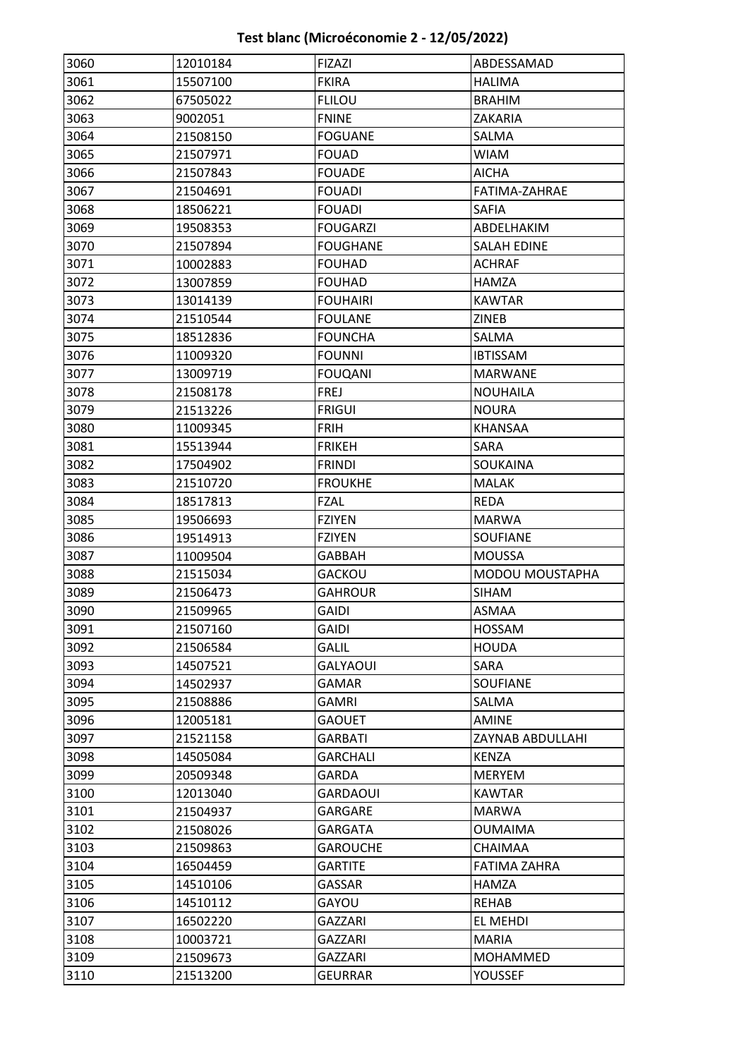**Test blanc (Microéconomie 2 - 12/05/2022)**

| | | | |
|---|---|---|---|
| 3060 | 12010184 | FIZAZI | ABDESSAMAD |
| 3061 | 15507100 | FKIRA | HALIMA |
| 3062 | 67505022 | FLILOU | BRAHIM |
| 3063 | 9002051 | FNINE | ZAKARIA |
| 3064 | 21508150 | FOGUANE | SALMA |
| 3065 | 21507971 | FOUAD | WIAM |
| 3066 | 21507843 | FOUADE | AICHA |
| 3067 | 21504691 | FOUADI | FATIMA-ZAHRAE |
| 3068 | 18506221 | FOUADI | SAFIA |
| 3069 | 19508353 | FOUGARZI | ABDELHAKIM |
| 3070 | 21507894 | FOUGHANE | SALAH EDINE |
| 3071 | 10002883 | FOUHAD | ACHRAF |
| 3072 | 13007859 | FOUHAD | HAMZA |
| 3073 | 13014139 | FOUHAIRI | KAWTAR |
| 3074 | 21510544 | FOULANE | ZINEB |
| 3075 | 18512836 | FOUNCHA | SALMA |
| 3076 | 11009320 | FOUNNI | IBTISSAM |
| 3077 | 13009719 | FOUQANI | MARWANE |
| 3078 | 21508178 | FREJ | NOUHAILA |
| 3079 | 21513226 | FRIGUI | NOURA |
| 3080 | 11009345 | FRIH | KHANSAA |
| 3081 | 15513944 | FRIKEH | SARA |
| 3082 | 17504902 | FRINDI | SOUKAINA |
| 3083 | 21510720 | FROUKHE | MALAK |
| 3084 | 18517813 | FZAL | REDA |
| 3085 | 19506693 | FZIYEN | MARWA |
| 3086 | 19514913 | FZIYEN | SOUFIANE |
| 3087 | 11009504 | GABBAH | MOUSSA |
| 3088 | 21515034 | GACKOU | MODOU MOUSTAPHA |
| 3089 | 21506473 | GAHROUR | SIHAM |
| 3090 | 21509965 | GAIDI | ASMAA |
| 3091 | 21507160 | GAIDI | HOSSAM |
| 3092 | 21506584 | GALIL | HOUDA |
| 3093 | 14507521 | GALYAOUI | SARA |
| 3094 | 14502937 | GAMAR | SOUFIANE |
| 3095 | 21508886 | GAMRI | SALMA |
| 3096 | 12005181 | GAOUET | AMINE |
| 3097 | 21521158 | GARBATI | ZAYNAB ABDULLAHI |
| 3098 | 14505084 | GARCHALI | KENZA |
| 3099 | 20509348 | GARDA | MERYEM |
| 3100 | 12013040 | GARDAOUI | KAWTAR |
| 3101 | 21504937 | GARGARE | MARWA |
| 3102 | 21508026 | GARGATA | OUMAIMA |
| 3103 | 21509863 | GAROUCHE | CHAIMAA |
| 3104 | 16504459 | GARTITE | FATIMA ZAHRA |
| 3105 | 14510106 | GASSAR | HAMZA |
| 3106 | 14510112 | GAYOU | REHAB |
| 3107 | 16502220 | GAZZARI | EL MEHDI |
| 3108 | 10003721 | GAZZARI | MARIA |
| 3109 | 21509673 | GAZZARI | MOHAMMED |
| 3110 | 21513200 | GEURRAR | YOUSSEF |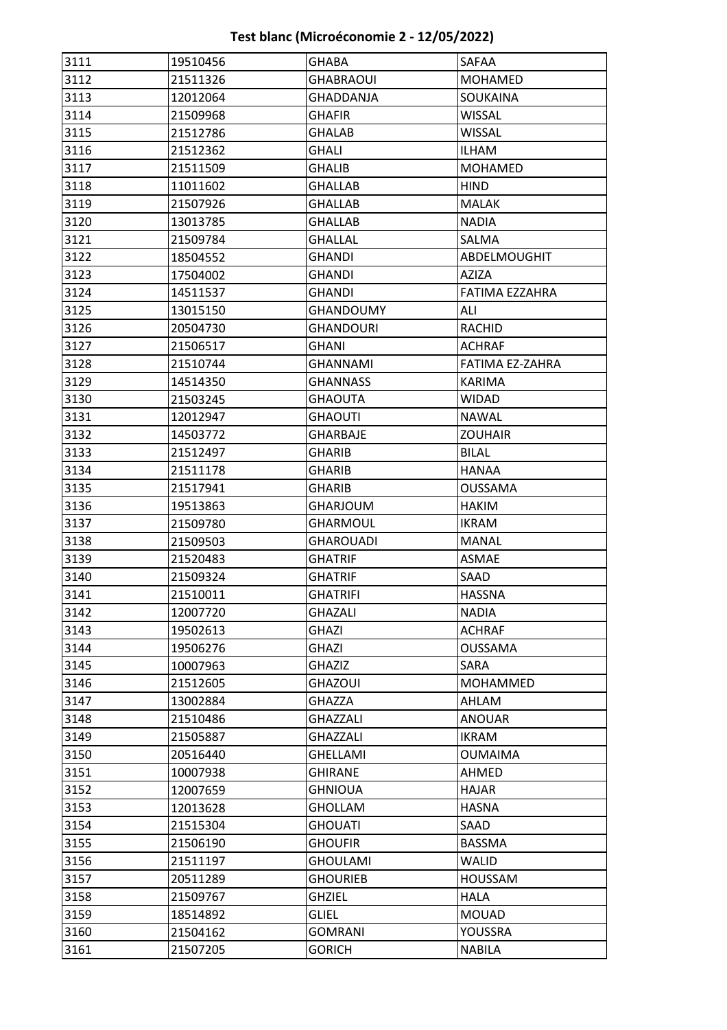**Test blanc (Microéconomie 2 - 12/05/2022)**

| | | | |
|---|---|---|---|
| 3111 | 19510456 | GHABA | SAFAA |
| 3112 | 21511326 | GHABRAOUI | MOHAMED |
| 3113 | 12012064 | GHADDANJA | SOUKAINA |
| 3114 | 21509968 | GHAFIR | WISSAL |
| 3115 | 21512786 | GHALAB | WISSAL |
| 3116 | 21512362 | GHALI | ILHAM |
| 3117 | 21511509 | GHALIB | MOHAMED |
| 3118 | 11011602 | GHALLAB | HIND |
| 3119 | 21507926 | GHALLAB | MALAK |
| 3120 | 13013785 | GHALLAB | NADIA |
| 3121 | 21509784 | GHALLAL | SALMA |
| 3122 | 18504552 | GHANDI | ABDELMOUGHIT |
| 3123 | 17504002 | GHANDI | AZIZA |
| 3124 | 14511537 | GHANDI | FATIMA EZZAHRA |
| 3125 | 13015150 | GHANDOUMY | ALI |
| 3126 | 20504730 | GHANDOURI | RACHID |
| 3127 | 21506517 | GHANI | ACHRAF |
| 3128 | 21510744 | GHANNAMI | FATIMA EZ-ZAHRA |
| 3129 | 14514350 | GHANNASS | KARIMA |
| 3130 | 21503245 | GHAOUTA | WIDAD |
| 3131 | 12012947 | GHAOUTI | NAWAL |
| 3132 | 14503772 | GHARBAJE | ZOUHAIR |
| 3133 | 21512497 | GHARIB | BILAL |
| 3134 | 21511178 | GHARIB | HANAA |
| 3135 | 21517941 | GHARIB | OUSSAMA |
| 3136 | 19513863 | GHARJOUM | HAKIM |
| 3137 | 21509780 | GHARMOUL | IKRAM |
| 3138 | 21509503 | GHAROUADI | MANAL |
| 3139 | 21520483 | GHATRIF | ASMAE |
| 3140 | 21509324 | GHATRIF | SAAD |
| 3141 | 21510011 | GHATRIFI | HASSNA |
| 3142 | 12007720 | GHAZALI | NADIA |
| 3143 | 19502613 | GHAZI | ACHRAF |
| 3144 | 19506276 | GHAZI | OUSSAMA |
| 3145 | 10007963 | GHAZIZ | SARA |
| 3146 | 21512605 | GHAZOUI | MOHAMMED |
| 3147 | 13002884 | GHAZZA | AHLAM |
| 3148 | 21510486 | GHAZZALI | ANOUAR |
| 3149 | 21505887 | GHAZZALI | IKRAM |
| 3150 | 20516440 | GHELLAMI | OUMAIMA |
| 3151 | 10007938 | GHIRANE | AHMED |
| 3152 | 12007659 | GHNIOUA | HAJAR |
| 3153 | 12013628 | GHOLLAM | HASNA |
| 3154 | 21515304 | GHOUATI | SAAD |
| 3155 | 21506190 | GHOUFIR | BASSMA |
| 3156 | 21511197 | GHOULAMI | WALID |
| 3157 | 20511289 | GHOURIEB | HOUSSAM |
| 3158 | 21509767 | GHZIEL | HALA |
| 3159 | 18514892 | GLIEL | MOUAD |
| 3160 | 21504162 | GOMRANI | YOUSSRA |
| 3161 | 21507205 | GORICH | NABILA |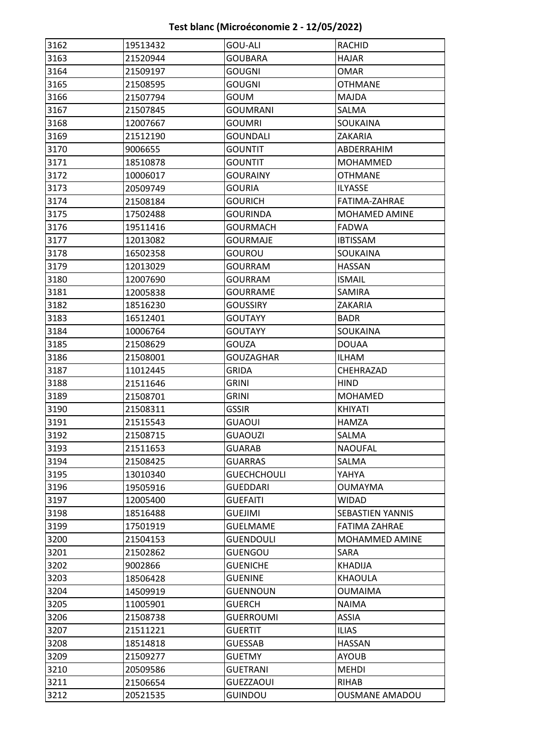# Test blanc (Microéconomie 2 - 12/05/2022)

| | | | |
|---|---|---|---|
| 3162 | 19513432 | GOU-ALI | RACHID |
| 3163 | 21520944 | GOUBARA | HAJAR |
| 3164 | 21509197 | GOUGNI | OMAR |
| 3165 | 21508595 | GOUGNI | OTHMANE |
| 3166 | 21507794 | GOUM | MAJDA |
| 3167 | 21507845 | GOUMRANI | SALMA |
| 3168 | 12007667 | GOUMRI | SOUKAINA |
| 3169 | 21512190 | GOUNDALI | ZAKARIA |
| 3170 | 9006655 | GOUNTIT | ABDERRAHIM |
| 3171 | 18510878 | GOUNTIT | MOHAMMED |
| 3172 | 10006017 | GOURAINY | OTHMANE |
| 3173 | 20509749 | GOURIA | ILYASSE |
| 3174 | 21508184 | GOURICH | FATIMA-ZAHRAE |
| 3175 | 17502488 | GOURINDA | MOHAMED AMINE |
| 3176 | 19511416 | GOURMACH | FADWA |
| 3177 | 12013082 | GOURMAJE | IBTISSAM |
| 3178 | 16502358 | GOUROU | SOUKAINA |
| 3179 | 12013029 | GOURRAM | HASSAN |
| 3180 | 12007690 | GOURRAM | ISMAIL |
| 3181 | 12005838 | GOURRAME | SAMIRA |
| 3182 | 18516230 | GOUSSIRY | ZAKARIA |
| 3183 | 16512401 | GOUTAYY | BADR |
| 3184 | 10006764 | GOUTAYY | SOUKAINA |
| 3185 | 21508629 | GOUZA | DOUAA |
| 3186 | 21508001 | GOUZAGHAR | ILHAM |
| 3187 | 11012445 | GRIDA | CHEHRAZAD |
| 3188 | 21511646 | GRINI | HIND |
| 3189 | 21508701 | GRINI | MOHAMED |
| 3190 | 21508311 | GSSIR | KHIYATI |
| 3191 | 21515543 | GUAOUI | HAMZA |
| 3192 | 21508715 | GUAOUZI | SALMA |
| 3193 | 21511653 | GUARAB | NAOUFAL |
| 3194 | 21508425 | GUARRAS | SALMA |
| 3195 | 13010340 | GUECHCHOULI | YAHYA |
| 3196 | 19505916 | GUEDDARI | OUMAYMA |
| 3197 | 12005400 | GUEFAITI | WIDAD |
| 3198 | 18516488 | GUEJIMI | SEBASTIEN YANNIS |
| 3199 | 17501919 | GUELMAME | FATIMA ZAHRAE |
| 3200 | 21504153 | GUENDOULI | MOHAMMED AMINE |
| 3201 | 21502862 | GUENGOU | SARA |
| 3202 | 9002866 | GUENICHE | KHADIJA |
| 3203 | 18506428 | GUENINE | KHAOULA |
| 3204 | 14509919 | GUENNOUN | OUMAIMA |
| 3205 | 11005901 | GUERCH | NAIMA |
| 3206 | 21508738 | GUERROUMI | ASSIA |
| 3207 | 21511221 | GUERTIT | ILIAS |
| 3208 | 18514818 | GUESSAB | HASSAN |
| 3209 | 21509277 | GUETMY | AYOUB |
| 3210 | 20509586 | GUETRANI | MEHDI |
| 3211 | 21506654 | GUEZZAOUI | RIHAB |
| 3212 | 20521535 | GUINDOU | OUSMANE AMADOU |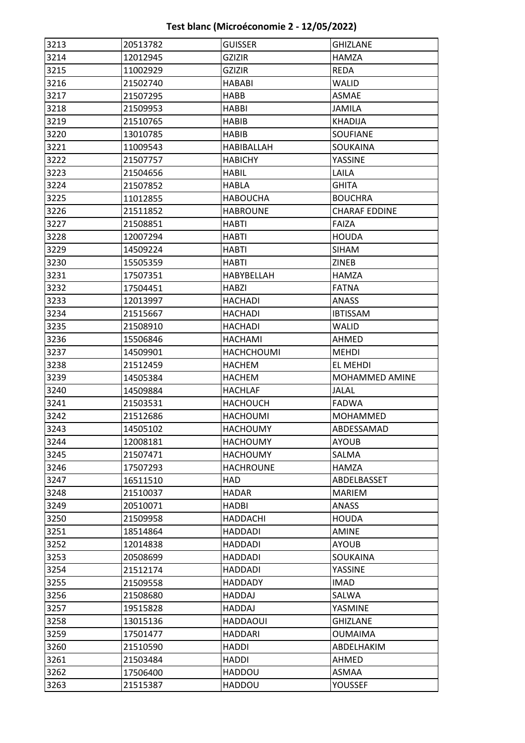# Test blanc (Microéconomie 2 - 12/05/2022)

| | | | |
|---|---|---|---|
| 3213 | 20513782 | GUISSER | GHIZLANE |
| 3214 | 12012945 | GZIZIR | HAMZA |
| 3215 | 11002929 | GZIZIR | REDA |
| 3216 | 21502740 | HABABI | WALID |
| 3217 | 21507295 | HABB | ASMAE |
| 3218 | 21509953 | HABBI | JAMILA |
| 3219 | 21510765 | HABIB | KHADIJA |
| 3220 | 13010785 | HABIB | SOUFIANE |
| 3221 | 11009543 | HABIBALLAH | SOUKAINA |
| 3222 | 21507757 | HABICHY | YASSINE |
| 3223 | 21504656 | HABIL | LAILA |
| 3224 | 21507852 | HABLA | GHITA |
| 3225 | 11012855 | HABOUCHA | BOUCHRA |
| 3226 | 21511852 | HABROUNE | CHARAF EDDINE |
| 3227 | 21508851 | HABTI | FAIZA |
| 3228 | 12007294 | HABTI | HOUDA |
| 3229 | 14509224 | HABTI | SIHAM |
| 3230 | 15505359 | HABTI | ZINEB |
| 3231 | 17507351 | HABYBELLAH | HAMZA |
| 3232 | 17504451 | HABZI | FATNA |
| 3233 | 12013997 | HACHADI | ANASS |
| 3234 | 21515667 | HACHADI | IBTISSAM |
| 3235 | 21508910 | HACHADI | WALID |
| 3236 | 15506846 | HACHAMI | AHMED |
| 3237 | 14509901 | HACHCHOUMI | MEHDI |
| 3238 | 21512459 | HACHEM | EL MEHDI |
| 3239 | 14505384 | HACHEM | MOHAMMED AMINE |
| 3240 | 14509884 | HACHLAF | JALAL |
| 3241 | 21503531 | HACHOUCH | FADWA |
| 3242 | 21512686 | HACHOUMI | MOHAMMED |
| 3243 | 14505102 | HACHOUMY | ABDESSAMAD |
| 3244 | 12008181 | HACHOUMY | AYOUB |
| 3245 | 21507471 | HACHOUMY | SALMA |
| 3246 | 17507293 | HACHROUNE | HAMZA |
| 3247 | 16511510 | HAD | ABDELBASSET |
| 3248 | 21510037 | HADAR | MARIEM |
| 3249 | 20510071 | HADBI | ANASS |
| 3250 | 21509958 | HADDACHI | HOUDA |
| 3251 | 18514864 | HADDADI | AMINE |
| 3252 | 12014838 | HADDADI | AYOUB |
| 3253 | 20508699 | HADDADI | SOUKAINA |
| 3254 | 21512174 | HADDADI | YASSINE |
| 3255 | 21509558 | HADDADY | IMAD |
| 3256 | 21508680 | HADDAJ | SALWA |
| 3257 | 19515828 | HADDAJ | YASMINE |
| 3258 | 13015136 | HADDAOUI | GHIZLANE |
| 3259 | 17501477 | HADDARI | OUMAIMA |
| 3260 | 21510590 | HADDI | ABDELHAKIM |
| 3261 | 21503484 | HADDI | AHMED |
| 3262 | 17506400 | HADDOU | ASMAA |
| 3263 | 21515387 | HADDOU | YOUSSEF |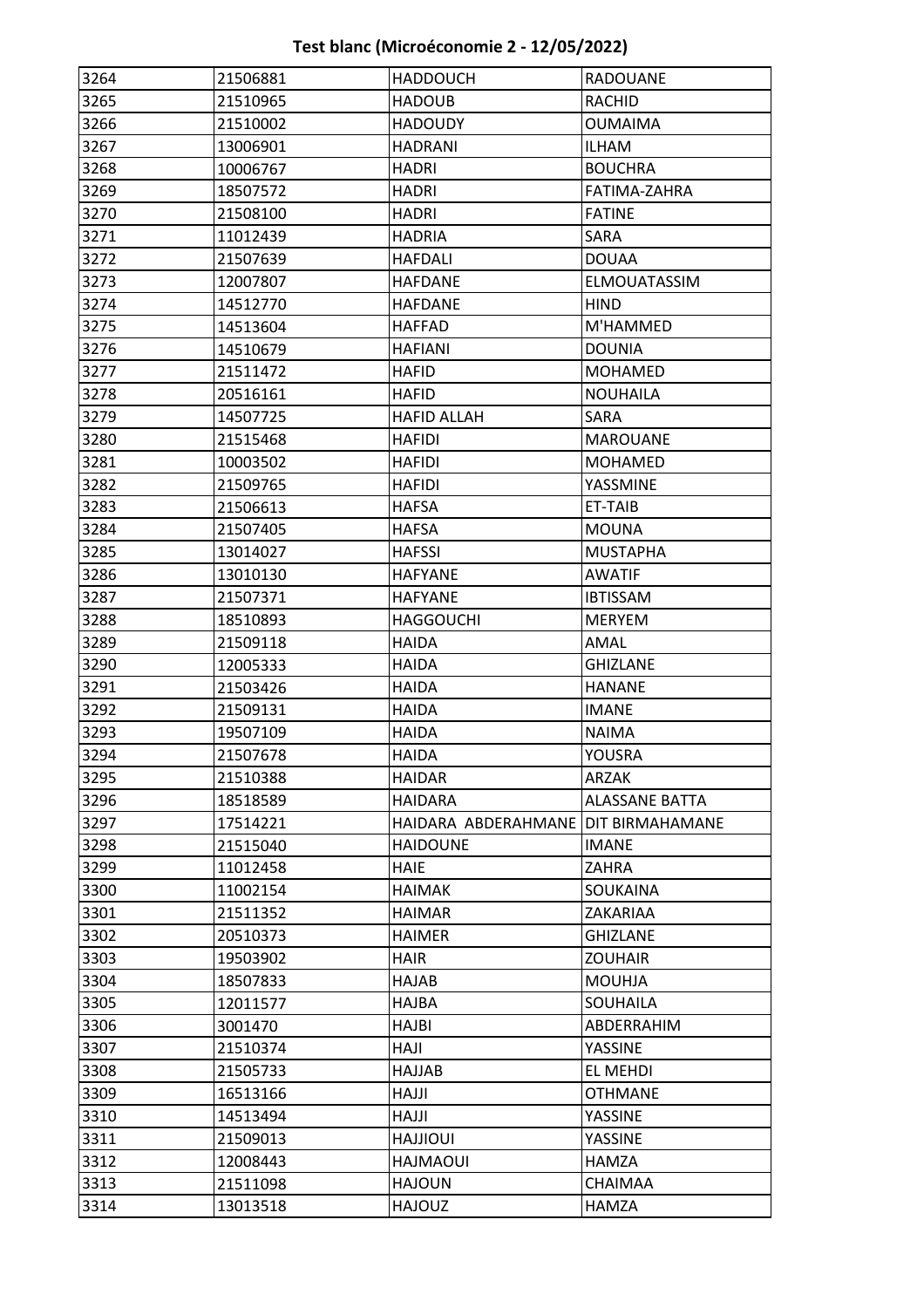# Test blanc (Microéconomie 2 - 12/05/2022)

| | | | |
|---|---|---|---|
| 3264 | 21506881 | HADDOUCH | RADOUANE |
| 3265 | 21510965 | HADOUB | RACHID |
| 3266 | 21510002 | HADOUDY | OUMAIMA |
| 3267 | 13006901 | HADRANI | ILHAM |
| 3268 | 10006767 | HADRI | BOUCHRA |
| 3269 | 18507572 | HADRI | FATIMA-ZAHRA |
| 3270 | 21508100 | HADRI | FATINE |
| 3271 | 11012439 | HADRIA | SARA |
| 3272 | 21507639 | HAFDALI | DOUAA |
| 3273 | 12007807 | HAFDANE | ELMOUATASSIM |
| 3274 | 14512770 | HAFDANE | HIND |
| 3275 | 14513604 | HAFFAD | M'HAMMED |
| 3276 | 14510679 | HAFIANI | DOUNIA |
| 3277 | 21511472 | HAFID | MOHAMED |
| 3278 | 20516161 | HAFID | NOUHAILA |
| 3279 | 14507725 | HAFID ALLAH | SARA |
| 3280 | 21515468 | HAFIDI | MAROUANE |
| 3281 | 10003502 | HAFIDI | MOHAMED |
| 3282 | 21509765 | HAFIDI | YASSMINE |
| 3283 | 21506613 | HAFSA | ET-TAIB |
| 3284 | 21507405 | HAFSA | MOUNA |
| 3285 | 13014027 | HAFSSI | MUSTAPHA |
| 3286 | 13010130 | HAFYANE | AWATIF |
| 3287 | 21507371 | HAFYANE | IBTISSAM |
| 3288 | 18510893 | HAGGOUCHI | MERYEM |
| 3289 | 21509118 | HAIDA | AMAL |
| 3290 | 12005333 | HAIDA | GHIZLANE |
| 3291 | 21503426 | HAIDA | HANANE |
| 3292 | 21509131 | HAIDA | IMANE |
| 3293 | 19507109 | HAIDA | NAIMA |
| 3294 | 21507678 | HAIDA | YOUSRA |
| 3295 | 21510388 | HAIDAR | ARZAK |
| 3296 | 18518589 | HAIDARA | ALASSANE BATTA |
| 3297 | 17514221 | HAIDARA ABDERAHMANE | DIT BIRMAHAMANE |
| 3298 | 21515040 | HAIDOUNE | IMANE |
| 3299 | 11012458 | HAIE | ZAHRA |
| 3300 | 11002154 | HAIMAK | SOUKAINA |
| 3301 | 21511352 | HAIMAR | ZAKARIAA |
| 3302 | 20510373 | HAIMER | GHIZLANE |
| 3303 | 19503902 | HAIR | ZOUHAIR |
| 3304 | 18507833 | HAJAB | MOUHJA |
| 3305 | 12011577 | HAJBA | SOUHAILA |
| 3306 | 3001470 | HAJBI | ABDERRAHIM |
| 3307 | 21510374 | HAJI | YASSINE |
| 3308 | 21505733 | HAJJAB | EL MEHDI |
| 3309 | 16513166 | HAJJI | OTHMANE |
| 3310 | 14513494 | HAJJI | YASSINE |
| 3311 | 21509013 | HAJJIOUI | YASSINE |
| 3312 | 12008443 | HAJMAOUI | HAMZA |
| 3313 | 21511098 | HAJOUN | CHAIMAA |
| 3314 | 13013518 | HAJOUZ | HAMZA |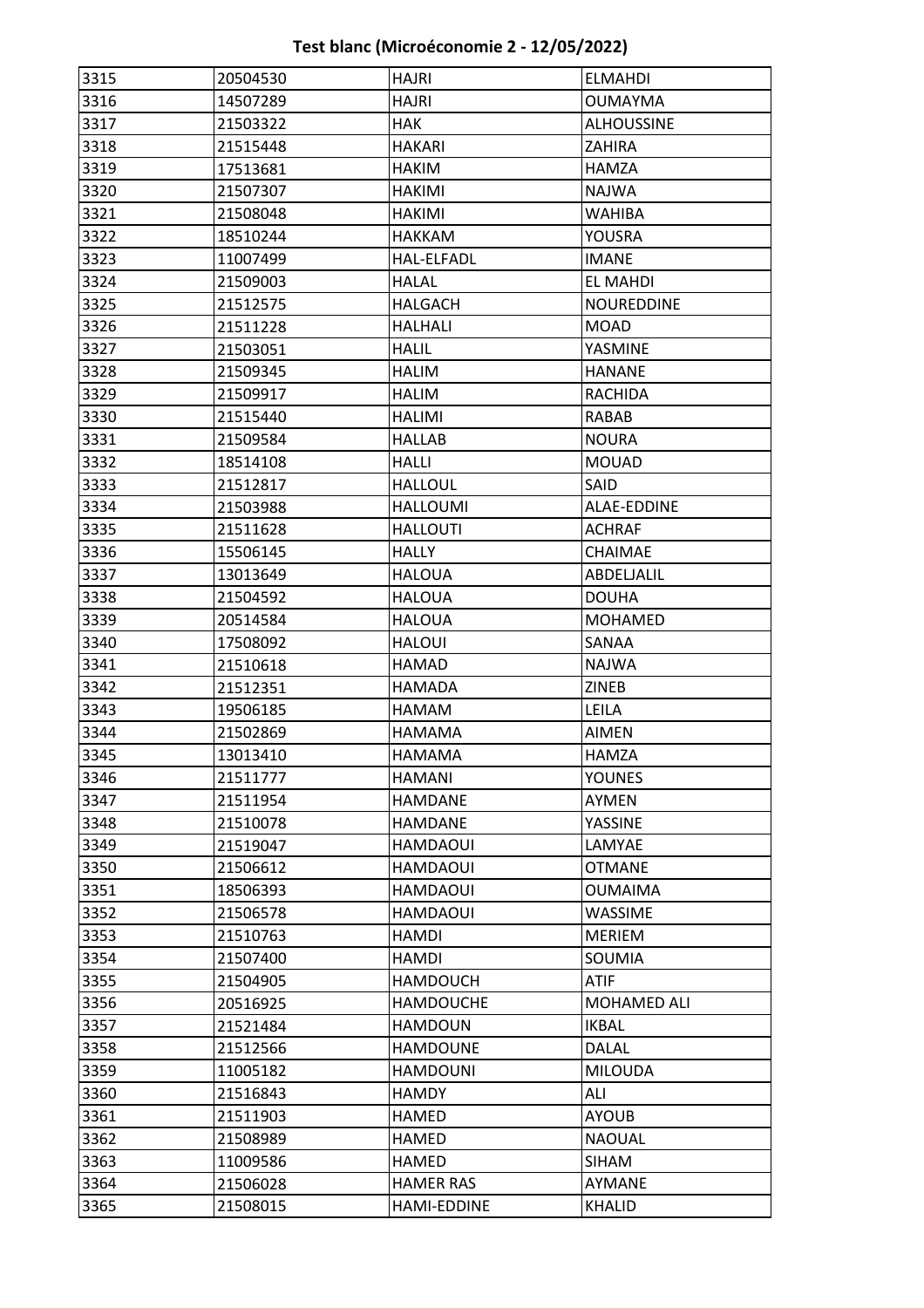# Test blanc (Microéconomie 2 - 12/05/2022)

| | | | |
|---|---|---|---|
| 3315 | 20504530 | HAJRI | ELMAHDI |
| 3316 | 14507289 | HAJRI | OUMAYMA |
| 3317 | 21503322 | HAK | ALHOUSSINE |
| 3318 | 21515448 | HAKARI | ZAHIRA |
| 3319 | 17513681 | HAKIM | HAMZA |
| 3320 | 21507307 | HAKIMI | NAJWA |
| 3321 | 21508048 | HAKIMI | WAHIBA |
| 3322 | 18510244 | HAKKAM | YOUSRA |
| 3323 | 11007499 | HAL-ELFADL | IMANE |
| 3324 | 21509003 | HALAL | EL MAHDI |
| 3325 | 21512575 | HALGACH | NOUREDDINE |
| 3326 | 21511228 | HALHALI | MOAD |
| 3327 | 21503051 | HALIL | YASMINE |
| 3328 | 21509345 | HALIM | HANANE |
| 3329 | 21509917 | HALIM | RACHIDA |
| 3330 | 21515440 | HALIMI | RABAB |
| 3331 | 21509584 | HALLAB | NOURA |
| 3332 | 18514108 | HALLI | MOUAD |
| 3333 | 21512817 | HALLOUL | SAID |
| 3334 | 21503988 | HALLOUMI | ALAE-EDDINE |
| 3335 | 21511628 | HALLOUTI | ACHRAF |
| 3336 | 15506145 | HALLY | CHAIMAE |
| 3337 | 13013649 | HALOUA | ABDELJALIL |
| 3338 | 21504592 | HALOUA | DOUHA |
| 3339 | 20514584 | HALOUA | MOHAMED |
| 3340 | 17508092 | HALOUI | SANAA |
| 3341 | 21510618 | HAMAD | NAJWA |
| 3342 | 21512351 | HAMADA | ZINEB |
| 3343 | 19506185 | HAMAM | LEILA |
| 3344 | 21502869 | HAMAMA | AIMEN |
| 3345 | 13013410 | HAMAMA | HAMZA |
| 3346 | 21511777 | HAMANI | YOUNES |
| 3347 | 21511954 | HAMDANE | AYMEN |
| 3348 | 21510078 | HAMDANE | YASSINE |
| 3349 | 21519047 | HAMDAOUI | LAMYAE |
| 3350 | 21506612 | HAMDAOUI | OTMANE |
| 3351 | 18506393 | HAMDAOUI | OUMAIMA |
| 3352 | 21506578 | HAMDAOUI | WASSIME |
| 3353 | 21510763 | HAMDI | MERIEM |
| 3354 | 21507400 | HAMDI | SOUMIA |
| 3355 | 21504905 | HAMDOUCH | ATIF |
| 3356 | 20516925 | HAMDOUCHE | MOHAMED ALI |
| 3357 | 21521484 | HAMDOUN | IKBAL |
| 3358 | 21512566 | HAMDOUNE | DALAL |
| 3359 | 11005182 | HAMDOUNI | MILOUDA |
| 3360 | 21516843 | HAMDY | ALI |
| 3361 | 21511903 | HAMED | AYOUB |
| 3362 | 21508989 | HAMED | NAOUAL |
| 3363 | 11009586 | HAMED | SIHAM |
| 3364 | 21506028 | HAMER RAS | AYMANE |
| 3365 | 21508015 | HAMI-EDDINE | KHALID |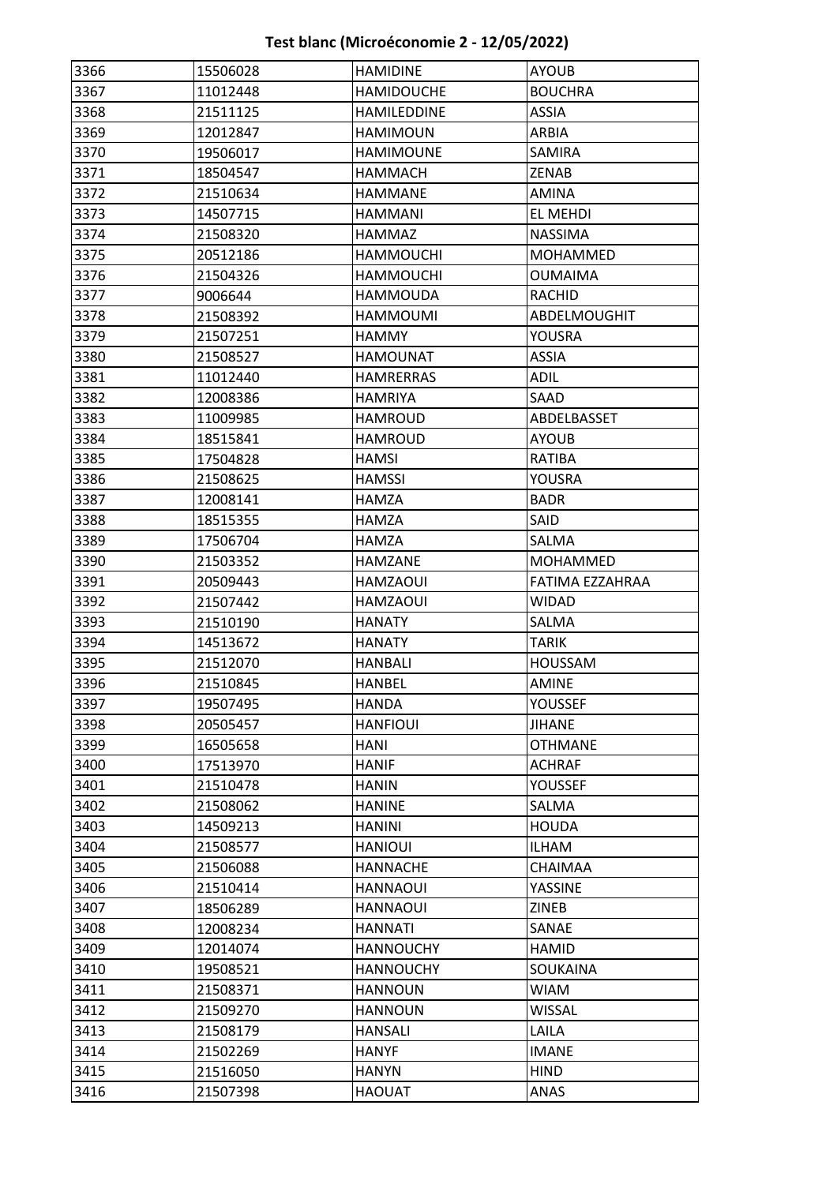**Test blanc (Microéconomie 2 - 12/05/2022)**

| | | | |
|---|---|---|---|
| 3366 | 15506028 | HAMIDINE | AYOUB |
| 3367 | 11012448 | HAMIDOUCHE | BOUCHRA |
| 3368 | 21511125 | HAMILEDDINE | ASSIA |
| 3369 | 12012847 | HAMIMOUN | ARBIA |
| 3370 | 19506017 | HAMIMOUNE | SAMIRA |
| 3371 | 18504547 | HAMMACH | ZENAB |
| 3372 | 21510634 | HAMMANE | AMINA |
| 3373 | 14507715 | HAMMANI | EL MEHDI |
| 3374 | 21508320 | HAMMAZ | NASSIMA |
| 3375 | 20512186 | HAMMOUCHI | MOHAMMED |
| 3376 | 21504326 | HAMMOUCHI | OUMAIMA |
| 3377 | 9006644 | HAMMOUDA | RACHID |
| 3378 | 21508392 | HAMMOUMI | ABDELMOUGHIT |
| 3379 | 21507251 | HAMMY | YOUSRA |
| 3380 | 21508527 | HAMOUNAT | ASSIA |
| 3381 | 11012440 | HAMRERRAS | ADIL |
| 3382 | 12008386 | HAMRIYA | SAAD |
| 3383 | 11009985 | HAMROUD | ABDELBASSET |
| 3384 | 18515841 | HAMROUD | AYOUB |
| 3385 | 17504828 | HAMSI | RATIBA |
| 3386 | 21508625 | HAMSSI | YOUSRA |
| 3387 | 12008141 | HAMZA | BADR |
| 3388 | 18515355 | HAMZA | SAID |
| 3389 | 17506704 | HAMZA | SALMA |
| 3390 | 21503352 | HAMZANE | MOHAMMED |
| 3391 | 20509443 | HAMZAOUI | FATIMA EZZAHRAA |
| 3392 | 21507442 | HAMZAOUI | WIDAD |
| 3393 | 21510190 | HANATY | SALMA |
| 3394 | 14513672 | HANATY | TARIK |
| 3395 | 21512070 | HANBALI | HOUSSAM |
| 3396 | 21510845 | HANBEL | AMINE |
| 3397 | 19507495 | HANDA | YOUSSEF |
| 3398 | 20505457 | HANFIOUI | JIHANE |
| 3399 | 16505658 | HANI | OTHMANE |
| 3400 | 17513970 | HANIF | ACHRAF |
| 3401 | 21510478 | HANIN | YOUSSEF |
| 3402 | 21508062 | HANINE | SALMA |
| 3403 | 14509213 | HANINI | HOUDA |
| 3404 | 21508577 | HANIOUI | ILHAM |
| 3405 | 21506088 | HANNACHE | CHAIMAA |
| 3406 | 21510414 | HANNAOUI | YASSINE |
| 3407 | 18506289 | HANNAOUI | ZINEB |
| 3408 | 12008234 | HANNATI | SANAE |
| 3409 | 12014074 | HANNOUCHY | HAMID |
| 3410 | 19508521 | HANNOUCHY | SOUKAINA |
| 3411 | 21508371 | HANNOUN | WIAM |
| 3412 | 21509270 | HANNOUN | WISSAL |
| 3413 | 21508179 | HANSALI | LAILA |
| 3414 | 21502269 | HANYF | IMANE |
| 3415 | 21516050 | HANYN | HIND |
| 3416 | 21507398 | HAOUAT | ANAS |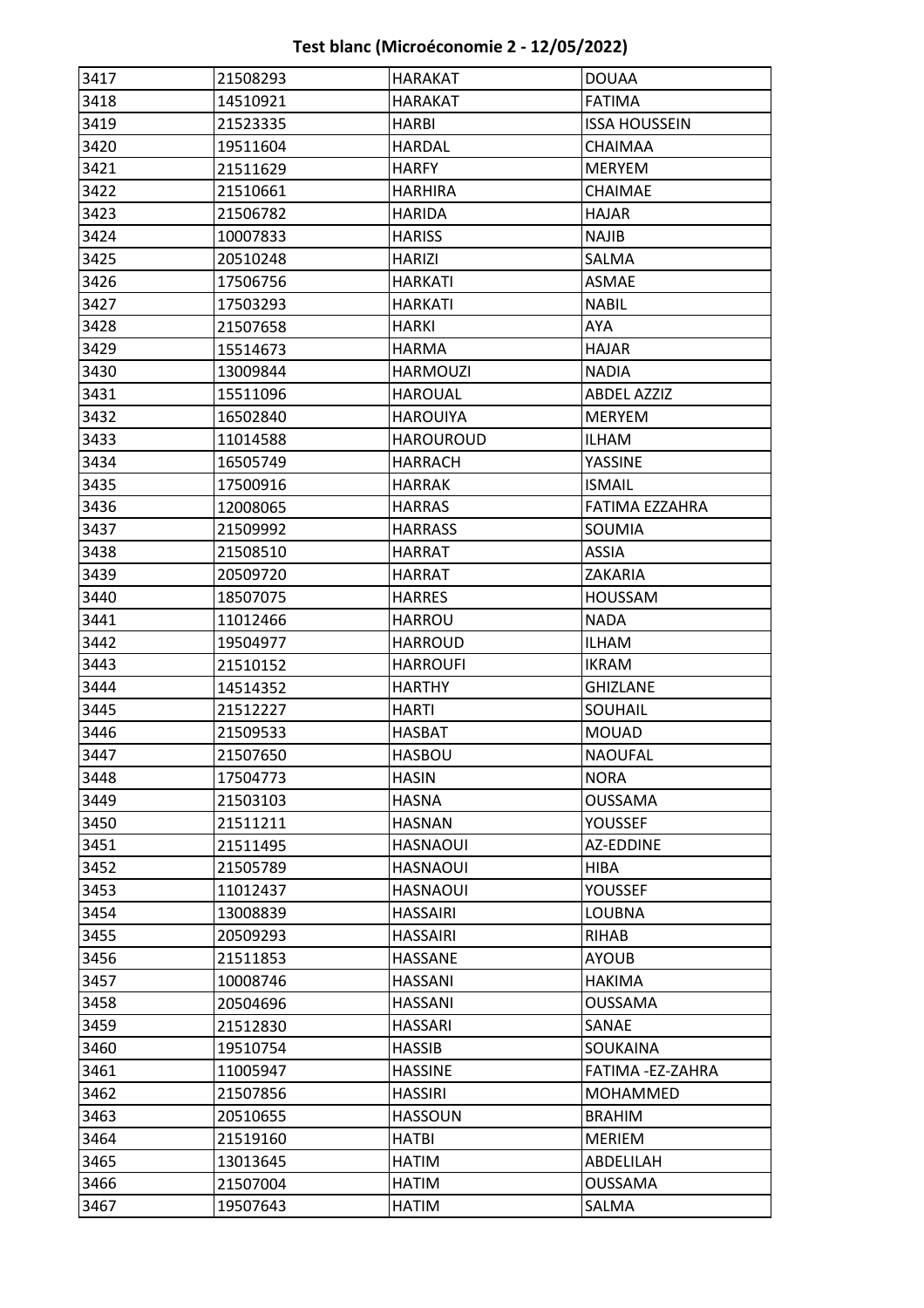# Test blanc (Microéconomie 2 - 12/05/2022)

| | | | |
|---|---|---|---|
| 3417 | 21508293 | HARAKAT | DOUAA |
| 3418 | 14510921 | HARAKAT | FATIMA |
| 3419 | 21523335 | HARBI | ISSA HOUSSEIN |
| 3420 | 19511604 | HARDAL | CHAIMAA |
| 3421 | 21511629 | HARFY | MERYEM |
| 3422 | 21510661 | HARHIRA | CHAIMAE |
| 3423 | 21506782 | HARIDA | HAJAR |
| 3424 | 10007833 | HARISS | NAJIB |
| 3425 | 20510248 | HARIZI | SALMA |
| 3426 | 17506756 | HARKATI | ASMAE |
| 3427 | 17503293 | HARKATI | NABIL |
| 3428 | 21507658 | HARKI | AYA |
| 3429 | 15514673 | HARMA | HAJAR |
| 3430 | 13009844 | HARMOUZI | NADIA |
| 3431 | 15511096 | HAROUAL | ABDEL AZZIZ |
| 3432 | 16502840 | HAROUIYA | MERYEM |
| 3433 | 11014588 | HAROUROUD | ILHAM |
| 3434 | 16505749 | HARRACH | YASSINE |
| 3435 | 17500916 | HARRAK | ISMAIL |
| 3436 | 12008065 | HARRAS | FATIMA EZZAHRA |
| 3437 | 21509992 | HARRASS | SOUMIA |
| 3438 | 21508510 | HARRAT | ASSIA |
| 3439 | 20509720 | HARRAT | ZAKARIA |
| 3440 | 18507075 | HARRES | HOUSSAM |
| 3441 | 11012466 | HARROU | NADA |
| 3442 | 19504977 | HARROUD | ILHAM |
| 3443 | 21510152 | HARROUFI | IKRAM |
| 3444 | 14514352 | HARTHY | GHIZLANE |
| 3445 | 21512227 | HARTI | SOUHAIL |
| 3446 | 21509533 | HASBAT | MOUAD |
| 3447 | 21507650 | HASBOU | NAOUFAL |
| 3448 | 17504773 | HASIN | NORA |
| 3449 | 21503103 | HASNA | OUSSAMA |
| 3450 | 21511211 | HASNAN | YOUSSEF |
| 3451 | 21511495 | HASNAOUI | AZ-EDDINE |
| 3452 | 21505789 | HASNAOUI | HIBA |
| 3453 | 11012437 | HASNAOUI | YOUSSEF |
| 3454 | 13008839 | HASSAIRI | LOUBNA |
| 3455 | 20509293 | HASSAIRI | RIHAB |
| 3456 | 21511853 | HASSANE | AYOUB |
| 3457 | 10008746 | HASSANI | HAKIMA |
| 3458 | 20504696 | HASSANI | OUSSAMA |
| 3459 | 21512830 | HASSARI | SANAE |
| 3460 | 19510754 | HASSIB | SOUKAINA |
| 3461 | 11005947 | HASSINE | FATIMA -EZ-ZAHRA |
| 3462 | 21507856 | HASSIRI | MOHAMMED |
| 3463 | 20510655 | HASSOUN | BRAHIM |
| 3464 | 21519160 | HATBI | MERIEM |
| 3465 | 13013645 | HATIM | ABDELILAH |
| 3466 | 21507004 | HATIM | OUSSAMA |
| 3467 | 19507643 | HATIM | SALMA |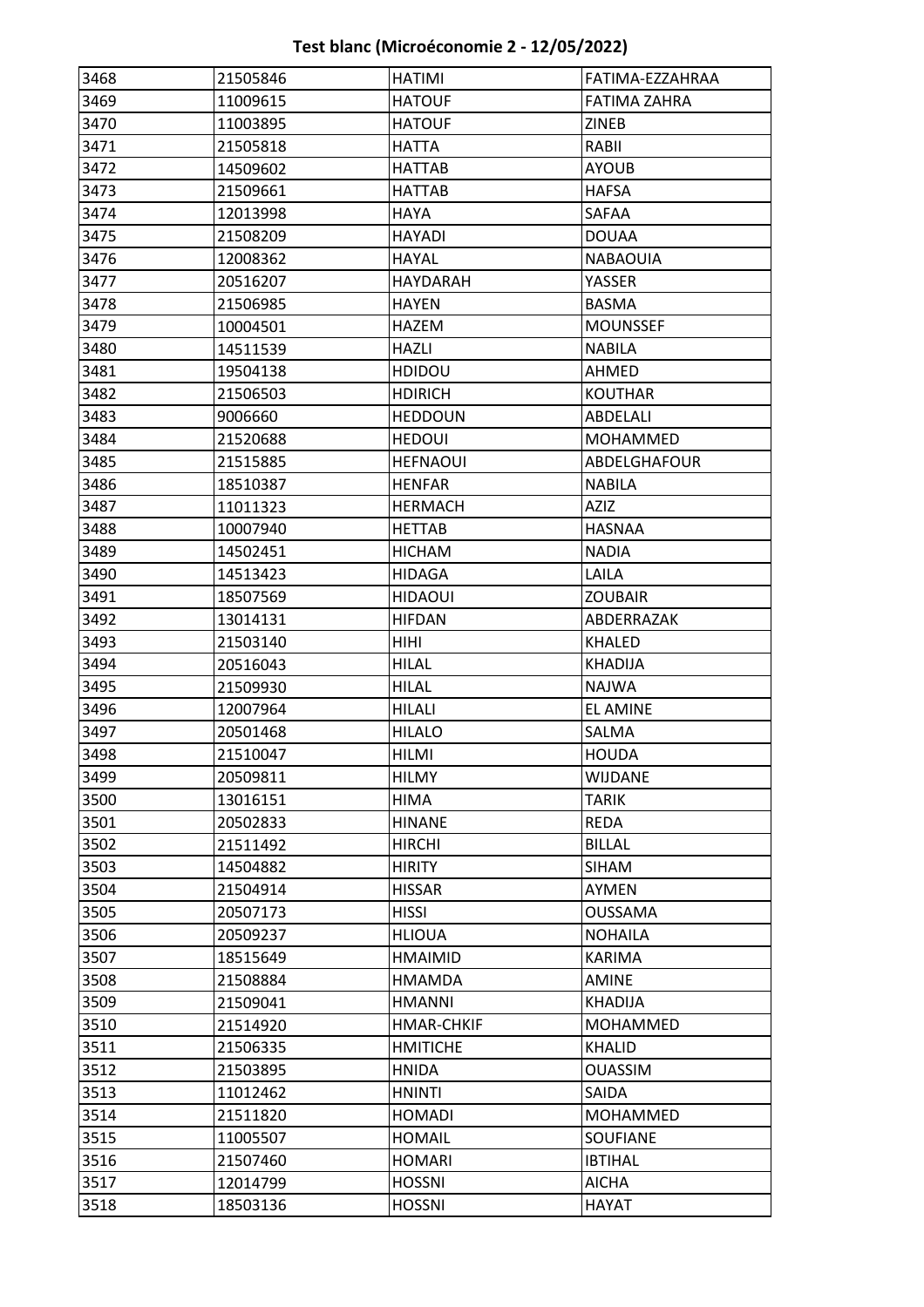# Test blanc (Microéconomie 2 - 12/05/2022)

| | | | |
|---|---|---|---|
| 3468 | 21505846 | HATIMI | FATIMA-EZZAHRAA |
| 3469 | 11009615 | HATOUF | FATIMA ZAHRA |
| 3470 | 11003895 | HATOUF | ZINEB |
| 3471 | 21505818 | HATTA | RABII |
| 3472 | 14509602 | HATTAB | AYOUB |
| 3473 | 21509661 | HATTAB | HAFSA |
| 3474 | 12013998 | HAYA | SAFAA |
| 3475 | 21508209 | HAYADI | DOUAA |
| 3476 | 12008362 | HAYAL | NABAOUIA |
| 3477 | 20516207 | HAYDARAH | YASSER |
| 3478 | 21506985 | HAYEN | BASMA |
| 3479 | 10004501 | HAZEM | MOUNSSEF |
| 3480 | 14511539 | HAZLI | NABILA |
| 3481 | 19504138 | HDIDOU | AHMED |
| 3482 | 21506503 | HDIRICH | KOUTHAR |
| 3483 | 9006660 | HEDDOUN | ABDELALI |
| 3484 | 21520688 | HEDOUI | MOHAMMED |
| 3485 | 21515885 | HEFNAOUI | ABDELGHAFOUR |
| 3486 | 18510387 | HENFAR | NABILA |
| 3487 | 11011323 | HERMACH | AZIZ |
| 3488 | 10007940 | HETTAB | HASNAA |
| 3489 | 14502451 | HICHAM | NADIA |
| 3490 | 14513423 | HIDAGA | LAILA |
| 3491 | 18507569 | HIDAOUI | ZOUBAIR |
| 3492 | 13014131 | HIFDAN | ABDERRAZAK |
| 3493 | 21503140 | HIHI | KHALED |
| 3494 | 20516043 | HILAL | KHADIJA |
| 3495 | 21509930 | HILAL | NAJWA |
| 3496 | 12007964 | HILALI | EL AMINE |
| 3497 | 20501468 | HILALO | SALMA |
| 3498 | 21510047 | HILMI | HOUDA |
| 3499 | 20509811 | HILMY | WIJDANE |
| 3500 | 13016151 | HIMA | TARIK |
| 3501 | 20502833 | HINANE | REDA |
| 3502 | 21511492 | HIRCHI | BILLAL |
| 3503 | 14504882 | HIRITY | SIHAM |
| 3504 | 21504914 | HISSAR | AYMEN |
| 3505 | 20507173 | HISSI | OUSSAMA |
| 3506 | 20509237 | HLIOUA | NOHAILA |
| 3507 | 18515649 | HMAIMID | KARIMA |
| 3508 | 21508884 | HMAMDA | AMINE |
| 3509 | 21509041 | HMANNI | KHADIJA |
| 3510 | 21514920 | HMAR-CHKIF | MOHAMMED |
| 3511 | 21506335 | HMITICHE | KHALID |
| 3512 | 21503895 | HNIDA | OUASSIM |
| 3513 | 11012462 | HNINTI | SAIDA |
| 3514 | 21511820 | HOMADI | MOHAMMED |
| 3515 | 11005507 | HOMAIL | SOUFIANE |
| 3516 | 21507460 | HOMARI | IBTIHAL |
| 3517 | 12014799 | HOSSNI | AICHA |
| 3518 | 18503136 | HOSSNI | HAYAT |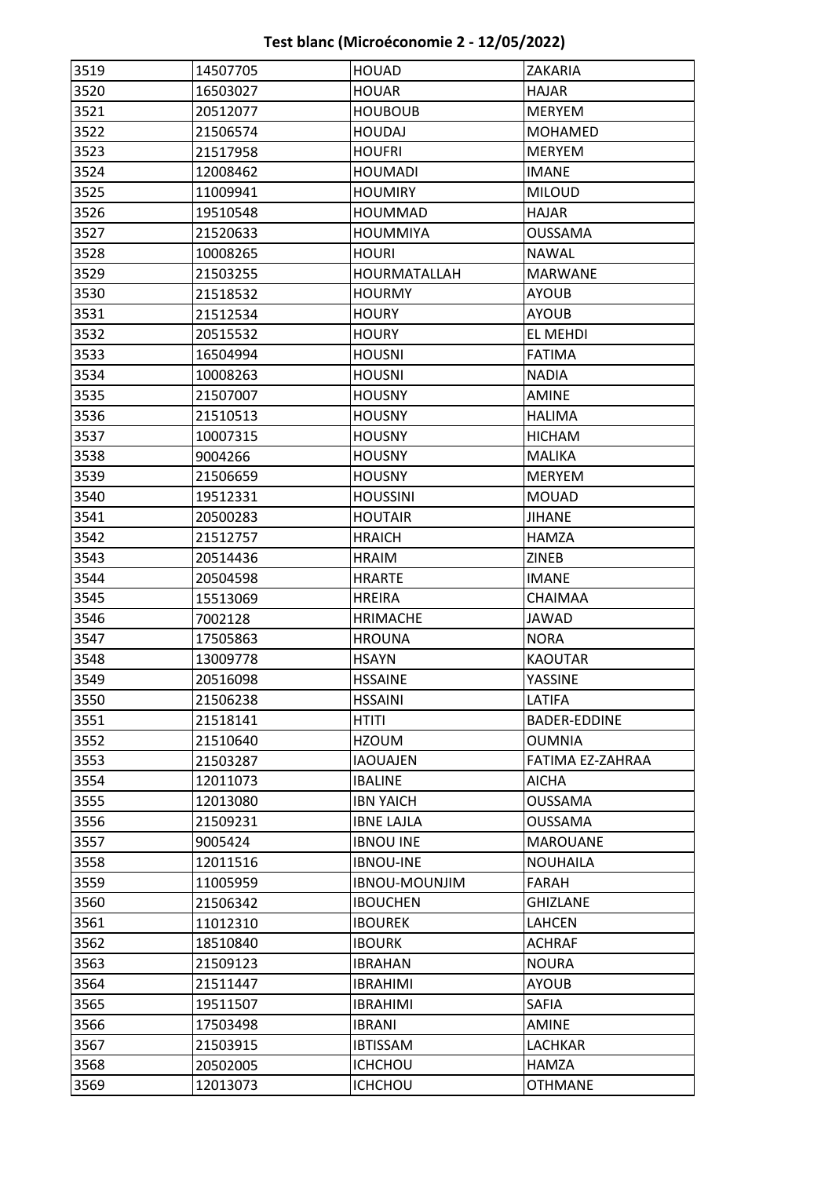# Test blanc (Microéconomie 2 - 12/05/2022)

| | | | |
|---|---|---|---|
| 3519 | 14507705 | HOUAD | ZAKARIA |
| 3520 | 16503027 | HOUAR | HAJAR |
| 3521 | 20512077 | HOUBOUB | MERYEM |
| 3522 | 21506574 | HOUDAJ | MOHAMED |
| 3523 | 21517958 | HOUFRI | MERYEM |
| 3524 | 12008462 | HOUMADI | IMANE |
| 3525 | 11009941 | HOUMIRY | MILOUD |
| 3526 | 19510548 | HOUMMAD | HAJAR |
| 3527 | 21520633 | HOUMMIYA | OUSSAMA |
| 3528 | 10008265 | HOURI | NAWAL |
| 3529 | 21503255 | HOURMATALLAH | MARWANE |
| 3530 | 21518532 | HOURMY | AYOUB |
| 3531 | 21512534 | HOURY | AYOUB |
| 3532 | 20515532 | HOURY | EL MEHDI |
| 3533 | 16504994 | HOUSNI | FATIMA |
| 3534 | 10008263 | HOUSNI | NADIA |
| 3535 | 21507007 | HOUSNY | AMINE |
| 3536 | 21510513 | HOUSNY | HALIMA |
| 3537 | 10007315 | HOUSNY | HICHAM |
| 3538 | 9004266 | HOUSNY | MALIKA |
| 3539 | 21506659 | HOUSNY | MERYEM |
| 3540 | 19512331 | HOUSSINI | MOUAD |
| 3541 | 20500283 | HOUTAIR | JIHANE |
| 3542 | 21512757 | HRAICH | HAMZA |
| 3543 | 20514436 | HRAIM | ZINEB |
| 3544 | 20504598 | HRARTE | IMANE |
| 3545 | 15513069 | HREIRA | CHAIMAA |
| 3546 | 7002128 | HRIMACHE | JAWAD |
| 3547 | 17505863 | HROUNA | NORA |
| 3548 | 13009778 | HSAYN | KAOUTAR |
| 3549 | 20516098 | HSSAINE | YASSINE |
| 3550 | 21506238 | HSSAINI | LATIFA |
| 3551 | 21518141 | HTITI | BADER-EDDINE |
| 3552 | 21510640 | HZOUM | OUMNIA |
| 3553 | 21503287 | IAOUAJEN | FATIMA EZ-ZAHRAA |
| 3554 | 12011073 | IBALINE | AICHA |
| 3555 | 12013080 | IBN YAICH | OUSSAMA |
| 3556 | 21509231 | IBNE LAJLA | OUSSAMA |
| 3557 | 9005424 | IBNOU INE | MAROUANE |
| 3558 | 12011516 | IBNOU-INE | NOUHAILA |
| 3559 | 11005959 | IBNOU-MOUNJIM | FARAH |
| 3560 | 21506342 | IBOUCHEN | GHIZLANE |
| 3561 | 11012310 | IBOUREK | LAHCEN |
| 3562 | 18510840 | IBOURK | ACHRAF |
| 3563 | 21509123 | IBRAHAN | NOURA |
| 3564 | 21511447 | IBRAHIMI | AYOUB |
| 3565 | 19511507 | IBRAHIMI | SAFIA |
| 3566 | 17503498 | IBRANI | AMINE |
| 3567 | 21503915 | IBTISSAM | LACHKAR |
| 3568 | 20502005 | ICHCHOU | HAMZA |
| 3569 | 12013073 | ICHCHOU | OTHMANE |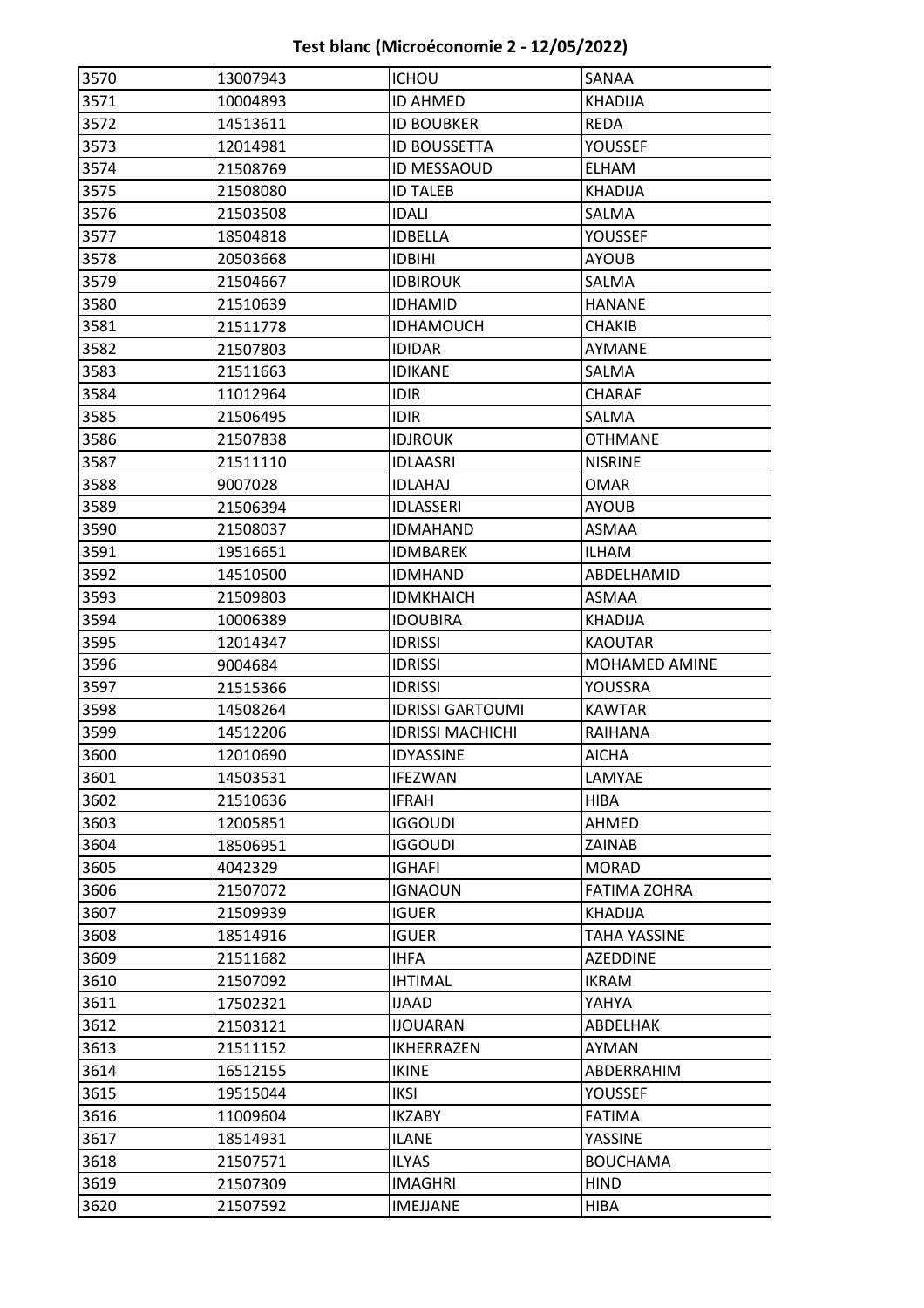# Test blanc (Microéconomie 2 - 12/05/2022)

| | | | |
|---|---|---|---|
| 3570 | 13007943 | ICHOU | SANAA |
| 3571 | 10004893 | ID AHMED | KHADIJA |
| 3572 | 14513611 | ID BOUBKER | REDA |
| 3573 | 12014981 | ID BOUSSETTA | YOUSSEF |
| 3574 | 21508769 | ID MESSAOUD | ELHAM |
| 3575 | 21508080 | ID TALEB | KHADIJA |
| 3576 | 21503508 | IDALI | SALMA |
| 3577 | 18504818 | IDBELLA | YOUSSEF |
| 3578 | 20503668 | IDBIHI | AYOUB |
| 3579 | 21504667 | IDBIROUK | SALMA |
| 3580 | 21510639 | IDHAMID | HANANE |
| 3581 | 21511778 | IDHAMOUCH | CHAKIB |
| 3582 | 21507803 | IDIDAR | AYMANE |
| 3583 | 21511663 | IDIKANE | SALMA |
| 3584 | 11012964 | IDIR | CHARAF |
| 3585 | 21506495 | IDIR | SALMA |
| 3586 | 21507838 | IDJROUK | OTHMANE |
| 3587 | 21511110 | IDLAASRI | NISRINE |
| 3588 | 9007028 | IDLAHAJ | OMAR |
| 3589 | 21506394 | IDLASSERI | AYOUB |
| 3590 | 21508037 | IDMAHAND | ASMAA |
| 3591 | 19516651 | IDMBAREK | ILHAM |
| 3592 | 14510500 | IDMHAND | ABDELHAMID |
| 3593 | 21509803 | IDMKHAICH | ASMAA |
| 3594 | 10006389 | IDOUBIRA | KHADIJA |
| 3595 | 12014347 | IDRISSI | KAOUTAR |
| 3596 | 9004684 | IDRISSI | MOHAMED AMINE |
| 3597 | 21515366 | IDRISSI | YOUSSRA |
| 3598 | 14508264 | IDRISSI GARTOUMI | KAWTAR |
| 3599 | 14512206 | IDRISSI MACHICHI | RAIHANA |
| 3600 | 12010690 | IDYASSINE | AICHA |
| 3601 | 14503531 | IFEZWAN | LAMYAE |
| 3602 | 21510636 | IFRAH | HIBA |
| 3603 | 12005851 | IGGOUDI | AHMED |
| 3604 | 18506951 | IGGOUDI | ZAINAB |
| 3605 | 4042329 | IGHAFI | MORAD |
| 3606 | 21507072 | IGNAOUN | FATIMA ZOHRA |
| 3607 | 21509939 | IGUER | KHADIJA |
| 3608 | 18514916 | IGUER | TAHA YASSINE |
| 3609 | 21511682 | IHFA | AZEDDINE |
| 3610 | 21507092 | IHTIMAL | IKRAM |
| 3611 | 17502321 | IJAAD | YAHYA |
| 3612 | 21503121 | IJOUARAN | ABDELHAK |
| 3613 | 21511152 | IKHERRAZEN | AYMAN |
| 3614 | 16512155 | IKINE | ABDERRAHIM |
| 3615 | 19515044 | IKSI | YOUSSEF |
| 3616 | 11009604 | IKZABY | FATIMA |
| 3617 | 18514931 | ILANE | YASSINE |
| 3618 | 21507571 | ILYAS | BOUCHAMA |
| 3619 | 21507309 | IMAGHRI | HIND |
| 3620 | 21507592 | IMEJJANE | HIBA |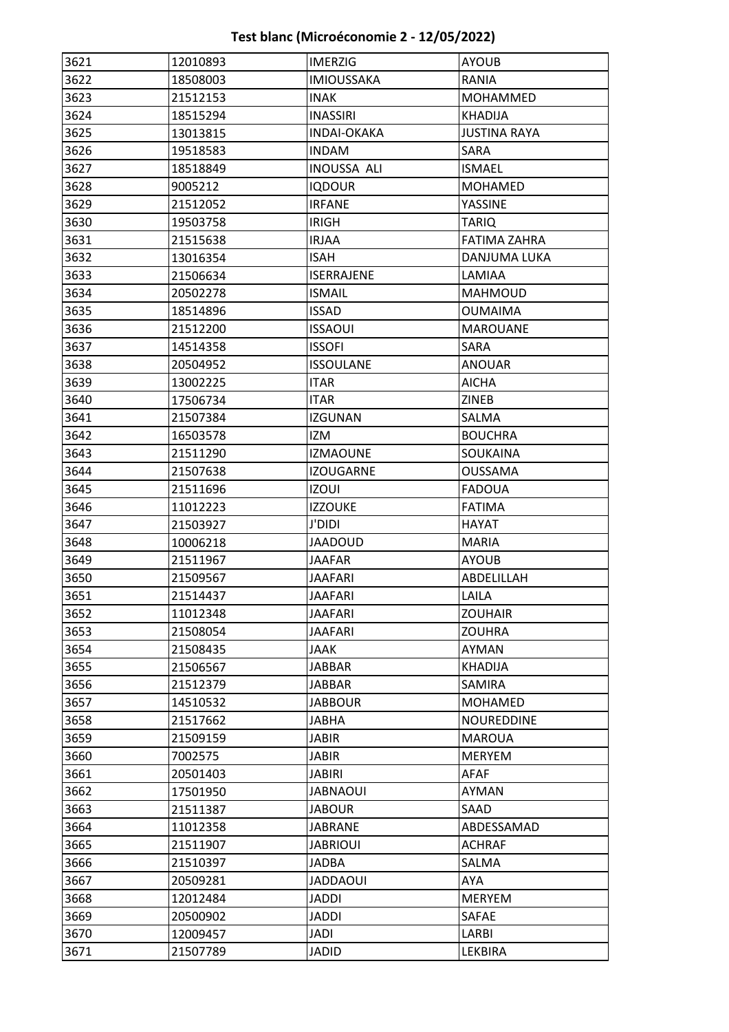# Test blanc (Microéconomie 2 - 12/05/2022)

| | | | |
|---|---|---|---|
| 3621 | 12010893 | IMERZIG | AYOUB |
| 3622 | 18508003 | IMIOUSSAKA | RANIA |
| 3623 | 21512153 | INAK | MOHAMMED |
| 3624 | 18515294 | INASSIRI | KHADIJA |
| 3625 | 13013815 | INDAI-OKAKA | JUSTINA RAYA |
| 3626 | 19518583 | INDAM | SARA |
| 3627 | 18518849 | INOUSSA ALI | ISMAEL |
| 3628 | 9005212 | IQDOUR | MOHAMED |
| 3629 | 21512052 | IRFANE | YASSINE |
| 3630 | 19503758 | IRIGH | TARIQ |
| 3631 | 21515638 | IRJAA | FATIMA ZAHRA |
| 3632 | 13016354 | ISAH | DANJUMA LUKA |
| 3633 | 21506634 | ISERRAJENE | LAMIAA |
| 3634 | 20502278 | ISMAIL | MAHMOUD |
| 3635 | 18514896 | ISSAD | OUMAIMA |
| 3636 | 21512200 | ISSAOUI | MAROUANE |
| 3637 | 14514358 | ISSOFI | SARA |
| 3638 | 20504952 | ISSOULANE | ANOUAR |
| 3639 | 13002225 | ITAR | AICHA |
| 3640 | 17506734 | ITAR | ZINEB |
| 3641 | 21507384 | IZGUNAN | SALMA |
| 3642 | 16503578 | IZM | BOUCHRA |
| 3643 | 21511290 | IZMAOUNE | SOUKAINA |
| 3644 | 21507638 | IZOUGARNE | OUSSAMA |
| 3645 | 21511696 | IZOUI | FADOUA |
| 3646 | 11012223 | IZZOUKE | FATIMA |
| 3647 | 21503927 | J'DIDI | HAYAT |
| 3648 | 10006218 | JAADOUD | MARIA |
| 3649 | 21511967 | JAAFAR | AYOUB |
| 3650 | 21509567 | JAAFARI | ABDELILLAH |
| 3651 | 21514437 | JAAFARI | LAILA |
| 3652 | 11012348 | JAAFARI | ZOUHAIR |
| 3653 | 21508054 | JAAFARI | ZOUHRA |
| 3654 | 21508435 | JAAK | AYMAN |
| 3655 | 21506567 | JABBAR | KHADIJA |
| 3656 | 21512379 | JABBAR | SAMIRA |
| 3657 | 14510532 | JABBOUR | MOHAMED |
| 3658 | 21517662 | JABHA | NOUREDDINE |
| 3659 | 21509159 | JABIR | MAROUA |
| 3660 | 7002575 | JABIR | MERYEM |
| 3661 | 20501403 | JABIRI | AFAF |
| 3662 | 17501950 | JABNAOUI | AYMAN |
| 3663 | 21511387 | JABOUR | SAAD |
| 3664 | 11012358 | JABRANE | ABDESSAMAD |
| 3665 | 21511907 | JABRIOUI | ACHRAF |
| 3666 | 21510397 | JADBA | SALMA |
| 3667 | 20509281 | JADDAOUI | AYA |
| 3668 | 12012484 | JADDI | MERYEM |
| 3669 | 20500902 | JADDI | SAFAE |
| 3670 | 12009457 | JADI | LARBI |
| 3671 | 21507789 | JADID | LEKBIRA |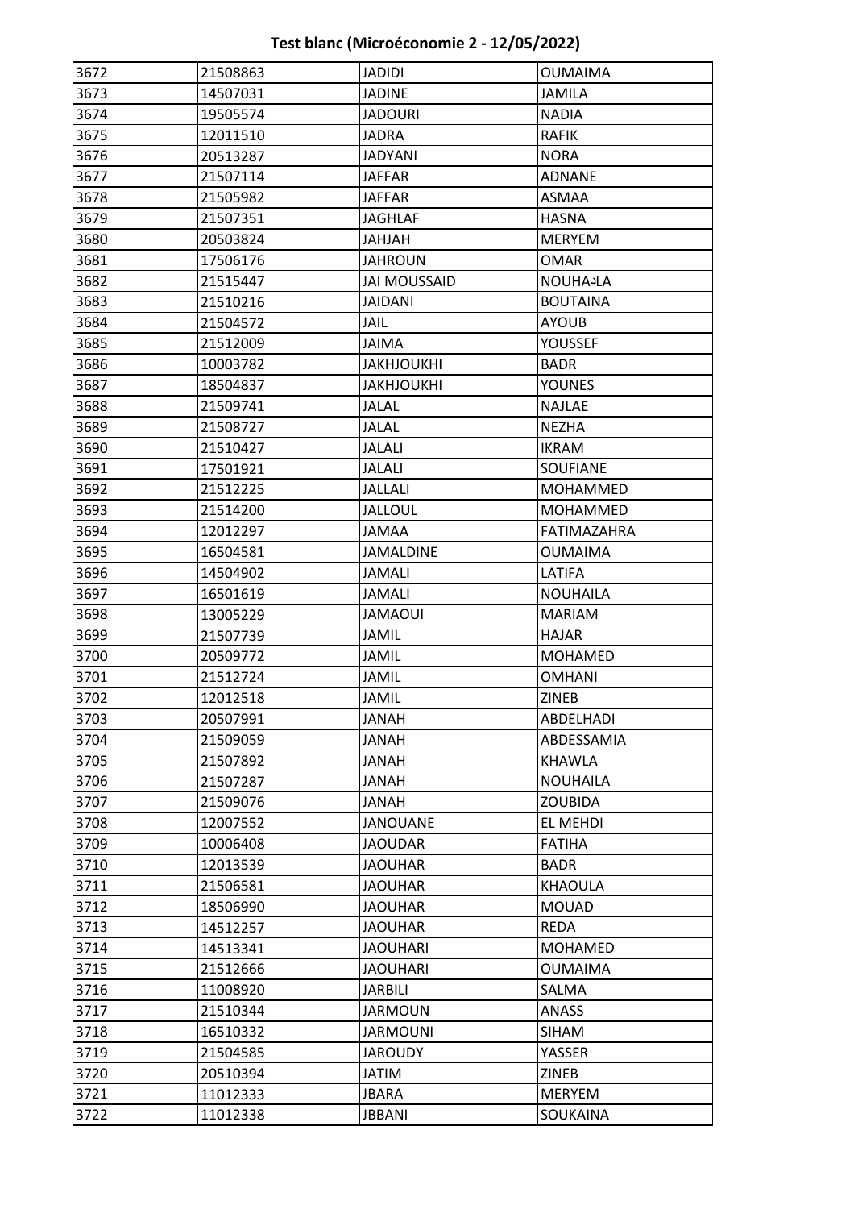# Test blanc (Microéconomie 2 - 12/05/2022)

| | | | |
|---|---|---|---|
| 3672 | 21508863 | JADIDI | OUMAIMA |
| 3673 | 14507031 | JADINE | JAMILA |
| 3674 | 19505574 | JADOURI | NADIA |
| 3675 | 12011510 | JADRA | RAFIK |
| 3676 | 20513287 | JADYANI | NORA |
| 3677 | 21507114 | JAFFAR | ADNANE |
| 3678 | 21505982 | JAFFAR | ASMAA |
| 3679 | 21507351 | JAGHLAF | HASNA |
| 3680 | 20503824 | JAHJAH | MERYEM |
| 3681 | 17506176 | JAHROUN | OMAR |
| 3682 | 21515447 | JAI MOUSSAID | NOUHAـLA |
| 3683 | 21510216 | JAIDANI | BOUTAINA |
| 3684 | 21504572 | JAIL | AYOUB |
| 3685 | 21512009 | JAIMA | YOUSSEF |
| 3686 | 10003782 | JAKHJOUKHI | BADR |
| 3687 | 18504837 | JAKHJOUKHI | YOUNES |
| 3688 | 21509741 | JALAL | NAJLAE |
| 3689 | 21508727 | JALAL | NEZHA |
| 3690 | 21510427 | JALALI | IKRAM |
| 3691 | 17501921 | JALALI | SOUFIANE |
| 3692 | 21512225 | JALLALI | MOHAMMED |
| 3693 | 21514200 | JALLOUL | MOHAMMED |
| 3694 | 12012297 | JAMAA | FATIMAZAHRA |
| 3695 | 16504581 | JAMALDINE | OUMAIMA |
| 3696 | 14504902 | JAMALI | LATIFA |
| 3697 | 16501619 | JAMALI | NOUHAILA |
| 3698 | 13005229 | JAMAOUI | MARIAM |
| 3699 | 21507739 | JAMIL | HAJAR |
| 3700 | 20509772 | JAMIL | MOHAMED |
| 3701 | 21512724 | JAMIL | OMHANI |
| 3702 | 12012518 | JAMIL | ZINEB |
| 3703 | 20507991 | JANAH | ABDELHADI |
| 3704 | 21509059 | JANAH | ABDESSAMIA |
| 3705 | 21507892 | JANAH | KHAWLA |
| 3706 | 21507287 | JANAH | NOUHAILA |
| 3707 | 21509076 | JANAH | ZOUBIDA |
| 3708 | 12007552 | JANOUANE | EL MEHDI |
| 3709 | 10006408 | JAOUDAR | FATIHA |
| 3710 | 12013539 | JAOUHAR | BADR |
| 3711 | 21506581 | JAOUHAR | KHAOULA |
| 3712 | 18506990 | JAOUHAR | MOUAD |
| 3713 | 14512257 | JAOUHAR | REDA |
| 3714 | 14513341 | JAOUHARI | MOHAMED |
| 3715 | 21512666 | JAOUHARI | OUMAIMA |
| 3716 | 11008920 | JARBILI | SALMA |
| 3717 | 21510344 | JARMOUN | ANASS |
| 3718 | 16510332 | JARMOUNI | SIHAM |
| 3719 | 21504585 | JAROUDY | YASSER |
| 3720 | 20510394 | JATIM | ZINEB |
| 3721 | 11012333 | JBARA | MERYEM |
| 3722 | 11012338 | JBBANI | SOUKAINA |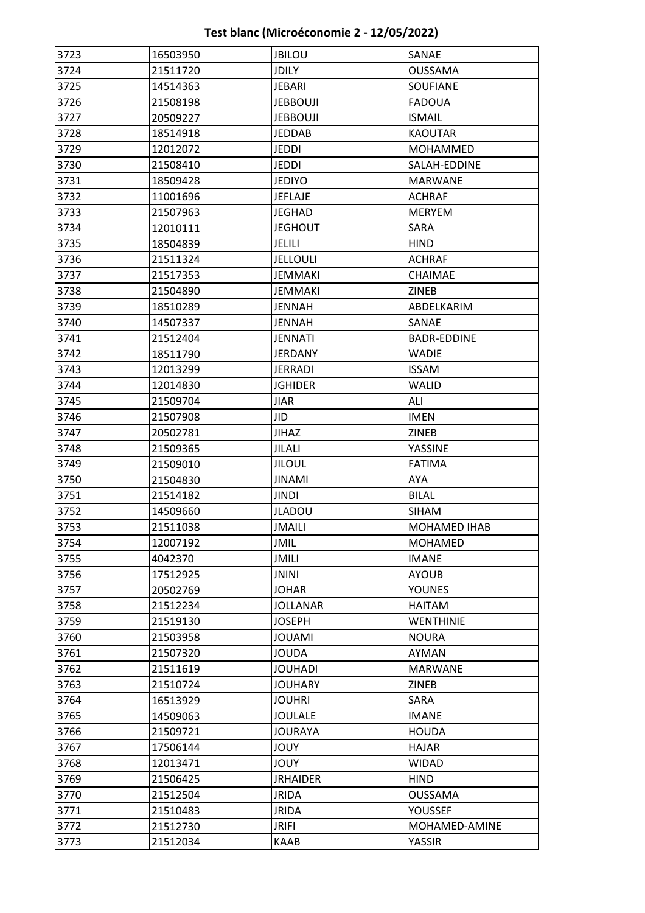**Test blanc (Microéconomie 2 - 12/05/2022)**

| | | | |
|---|---|---|---|
| 3723 | 16503950 | JBILOU | SANAE |
| 3724 | 21511720 | JDILY | OUSSAMA |
| 3725 | 14514363 | JEBARI | SOUFIANE |
| 3726 | 21508198 | JEBBOUJI | FADOUA |
| 3727 | 20509227 | JEBBOUJI | ISMAIL |
| 3728 | 18514918 | JEDDAB | KAOUTAR |
| 3729 | 12012072 | JEDDI | MOHAMMED |
| 3730 | 21508410 | JEDDI | SALAH-EDDINE |
| 3731 | 18509428 | JEDIYO | MARWANE |
| 3732 | 11001696 | JEFLAJE | ACHRAF |
| 3733 | 21507963 | JEGHAD | MERYEM |
| 3734 | 12010111 | JEGHOUT | SARA |
| 3735 | 18504839 | JELILI | HIND |
| 3736 | 21511324 | JELLOULI | ACHRAF |
| 3737 | 21517353 | JEMMAKI | CHAIMAE |
| 3738 | 21504890 | JEMMAKI | ZINEB |
| 3739 | 18510289 | JENNAH | ABDELKARIM |
| 3740 | 14507337 | JENNAH | SANAE |
| 3741 | 21512404 | JENNATI | BADR-EDDINE |
| 3742 | 18511790 | JERDANY | WADIE |
| 3743 | 12013299 | JERRADI | ISSAM |
| 3744 | 12014830 | JGHIDER | WALID |
| 3745 | 21509704 | JIAR | ALI |
| 3746 | 21507908 | JID | IMEN |
| 3747 | 20502781 | JIHAZ | ZINEB |
| 3748 | 21509365 | JILALI | YASSINE |
| 3749 | 21509010 | JILOUL | FATIMA |
| 3750 | 21504830 | JINAMI | AYA |
| 3751 | 21514182 | JINDI | BILAL |
| 3752 | 14509660 | JLADOU | SIHAM |
| 3753 | 21511038 | JMAILI | MOHAMED IHAB |
| 3754 | 12007192 | JMIL | MOHAMED |
| 3755 | 4042370 | JMILI | IMANE |
| 3756 | 17512925 | JNINI | AYOUB |
| 3757 | 20502769 | JOHAR | YOUNES |
| 3758 | 21512234 | JOLLANAR | HAITAM |
| 3759 | 21519130 | JOSEPH | WENTHINIE |
| 3760 | 21503958 | JOUAMI | NOURA |
| 3761 | 21507320 | JOUDA | AYMAN |
| 3762 | 21511619 | JOUHADI | MARWANE |
| 3763 | 21510724 | JOUHARY | ZINEB |
| 3764 | 16513929 | JOUHRI | SARA |
| 3765 | 14509063 | JOULALE | IMANE |
| 3766 | 21509721 | JOURAYA | HOUDA |
| 3767 | 17506144 | JOUY | HAJAR |
| 3768 | 12013471 | JOUY | WIDAD |
| 3769 | 21506425 | JRHAIDER | HIND |
| 3770 | 21512504 | JRIDA | OUSSAMA |
| 3771 | 21510483 | JRIDA | YOUSSEF |
| 3772 | 21512730 | JRIFI | MOHAMED-AMINE |
| 3773 | 21512034 | KAAB | YASSIR |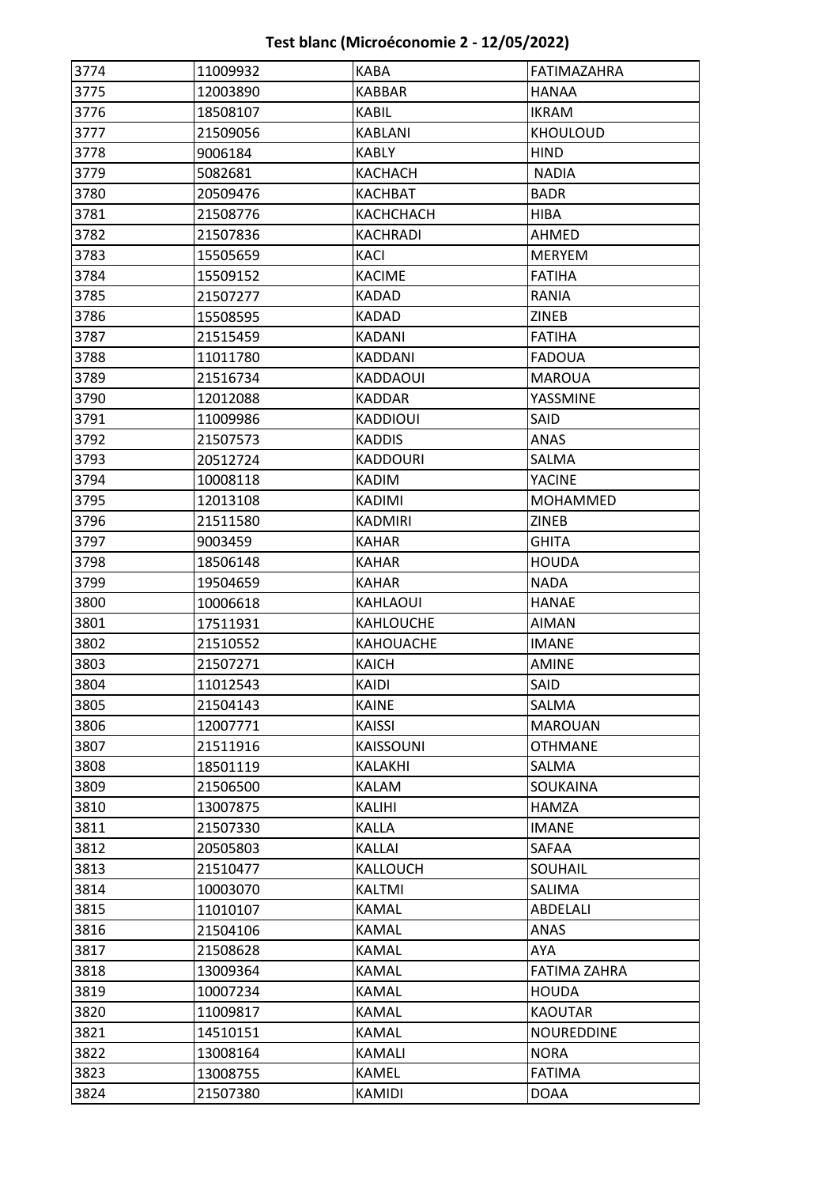# Test blanc (Microéconomie 2 - 12/05/2022)

| | | | |
|---|---|---|---|
| 3774 | 11009932 | KABA | FATIMAZAHRA |
| 3775 | 12003890 | KABBAR | HANAA |
| 3776 | 18508107 | KABIL | IKRAM |
| 3777 | 21509056 | KABLANI | KHOULOUD |
| 3778 | 9006184 | KABLY | HIND |
| 3779 | 5082681 | KACHACH | NADIA |
| 3780 | 20509476 | KACHBAT | BADR |
| 3781 | 21508776 | KACHCHACH | HIBA |
| 3782 | 21507836 | KACHRADI | AHMED |
| 3783 | 15505659 | KACI | MERYEM |
| 3784 | 15509152 | KACIME | FATIHA |
| 3785 | 21507277 | KADAD | RANIA |
| 3786 | 15508595 | KADAD | ZINEB |
| 3787 | 21515459 | KADANI | FATIHA |
| 3788 | 11011780 | KADDANI | FADOUA |
| 3789 | 21516734 | KADDAOUI | MAROUA |
| 3790 | 12012088 | KADDAR | YASSMINE |
| 3791 | 11009986 | KADDIOUI | SAID |
| 3792 | 21507573 | KADDIS | ANAS |
| 3793 | 20512724 | KADDOURI | SALMA |
| 3794 | 10008118 | KADIM | YACINE |
| 3795 | 12013108 | KADIMI | MOHAMMED |
| 3796 | 21511580 | KADMIRI | ZINEB |
| 3797 | 9003459 | KAHAR | GHITA |
| 3798 | 18506148 | KAHAR | HOUDA |
| 3799 | 19504659 | KAHAR | NADA |
| 3800 | 10006618 | KAHLAOUI | HANAE |
| 3801 | 17511931 | KAHLOUCHE | AIMAN |
| 3802 | 21510552 | KAHOUACHE | IMANE |
| 3803 | 21507271 | KAICH | AMINE |
| 3804 | 11012543 | KAIDI | SAID |
| 3805 | 21504143 | KAINE | SALMA |
| 3806 | 12007771 | KAISSI | MAROUAN |
| 3807 | 21511916 | KAISSOUNI | OTHMANE |
| 3808 | 18501119 | KALAKHI | SALMA |
| 3809 | 21506500 | KALAM | SOUKAINA |
| 3810 | 13007875 | KALIHI | HAMZA |
| 3811 | 21507330 | KALLA | IMANE |
| 3812 | 20505803 | KALLAI | SAFAA |
| 3813 | 21510477 | KALLOUCH | SOUHAIL |
| 3814 | 10003070 | KALTMI | SALIMA |
| 3815 | 11010107 | KAMAL | ABDELALI |
| 3816 | 21504106 | KAMAL | ANAS |
| 3817 | 21508628 | KAMAL | AYA |
| 3818 | 13009364 | KAMAL | FATIMA ZAHRA |
| 3819 | 10007234 | KAMAL | HOUDA |
| 3820 | 11009817 | KAMAL | KAOUTAR |
| 3821 | 14510151 | KAMAL | NOUREDDINE |
| 3822 | 13008164 | KAMALI | NORA |
| 3823 | 13008755 | KAMEL | FATIMA |
| 3824 | 21507380 | KAMIDI | DOAA |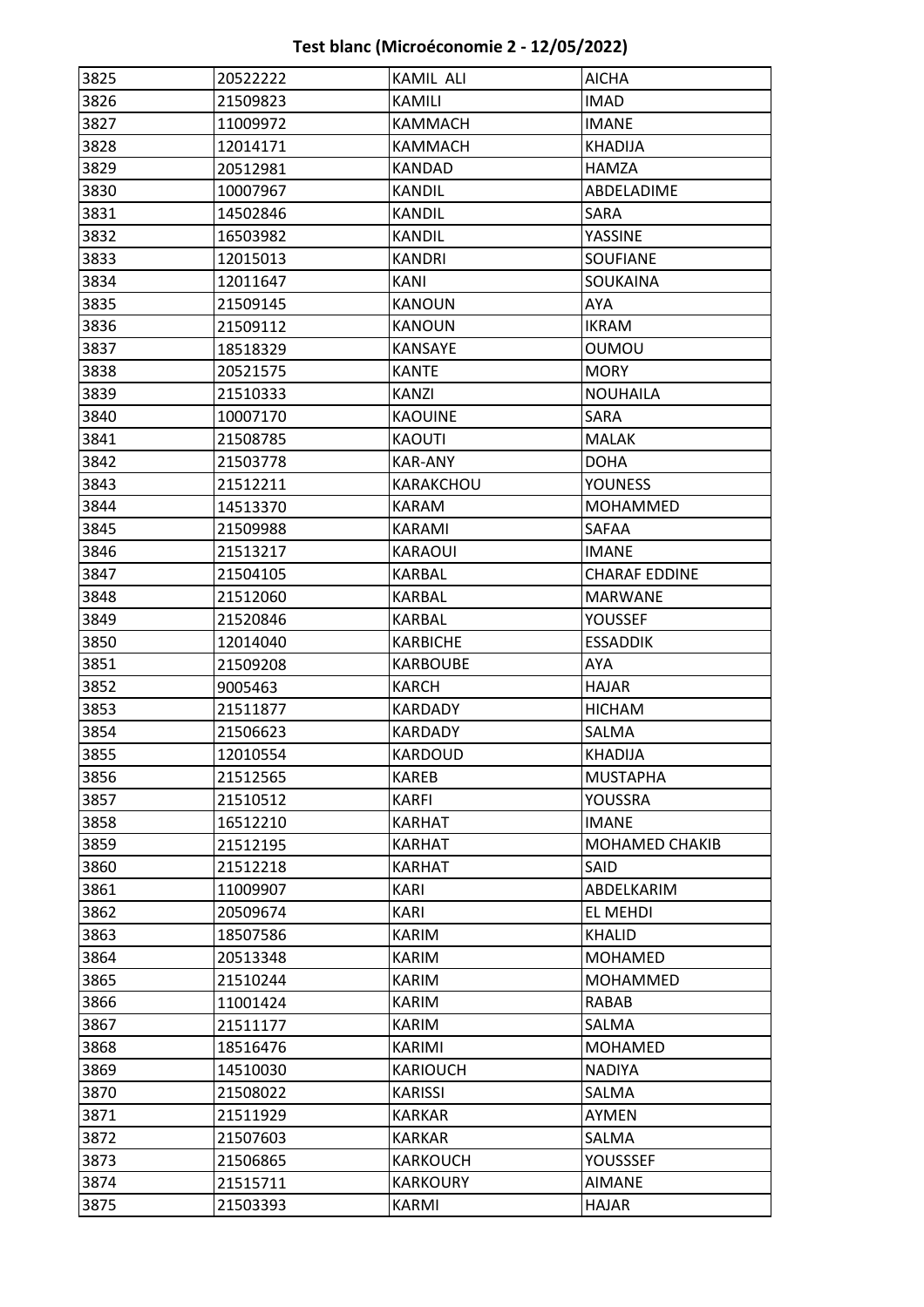# Test blanc (Microéconomie 2 - 12/05/2022)

| | | | |
|---|---|---|---|
| 3825 | 20522222 | KAMIL ALI | AICHA |
| 3826 | 21509823 | KAMILI | IMAD |
| 3827 | 11009972 | KAMMACH | IMANE |
| 3828 | 12014171 | KAMMACH | KHADIJA |
| 3829 | 20512981 | KANDAD | HAMZA |
| 3830 | 10007967 | KANDIL | ABDELADIME |
| 3831 | 14502846 | KANDIL | SARA |
| 3832 | 16503982 | KANDIL | YASSINE |
| 3833 | 12015013 | KANDRI | SOUFIANE |
| 3834 | 12011647 | KANI | SOUKAINA |
| 3835 | 21509145 | KANOUN | AYA |
| 3836 | 21509112 | KANOUN | IKRAM |
| 3837 | 18518329 | KANSAYE | OUMOU |
| 3838 | 20521575 | KANTE | MORY |
| 3839 | 21510333 | KANZI | NOUHAILA |
| 3840 | 10007170 | KAOUINE | SARA |
| 3841 | 21508785 | KAOUTI | MALAK |
| 3842 | 21503778 | KAR-ANY | DOHA |
| 3843 | 21512211 | KARAKCHOU | YOUNESS |
| 3844 | 14513370 | KARAM | MOHAMMED |
| 3845 | 21509988 | KARAMI | SAFAA |
| 3846 | 21513217 | KARAOUI | IMANE |
| 3847 | 21504105 | KARBAL | CHARAF EDDINE |
| 3848 | 21512060 | KARBAL | MARWANE |
| 3849 | 21520846 | KARBAL | YOUSSEF |
| 3850 | 12014040 | KARBICHE | ESSADDIK |
| 3851 | 21509208 | KARBOUBE | AYA |
| 3852 | 9005463 | KARCH | HAJAR |
| 3853 | 21511877 | KARDADY | HICHAM |
| 3854 | 21506623 | KARDADY | SALMA |
| 3855 | 12010554 | KARDOUD | KHADIJA |
| 3856 | 21512565 | KAREB | MUSTAPHA |
| 3857 | 21510512 | KARFI | YOUSSRA |
| 3858 | 16512210 | KARHAT | IMANE |
| 3859 | 21512195 | KARHAT | MOHAMED CHAKIB |
| 3860 | 21512218 | KARHAT | SAID |
| 3861 | 11009907 | KARI | ABDELKARIM |
| 3862 | 20509674 | KARI | EL MEHDI |
| 3863 | 18507586 | KARIM | KHALID |
| 3864 | 20513348 | KARIM | MOHAMED |
| 3865 | 21510244 | KARIM | MOHAMMED |
| 3866 | 11001424 | KARIM | RABAB |
| 3867 | 21511177 | KARIM | SALMA |
| 3868 | 18516476 | KARIMI | MOHAMED |
| 3869 | 14510030 | KARIOUCH | NADIYA |
| 3870 | 21508022 | KARISSI | SALMA |
| 3871 | 21511929 | KARKAR | AYMEN |
| 3872 | 21507603 | KARKAR | SALMA |
| 3873 | 21506865 | KARKOUCH | YOUSSSEF |
| 3874 | 21515711 | KARKOURY | AIMANE |
| 3875 | 21503393 | KARMI | HAJAR |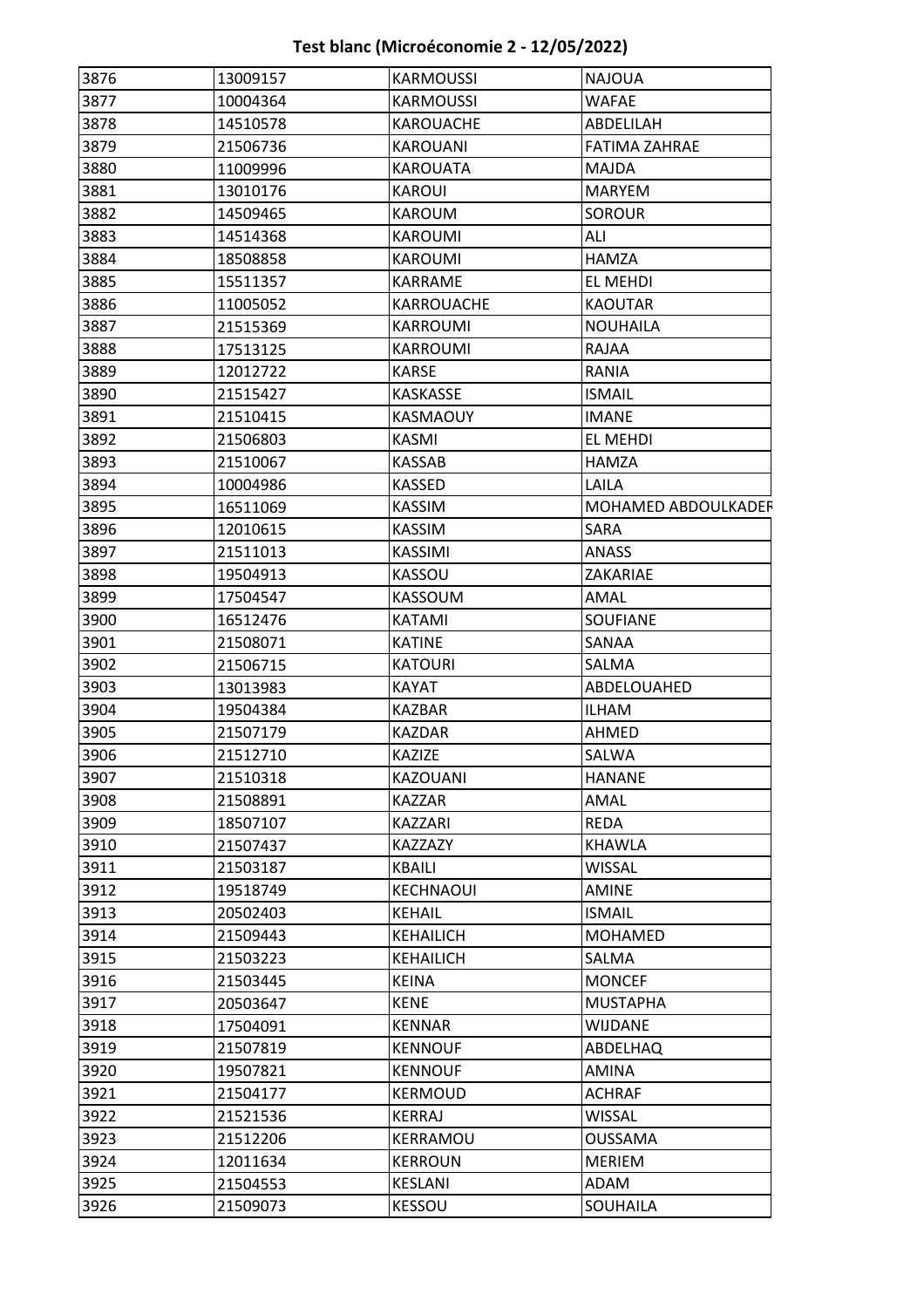# Test blanc (Microéconomie 2 - 12/05/2022)

| | | | |
|---|---|---|---|
| 3876 | 13009157 | KARMOUSSI | NAJOUA |
| 3877 | 10004364 | KARMOUSSI | WAFAE |
| 3878 | 14510578 | KAROUACHE | ABDELILAH |
| 3879 | 21506736 | KAROUANI | FATIMA ZAHRAE |
| 3880 | 11009996 | KAROUATA | MAJDA |
| 3881 | 13010176 | KAROUI | MARYEM |
| 3882 | 14509465 | KAROUM | SOROUR |
| 3883 | 14514368 | KAROUMI | ALI |
| 3884 | 18508858 | KAROUMI | HAMZA |
| 3885 | 15511357 | KARRAME | EL MEHDI |
| 3886 | 11005052 | KARROUACHE | KAOUTAR |
| 3887 | 21515369 | KARROUMI | NOUHAILA |
| 3888 | 17513125 | KARROUMI | RAJAA |
| 3889 | 12012722 | KARSE | RANIA |
| 3890 | 21515427 | KASKASSE | ISMAIL |
| 3891 | 21510415 | KASMAOUY | IMANE |
| 3892 | 21506803 | KASMI | EL MEHDI |
| 3893 | 21510067 | KASSAB | HAMZA |
| 3894 | 10004986 | KASSED | LAILA |
| 3895 | 16511069 | KASSIM | MOHAMED ABDOULKADER |
| 3896 | 12010615 | KASSIM | SARA |
| 3897 | 21511013 | KASSIMI | ANASS |
| 3898 | 19504913 | KASSOU | ZAKARIAE |
| 3899 | 17504547 | KASSOUM | AMAL |
| 3900 | 16512476 | KATAMI | SOUFIANE |
| 3901 | 21508071 | KATINE | SANAA |
| 3902 | 21506715 | KATOURI | SALMA |
| 3903 | 13013983 | KAYAT | ABDELOUAHED |
| 3904 | 19504384 | KAZBAR | ILHAM |
| 3905 | 21507179 | KAZDAR | AHMED |
| 3906 | 21512710 | KAZIZE | SALWA |
| 3907 | 21510318 | KAZOUANI | HANANE |
| 3908 | 21508891 | KAZZAR | AMAL |
| 3909 | 18507107 | KAZZARI | REDA |
| 3910 | 21507437 | KAZZAZY | KHAWLA |
| 3911 | 21503187 | KBAILI | WISSAL |
| 3912 | 19518749 | KECHNAOUI | AMINE |
| 3913 | 20502403 | KEHAIL | ISMAIL |
| 3914 | 21509443 | KEHAILICH | MOHAMED |
| 3915 | 21503223 | KEHAILICH | SALMA |
| 3916 | 21503445 | KEINA | MONCEF |
| 3917 | 20503647 | KENE | MUSTAPHA |
| 3918 | 17504091 | KENNAR | WIJDANE |
| 3919 | 21507819 | KENNOUF | ABDELHAQ |
| 3920 | 19507821 | KENNOUF | AMINA |
| 3921 | 21504177 | KERMOUD | ACHRAF |
| 3922 | 21521536 | KERRAJ | WISSAL |
| 3923 | 21512206 | KERRAMOU | OUSSAMA |
| 3924 | 12011634 | KERROUN | MERIEM |
| 3925 | 21504553 | KESLANI | ADAM |
| 3926 | 21509073 | KESSOU | SOUHAILA |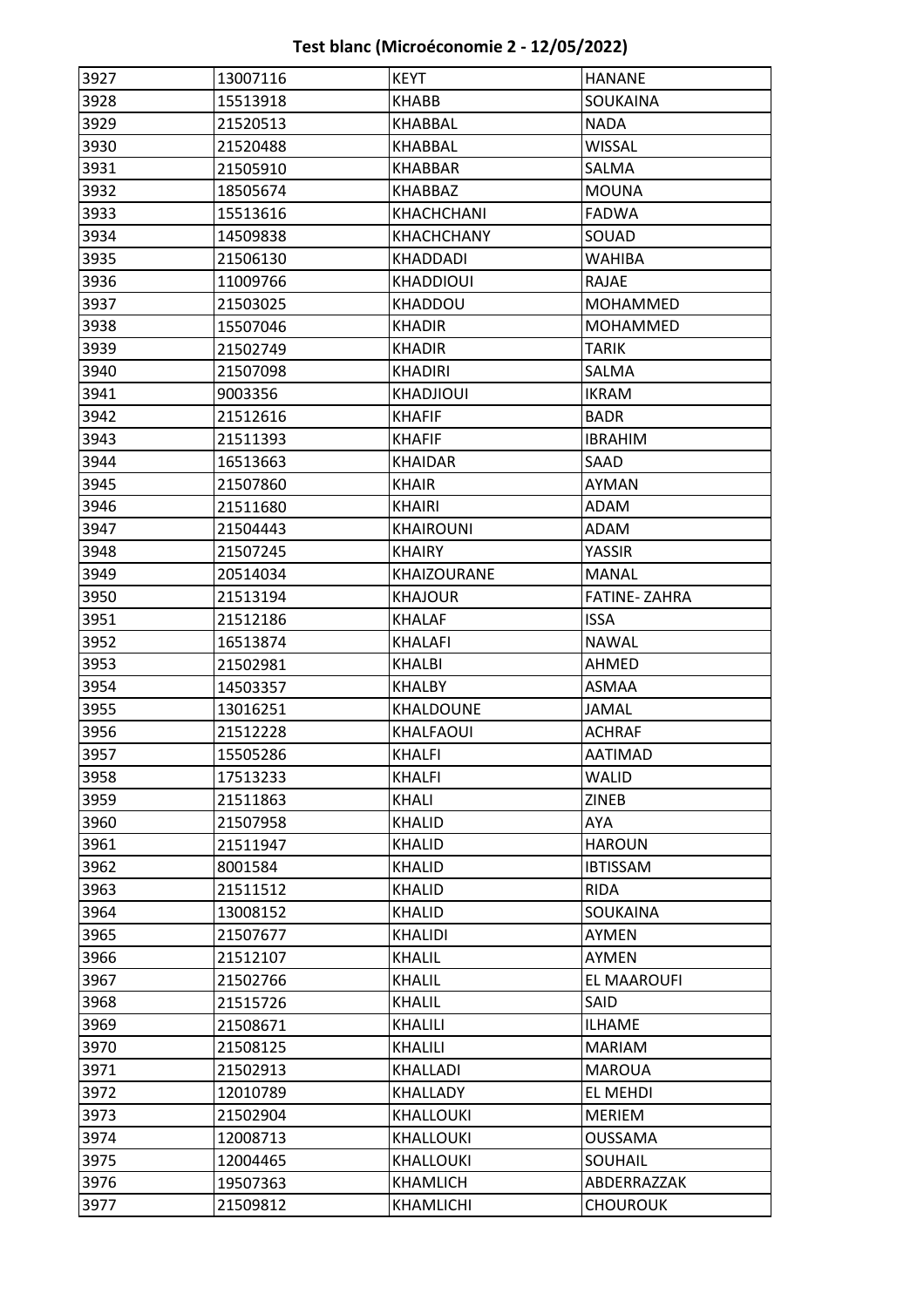**Test blanc (Microéconomie 2 - 12/05/2022)**

| | | | |
|---|---|---|---|
| 3927 | 13007116 | KEYT | HANANE |
| 3928 | 15513918 | KHABB | SOUKAINA |
| 3929 | 21520513 | KHABBAL | NADA |
| 3930 | 21520488 | KHABBAL | WISSAL |
| 3931 | 21505910 | KHABBAR | SALMA |
| 3932 | 18505674 | KHABBAZ | MOUNA |
| 3933 | 15513616 | KHACHCHANI | FADWA |
| 3934 | 14509838 | KHACHCHANY | SOUAD |
| 3935 | 21506130 | KHADDADI | WAHIBA |
| 3936 | 11009766 | KHADDIOUI | RAJAE |
| 3937 | 21503025 | KHADDOU | MOHAMMED |
| 3938 | 15507046 | KHADIR | MOHAMMED |
| 3939 | 21502749 | KHADIR | TARIK |
| 3940 | 21507098 | KHADIRI | SALMA |
| 3941 | 9003356 | KHADJIOUI | IKRAM |
| 3942 | 21512616 | KHAFIF | BADR |
| 3943 | 21511393 | KHAFIF | IBRAHIM |
| 3944 | 16513663 | KHAIDAR | SAAD |
| 3945 | 21507860 | KHAIR | AYMAN |
| 3946 | 21511680 | KHAIRI | ADAM |
| 3947 | 21504443 | KHAIROUNI | ADAM |
| 3948 | 21507245 | KHAIRY | YASSIR |
| 3949 | 20514034 | KHAIZOURANE | MANAL |
| 3950 | 21513194 | KHAJOUR | FATINE- ZAHRA |
| 3951 | 21512186 | KHALAF | ISSA |
| 3952 | 16513874 | KHALAFI | NAWAL |
| 3953 | 21502981 | KHALBI | AHMED |
| 3954 | 14503357 | KHALBY | ASMAA |
| 3955 | 13016251 | KHALDOUNE | JAMAL |
| 3956 | 21512228 | KHALFAOUI | ACHRAF |
| 3957 | 15505286 | KHALFI | AATIMAD |
| 3958 | 17513233 | KHALFI | WALID |
| 3959 | 21511863 | KHALI | ZINEB |
| 3960 | 21507958 | KHALID | AYA |
| 3961 | 21511947 | KHALID | HAROUN |
| 3962 | 8001584 | KHALID | IBTISSAM |
| 3963 | 21511512 | KHALID | RIDA |
| 3964 | 13008152 | KHALID | SOUKAINA |
| 3965 | 21507677 | KHALIDI | AYMEN |
| 3966 | 21512107 | KHALIL | AYMEN |
| 3967 | 21502766 | KHALIL | EL MAAROUFI |
| 3968 | 21515726 | KHALIL | SAID |
| 3969 | 21508671 | KHALILI | ILHAME |
| 3970 | 21508125 | KHALILI | MARIAM |
| 3971 | 21502913 | KHALLADI | MAROUA |
| 3972 | 12010789 | KHALLADY | EL MEHDI |
| 3973 | 21502904 | KHALLOUKI | MERIEM |
| 3974 | 12008713 | KHALLOUKI | OUSSAMA |
| 3975 | 12004465 | KHALLOUKI | SOUHAIL |
| 3976 | 19507363 | KHAMLICH | ABDERRAZZAK |
| 3977 | 21509812 | KHAMLICHI | CHOUROUK |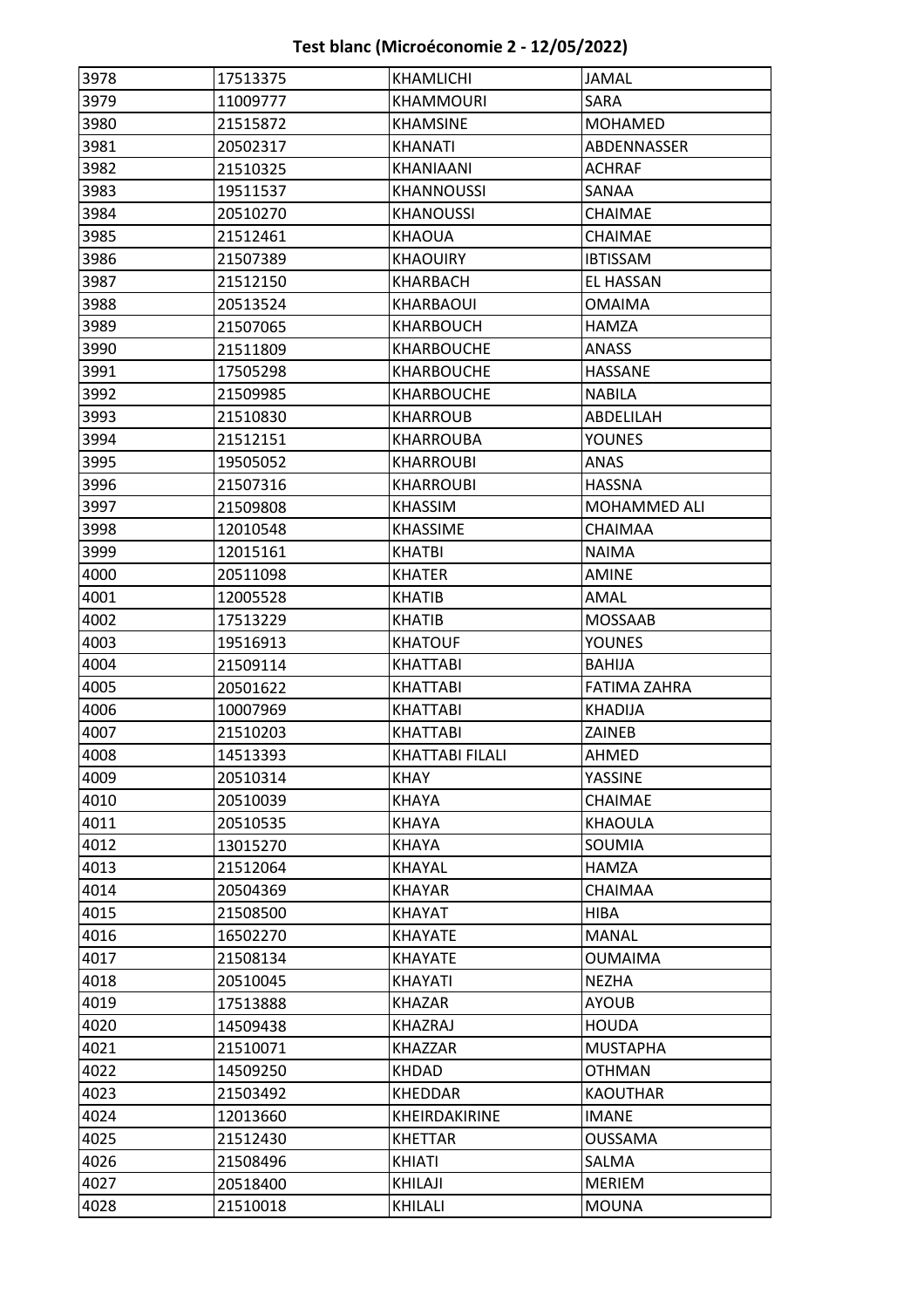# Test blanc (Microéconomie 2 - 12/05/2022)

| | | | |
|---|---|---|---|
| 3978 | 17513375 | KHAMLICHI | JAMAL |
| 3979 | 11009777 | KHAMMOURI | SARA |
| 3980 | 21515872 | KHAMSINE | MOHAMED |
| 3981 | 20502317 | KHANATI | ABDENNASSER |
| 3982 | 21510325 | KHANIAANI | ACHRAF |
| 3983 | 19511537 | KHANNOUSSI | SANAA |
| 3984 | 20510270 | KHANOUSSI | CHAIMAE |
| 3985 | 21512461 | KHAOUA | CHAIMAE |
| 3986 | 21507389 | KHAOUIRY | IBTISSAM |
| 3987 | 21512150 | KHARBACH | EL HASSAN |
| 3988 | 20513524 | KHARBAOUI | OMAIMA |
| 3989 | 21507065 | KHARBOUCH | HAMZA |
| 3990 | 21511809 | KHARBOUCHE | ANASS |
| 3991 | 17505298 | KHARBOUCHE | HASSANE |
| 3992 | 21509985 | KHARBOUCHE | NABILA |
| 3993 | 21510830 | KHARROUB | ABDELILAH |
| 3994 | 21512151 | KHARROUBA | YOUNES |
| 3995 | 19505052 | KHARROUBI | ANAS |
| 3996 | 21507316 | KHARROUBI | HASSNA |
| 3997 | 21509808 | KHASSIM | MOHAMMED ALI |
| 3998 | 12010548 | KHASSIME | CHAIMAA |
| 3999 | 12015161 | KHATBI | NAIMA |
| 4000 | 20511098 | KHATER | AMINE |
| 4001 | 12005528 | KHATIB | AMAL |
| 4002 | 17513229 | KHATIB | MOSSAAB |
| 4003 | 19516913 | KHATOUF | YOUNES |
| 4004 | 21509114 | KHATTABI | BAHIJA |
| 4005 | 20501622 | KHATTABI | FATIMA ZAHRA |
| 4006 | 10007969 | KHATTABI | KHADIJA |
| 4007 | 21510203 | KHATTABI | ZAINEB |
| 4008 | 14513393 | KHATTABI FILALI | AHMED |
| 4009 | 20510314 | KHAY | YASSINE |
| 4010 | 20510039 | KHAYA | CHAIMAE |
| 4011 | 20510535 | KHAYA | KHAOULA |
| 4012 | 13015270 | KHAYA | SOUMIA |
| 4013 | 21512064 | KHAYAL | HAMZA |
| 4014 | 20504369 | KHAYAR | CHAIMAA |
| 4015 | 21508500 | KHAYAT | HIBA |
| 4016 | 16502270 | KHAYATE | MANAL |
| 4017 | 21508134 | KHAYATE | OUMAIMA |
| 4018 | 20510045 | KHAYATI | NEZHA |
| 4019 | 17513888 | KHAZAR | AYOUB |
| 4020 | 14509438 | KHAZRAJ | HOUDA |
| 4021 | 21510071 | KHAZZAR | MUSTAPHA |
| 4022 | 14509250 | KHDAD | OTHMAN |
| 4023 | 21503492 | KHEDDAR | KAOUTHAR |
| 4024 | 12013660 | KHEIRDAKIRINE | IMANE |
| 4025 | 21512430 | KHETTAR | OUSSAMA |
| 4026 | 21508496 | KHIATI | SALMA |
| 4027 | 20518400 | KHILAJI | MERIEM |
| 4028 | 21510018 | KHILALI | MOUNA |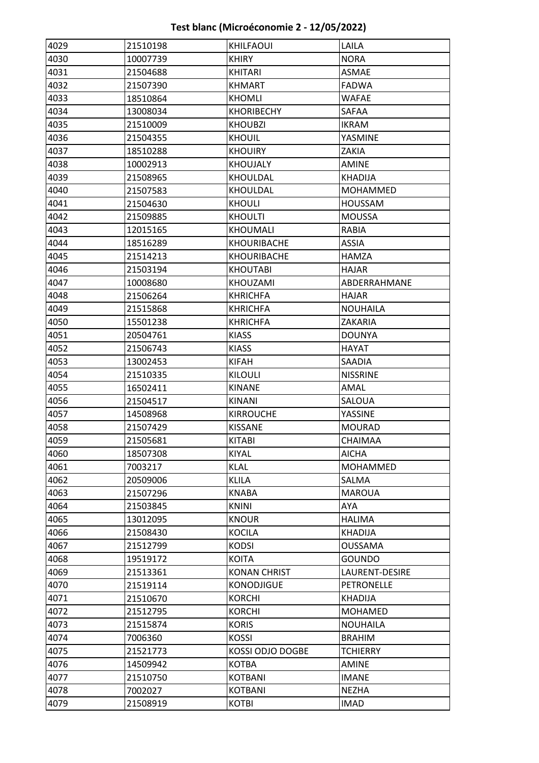# Test blanc (Microéconomie 2 - 12/05/2022)

| | | | |
|---|---|---|---|
| 4029 | 21510198 | KHILFAOUI | LAILA |
| 4030 | 10007739 | KHIRY | NORA |
| 4031 | 21504688 | KHITARI | ASMAE |
| 4032 | 21507390 | KHMART | FADWA |
| 4033 | 18510864 | KHOMLI | WAFAE |
| 4034 | 13008034 | KHORIBECHY | SAFAA |
| 4035 | 21510009 | KHOUBZI | IKRAM |
| 4036 | 21504355 | KHOUIL | YASMINE |
| 4037 | 18510288 | KHOUIRY | ZAKIA |
| 4038 | 10002913 | KHOUJALY | AMINE |
| 4039 | 21508965 | KHOULDAL | KHADIJA |
| 4040 | 21507583 | KHOULDAL | MOHAMMED |
| 4041 | 21504630 | KHOULI | HOUSSAM |
| 4042 | 21509885 | KHOULTI | MOUSSA |
| 4043 | 12015165 | KHOUMALI | RABIA |
| 4044 | 18516289 | KHOURIBACHE | ASSIA |
| 4045 | 21514213 | KHOURIBACHE | HAMZA |
| 4046 | 21503194 | KHOUTABI | HAJAR |
| 4047 | 10008680 | KHOUZAMI | ABDERRAHMANE |
| 4048 | 21506264 | KHRICHFA | HAJAR |
| 4049 | 21515868 | KHRICHFA | NOUHAILA |
| 4050 | 15501238 | KHRICHFA | ZAKARIA |
| 4051 | 20504761 | KIASS | DOUNYA |
| 4052 | 21506743 | KIASS | HAYAT |
| 4053 | 13002453 | KIFAH | SAADIA |
| 4054 | 21510335 | KILOULI | NISSRINE |
| 4055 | 16502411 | KINANE | AMAL |
| 4056 | 21504517 | KINANI | SALOUA |
| 4057 | 14508968 | KIRROUCHE | YASSINE |
| 4058 | 21507429 | KISSANE | MOURAD |
| 4059 | 21505681 | KITABI | CHAIMAA |
| 4060 | 18507308 | KIYAL | AICHA |
| 4061 | 7003217 | KLAL | MOHAMMED |
| 4062 | 20509006 | KLILA | SALMA |
| 4063 | 21507296 | KNABA | MAROUA |
| 4064 | 21503845 | KNINI | AYA |
| 4065 | 13012095 | KNOUR | HALIMA |
| 4066 | 21508430 | KOCILA | KHADIJA |
| 4067 | 21512799 | KODSI | OUSSAMA |
| 4068 | 19519172 | KOITA | GOUNDO |
| 4069 | 21513361 | KONAN CHRIST | LAURENT-DESIRE |
| 4070 | 21519114 | KONODJIGUE | PETRONELLE |
| 4071 | 21510670 | KORCHI | KHADIJA |
| 4072 | 21512795 | KORCHI | MOHAMED |
| 4073 | 21515874 | KORIS | NOUHAILA |
| 4074 | 7006360 | KOSSI | BRAHIM |
| 4075 | 21521773 | KOSSI ODJO DOGBE | TCHIERRY |
| 4076 | 14509942 | KOTBA | AMINE |
| 4077 | 21510750 | KOTBANI | IMANE |
| 4078 | 7002027 | KOTBANI | NEZHA |
| 4079 | 21508919 | KOTBI | IMAD |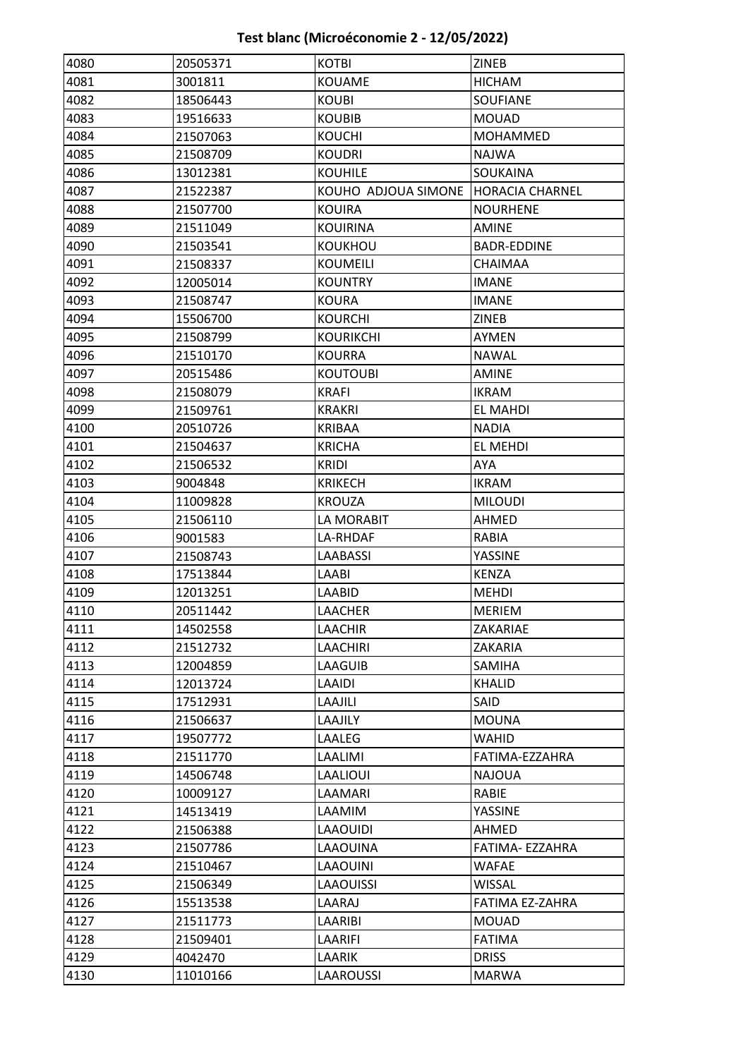**Test blanc (Microéconomie 2 - 12/05/2022)**

| | | | |
|---|---|---|---|
| 4080 | 20505371 | KOTBI | ZINEB |
| 4081 | 3001811 | KOUAME | HICHAM |
| 4082 | 18506443 | KOUBI | SOUFIANE |
| 4083 | 19516633 | KOUBIB | MOUAD |
| 4084 | 21507063 | KOUCHI | MOHAMMED |
| 4085 | 21508709 | KOUDRI | NAJWA |
| 4086 | 13012381 | KOUHILE | SOUKAINA |
| 4087 | 21522387 | KOUHO ADJOUA SIMONE | HORACIA CHARNEL |
| 4088 | 21507700 | KOUIRA | NOURHENE |
| 4089 | 21511049 | KOUIRINA | AMINE |
| 4090 | 21503541 | KOUKHOU | BADR-EDDINE |
| 4091 | 21508337 | KOUMEILI | CHAIMAA |
| 4092 | 12005014 | KOUNTRY | IMANE |
| 4093 | 21508747 | KOURA | IMANE |
| 4094 | 15506700 | KOURCHI | ZINEB |
| 4095 | 21508799 | KOURIKCHI | AYMEN |
| 4096 | 21510170 | KOURRA | NAWAL |
| 4097 | 20515486 | KOUTOUBI | AMINE |
| 4098 | 21508079 | KRAFI | IKRAM |
| 4099 | 21509761 | KRAKRI | EL MAHDI |
| 4100 | 20510726 | KRIBAA | NADIA |
| 4101 | 21504637 | KRICHA | EL MEHDI |
| 4102 | 21506532 | KRIDI | AYA |
| 4103 | 9004848 | KRIKECH | IKRAM |
| 4104 | 11009828 | KROUZA | MILOUDI |
| 4105 | 21506110 | LA MORABIT | AHMED |
| 4106 | 9001583 | LA-RHDAF | RABIA |
| 4107 | 21508743 | LAABASSI | YASSINE |
| 4108 | 17513844 | LAABI | KENZA |
| 4109 | 12013251 | LAABID | MEHDI |
| 4110 | 20511442 | LAACHER | MERIEM |
| 4111 | 14502558 | LAACHIR | ZAKARIAE |
| 4112 | 21512732 | LAACHIRI | ZAKARIA |
| 4113 | 12004859 | LAAGUIB | SAMIHA |
| 4114 | 12013724 | LAAIDI | KHALID |
| 4115 | 17512931 | LAAJILI | SAID |
| 4116 | 21506637 | LAAJILY | MOUNA |
| 4117 | 19507772 | LAALEG | WAHID |
| 4118 | 21511770 | LAALIMI | FATIMA-EZZAHRA |
| 4119 | 14506748 | LAALIOUI | NAJOUA |
| 4120 | 10009127 | LAAMARI | RABIE |
| 4121 | 14513419 | LAAMIM | YASSINE |
| 4122 | 21506388 | LAAOUIDI | AHMED |
| 4123 | 21507786 | LAAOUINA | FATIMA- EZZAHRA |
| 4124 | 21510467 | LAAOUINI | WAFAE |
| 4125 | 21506349 | LAAOUISSI | WISSAL |
| 4126 | 15513538 | LAARAJ | FATIMA EZ-ZAHRA |
| 4127 | 21511773 | LAARIBI | MOUAD |
| 4128 | 21509401 | LAARIFI | FATIMA |
| 4129 | 4042470 | LAARIK | DRISS |
| 4130 | 11010166 | LAAROUSSI | MARWA |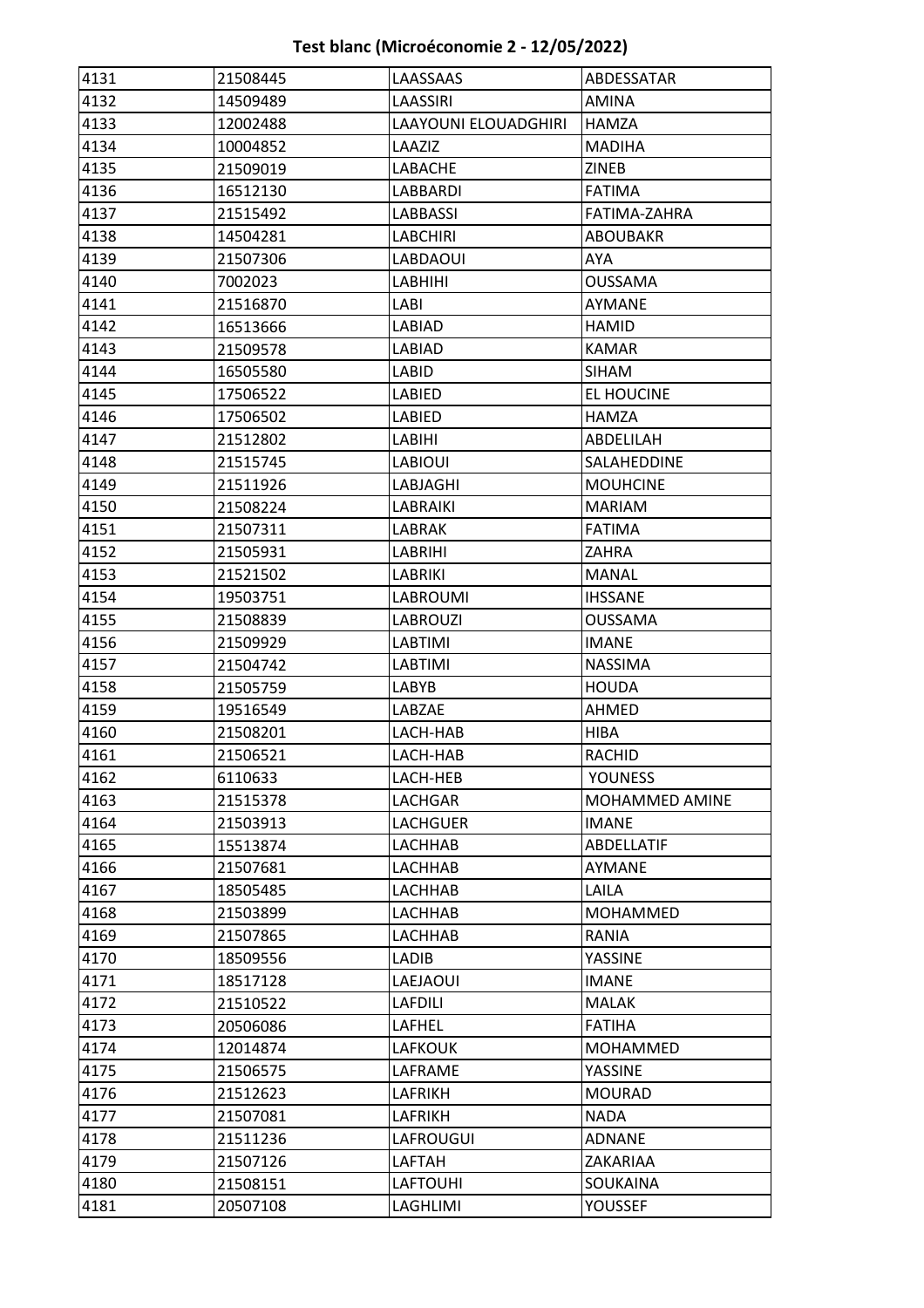# Test blanc (Microéconomie 2 - 12/05/2022)

| | | | |
|---|---|---|---|
| 4131 | 21508445 | LAASSAAS | ABDESSATAR |
| 4132 | 14509489 | LAASSIRI | AMINA |
| 4133 | 12002488 | LAAYOUNI ELOUADGHIRI | HAMZA |
| 4134 | 10004852 | LAAZIZ | MADIHA |
| 4135 | 21509019 | LABACHE | ZINEB |
| 4136 | 16512130 | LABBARDI | FATIMA |
| 4137 | 21515492 | LABBASSI | FATIMA-ZAHRA |
| 4138 | 14504281 | LABCHIRI | ABOUBAKR |
| 4139 | 21507306 | LABDAOUI | AYA |
| 4140 | 7002023 | LABHIHI | OUSSAMA |
| 4141 | 21516870 | LABI | AYMANE |
| 4142 | 16513666 | LABIAD | HAMID |
| 4143 | 21509578 | LABIAD | KAMAR |
| 4144 | 16505580 | LABID | SIHAM |
| 4145 | 17506522 | LABIED | EL HOUCINE |
| 4146 | 17506502 | LABIED | HAMZA |
| 4147 | 21512802 | LABIHI | ABDELILAH |
| 4148 | 21515745 | LABIOUI | SALAHEDDINE |
| 4149 | 21511926 | LABJAGHI | MOUHCINE |
| 4150 | 21508224 | LABRAIKI | MARIAM |
| 4151 | 21507311 | LABRAK | FATIMA |
| 4152 | 21505931 | LABRIHI | ZAHRA |
| 4153 | 21521502 | LABRIKI | MANAL |
| 4154 | 19503751 | LABROUMI | IHSSANE |
| 4155 | 21508839 | LABROUZI | OUSSAMA |
| 4156 | 21509929 | LABTIMI | IMANE |
| 4157 | 21504742 | LABTIMI | NASSIMA |
| 4158 | 21505759 | LABYB | HOUDA |
| 4159 | 19516549 | LABZAE | AHMED |
| 4160 | 21508201 | LACH-HAB | HIBA |
| 4161 | 21506521 | LACH-HAB | RACHID |
| 4162 | 6110633 | LACH-HEB | YOUNESS |
| 4163 | 21515378 | LACHGAR | MOHAMMED AMINE |
| 4164 | 21503913 | LACHGUER | IMANE |
| 4165 | 15513874 | LACHHAB | ABDELLATIF |
| 4166 | 21507681 | LACHHAB | AYMANE |
| 4167 | 18505485 | LACHHAB | LAILA |
| 4168 | 21503899 | LACHHAB | MOHAMMED |
| 4169 | 21507865 | LACHHAB | RANIA |
| 4170 | 18509556 | LADIB | YASSINE |
| 4171 | 18517128 | LAEJAOUI | IMANE |
| 4172 | 21510522 | LAFDILI | MALAK |
| 4173 | 20506086 | LAFHEL | FATIHA |
| 4174 | 12014874 | LAFKOUK | MOHAMMED |
| 4175 | 21506575 | LAFRAME | YASSINE |
| 4176 | 21512623 | LAFRIKH | MOURAD |
| 4177 | 21507081 | LAFRIKH | NADA |
| 4178 | 21511236 | LAFROUGUI | ADNANE |
| 4179 | 21507126 | LAFTAH | ZAKARIAA |
| 4180 | 21508151 | LAFTOUHI | SOUKAINA |
| 4181 | 20507108 | LAGHLIMI | YOUSSEF |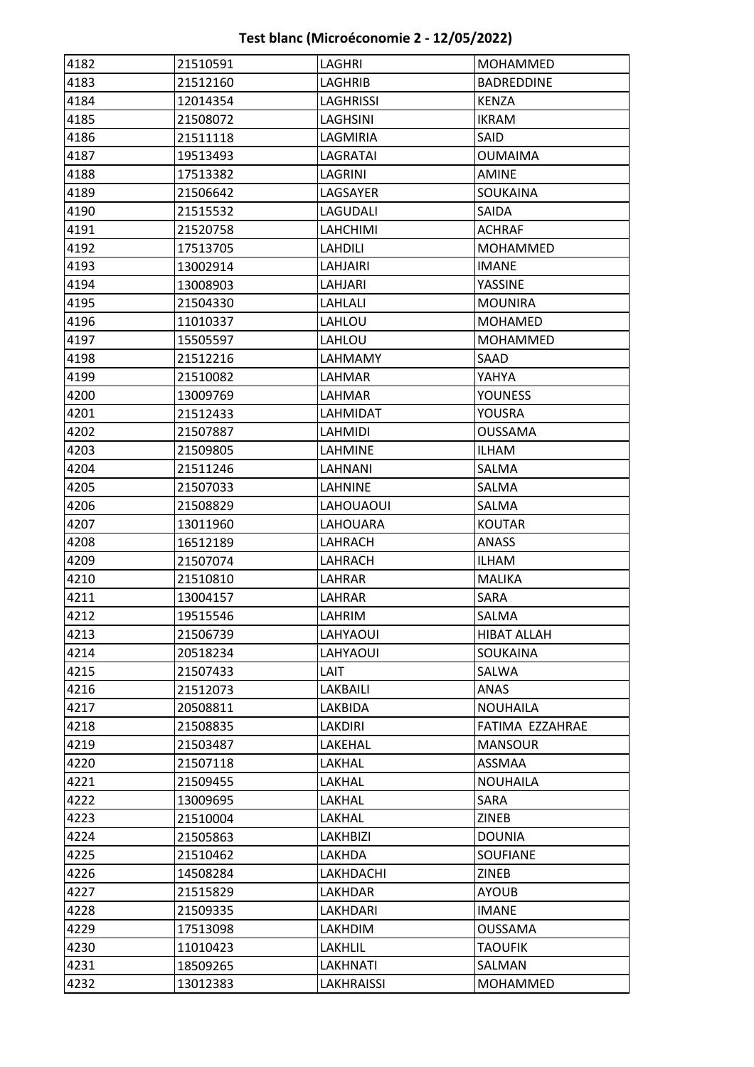**Test blanc (Microéconomie 2 - 12/05/2022)**

| | | | |
|---|---|---|---|
| 4182 | 21510591 | LAGHRI | MOHAMMED |
| 4183 | 21512160 | LAGHRIB | BADREDDINE |
| 4184 | 12014354 | LAGHRISSI | KENZA |
| 4185 | 21508072 | LAGHSINI | IKRAM |
| 4186 | 21511118 | LAGMIRIA | SAID |
| 4187 | 19513493 | LAGRATAI | OUMAIMA |
| 4188 | 17513382 | LAGRINI | AMINE |
| 4189 | 21506642 | LAGSAYER | SOUKAINA |
| 4190 | 21515532 | LAGUDALI | SAIDA |
| 4191 | 21520758 | LAHCHIMI | ACHRAF |
| 4192 | 17513705 | LAHDILI | MOHAMMED |
| 4193 | 13002914 | LAHJAIRI | IMANE |
| 4194 | 13008903 | LAHJARI | YASSINE |
| 4195 | 21504330 | LAHLALI | MOUNIRA |
| 4196 | 11010337 | LAHLOU | MOHAMED |
| 4197 | 15505597 | LAHLOU | MOHAMMED |
| 4198 | 21512216 | LAHMAMY | SAAD |
| 4199 | 21510082 | LAHMAR | YAHYA |
| 4200 | 13009769 | LAHMAR | YOUNESS |
| 4201 | 21512433 | LAHMIDAT | YOUSRA |
| 4202 | 21507887 | LAHMIDI | OUSSAMA |
| 4203 | 21509805 | LAHMINE | ILHAM |
| 4204 | 21511246 | LAHNANI | SALMA |
| 4205 | 21507033 | LAHNINE | SALMA |
| 4206 | 21508829 | LAHOUAOUI | SALMA |
| 4207 | 13011960 | LAHOUARA | KOUTAR |
| 4208 | 16512189 | LAHRACH | ANASS |
| 4209 | 21507074 | LAHRACH | ILHAM |
| 4210 | 21510810 | LAHRAR | MALIKA |
| 4211 | 13004157 | LAHRAR | SARA |
| 4212 | 19515546 | LAHRIM | SALMA |
| 4213 | 21506739 | LAHYAOUI | HIBAT ALLAH |
| 4214 | 20518234 | LAHYAOUI | SOUKAINA |
| 4215 | 21507433 | LAIT | SALWA |
| 4216 | 21512073 | LAKBAILI | ANAS |
| 4217 | 20508811 | LAKBIDA | NOUHAILA |
| 4218 | 21508835 | LAKDIRI | FATIMA EZZAHRAE |
| 4219 | 21503487 | LAKEHAL | MANSOUR |
| 4220 | 21507118 | LAKHAL | ASSMAA |
| 4221 | 21509455 | LAKHAL | NOUHAILA |
| 4222 | 13009695 | LAKHAL | SARA |
| 4223 | 21510004 | LAKHAL | ZINEB |
| 4224 | 21505863 | LAKHBIZI | DOUNIA |
| 4225 | 21510462 | LAKHDA | SOUFIANE |
| 4226 | 14508284 | LAKHDACHI | ZINEB |
| 4227 | 21515829 | LAKHDAR | AYOUB |
| 4228 | 21509335 | LAKHDARI | IMANE |
| 4229 | 17513098 | LAKHDIM | OUSSAMA |
| 4230 | 11010423 | LAKHLIL | TAOUFIK |
| 4231 | 18509265 | LAKHNATI | SALMAN |
| 4232 | 13012383 | LAKHRAISSI | MOHAMMED |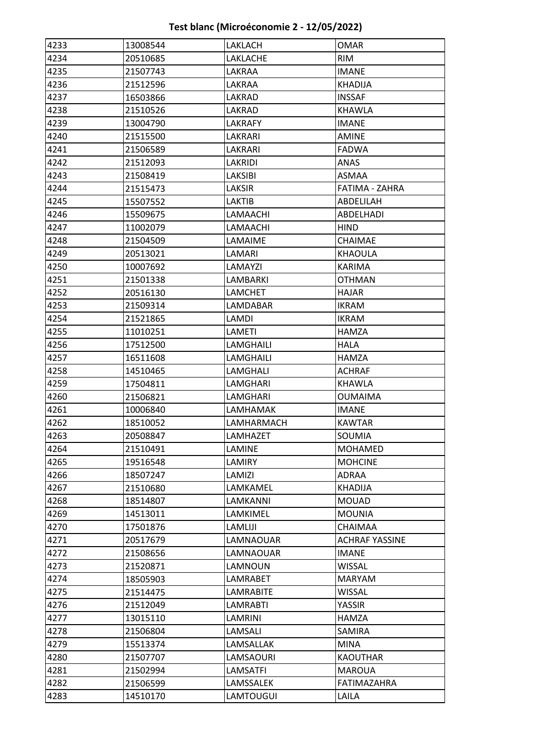# Test blanc (Microéconomie 2 - 12/05/2022)

| | | | |
|---|---|---|---|
| 4233 | 13008544 | LAKLACH | OMAR |
| 4234 | 20510685 | LAKLACHE | RIM |
| 4235 | 21507743 | LAKRAA | IMANE |
| 4236 | 21512596 | LAKRAA | KHADIJA |
| 4237 | 16503866 | LAKRAD | INSSAF |
| 4238 | 21510526 | LAKRAD | KHAWLA |
| 4239 | 13004790 | LAKRAFY | IMANE |
| 4240 | 21515500 | LAKRARI | AMINE |
| 4241 | 21506589 | LAKRARI | FADWA |
| 4242 | 21512093 | LAKRIDI | ANAS |
| 4243 | 21508419 | LAKSIBI | ASMAA |
| 4244 | 21515473 | LAKSIR | FATIMA - ZAHRA |
| 4245 | 15507552 | LAKTIB | ABDELILAH |
| 4246 | 15509675 | LAMAACHI | ABDELHADI |
| 4247 | 11002079 | LAMAACHI | HIND |
| 4248 | 21504509 | LAMAIME | CHAIMAE |
| 4249 | 20513021 | LAMARI | KHAOULA |
| 4250 | 10007692 | LAMAYZI | KARIMA |
| 4251 | 21501338 | LAMBARKI | OTHMAN |
| 4252 | 20516130 | LAMCHET | HAJAR |
| 4253 | 21509314 | LAMDABAR | IKRAM |
| 4254 | 21521865 | LAMDI | IKRAM |
| 4255 | 11010251 | LAMETI | HAMZA |
| 4256 | 17512500 | LAMGHAILI | HALA |
| 4257 | 16511608 | LAMGHAILI | HAMZA |
| 4258 | 14510465 | LAMGHALI | ACHRAF |
| 4259 | 17504811 | LAMGHARI | KHAWLA |
| 4260 | 21506821 | LAMGHARI | OUMAIMA |
| 4261 | 10006840 | LAMHAMAK | IMANE |
| 4262 | 18510052 | LAMHARMACH | KAWTAR |
| 4263 | 20508847 | LAMHAZET | SOUMIA |
| 4264 | 21510491 | LAMINE | MOHAMED |
| 4265 | 19516548 | LAMIRY | MOHCINE |
| 4266 | 18507247 | LAMIZI | ADRAA |
| 4267 | 21510680 | LAMKAMEL | KHADIJA |
| 4268 | 18514807 | LAMKANNI | MOUAD |
| 4269 | 14513011 | LAMKIMEL | MOUNIA |
| 4270 | 17501876 | LAMLIJI | CHAIMAA |
| 4271 | 20517679 | LAMNAOUAR | ACHRAF YASSINE |
| 4272 | 21508656 | LAMNAOUAR | IMANE |
| 4273 | 21520871 | LAMNOUN | WISSAL |
| 4274 | 18505903 | LAMRABET | MARYAM |
| 4275 | 21514475 | LAMRABITE | WISSAL |
| 4276 | 21512049 | LAMRABTI | YASSIR |
| 4277 | 13015110 | LAMRINI | HAMZA |
| 4278 | 21506804 | LAMSALI | SAMIRA |
| 4279 | 15513374 | LAMSALLAK | MINA |
| 4280 | 21507707 | LAMSAOURI | KAOUTHAR |
| 4281 | 21502994 | LAMSATFI | MAROUA |
| 4282 | 21506599 | LAMSSALEK | FATIMAZAHRA |
| 4283 | 14510170 | LAMTOUGUI | LAILA |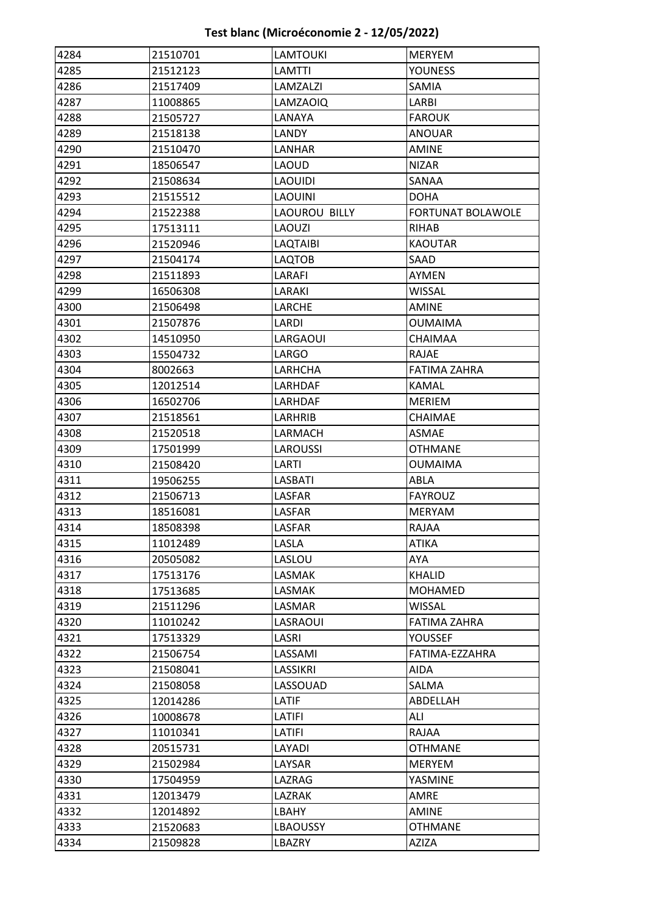# Test blanc (Microéconomie 2 - 12/05/2022)

| | | | |
|---|---|---|---|
| 4284 | 21510701 | LAMTOUKI | MERYEM |
| 4285 | 21512123 | LAMTTI | YOUNESS |
| 4286 | 21517409 | LAMZALZI | SAMIA |
| 4287 | 11008865 | LAMZAOIQ | LARBI |
| 4288 | 21505727 | LANAYA | FAROUK |
| 4289 | 21518138 | LANDY | ANOUAR |
| 4290 | 21510470 | LANHAR | AMINE |
| 4291 | 18506547 | LAOUD | NIZAR |
| 4292 | 21508634 | LAOUIDI | SANAA |
| 4293 | 21515512 | LAOUINI | DOHA |
| 4294 | 21522388 | LAOUROU BILLY | FORTUNAT BOLAWOLE |
| 4295 | 17513111 | LAOUZI | RIHAB |
| 4296 | 21520946 | LAQTAIBI | KAOUTAR |
| 4297 | 21504174 | LAQTOB | SAAD |
| 4298 | 21511893 | LARAFI | AYMEN |
| 4299 | 16506308 | LARAKI | WISSAL |
| 4300 | 21506498 | LARCHE | AMINE |
| 4301 | 21507876 | LARDI | OUMAIMA |
| 4302 | 14510950 | LARGAOUI | CHAIMAA |
| 4303 | 15504732 | LARGO | RAJAE |
| 4304 | 8002663 | LARHCHA | FATIMA ZAHRA |
| 4305 | 12012514 | LARHDAF | KAMAL |
| 4306 | 16502706 | LARHDAF | MERIEM |
| 4307 | 21518561 | LARHRIB | CHAIMAE |
| 4308 | 21520518 | LARMACH | ASMAE |
| 4309 | 17501999 | LAROUSSI | OTHMANE |
| 4310 | 21508420 | LARTI | OUMAIMA |
| 4311 | 19506255 | LASBATI | ABLA |
| 4312 | 21506713 | LASFAR | FAYROUZ |
| 4313 | 18516081 | LASFAR | MERYAM |
| 4314 | 18508398 | LASFAR | RAJAA |
| 4315 | 11012489 | LASLA | ATIKA |
| 4316 | 20505082 | LASLOU | AYA |
| 4317 | 17513176 | LASMAK | KHALID |
| 4318 | 17513685 | LASMAK | MOHAMED |
| 4319 | 21511296 | LASMAR | WISSAL |
| 4320 | 11010242 | LASRAOUI | FATIMA ZAHRA |
| 4321 | 17513329 | LASRI | YOUSSEF |
| 4322 | 21506754 | LASSAMI | FATIMA-EZZAHRA |
| 4323 | 21508041 | LASSIKRI | AIDA |
| 4324 | 21508058 | LASSOUAD | SALMA |
| 4325 | 12014286 | LATIF | ABDELLAH |
| 4326 | 10008678 | LATIFI | ALI |
| 4327 | 11010341 | LATIFI | RAJAA |
| 4328 | 20515731 | LAYADI | OTHMANE |
| 4329 | 21502984 | LAYSAR | MERYEM |
| 4330 | 17504959 | LAZRAG | YASMINE |
| 4331 | 12013479 | LAZRAK | AMRE |
| 4332 | 12014892 | LBAHY | AMINE |
| 4333 | 21520683 | LBAOUSSY | OTHMANE |
| 4334 | 21509828 | LBAZRY | AZIZA |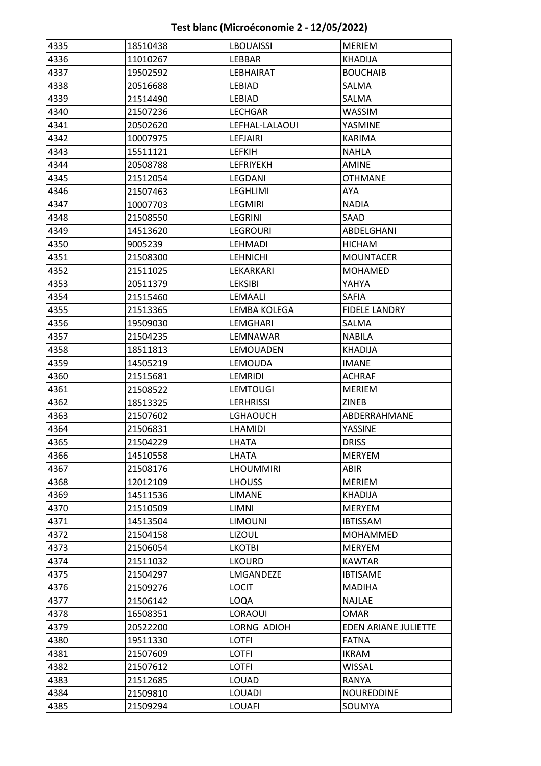# Test blanc (Microéconomie 2 - 12/05/2022)

| | | | |
|---|---|---|---|
| 4335 | 18510438 | LBOUAISSI | MERIEM |
| 4336 | 11010267 | LEBBAR | KHADIJA |
| 4337 | 19502592 | LEBHAIRAT | BOUCHAIB |
| 4338 | 20516688 | LEBIAD | SALMA |
| 4339 | 21514490 | LEBIAD | SALMA |
| 4340 | 21507236 | LECHGAR | WASSIM |
| 4341 | 20502620 | LEFHAL-LALAOUI | YASMINE |
| 4342 | 10007975 | LEFJAIRI | KARIMA |
| 4343 | 15511121 | LEFKIH | NAHLA |
| 4344 | 20508788 | LEFRIYEKH | AMINE |
| 4345 | 21512054 | LEGDANI | OTHMANE |
| 4346 | 21507463 | LEGHLIMI | AYA |
| 4347 | 10007703 | LEGMIRI | NADIA |
| 4348 | 21508550 | LEGRINI | SAAD |
| 4349 | 14513620 | LEGROURI | ABDELGHANI |
| 4350 | 9005239 | LEHMADI | HICHAM |
| 4351 | 21508300 | LEHNICHI | MOUNTACER |
| 4352 | 21511025 | LEKARKARI | MOHAMED |
| 4353 | 20511379 | LEKSIBI | YAHYA |
| 4354 | 21515460 | LEMAALI | SAFIA |
| 4355 | 21513365 | LEMBA KOLEGA | FIDELE LANDRY |
| 4356 | 19509030 | LEMGHARI | SALMA |
| 4357 | 21504235 | LEMNAWAR | NABILA |
| 4358 | 18511813 | LEMOUADEN | KHADIJA |
| 4359 | 14505219 | LEMOUDA | IMANE |
| 4360 | 21515681 | LEMRIDI | ACHRAF |
| 4361 | 21508522 | LEMTOUGI | MERIEM |
| 4362 | 18513325 | LERHRISSI | ZINEB |
| 4363 | 21507602 | LGHAOUCH | ABDERRAHMANE |
| 4364 | 21506831 | LHAMIDI | YASSINE |
| 4365 | 21504229 | LHATA | DRISS |
| 4366 | 14510558 | LHATA | MERYEM |
| 4367 | 21508176 | LHOUMMIRI | ABIR |
| 4368 | 12012109 | LHOUSS | MERIEM |
| 4369 | 14511536 | LIMANE | KHADIJA |
| 4370 | 21510509 | LIMNI | MERYEM |
| 4371 | 14513504 | LIMOUNI | IBTISSAM |
| 4372 | 21504158 | LIZOUL | MOHAMMED |
| 4373 | 21506054 | LKOTBI | MERYEM |
| 4374 | 21511032 | LKOURD | KAWTAR |
| 4375 | 21504297 | LMGANDEZE | IBTISAME |
| 4376 | 21509276 | LOCIT | MADIHA |
| 4377 | 21506142 | LOQA | NAJLAE |
| 4378 | 16508351 | LORAOUI | OMAR |
| 4379 | 20522200 | LORNG ADIOH | EDEN ARIANE JULIETTE |
| 4380 | 19511330 | LOTFI | FATNA |
| 4381 | 21507609 | LOTFI | IKRAM |
| 4382 | 21507612 | LOTFI | WISSAL |
| 4383 | 21512685 | LOUAD | RANYA |
| 4384 | 21509810 | LOUADI | NOUREDDINE |
| 4385 | 21509294 | LOUAFI | SOUMYA |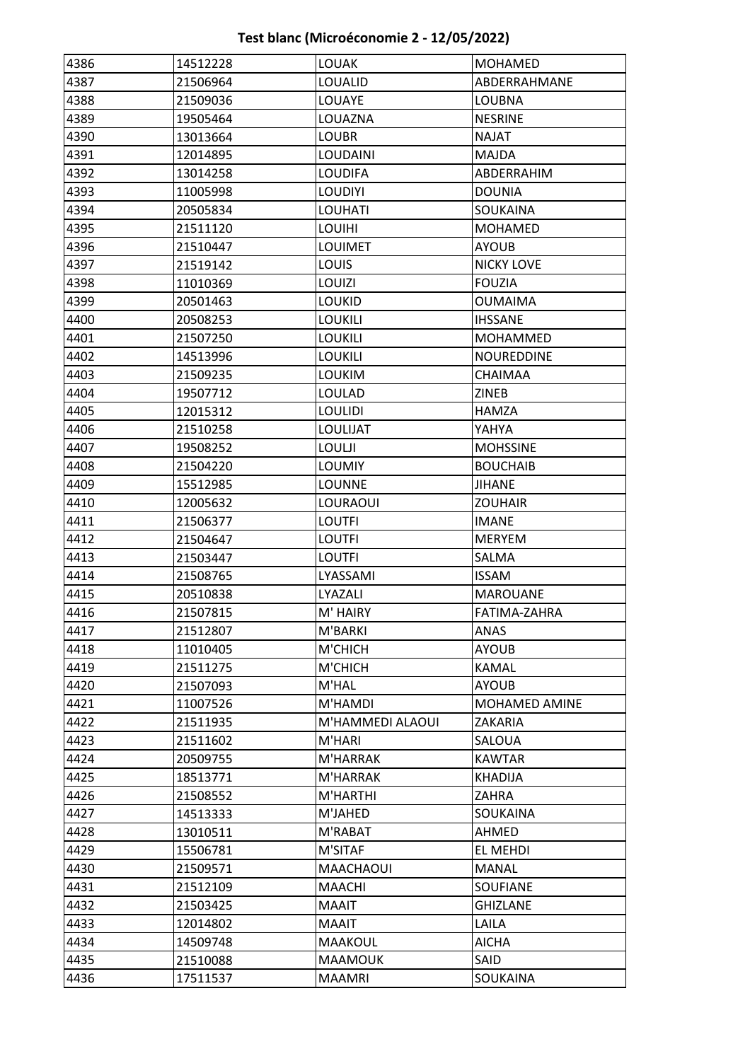**Test blanc (Microéconomie 2 - 12/05/2022)**

| | | | |
|---|---|---|---|
| 4386 | 14512228 | LOUAK | MOHAMED |
| 4387 | 21506964 | LOUALID | ABDERRAHMANE |
| 4388 | 21509036 | LOUAYE | LOUBNA |
| 4389 | 19505464 | LOUAZNA | NESRINE |
| 4390 | 13013664 | LOUBR | NAJAT |
| 4391 | 12014895 | LOUDAINI | MAJDA |
| 4392 | 13014258 | LOUDIFA | ABDERRAHIM |
| 4393 | 11005998 | LOUDIYI | DOUNIA |
| 4394 | 20505834 | LOUHATI | SOUKAINA |
| 4395 | 21511120 | LOUIHI | MOHAMED |
| 4396 | 21510447 | LOUIMET | AYOUB |
| 4397 | 21519142 | LOUIS | NICKY LOVE |
| 4398 | 11010369 | LOUIZI | FOUZIA |
| 4399 | 20501463 | LOUKID | OUMAIMA |
| 4400 | 20508253 | LOUKILI | IHSSANE |
| 4401 | 21507250 | LOUKILI | MOHAMMED |
| 4402 | 14513996 | LOUKILI | NOUREDDINE |
| 4403 | 21509235 | LOUKIM | CHAIMAA |
| 4404 | 19507712 | LOULAD | ZINEB |
| 4405 | 12015312 | LOULIDI | HAMZA |
| 4406 | 21510258 | LOULIJAT | YAHYA |
| 4407 | 19508252 | LOULJI | MOHSSINE |
| 4408 | 21504220 | LOUMIY | BOUCHAIB |
| 4409 | 15512985 | LOUNNE | JIHANE |
| 4410 | 12005632 | LOURAOUI | ZOUHAIR |
| 4411 | 21506377 | LOUTFI | IMANE |
| 4412 | 21504647 | LOUTFI | MERYEM |
| 4413 | 21503447 | LOUTFI | SALMA |
| 4414 | 21508765 | LYASSAMI | ISSAM |
| 4415 | 20510838 | LYAZALI | MAROUANE |
| 4416 | 21507815 | M' HAIRY | FATIMA-ZAHRA |
| 4417 | 21512807 | M'BARKI | ANAS |
| 4418 | 11010405 | M'CHICH | AYOUB |
| 4419 | 21511275 | M'CHICH | KAMAL |
| 4420 | 21507093 | M'HAL | AYOUB |
| 4421 | 11007526 | M'HAMDI | MOHAMED AMINE |
| 4422 | 21511935 | M'HAMMEDI ALAOUI | ZAKARIA |
| 4423 | 21511602 | M'HARI | SALOUA |
| 4424 | 20509755 | M'HARRAK | KAWTAR |
| 4425 | 18513771 | M'HARRAK | KHADIJA |
| 4426 | 21508552 | M'HARTHI | ZAHRA |
| 4427 | 14513333 | M'JAHED | SOUKAINA |
| 4428 | 13010511 | M'RABAT | AHMED |
| 4429 | 15506781 | M'SITAF | EL MEHDI |
| 4430 | 21509571 | MAACHAOUI | MANAL |
| 4431 | 21512109 | MAACHI | SOUFIANE |
| 4432 | 21503425 | MAAIT | GHIZLANE |
| 4433 | 12014802 | MAAIT | LAILA |
| 4434 | 14509748 | MAAKOUL | AICHA |
| 4435 | 21510088 | MAAMOUK | SAID |
| 4436 | 17511537 | MAAMRI | SOUKAINA |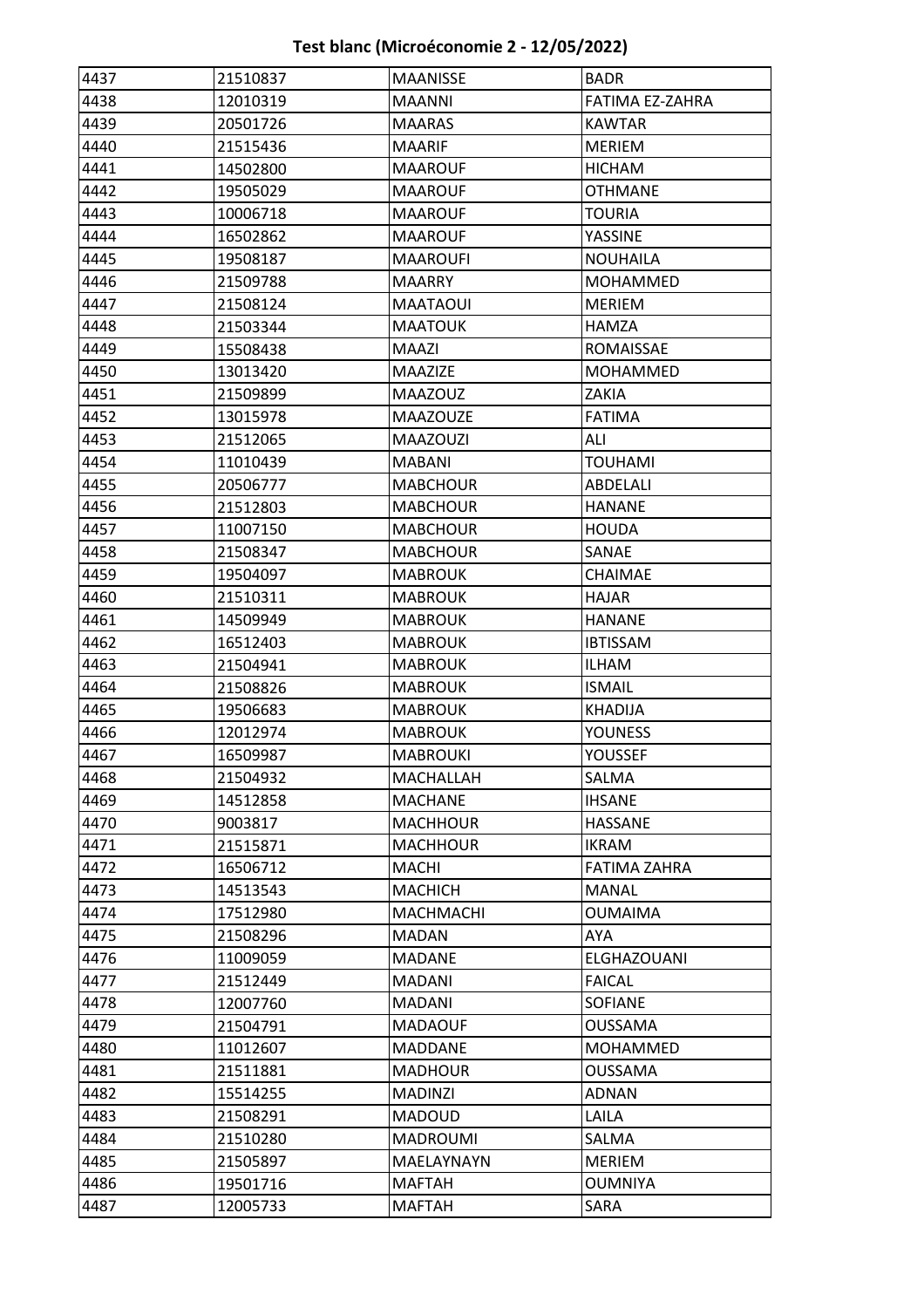# Test blanc (Microéconomie 2 - 12/05/2022)

| | | | |
|---|---|---|---|
| 4437 | 21510837 | MAANISSE | BADR |
| 4438 | 12010319 | MAANNI | FATIMA EZ-ZAHRA |
| 4439 | 20501726 | MAARAS | KAWTAR |
| 4440 | 21515436 | MAARIF | MERIEM |
| 4441 | 14502800 | MAAROUF | HICHAM |
| 4442 | 19505029 | MAAROUF | OTHMANE |
| 4443 | 10006718 | MAAROUF | TOURIA |
| 4444 | 16502862 | MAAROUF | YASSINE |
| 4445 | 19508187 | MAAROUFI | NOUHAILA |
| 4446 | 21509788 | MAARRY | MOHAMMED |
| 4447 | 21508124 | MAATAOUI | MERIEM |
| 4448 | 21503344 | MAATOUK | HAMZA |
| 4449 | 15508438 | MAAZI | ROMAISSAE |
| 4450 | 13013420 | MAAZIZE | MOHAMMED |
| 4451 | 21509899 | MAAZOUZ | ZAKIA |
| 4452 | 13015978 | MAAZOUZE | FATIMA |
| 4453 | 21512065 | MAAZOUZI | ALI |
| 4454 | 11010439 | MABANI | TOUHAMI |
| 4455 | 20506777 | MABCHOUR | ABDELALI |
| 4456 | 21512803 | MABCHOUR | HANANE |
| 4457 | 11007150 | MABCHOUR | HOUDA |
| 4458 | 21508347 | MABCHOUR | SANAE |
| 4459 | 19504097 | MABROUK | CHAIMAE |
| 4460 | 21510311 | MABROUK | HAJAR |
| 4461 | 14509949 | MABROUK | HANANE |
| 4462 | 16512403 | MABROUK | IBTISSAM |
| 4463 | 21504941 | MABROUK | ILHAM |
| 4464 | 21508826 | MABROUK | ISMAIL |
| 4465 | 19506683 | MABROUK | KHADIJA |
| 4466 | 12012974 | MABROUK | YOUNESS |
| 4467 | 16509987 | MABROUKI | YOUSSEF |
| 4468 | 21504932 | MACHALLAH | SALMA |
| 4469 | 14512858 | MACHANE | IHSANE |
| 4470 | 9003817 | MACHHOUR | HASSANE |
| 4471 | 21515871 | MACHHOUR | IKRAM |
| 4472 | 16506712 | MACHI | FATIMA ZAHRA |
| 4473 | 14513543 | MACHICH | MANAL |
| 4474 | 17512980 | MACHMACHI | OUMAIMA |
| 4475 | 21508296 | MADAN | AYA |
| 4476 | 11009059 | MADANE | ELGHAZOUANI |
| 4477 | 21512449 | MADANI | FAICAL |
| 4478 | 12007760 | MADANI | SOFIANE |
| 4479 | 21504791 | MADAOUF | OUSSAMA |
| 4480 | 11012607 | MADDANE | MOHAMMED |
| 4481 | 21511881 | MADHOUR | OUSSAMA |
| 4482 | 15514255 | MADINZI | ADNAN |
| 4483 | 21508291 | MADOUD | LAILA |
| 4484 | 21510280 | MADROUMI | SALMA |
| 4485 | 21505897 | MAELAYNAYN | MERIEM |
| 4486 | 19501716 | MAFTAH | OUMNIYA |
| 4487 | 12005733 | MAFTAH | SARA |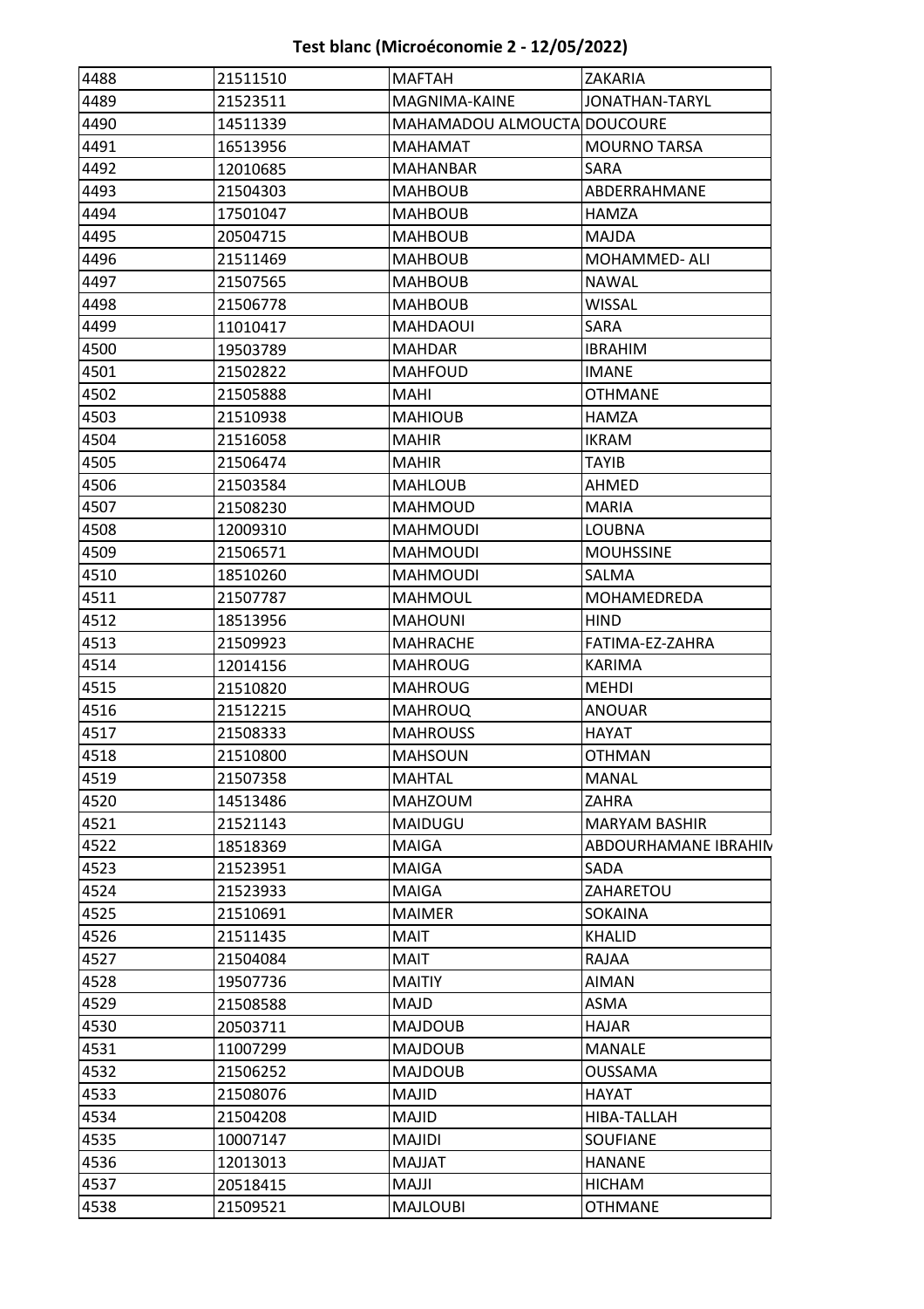# Test blanc (Microéconomie 2 - 12/05/2022)

| | | | |
|---|---|---|---|
| 4488 | 21511510 | MAFTAH | ZAKARIA |
| 4489 | 21523511 | MAGNIMA-KAINE | JONATHAN-TARYL |
| 4490 | 14511339 | MAHAMADOU ALMOUCTA | DOUCOURE |
| 4491 | 16513956 | MAHAMAT | MOURNO TARSA |
| 4492 | 12010685 | MAHANBAR | SARA |
| 4493 | 21504303 | MAHBOUB | ABDERRAHMANE |
| 4494 | 17501047 | MAHBOUB | HAMZA |
| 4495 | 20504715 | MAHBOUB | MAJDA |
| 4496 | 21511469 | MAHBOUB | MOHAMMED- ALI |
| 4497 | 21507565 | MAHBOUB | NAWAL |
| 4498 | 21506778 | MAHBOUB | WISSAL |
| 4499 | 11010417 | MAHDAOUI | SARA |
| 4500 | 19503789 | MAHDAR | IBRAHIM |
| 4501 | 21502822 | MAHFOUD | IMANE |
| 4502 | 21505888 | MAHI | OTHMANE |
| 4503 | 21510938 | MAHIOUB | HAMZA |
| 4504 | 21516058 | MAHIR | IKRAM |
| 4505 | 21506474 | MAHIR | TAYIB |
| 4506 | 21503584 | MAHLOUB | AHMED |
| 4507 | 21508230 | MAHMOUD | MARIA |
| 4508 | 12009310 | MAHMOUDI | LOUBNA |
| 4509 | 21506571 | MAHMOUDI | MOUHSSINE |
| 4510 | 18510260 | MAHMOUDI | SALMA |
| 4511 | 21507787 | MAHMOUL | MOHAMEDREDA |
| 4512 | 18513956 | MAHOUNI | HIND |
| 4513 | 21509923 | MAHRACHE | FATIMA-EZ-ZAHRA |
| 4514 | 12014156 | MAHROUG | KARIMA |
| 4515 | 21510820 | MAHROUG | MEHDI |
| 4516 | 21512215 | MAHROUQ | ANOUAR |
| 4517 | 21508333 | MAHROUSS | HAYAT |
| 4518 | 21510800 | MAHSOUN | OTHMAN |
| 4519 | 21507358 | MAHTAL | MANAL |
| 4520 | 14513486 | MAHZOUM | ZAHRA |
| 4521 | 21521143 | MAIDUGU | MARYAM BASHIR |
| 4522 | 18518369 | MAIGA | ABDOURHAMANE IBRAHIM |
| 4523 | 21523951 | MAIGA | SADA |
| 4524 | 21523933 | MAIGA | ZAHARETOU |
| 4525 | 21510691 | MAIMER | SOKAINA |
| 4526 | 21511435 | MAIT | KHALID |
| 4527 | 21504084 | MAIT | RAJAA |
| 4528 | 19507736 | MAITIY | AIMAN |
| 4529 | 21508588 | MAJD | ASMA |
| 4530 | 20503711 | MAJDOUB | HAJAR |
| 4531 | 11007299 | MAJDOUB | MANALE |
| 4532 | 21506252 | MAJDOUB | OUSSAMA |
| 4533 | 21508076 | MAJID | HAYAT |
| 4534 | 21504208 | MAJID | HIBA-TALLAH |
| 4535 | 10007147 | MAJIDI | SOUFIANE |
| 4536 | 12013013 | MAJJAT | HANANE |
| 4537 | 20518415 | MAJJI | HICHAM |
| 4538 | 21509521 | MAJLOUBI | OTHMANE |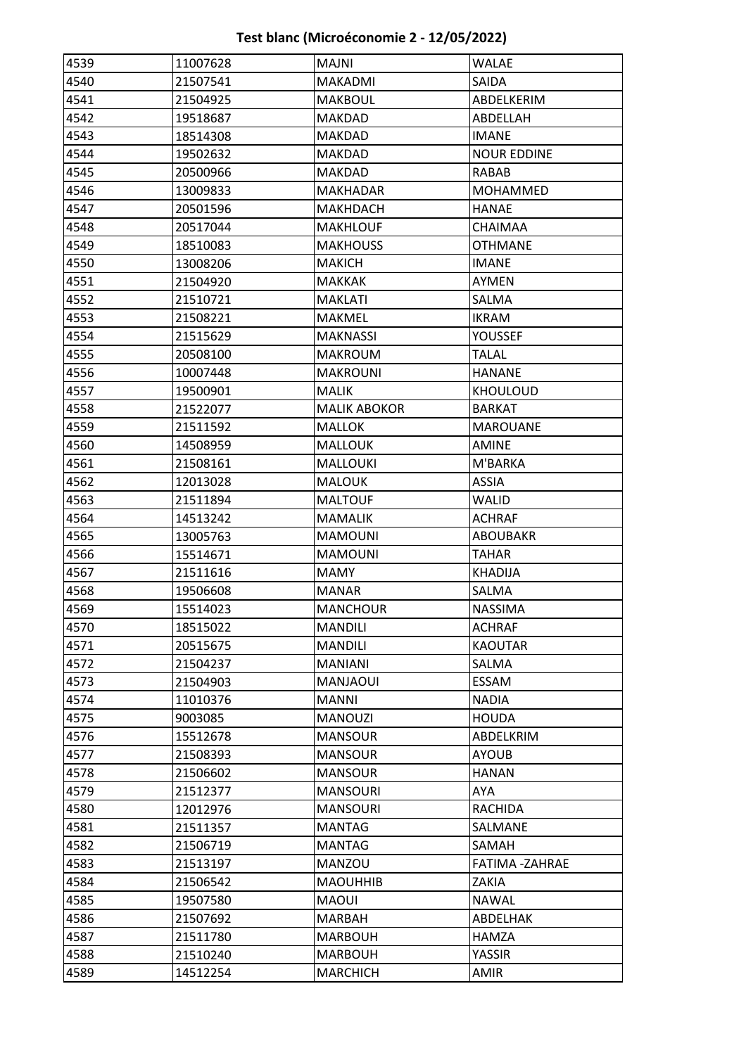# Test blanc (Microéconomie 2 - 12/05/2022)

| | | | |
|---|---|---|---|
| 4539 | 11007628 | MAJNI | WALAE |
| 4540 | 21507541 | MAKADMI | SAIDA |
| 4541 | 21504925 | MAKBOUL | ABDELKERIM |
| 4542 | 19518687 | MAKDAD | ABDELLAH |
| 4543 | 18514308 | MAKDAD | IMANE |
| 4544 | 19502632 | MAKDAD | NOUR EDDINE |
| 4545 | 20500966 | MAKDAD | RABAB |
| 4546 | 13009833 | MAKHADAR | MOHAMMED |
| 4547 | 20501596 | MAKHDACH | HANAE |
| 4548 | 20517044 | MAKHLOUF | CHAIMAA |
| 4549 | 18510083 | MAKHOUSS | OTHMANE |
| 4550 | 13008206 | MAKICH | IMANE |
| 4551 | 21504920 | MAKKAK | AYMEN |
| 4552 | 21510721 | MAKLATI | SALMA |
| 4553 | 21508221 | MAKMEL | IKRAM |
| 4554 | 21515629 | MAKNASSI | YOUSSEF |
| 4555 | 20508100 | MAKROUM | TALAL |
| 4556 | 10007448 | MAKROUNI | HANANE |
| 4557 | 19500901 | MALIK | KHOULOUD |
| 4558 | 21522077 | MALIK ABOKOR | BARKAT |
| 4559 | 21511592 | MALLOK | MAROUANE |
| 4560 | 14508959 | MALLOUK | AMINE |
| 4561 | 21508161 | MALLOUKI | M'BARKA |
| 4562 | 12013028 | MALOUK | ASSIA |
| 4563 | 21511894 | MALTOUF | WALID |
| 4564 | 14513242 | MAMALIK | ACHRAF |
| 4565 | 13005763 | MAMOUNI | ABOUBAKR |
| 4566 | 15514671 | MAMOUNI | TAHAR |
| 4567 | 21511616 | MAMY | KHADIJA |
| 4568 | 19506608 | MANAR | SALMA |
| 4569 | 15514023 | MANCHOUR | NASSIMA |
| 4570 | 18515022 | MANDILI | ACHRAF |
| 4571 | 20515675 | MANDILI | KAOUTAR |
| 4572 | 21504237 | MANIANI | SALMA |
| 4573 | 21504903 | MANJAOUI | ESSAM |
| 4574 | 11010376 | MANNI | NADIA |
| 4575 | 9003085 | MANOUZI | HOUDA |
| 4576 | 15512678 | MANSOUR | ABDELKRIM |
| 4577 | 21508393 | MANSOUR | AYOUB |
| 4578 | 21506602 | MANSOUR | HANAN |
| 4579 | 21512377 | MANSOURI | AYA |
| 4580 | 12012976 | MANSOURI | RACHIDA |
| 4581 | 21511357 | MANTAG | SALMANE |
| 4582 | 21506719 | MANTAG | SAMAH |
| 4583 | 21513197 | MANZOU | FATIMA -ZAHRAE |
| 4584 | 21506542 | MAOUHHIB | ZAKIA |
| 4585 | 19507580 | MAOUI | NAWAL |
| 4586 | 21507692 | MARBAH | ABDELHAK |
| 4587 | 21511780 | MARBOUH | HAMZA |
| 4588 | 21510240 | MARBOUH | YASSIR |
| 4589 | 14512254 | MARCHICH | AMIR |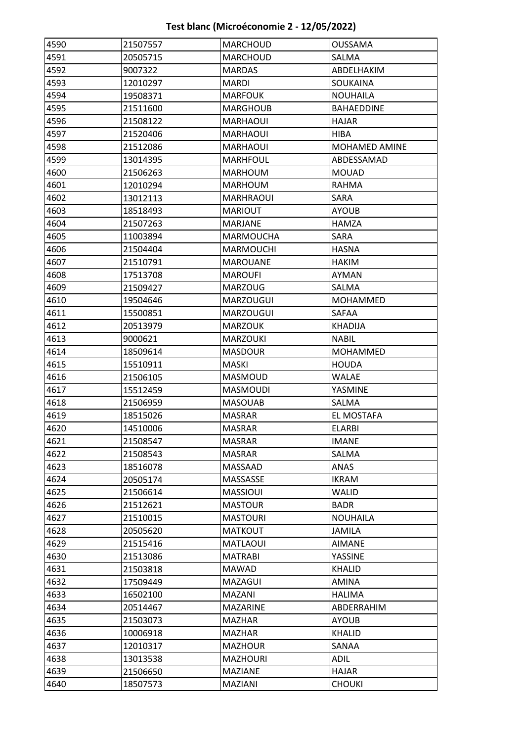# Test blanc (Microéconomie 2 - 12/05/2022)

| | | | |
|---|---|---|---|
| 4590 | 21507557 | MARCHOUD | OUSSAMA |
| 4591 | 20505715 | MARCHOUD | SALMA |
| 4592 | 9007322 | MARDAS | ABDELHAKIM |
| 4593 | 12010297 | MARDI | SOUKAINA |
| 4594 | 19508371 | MARFOUK | NOUHAILA |
| 4595 | 21511600 | MARGHOUB | BAHAEDDINE |
| 4596 | 21508122 | MARHAOUI | HAJAR |
| 4597 | 21520406 | MARHAOUI | HIBA |
| 4598 | 21512086 | MARHAOUI | MOHAMED AMINE |
| 4599 | 13014395 | MARHFOUL | ABDESSAMAD |
| 4600 | 21506263 | MARHOUM | MOUAD |
| 4601 | 12010294 | MARHOUM | RAHMA |
| 4602 | 13012113 | MARHRAOUI | SARA |
| 4603 | 18518493 | MARIOUT | AYOUB |
| 4604 | 21507263 | MARJANE | HAMZA |
| 4605 | 11003894 | MARMOUCHA | SARA |
| 4606 | 21504404 | MARMOUCHI | HASNA |
| 4607 | 21510791 | MAROUANE | HAKIM |
| 4608 | 17513708 | MAROUFI | AYMAN |
| 4609 | 21509427 | MARZOUG | SALMA |
| 4610 | 19504646 | MARZOUGUI | MOHAMMED |
| 4611 | 15500851 | MARZOUGUI | SAFAA |
| 4612 | 20513979 | MARZOUK | KHADIJA |
| 4613 | 9000621 | MARZOUKI | NABIL |
| 4614 | 18509614 | MASDOUR | MOHAMMED |
| 4615 | 15510911 | MASKI | HOUDA |
| 4616 | 21506105 | MASMOUD | WALAE |
| 4617 | 15512459 | MASMOUDI | YASMINE |
| 4618 | 21506959 | MASOUAB | SALMA |
| 4619 | 18515026 | MASRAR | EL MOSTAFA |
| 4620 | 14510006 | MASRAR | ELARBI |
| 4621 | 21508547 | MASRAR | IMANE |
| 4622 | 21508543 | MASRAR | SALMA |
| 4623 | 18516078 | MASSAAD | ANAS |
| 4624 | 20505174 | MASSASSE | IKRAM |
| 4625 | 21506614 | MASSIOUI | WALID |
| 4626 | 21512621 | MASTOUR | BADR |
| 4627 | 21510015 | MASTOURI | NOUHAILA |
| 4628 | 20505620 | MATKOUT | JAMILA |
| 4629 | 21515416 | MATLAOUI | AIMANE |
| 4630 | 21513086 | MATRABI | YASSINE |
| 4631 | 21503818 | MAWAD | KHALID |
| 4632 | 17509449 | MAZAGUI | AMINA |
| 4633 | 16502100 | MAZANI | HALIMA |
| 4634 | 20514467 | MAZARINE | ABDERRAHIM |
| 4635 | 21503073 | MAZHAR | AYOUB |
| 4636 | 10006918 | MAZHAR | KHALID |
| 4637 | 12010317 | MAZHOUR | SANAA |
| 4638 | 13013538 | MAZHOURI | ADIL |
| 4639 | 21506650 | MAZIANE | HAJAR |
| 4640 | 18507573 | MAZIANI | CHOUKI |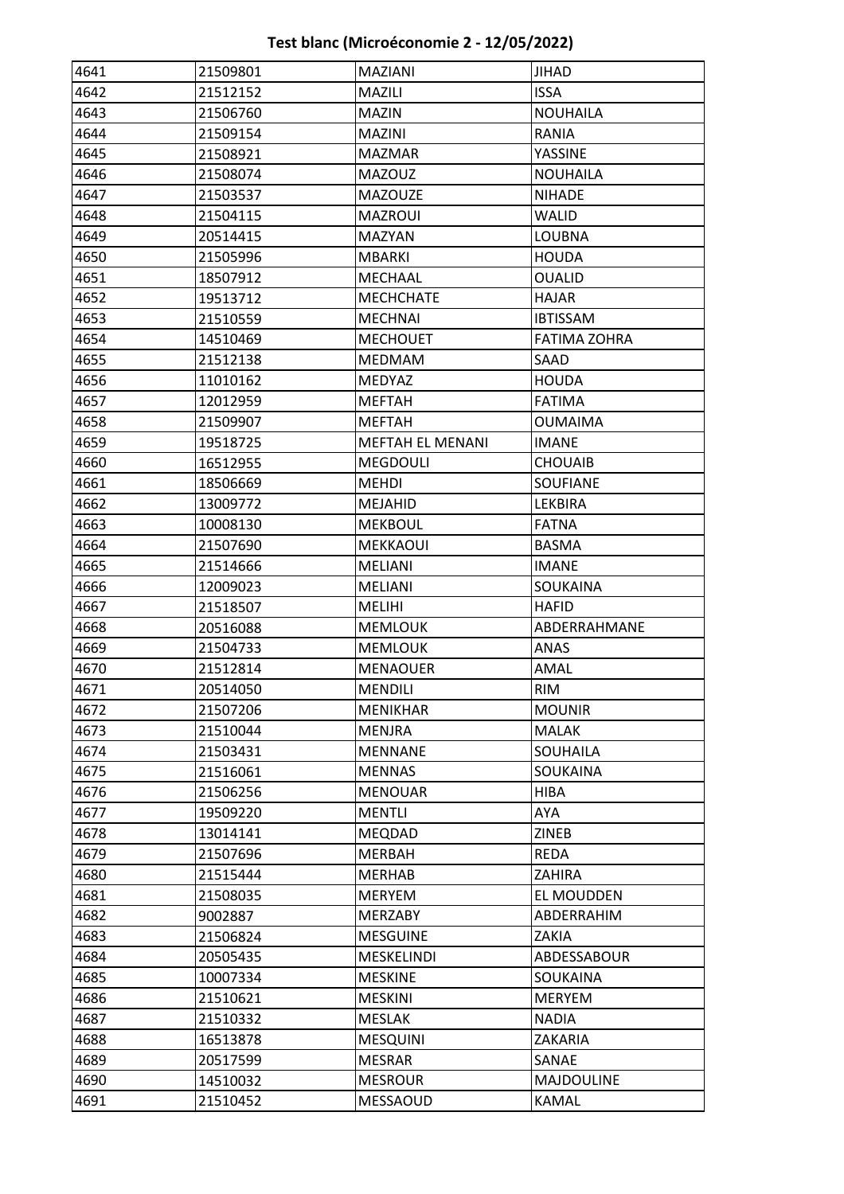# Test blanc (Microéconomie 2 - 12/05/2022)

| | | | |
|---|---|---|---|
| 4641 | 21509801 | MAZIANI | JIHAD |
| 4642 | 21512152 | MAZILI | ISSA |
| 4643 | 21506760 | MAZIN | NOUHAILA |
| 4644 | 21509154 | MAZINI | RANIA |
| 4645 | 21508921 | MAZMAR | YASSINE |
| 4646 | 21508074 | MAZOUZ | NOUHAILA |
| 4647 | 21503537 | MAZOUZE | NIHADE |
| 4648 | 21504115 | MAZROUI | WALID |
| 4649 | 20514415 | MAZYAN | LOUBNA |
| 4650 | 21505996 | MBARKI | HOUDA |
| 4651 | 18507912 | MECHAAL | OUALID |
| 4652 | 19513712 | MECHCHATE | HAJAR |
| 4653 | 21510559 | MECHNAI | IBTISSAM |
| 4654 | 14510469 | MECHOUET | FATIMA ZOHRA |
| 4655 | 21512138 | MEDMAM | SAAD |
| 4656 | 11010162 | MEDYAZ | HOUDA |
| 4657 | 12012959 | MEFTAH | FATIMA |
| 4658 | 21509907 | MEFTAH | OUMAIMA |
| 4659 | 19518725 | MEFTAH EL MENANI | IMANE |
| 4660 | 16512955 | MEGDOULI | CHOUAIB |
| 4661 | 18506669 | MEHDI | SOUFIANE |
| 4662 | 13009772 | MEJAHID | LEKBIRA |
| 4663 | 10008130 | MEKBOUL | FATNA |
| 4664 | 21507690 | MEKKAOUI | BASMA |
| 4665 | 21514666 | MELIANI | IMANE |
| 4666 | 12009023 | MELIANI | SOUKAINA |
| 4667 | 21518507 | MELIHI | HAFID |
| 4668 | 20516088 | MEMLOUK | ABDERRAHMANE |
| 4669 | 21504733 | MEMLOUK | ANAS |
| 4670 | 21512814 | MENAOUER | AMAL |
| 4671 | 20514050 | MENDILI | RIM |
| 4672 | 21507206 | MENIKHAR | MOUNIR |
| 4673 | 21510044 | MENJRA | MALAK |
| 4674 | 21503431 | MENNANE | SOUHAILA |
| 4675 | 21516061 | MENNAS | SOUKAINA |
| 4676 | 21506256 | MENOUAR | HIBA |
| 4677 | 19509220 | MENTLI | AYA |
| 4678 | 13014141 | MEQDAD | ZINEB |
| 4679 | 21507696 | MERBAH | REDA |
| 4680 | 21515444 | MERHAB | ZAHIRA |
| 4681 | 21508035 | MERYEM | EL MOUDDEN |
| 4682 | 9002887 | MERZABY | ABDERRAHIM |
| 4683 | 21506824 | MESGUINE | ZAKIA |
| 4684 | 20505435 | MESKELINDI | ABDESSABOUR |
| 4685 | 10007334 | MESKINE | SOUKAINA |
| 4686 | 21510621 | MESKINI | MERYEM |
| 4687 | 21510332 | MESLAK | NADIA |
| 4688 | 16513878 | MESQUINI | ZAKARIA |
| 4689 | 20517599 | MESRAR | SANAE |
| 4690 | 14510032 | MESROUR | MAJDOULINE |
| 4691 | 21510452 | MESSAOUD | KAMAL |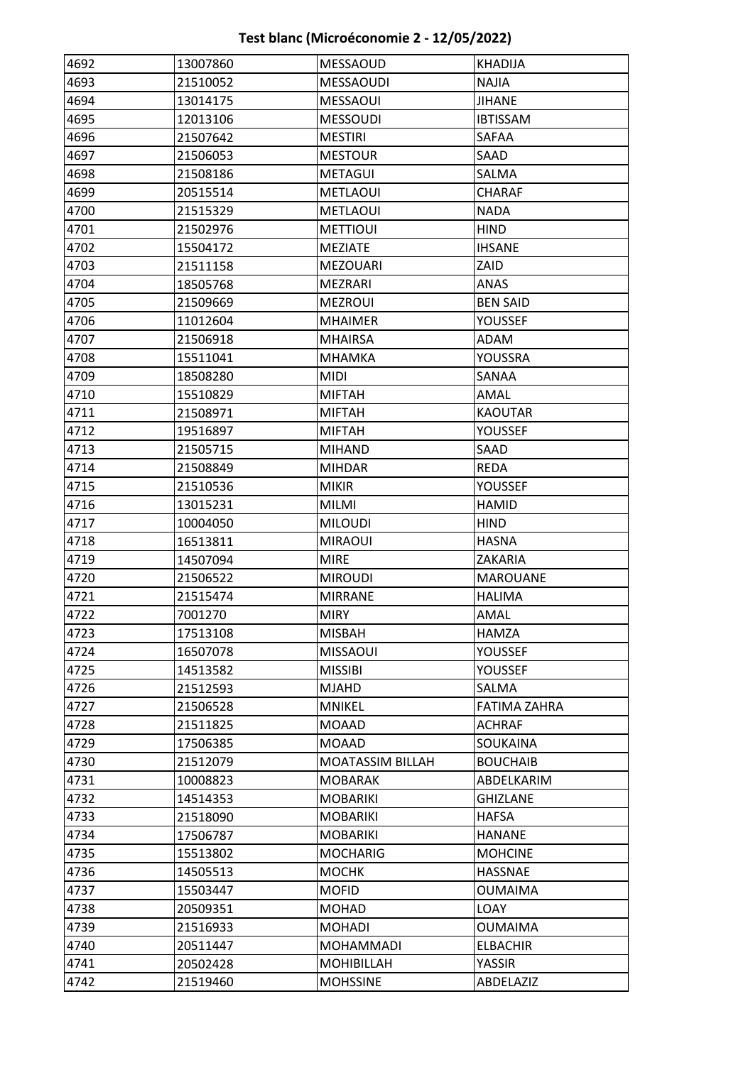# Test blanc (Microéconomie 2 - 12/05/2022)

| | | | |
|---|---|---|---|
| 4692 | 13007860 | MESSAOUD | KHADIJA |
| 4693 | 21510052 | MESSAOUDI | NAJIA |
| 4694 | 13014175 | MESSAOUI | JIHANE |
| 4695 | 12013106 | MESSOUDI | IBTISSAM |
| 4696 | 21507642 | MESTIRI | SAFAA |
| 4697 | 21506053 | MESTOUR | SAAD |
| 4698 | 21508186 | METAGUI | SALMA |
| 4699 | 20515514 | METLAOUI | CHARAF |
| 4700 | 21515329 | METLAOUI | NADA |
| 4701 | 21502976 | METTIOUI | HIND |
| 4702 | 15504172 | MEZIATE | IHSANE |
| 4703 | 21511158 | MEZOUARI | ZAID |
| 4704 | 18505768 | MEZRARI | ANAS |
| 4705 | 21509669 | MEZROUI | BEN SAID |
| 4706 | 11012604 | MHAIMER | YOUSSEF |
| 4707 | 21506918 | MHAIRSA | ADAM |
| 4708 | 15511041 | MHAMKA | YOUSSRA |
| 4709 | 18508280 | MIDI | SANAA |
| 4710 | 15510829 | MIFTAH | AMAL |
| 4711 | 21508971 | MIFTAH | KAOUTAR |
| 4712 | 19516897 | MIFTAH | YOUSSEF |
| 4713 | 21505715 | MIHAND | SAAD |
| 4714 | 21508849 | MIHDAR | REDA |
| 4715 | 21510536 | MIKIR | YOUSSEF |
| 4716 | 13015231 | MILMI | HAMID |
| 4717 | 10004050 | MILOUDI | HIND |
| 4718 | 16513811 | MIRAOUI | HASNA |
| 4719 | 14507094 | MIRE | ZAKARIA |
| 4720 | 21506522 | MIROUDI | MAROUANE |
| 4721 | 21515474 | MIRRANE | HALIMA |
| 4722 | 7001270 | MIRY | AMAL |
| 4723 | 17513108 | MISBAH | HAMZA |
| 4724 | 16507078 | MISSAOUI | YOUSSEF |
| 4725 | 14513582 | MISSIBI | YOUSSEF |
| 4726 | 21512593 | MJAHD | SALMA |
| 4727 | 21506528 | MNIKEL | FATIMA ZAHRA |
| 4728 | 21511825 | MOAAD | ACHRAF |
| 4729 | 17506385 | MOAAD | SOUKAINA |
| 4730 | 21512079 | MOATASSIM BILLAH | BOUCHAIB |
| 4731 | 10008823 | MOBARAK | ABDELKARIM |
| 4732 | 14514353 | MOBARIKI | GHIZLANE |
| 4733 | 21518090 | MOBARIKI | HAFSA |
| 4734 | 17506787 | MOBARIKI | HANANE |
| 4735 | 15513802 | MOCHARIG | MOHCINE |
| 4736 | 14505513 | MOCHK | HASSNAE |
| 4737 | 15503447 | MOFID | OUMAIMA |
| 4738 | 20509351 | MOHAD | LOAY |
| 4739 | 21516933 | MOHADI | OUMAIMA |
| 4740 | 20511447 | MOHAMMADI | ELBACHIR |
| 4741 | 20502428 | MOHIBILLAH | YASSIR |
| 4742 | 21519460 | MOHSSINE | ABDELAZIZ |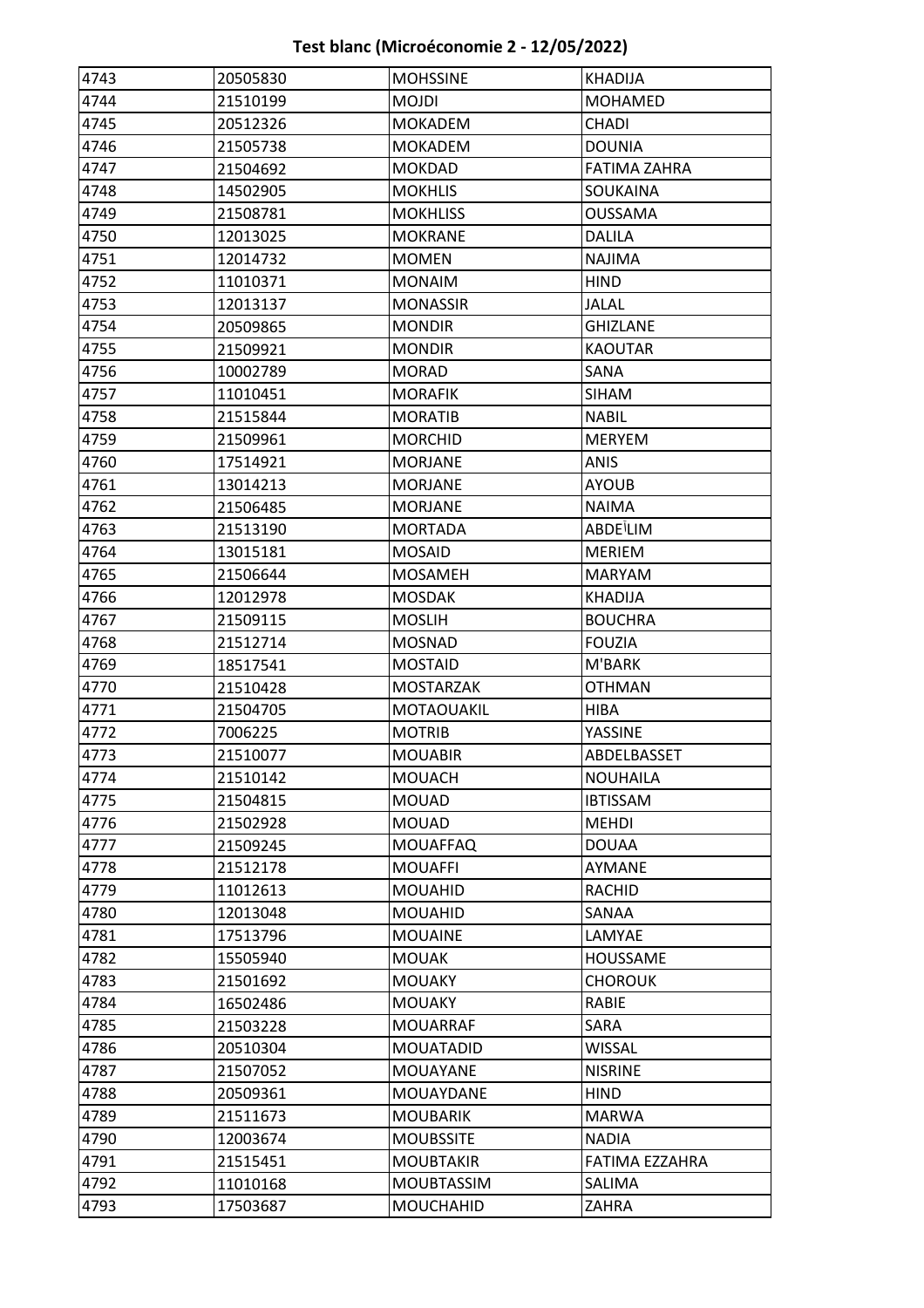# Test blanc (Microéconomie 2 - 12/05/2022)

| | | | |
|---|---|---|---|
| 4743 | 20505830 | MOHSSINE | KHADIJA |
| 4744 | 21510199 | MOJDI | MOHAMED |
| 4745 | 20512326 | MOKADEM | CHADI |
| 4746 | 21505738 | MOKADEM | DOUNIA |
| 4747 | 21504692 | MOKDAD | FATIMA ZAHRA |
| 4748 | 14502905 | MOKHLIS | SOUKAINA |
| 4749 | 21508781 | MOKHLISS | OUSSAMA |
| 4750 | 12013025 | MOKRANE | DALILA |
| 4751 | 12014732 | MOMEN | NAJIMA |
| 4752 | 11010371 | MONAIM | HIND |
| 4753 | 12013137 | MONASSIR | JALAL |
| 4754 | 20509865 | MONDIR | GHIZLANE |
| 4755 | 21509921 | MONDIR | KAOUTAR |
| 4756 | 10002789 | MORAD | SANA |
| 4757 | 11010451 | MORAFIK | SIHAM |
| 4758 | 21515844 | MORATIB | NABIL |
| 4759 | 21509961 | MORCHID | MERYEM |
| 4760 | 17514921 | MORJANE | ANIS |
| 4761 | 13014213 | MORJANE | AYOUB |
| 4762 | 21506485 | MORJANE | NAIMA |
| 4763 | 21513190 | MORTADA | ABDEľLIM |
| 4764 | 13015181 | MOSAID | MERIEM |
| 4765 | 21506644 | MOSAMEH | MARYAM |
| 4766 | 12012978 | MOSDAK | KHADIJA |
| 4767 | 21509115 | MOSLIH | BOUCHRA |
| 4768 | 21512714 | MOSNAD | FOUZIA |
| 4769 | 18517541 | MOSTAID | M'BARK |
| 4770 | 21510428 | MOSTARZAK | OTHMAN |
| 4771 | 21504705 | MOTAOUAKIL | HIBA |
| 4772 | 7006225 | MOTRIB | YASSINE |
| 4773 | 21510077 | MOUABIR | ABDELBASSET |
| 4774 | 21510142 | MOUACH | NOUHAILA |
| 4775 | 21504815 | MOUAD | IBTISSAM |
| 4776 | 21502928 | MOUAD | MEHDI |
| 4777 | 21509245 | MOUAFFAQ | DOUAA |
| 4778 | 21512178 | MOUAFFI | AYMANE |
| 4779 | 11012613 | MOUAHID | RACHID |
| 4780 | 12013048 | MOUAHID | SANAA |
| 4781 | 17513796 | MOUAINE | LAMYAE |
| 4782 | 15505940 | MOUAK | HOUSSAME |
| 4783 | 21501692 | MOUAKY | CHOROUK |
| 4784 | 16502486 | MOUAKY | RABIE |
| 4785 | 21503228 | MOUARRAF | SARA |
| 4786 | 20510304 | MOUATADID | WISSAL |
| 4787 | 21507052 | MOUAYANE | NISRINE |
| 4788 | 20509361 | MOUAYDANE | HIND |
| 4789 | 21511673 | MOUBARIK | MARWA |
| 4790 | 12003674 | MOUBSSITE | NADIA |
| 4791 | 21515451 | MOUBTAKIR | FATIMA EZZAHRA |
| 4792 | 11010168 | MOUBTASSIM | SALIMA |
| 4793 | 17503687 | MOUCHAHID | ZAHRA |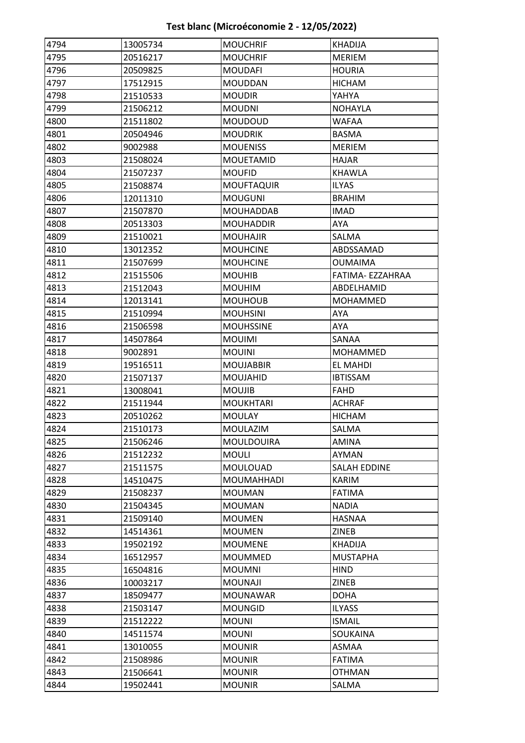# Test blanc (Microéconomie 2 - 12/05/2022)

| | | | |
|---|---|---|---|
| 4794 | 13005734 | MOUCHRIF | KHADIJA |
| 4795 | 20516217 | MOUCHRIF | MERIEM |
| 4796 | 20509825 | MOUDAFI | HOURIA |
| 4797 | 17512915 | MOUDDAN | HICHAM |
| 4798 | 21510533 | MOUDIR | YAHYA |
| 4799 | 21506212 | MOUDNI | NOHAYLA |
| 4800 | 21511802 | MOUDOUD | WAFAA |
| 4801 | 20504946 | MOUDRIK | BASMA |
| 4802 | 9002988 | MOUENISS | MERIEM |
| 4803 | 21508024 | MOUETAMID | HAJAR |
| 4804 | 21507237 | MOUFID | KHAWLA |
| 4805 | 21508874 | MOUFTAQUIR | ILYAS |
| 4806 | 12011310 | MOUGUNI | BRAHIM |
| 4807 | 21507870 | MOUHADDAB | IMAD |
| 4808 | 20513303 | MOUHADDIR | AYA |
| 4809 | 21510021 | MOUHAJIR | SALMA |
| 4810 | 13012352 | MOUHCINE | ABDSSAMAD |
| 4811 | 21507699 | MOUHCINE | OUMAIMA |
| 4812 | 21515506 | MOUHIB | FATIMA- EZZAHRAA |
| 4813 | 21512043 | MOUHIM | ABDELHAMID |
| 4814 | 12013141 | MOUHOUB | MOHAMMED |
| 4815 | 21510994 | MOUHSINI | AYA |
| 4816 | 21506598 | MOUHSSINE | AYA |
| 4817 | 14507864 | MOUIMI | SANAA |
| 4818 | 9002891 | MOUINI | MOHAMMED |
| 4819 | 19516511 | MOUJABBIR | EL MAHDI |
| 4820 | 21507137 | MOUJAHID | IBTISSAM |
| 4821 | 13008041 | MOUJIB | FAHD |
| 4822 | 21511944 | MOUKHTARI | ACHRAF |
| 4823 | 20510262 | MOULAY | HICHAM |
| 4824 | 21510173 | MOULAZIM | SALMA |
| 4825 | 21506246 | MOULDOUIRA | AMINA |
| 4826 | 21512232 | MOULI | AYMAN |
| 4827 | 21511575 | MOULOUAD | SALAH EDDINE |
| 4828 | 14510475 | MOUMAHHADI | KARIM |
| 4829 | 21508237 | MOUMAN | FATIMA |
| 4830 | 21504345 | MOUMAN | NADIA |
| 4831 | 21509140 | MOUMEN | HASNAA |
| 4832 | 14514361 | MOUMEN | ZINEB |
| 4833 | 19502192 | MOUMENE | KHADIJA |
| 4834 | 16512957 | MOUMMED | MUSTAPHA |
| 4835 | 16504816 | MOUMNI | HIND |
| 4836 | 10003217 | MOUNAJI | ZINEB |
| 4837 | 18509477 | MOUNAWAR | DOHA |
| 4838 | 21503147 | MOUNGID | ILYASS |
| 4839 | 21512222 | MOUNI | ISMAIL |
| 4840 | 14511574 | MOUNI | SOUKAINA |
| 4841 | 13010055 | MOUNIR | ASMAA |
| 4842 | 21508986 | MOUNIR | FATIMA |
| 4843 | 21506641 | MOUNIR | OTHMAN |
| 4844 | 19502441 | MOUNIR | SALMA |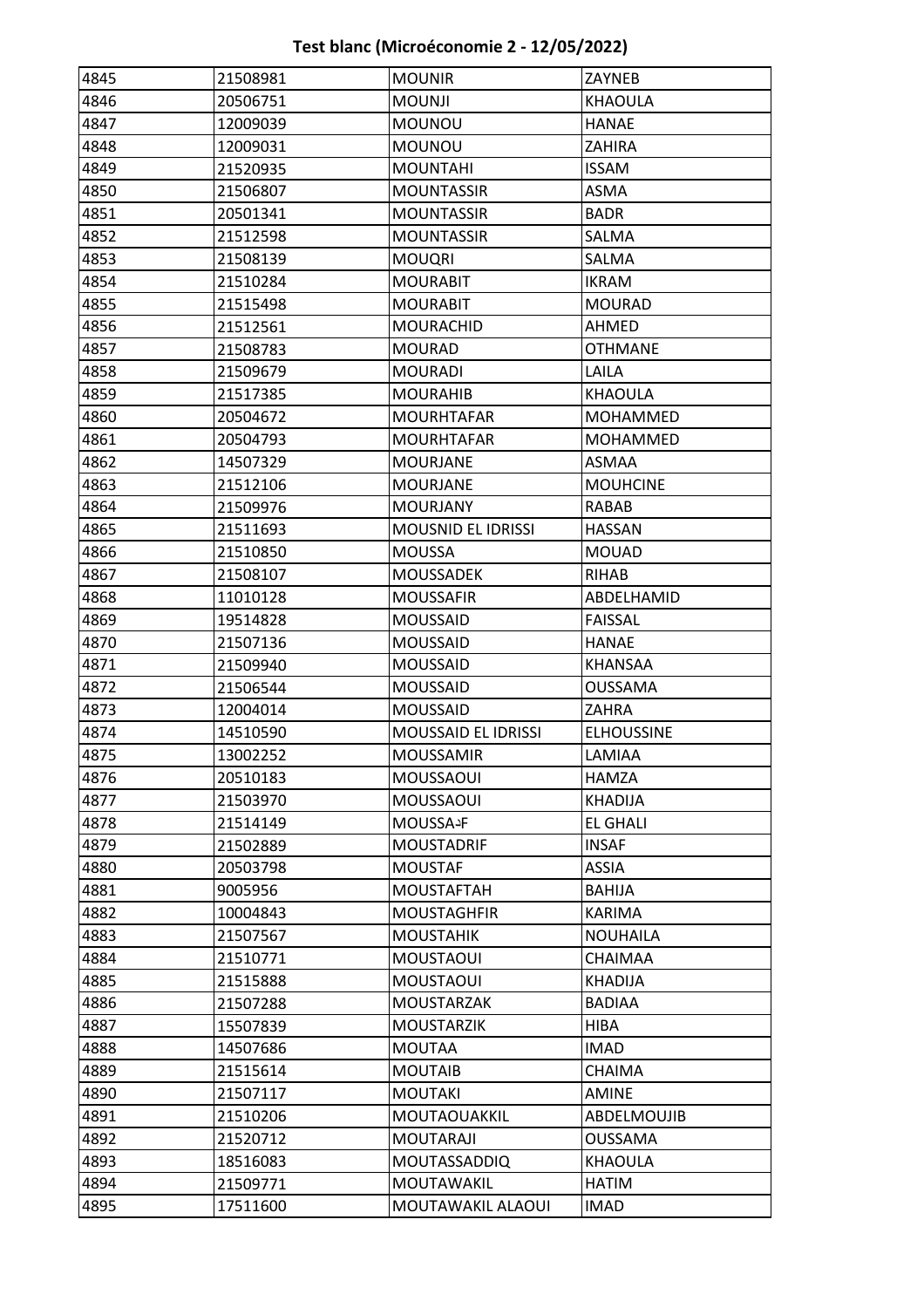**Test blanc (Microéconomie 2 - 12/05/2022)**

| | | | |
|---|---|---|---|
| 4845 | 21508981 | MOUNIR | ZAYNEB |
| 4846 | 20506751 | MOUNJI | KHAOULA |
| 4847 | 12009039 | MOUNOU | HANAE |
| 4848 | 12009031 | MOUNOU | ZAHIRA |
| 4849 | 21520935 | MOUNTAHI | ISSAM |
| 4850 | 21506807 | MOUNTASSIR | ASMA |
| 4851 | 20501341 | MOUNTASSIR | BADR |
| 4852 | 21512598 | MOUNTASSIR | SALMA |
| 4853 | 21508139 | MOUQRI | SALMA |
| 4854 | 21510284 | MOURABIT | IKRAM |
| 4855 | 21515498 | MOURABIT | MOURAD |
| 4856 | 21512561 | MOURACHID | AHMED |
| 4857 | 21508783 | MOURAD | OTHMANE |
| 4858 | 21509679 | MOURADI | LAILA |
| 4859 | 21517385 | MOURAHIB | KHAOULA |
| 4860 | 20504672 | MOURHTAFAR | MOHAMMED |
| 4861 | 20504793 | MOURHTAFAR | MOHAMMED |
| 4862 | 14507329 | MOURJANE | ASMAA |
| 4863 | 21512106 | MOURJANE | MOUHCINE |
| 4864 | 21509976 | MOURJANY | RABAB |
| 4865 | 21511693 | MOUSNID EL IDRISSI | HASSAN |
| 4866 | 21510850 | MOUSSA | MOUAD |
| 4867 | 21508107 | MOUSSADEK | RIHAB |
| 4868 | 11010128 | MOUSSAFIR | ABDELHAMID |
| 4869 | 19514828 | MOUSSAID | FAISSAL |
| 4870 | 21507136 | MOUSSAID | HANAE |
| 4871 | 21509940 | MOUSSAID | KHANSAA |
| 4872 | 21506544 | MOUSSAID | OUSSAMA |
| 4873 | 12004014 | MOUSSAID | ZAHRA |
| 4874 | 14510590 | MOUSSAID EL IDRISSI | ELHOUSSINE |
| 4875 | 13002252 | MOUSSAMIR | LAMIAA |
| 4876 | 20510183 | MOUSSAOUI | HAMZA |
| 4877 | 21503970 | MOUSSAOUI | KHADIJA |
| 4878 | 21514149 | MOUSSA-F | EL GHALI |
| 4879 | 21502889 | MOUSTADRIF | INSAF |
| 4880 | 20503798 | MOUSTAF | ASSIA |
| 4881 | 9005956 | MOUSTAFTAH | BAHIJA |
| 4882 | 10004843 | MOUSTAGHFIR | KARIMA |
| 4883 | 21507567 | MOUSTAHIK | NOUHAILA |
| 4884 | 21510771 | MOUSTAOUI | CHAIMAA |
| 4885 | 21515888 | MOUSTAOUI | KHADIJA |
| 4886 | 21507288 | MOUSTARZAK | BADIAA |
| 4887 | 15507839 | MOUSTARZIK | HIBA |
| 4888 | 14507686 | MOUTAA | IMAD |
| 4889 | 21515614 | MOUTAIB | CHAIMA |
| 4890 | 21507117 | MOUTAKI | AMINE |
| 4891 | 21510206 | MOUTAOUAKKIL | ABDELMOUJIB |
| 4892 | 21520712 | MOUTARAJI | OUSSAMA |
| 4893 | 18516083 | MOUTASSADDIQ | KHAOULA |
| 4894 | 21509771 | MOUTAWAKIL | HATIM |
| 4895 | 17511600 | MOUTAWAKIL ALAOUI | IMAD |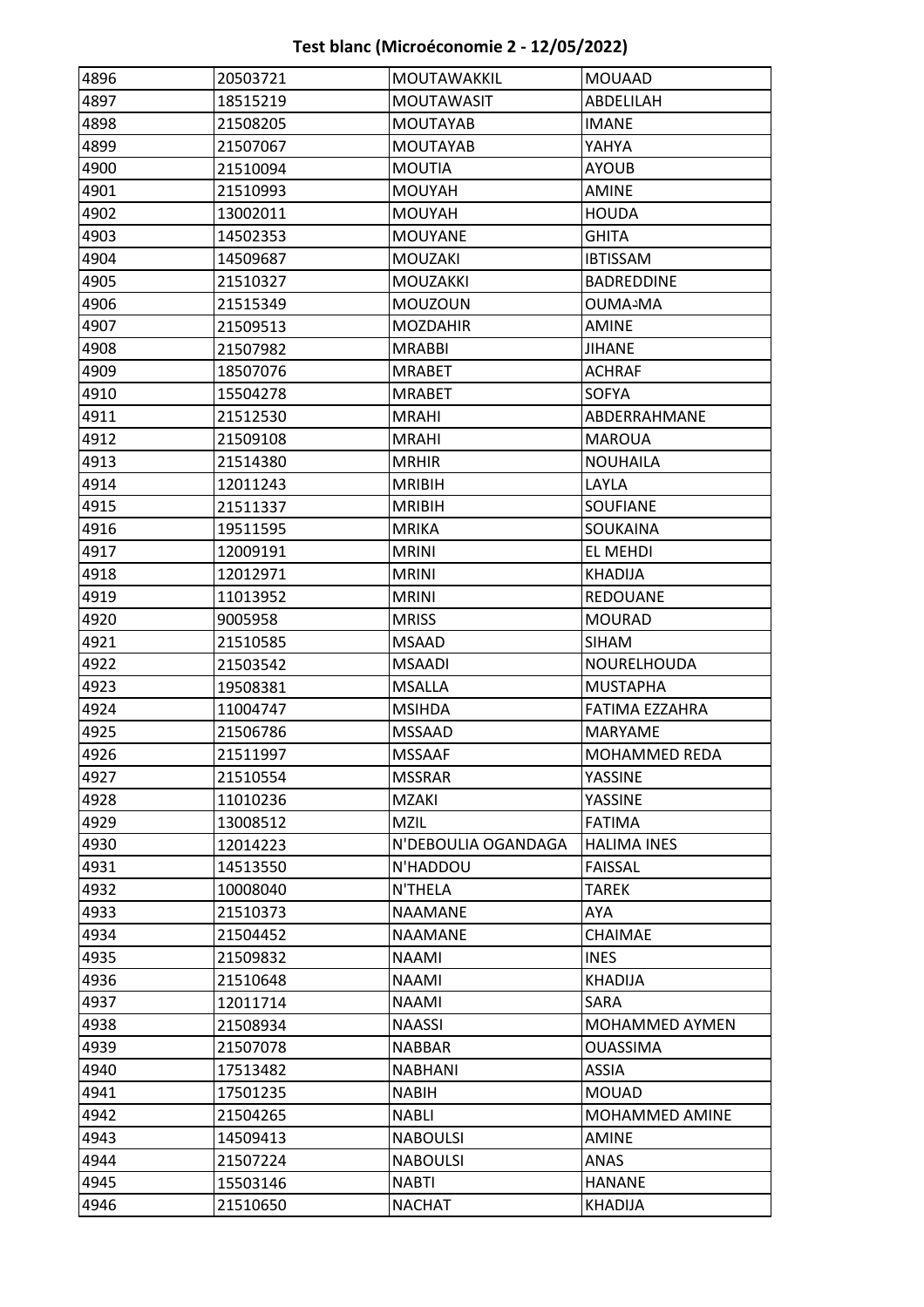# Test blanc (Microéconomie 2 - 12/05/2022)

| | | | |
|---|---|---|---|
| 4896 | 20503721 | MOUTAWAKKIL | MOUAAD |
| 4897 | 18515219 | MOUTAWASIT | ABDELILAH |
| 4898 | 21508205 | MOUTAYAB | IMANE |
| 4899 | 21507067 | MOUTAYAB | YAHYA |
| 4900 | 21510094 | MOUTIA | AYOUB |
| 4901 | 21510993 | MOUYAH | AMINE |
| 4902 | 13002011 | MOUYAH | HOUDA |
| 4903 | 14502353 | MOUYANE | GHITA |
| 4904 | 14509687 | MOUZAKI | IBTISSAM |
| 4905 | 21510327 | MOUZAKKI | BADREDDINE |
| 4906 | 21515349 | MOUZOUN | OUMAؤMA |
| 4907 | 21509513 | MOZDAHIR | AMINE |
| 4908 | 21507982 | MRABBI | JIHANE |
| 4909 | 18507076 | MRABET | ACHRAF |
| 4910 | 15504278 | MRABET | SOFYA |
| 4911 | 21512530 | MRAHI | ABDERRAHMANE |
| 4912 | 21509108 | MRAHI | MAROUA |
| 4913 | 21514380 | MRHIR | NOUHAILA |
| 4914 | 12011243 | MRIBIH | LAYLA |
| 4915 | 21511337 | MRIBIH | SOUFIANE |
| 4916 | 19511595 | MRIKA | SOUKAINA |
| 4917 | 12009191 | MRINI | EL MEHDI |
| 4918 | 12012971 | MRINI | KHADIJA |
| 4919 | 11013952 | MRINI | REDOUANE |
| 4920 | 9005958 | MRISS | MOURAD |
| 4921 | 21510585 | MSAAD | SIHAM |
| 4922 | 21503542 | MSAADI | NOURELHOUDA |
| 4923 | 19508381 | MSALLA | MUSTAPHA |
| 4924 | 11004747 | MSIHDA | FATIMA EZZAHRA |
| 4925 | 21506786 | MSSAAD | MARYAME |
| 4926 | 21511997 | MSSAAF | MOHAMMED REDA |
| 4927 | 21510554 | MSSRAR | YASSINE |
| 4928 | 11010236 | MZAKI | YASSINE |
| 4929 | 13008512 | MZIL | FATIMA |
| 4930 | 12014223 | N'DEBOULIA OGANDAGA | HALIMA INES |
| 4931 | 14513550 | N'HADDOU | FAISSAL |
| 4932 | 10008040 | N'THELA | TAREK |
| 4933 | 21510373 | NAAMANE | AYA |
| 4934 | 21504452 | NAAMANE | CHAIMAE |
| 4935 | 21509832 | NAAMI | INES |
| 4936 | 21510648 | NAAMI | KHADIJA |
| 4937 | 12011714 | NAAMI | SARA |
| 4938 | 21508934 | NAASSI | MOHAMMED AYMEN |
| 4939 | 21507078 | NABBAR | OUASSIMA |
| 4940 | 17513482 | NABHANI | ASSIA |
| 4941 | 17501235 | NABIH | MOUAD |
| 4942 | 21504265 | NABLI | MOHAMMED AMINE |
| 4943 | 14509413 | NABOULSI | AMINE |
| 4944 | 21507224 | NABOULSI | ANAS |
| 4945 | 15503146 | NABTI | HANANE |
| 4946 | 21510650 | NACHAT | KHADIJA |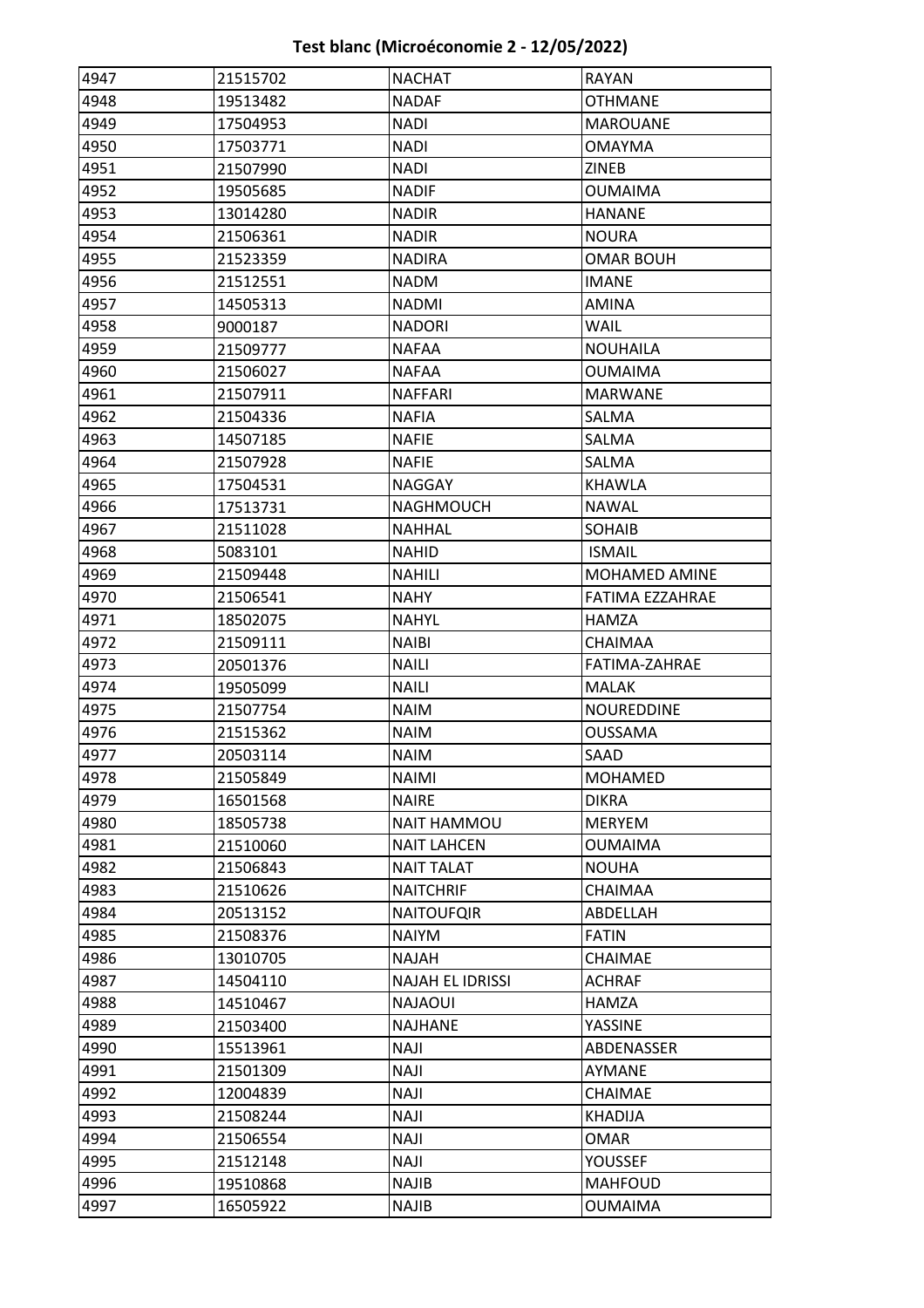# Test blanc (Microéconomie 2 - 12/05/2022)

| | | | |
|---|---|---|---|
| 4947 | 21515702 | NACHAT | RAYAN |
| 4948 | 19513482 | NADAF | OTHMANE |
| 4949 | 17504953 | NADI | MAROUANE |
| 4950 | 17503771 | NADI | OMAYMA |
| 4951 | 21507990 | NADI | ZINEB |
| 4952 | 19505685 | NADIF | OUMAIMA |
| 4953 | 13014280 | NADIR | HANANE |
| 4954 | 21506361 | NADIR | NOURA |
| 4955 | 21523359 | NADIRA | OMAR BOUH |
| 4956 | 21512551 | NADM | IMANE |
| 4957 | 14505313 | NADMI | AMINA |
| 4958 | 9000187 | NADORI | WAIL |
| 4959 | 21509777 | NAFAA | NOUHAILA |
| 4960 | 21506027 | NAFAA | OUMAIMA |
| 4961 | 21507911 | NAFFARI | MARWANE |
| 4962 | 21504336 | NAFIA | SALMA |
| 4963 | 14507185 | NAFIE | SALMA |
| 4964 | 21507928 | NAFIE | SALMA |
| 4965 | 17504531 | NAGGAY | KHAWLA |
| 4966 | 17513731 | NAGHMOUCH | NAWAL |
| 4967 | 21511028 | NAHHAL | SOHAIB |
| 4968 | 5083101 | NAHID | ISMAIL |
| 4969 | 21509448 | NAHILI | MOHAMED AMINE |
| 4970 | 21506541 | NAHY | FATIMA EZZAHRAE |
| 4971 | 18502075 | NAHYL | HAMZA |
| 4972 | 21509111 | NAIBI | CHAIMAA |
| 4973 | 20501376 | NAILI | FATIMA-ZAHRAE |
| 4974 | 19505099 | NAILI | MALAK |
| 4975 | 21507754 | NAIM | NOUREDDINE |
| 4976 | 21515362 | NAIM | OUSSAMA |
| 4977 | 20503114 | NAIM | SAAD |
| 4978 | 21505849 | NAIMI | MOHAMED |
| 4979 | 16501568 | NAIRE | DIKRA |
| 4980 | 18505738 | NAIT HAMMOU | MERYEM |
| 4981 | 21510060 | NAIT LAHCEN | OUMAIMA |
| 4982 | 21506843 | NAIT TALAT | NOUHA |
| 4983 | 21510626 | NAITCHRIF | CHAIMAA |
| 4984 | 20513152 | NAITOUFQIR | ABDELLAH |
| 4985 | 21508376 | NAIYM | FATIN |
| 4986 | 13010705 | NAJAH | CHAIMAE |
| 4987 | 14504110 | NAJAH EL IDRISSI | ACHRAF |
| 4988 | 14510467 | NAJAOUI | HAMZA |
| 4989 | 21503400 | NAJHANE | YASSINE |
| 4990 | 15513961 | NAJI | ABDENASSER |
| 4991 | 21501309 | NAJI | AYMANE |
| 4992 | 12004839 | NAJI | CHAIMAE |
| 4993 | 21508244 | NAJI | KHADIJA |
| 4994 | 21506554 | NAJI | OMAR |
| 4995 | 21512148 | NAJI | YOUSSEF |
| 4996 | 19510868 | NAJIB | MAHFOUD |
| 4997 | 16505922 | NAJIB | OUMAIMA |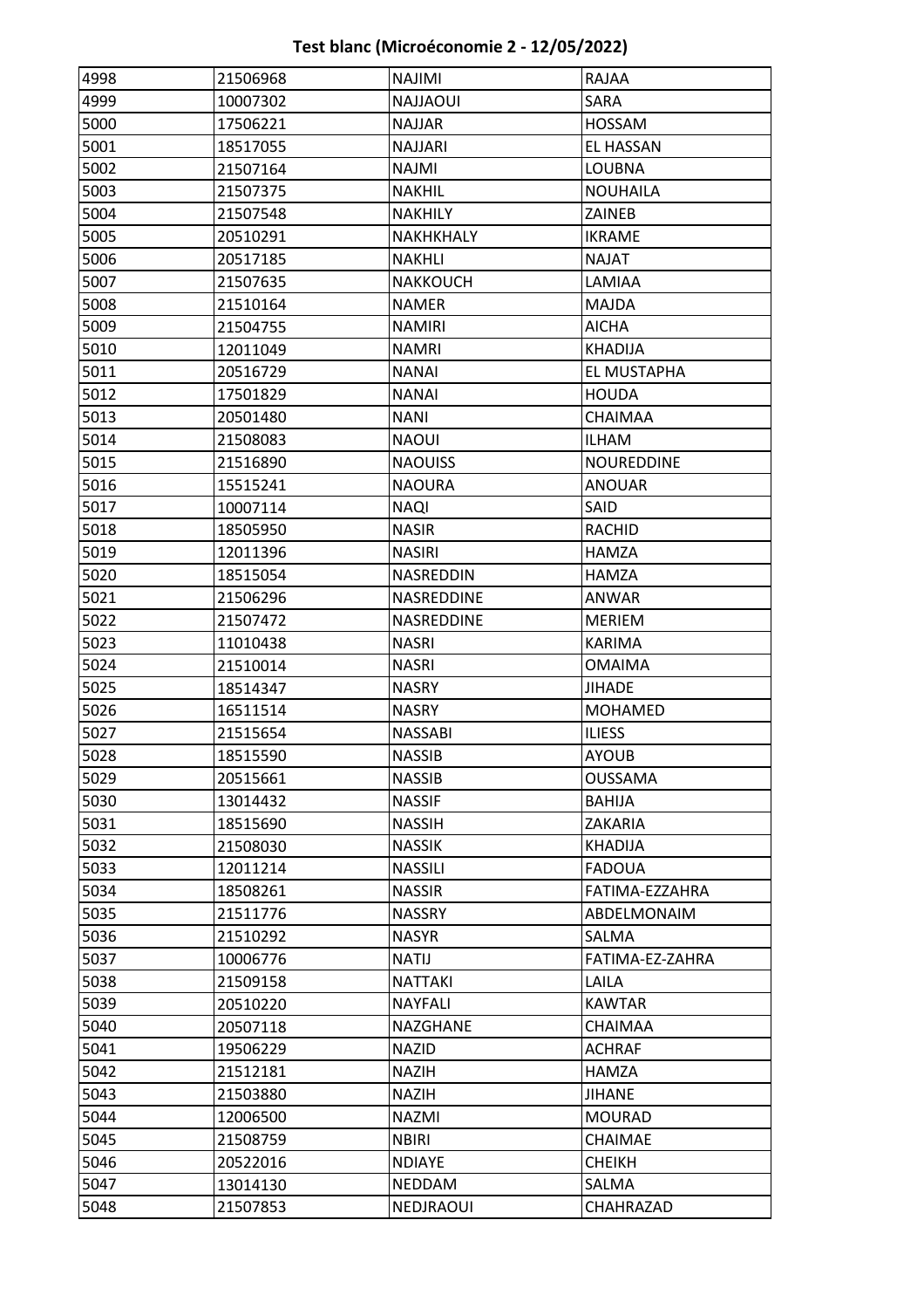# Test blanc (Microéconomie 2 - 12/05/2022)

| | | | |
|---|---|---|---|
| 4998 | 21506968 | NAJIMI | RAJAA |
| 4999 | 10007302 | NAJJAOUI | SARA |
| 5000 | 17506221 | NAJJAR | HOSSAM |
| 5001 | 18517055 | NAJJARI | EL HASSAN |
| 5002 | 21507164 | NAJMI | LOUBNA |
| 5003 | 21507375 | NAKHIL | NOUHAILA |
| 5004 | 21507548 | NAKHILY | ZAINEB |
| 5005 | 20510291 | NAKHKHALY | IKRAME |
| 5006 | 20517185 | NAKHLI | NAJAT |
| 5007 | 21507635 | NAKKOUCH | LAMIAA |
| 5008 | 21510164 | NAMER | MAJDA |
| 5009 | 21504755 | NAMIRI | AICHA |
| 5010 | 12011049 | NAMRI | KHADIJA |
| 5011 | 20516729 | NANAI | EL MUSTAPHA |
| 5012 | 17501829 | NANAI | HOUDA |
| 5013 | 20501480 | NANI | CHAIMAA |
| 5014 | 21508083 | NAOUI | ILHAM |
| 5015 | 21516890 | NAOUISS | NOUREDDINE |
| 5016 | 15515241 | NAOURA | ANOUAR |
| 5017 | 10007114 | NAQI | SAID |
| 5018 | 18505950 | NASIR | RACHID |
| 5019 | 12011396 | NASIRI | HAMZA |
| 5020 | 18515054 | NASREDDIN | HAMZA |
| 5021 | 21506296 | NASREDDINE | ANWAR |
| 5022 | 21507472 | NASREDDINE | MERIEM |
| 5023 | 11010438 | NASRI | KARIMA |
| 5024 | 21510014 | NASRI | OMAIMA |
| 5025 | 18514347 | NASRY | JIHADE |
| 5026 | 16511514 | NASRY | MOHAMED |
| 5027 | 21515654 | NASSABI | ILIESS |
| 5028 | 18515590 | NASSIB | AYOUB |
| 5029 | 20515661 | NASSIB | OUSSAMA |
| 5030 | 13014432 | NASSIF | BAHIJA |
| 5031 | 18515690 | NASSIH | ZAKARIA |
| 5032 | 21508030 | NASSIK | KHADIJA |
| 5033 | 12011214 | NASSILI | FADOUA |
| 5034 | 18508261 | NASSIR | FATIMA-EZZAHRA |
| 5035 | 21511776 | NASSRY | ABDELMONAIM |
| 5036 | 21510292 | NASYR | SALMA |
| 5037 | 10006776 | NATIJ | FATIMA-EZ-ZAHRA |
| 5038 | 21509158 | NATTAKI | LAILA |
| 5039 | 20510220 | NAYFALI | KAWTAR |
| 5040 | 20507118 | NAZGHANE | CHAIMAA |
| 5041 | 19506229 | NAZID | ACHRAF |
| 5042 | 21512181 | NAZIH | HAMZA |
| 5043 | 21503880 | NAZIH | JIHANE |
| 5044 | 12006500 | NAZMI | MOURAD |
| 5045 | 21508759 | NBIRI | CHAIMAE |
| 5046 | 20522016 | NDIAYE | CHEIKH |
| 5047 | 13014130 | NEDDAM | SALMA |
| 5048 | 21507853 | NEDJRAOUI | CHAHRAZAD |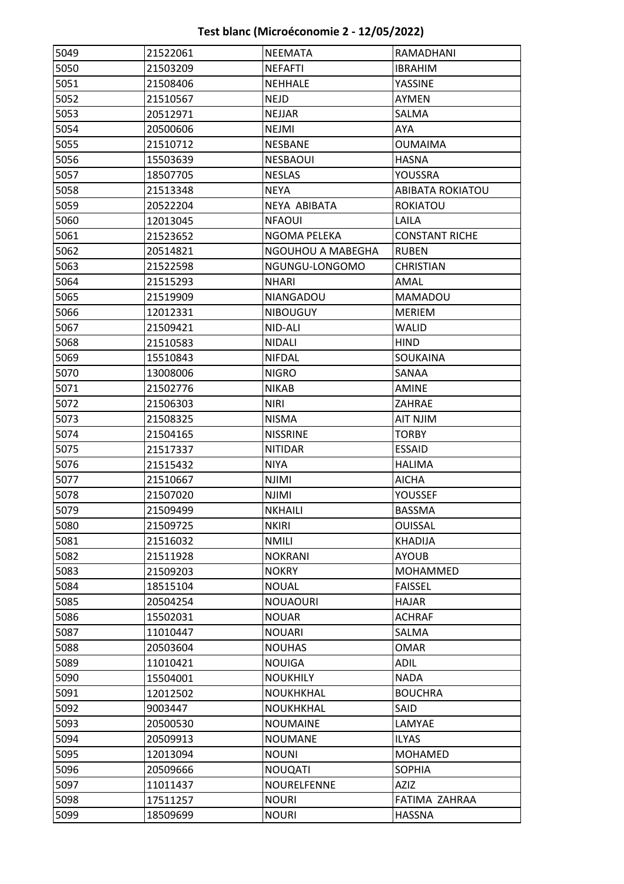# Test blanc (Microéconomie 2 - 12/05/2022)

| | | | |
|---|---|---|---|
| 5049 | 21522061 | NEEMATA | RAMADHANI |
| 5050 | 21503209 | NEFAFTI | IBRAHIM |
| 5051 | 21508406 | NEHHALE | YASSINE |
| 5052 | 21510567 | NEJD | AYMEN |
| 5053 | 20512971 | NEJJAR | SALMA |
| 5054 | 20500606 | NEJMI | AYA |
| 5055 | 21510712 | NESBANE | OUMAIMA |
| 5056 | 15503639 | NESBAOUI | HASNA |
| 5057 | 18507705 | NESLAS | YOUSSRA |
| 5058 | 21513348 | NEYA | ABIBATA ROKIATOU |
| 5059 | 20522204 | NEYA ABIBATA | ROKIATOU |
| 5060 | 12013045 | NFAOUI | LAILA |
| 5061 | 21523652 | NGOMA PELEKA | CONSTANT RICHE |
| 5062 | 20514821 | NGOUHOU A MABEGHA | RUBEN |
| 5063 | 21522598 | NGUNGU-LONGOMO | CHRISTIAN |
| 5064 | 21515293 | NHARI | AMAL |
| 5065 | 21519909 | NIANGADOU | MAMADOU |
| 5066 | 12012331 | NIBOUGUY | MERIEM |
| 5067 | 21509421 | NID-ALI | WALID |
| 5068 | 21510583 | NIDALI | HIND |
| 5069 | 15510843 | NIFDAL | SOUKAINA |
| 5070 | 13008006 | NIGRO | SANAA |
| 5071 | 21502776 | NIKAB | AMINE |
| 5072 | 21506303 | NIRI | ZAHRAE |
| 5073 | 21508325 | NISMA | AIT NJIM |
| 5074 | 21504165 | NISSRINE | TORBY |
| 5075 | 21517337 | NITIDAR | ESSAID |
| 5076 | 21515432 | NIYA | HALIMA |
| 5077 | 21510667 | NJIMI | AICHA |
| 5078 | 21507020 | NJIMI | YOUSSEF |
| 5079 | 21509499 | NKHAILI | BASSMA |
| 5080 | 21509725 | NKIRI | OUISSAL |
| 5081 | 21516032 | NMILI | KHADIJA |
| 5082 | 21511928 | NOKRANI | AYOUB |
| 5083 | 21509203 | NOKRY | MOHAMMED |
| 5084 | 18515104 | NOUAL | FAISSEL |
| 5085 | 20504254 | NOUAOURI | HAJAR |
| 5086 | 15502031 | NOUAR | ACHRAF |
| 5087 | 11010447 | NOUARI | SALMA |
| 5088 | 20503604 | NOUHAS | OMAR |
| 5089 | 11010421 | NOUIGA | ADIL |
| 5090 | 15504001 | NOUKHILY | NADA |
| 5091 | 12012502 | NOUKHKHAL | BOUCHRA |
| 5092 | 9003447 | NOUKHKHAL | SAID |
| 5093 | 20500530 | NOUMAINE | LAMYAE |
| 5094 | 20509913 | NOUMANE | ILYAS |
| 5095 | 12013094 | NOUNI | MOHAMED |
| 5096 | 20509666 | NOUQATI | SOPHIA |
| 5097 | 11011437 | NOURELFENNE | AZIZ |
| 5098 | 17511257 | NOURI | FATIMA ZAHRAA |
| 5099 | 18509699 | NOURI | HASSNA |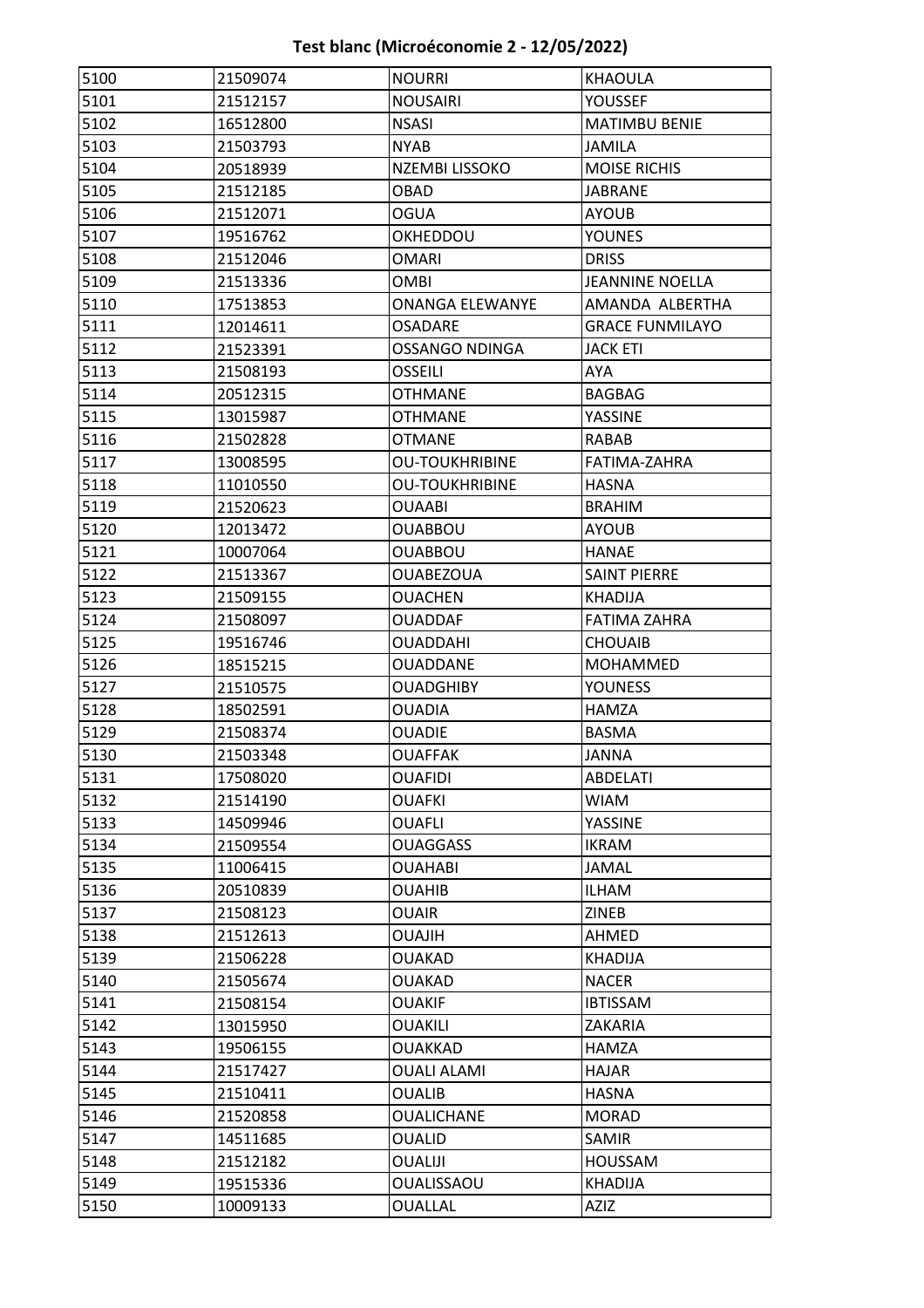# Test blanc (Microéconomie 2 - 12/05/2022)

| | | | |
|---|---|---|---|
| 5100 | 21509074 | NOURRI | KHAOULA |
| 5101 | 21512157 | NOUSAIRI | YOUSSEF |
| 5102 | 16512800 | NSASI | MATIMBU BENIE |
| 5103 | 21503793 | NYAB | JAMILA |
| 5104 | 20518939 | NZEMBI LISSOKO | MOISE RICHIS |
| 5105 | 21512185 | OBAD | JABRANE |
| 5106 | 21512071 | OGUA | AYOUB |
| 5107 | 19516762 | OKHEDDOU | YOUNES |
| 5108 | 21512046 | OMARI | DRISS |
| 5109 | 21513336 | OMBI | JEANNINE NOELLA |
| 5110 | 17513853 | ONANGA ELEWANYE | AMANDA ALBERTHA |
| 5111 | 12014611 | OSADARE | GRACE FUNMILAYO |
| 5112 | 21523391 | OSSANGO NDINGA | JACK ETI |
| 5113 | 21508193 | OSSEILI | AYA |
| 5114 | 20512315 | OTHMANE | BAGBAG |
| 5115 | 13015987 | OTHMANE | YASSINE |
| 5116 | 21502828 | OTMANE | RABAB |
| 5117 | 13008595 | OU-TOUKHRIBINE | FATIMA-ZAHRA |
| 5118 | 11010550 | OU-TOUKHRIBINE | HASNA |
| 5119 | 21520623 | OUAABI | BRAHIM |
| 5120 | 12013472 | OUABBOU | AYOUB |
| 5121 | 10007064 | OUABBOU | HANAE |
| 5122 | 21513367 | OUABEZOUA | SAINT PIERRE |
| 5123 | 21509155 | OUACHEN | KHADIJA |
| 5124 | 21508097 | OUADDAF | FATIMA ZAHRA |
| 5125 | 19516746 | OUADDAHI | CHOUAIB |
| 5126 | 18515215 | OUADDANE | MOHAMMED |
| 5127 | 21510575 | OUADGHIBY | YOUNESS |
| 5128 | 18502591 | OUADIA | HAMZA |
| 5129 | 21508374 | OUADIE | BASMA |
| 5130 | 21503348 | OUAFFAK | JANNA |
| 5131 | 17508020 | OUAFIDI | ABDELATI |
| 5132 | 21514190 | OUAFKI | WIAM |
| 5133 | 14509946 | OUAFLI | YASSINE |
| 5134 | 21509554 | OUAGGASS | IKRAM |
| 5135 | 11006415 | OUAHABI | JAMAL |
| 5136 | 20510839 | OUAHIB | ILHAM |
| 5137 | 21508123 | OUAIR | ZINEB |
| 5138 | 21512613 | OUAJIH | AHMED |
| 5139 | 21506228 | OUAKAD | KHADIJA |
| 5140 | 21505674 | OUAKAD | NACER |
| 5141 | 21508154 | OUAKIF | IBTISSAM |
| 5142 | 13015950 | OUAKILI | ZAKARIA |
| 5143 | 19506155 | OUAKKAD | HAMZA |
| 5144 | 21517427 | OUALI ALAMI | HAJAR |
| 5145 | 21510411 | OUALIB | HASNA |
| 5146 | 21520858 | OUALICHANE | MORAD |
| 5147 | 14511685 | OUALID | SAMIR |
| 5148 | 21512182 | OUALIJI | HOUSSAM |
| 5149 | 19515336 | OUALISSAOU | KHADIJA |
| 5150 | 10009133 | OUALLAL | AZIZ |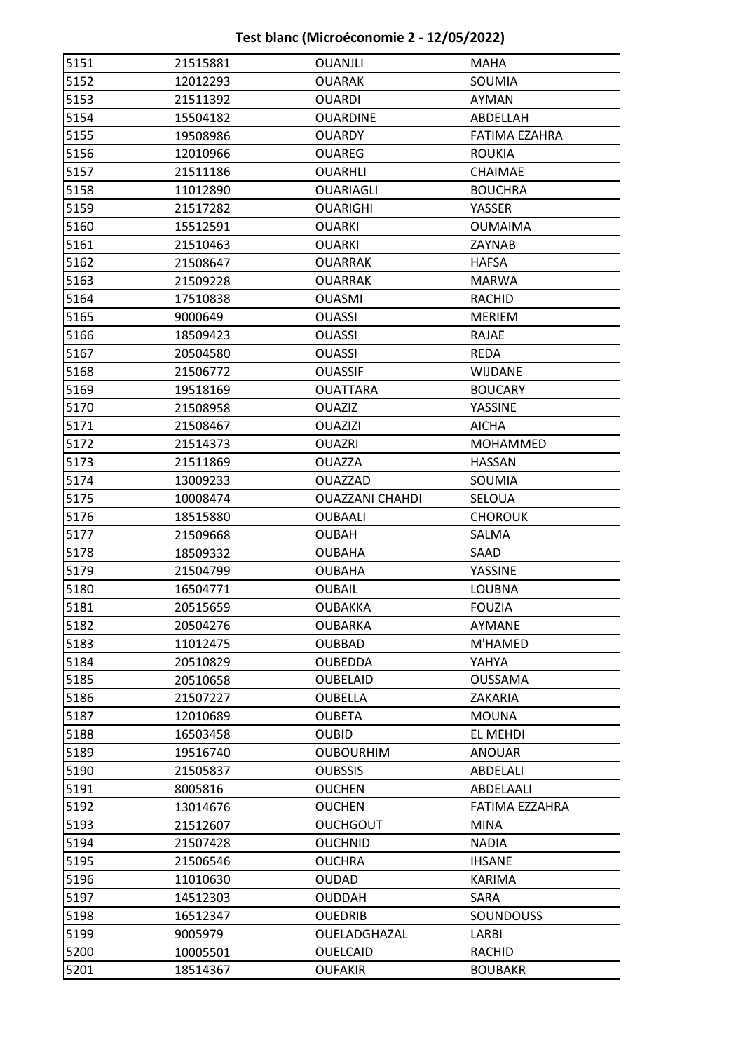# Test blanc (Microéconomie 2 - 12/05/2022)

| | | | |
|---|---|---|---|
| 5151 | 21515881 | OUANJLI | MAHA |
| 5152 | 12012293 | OUARAK | SOUMIA |
| 5153 | 21511392 | OUARDI | AYMAN |
| 5154 | 15504182 | OUARDINE | ABDELLAH |
| 5155 | 19508986 | OUARDY | FATIMA EZAHRA |
| 5156 | 12010966 | OUAREG | ROUKIA |
| 5157 | 21511186 | OUARHLI | CHAIMAE |
| 5158 | 11012890 | OUARIAGLI | BOUCHRA |
| 5159 | 21517282 | OUARIGHI | YASSER |
| 5160 | 15512591 | OUARKI | OUMAIMA |
| 5161 | 21510463 | OUARKI | ZAYNAB |
| 5162 | 21508647 | OUARRAK | HAFSA |
| 5163 | 21509228 | OUARRAK | MARWA |
| 5164 | 17510838 | OUASMI | RACHID |
| 5165 | 9000649 | OUASSI | MERIEM |
| 5166 | 18509423 | OUASSI | RAJAE |
| 5167 | 20504580 | OUASSI | REDA |
| 5168 | 21506772 | OUASSIF | WIJDANE |
| 5169 | 19518169 | OUATTARA | BOUCARY |
| 5170 | 21508958 | OUAZIZ | YASSINE |
| 5171 | 21508467 | OUAZIZI | AICHA |
| 5172 | 21514373 | OUAZRI | MOHAMMED |
| 5173 | 21511869 | OUAZZA | HASSAN |
| 5174 | 13009233 | OUAZZAD | SOUMIA |
| 5175 | 10008474 | OUAZZANI CHAHDI | SELOUA |
| 5176 | 18515880 | OUBAALI | CHOROUK |
| 5177 | 21509668 | OUBAH | SALMA |
| 5178 | 18509332 | OUBAHA | SAAD |
| 5179 | 21504799 | OUBAHA | YASSINE |
| 5180 | 16504771 | OUBAIL | LOUBNA |
| 5181 | 20515659 | OUBAKKA | FOUZIA |
| 5182 | 20504276 | OUBARKA | AYMANE |
| 5183 | 11012475 | OUBBAD | M'HAMED |
| 5184 | 20510829 | OUBEDDA | YAHYA |
| 5185 | 20510658 | OUBELAID | OUSSAMA |
| 5186 | 21507227 | OUBELLA | ZAKARIA |
| 5187 | 12010689 | OUBETA | MOUNA |
| 5188 | 16503458 | OUBID | EL MEHDI |
| 5189 | 19516740 | OUBOURHIM | ANOUAR |
| 5190 | 21505837 | OUBSSIS | ABDELALI |
| 5191 | 8005816 | OUCHEN | ABDELAALI |
| 5192 | 13014676 | OUCHEN | FATIMA EZZAHRA |
| 5193 | 21512607 | OUCHGOUT | MINA |
| 5194 | 21507428 | OUCHNID | NADIA |
| 5195 | 21506546 | OUCHRA | IHSANE |
| 5196 | 11010630 | OUDAD | KARIMA |
| 5197 | 14512303 | OUDDAH | SARA |
| 5198 | 16512347 | OUEDRIB | SOUNDOUSS |
| 5199 | 9005979 | OUELADGHAZAL | LARBI |
| 5200 | 10005501 | OUELCAID | RACHID |
| 5201 | 18514367 | OUFAKIR | BOUBAKR |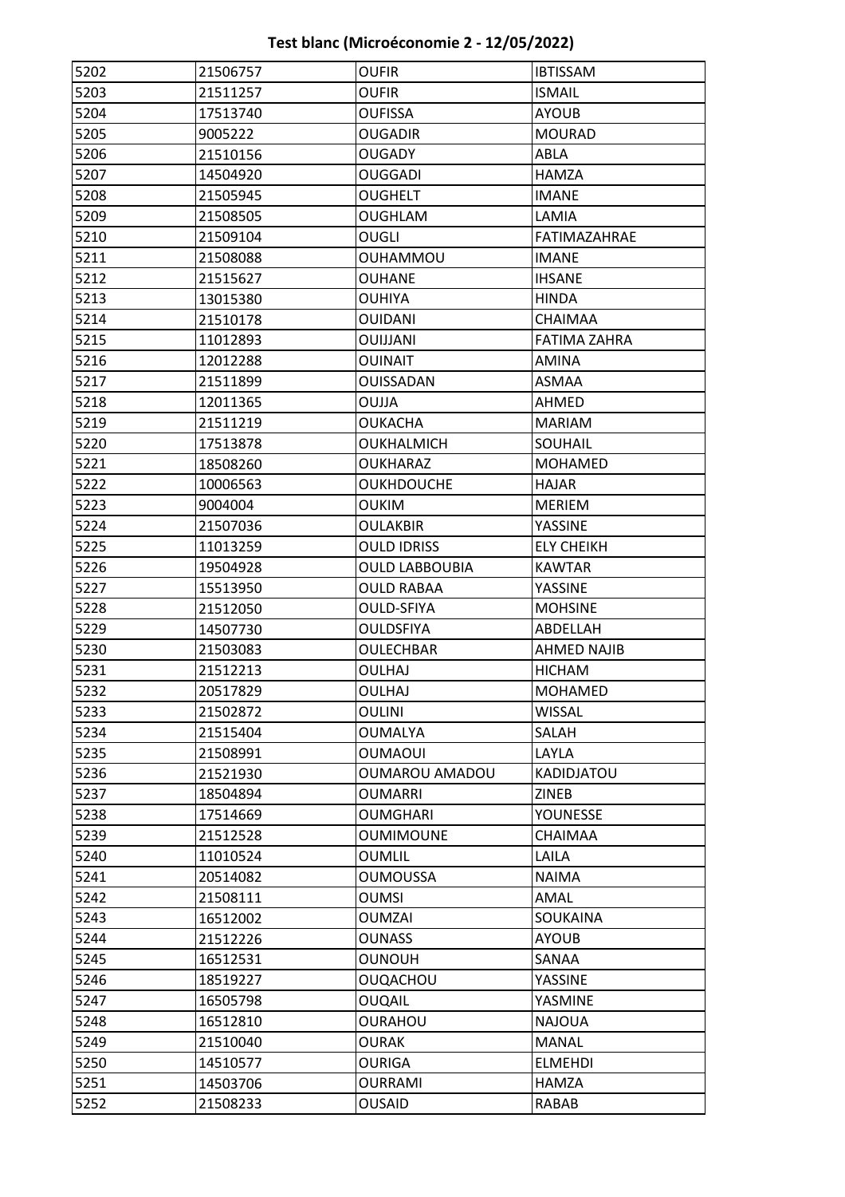# Test blanc (Microéconomie 2 - 12/05/2022)

| | | | |
|---|---|---|---|
| 5202 | 21506757 | OUFIR | IBTISSAM |
| 5203 | 21511257 | OUFIR | ISMAIL |
| 5204 | 17513740 | OUFISSA | AYOUB |
| 5205 | 9005222 | OUGADIR | MOURAD |
| 5206 | 21510156 | OUGADY | ABLA |
| 5207 | 14504920 | OUGGADI | HAMZA |
| 5208 | 21505945 | OUGHELT | IMANE |
| 5209 | 21508505 | OUGHLAM | LAMIA |
| 5210 | 21509104 | OUGLI | FATIMAZAHRAE |
| 5211 | 21508088 | OUHAMMOU | IMANE |
| 5212 | 21515627 | OUHANE | IHSANE |
| 5213 | 13015380 | OUHIYA | HINDA |
| 5214 | 21510178 | OUIDANI | CHAIMAA |
| 5215 | 11012893 | OUIJJANI | FATIMA ZAHRA |
| 5216 | 12012288 | OUINAIT | AMINA |
| 5217 | 21511899 | OUISSADAN | ASMAA |
| 5218 | 12011365 | OUJJA | AHMED |
| 5219 | 21511219 | OUKACHA | MARIAM |
| 5220 | 17513878 | OUKHALMICH | SOUHAIL |
| 5221 | 18508260 | OUKHARAZ | MOHAMED |
| 5222 | 10006563 | OUKHDOUCHE | HAJAR |
| 5223 | 9004004 | OUKIM | MERIEM |
| 5224 | 21507036 | OULAKBIR | YASSINE |
| 5225 | 11013259 | OULD IDRISS | ELY CHEIKH |
| 5226 | 19504928 | OULD LABBOUBIA | KAWTAR |
| 5227 | 15513950 | OULD RABAA | YASSINE |
| 5228 | 21512050 | OULD-SFIYA | MOHSINE |
| 5229 | 14507730 | OULDSFIYA | ABDELLAH |
| 5230 | 21503083 | OULECHBAR | AHMED NAJIB |
| 5231 | 21512213 | OULHAJ | HICHAM |
| 5232 | 20517829 | OULHAJ | MOHAMED |
| 5233 | 21502872 | OULINI | WISSAL |
| 5234 | 21515404 | OUMALYA | SALAH |
| 5235 | 21508991 | OUMAOUI | LAYLA |
| 5236 | 21521930 | OUMAROU AMADOU | KADIDJATOU |
| 5237 | 18504894 | OUMARRI | ZINEB |
| 5238 | 17514669 | OUMGHARI | YOUNESSE |
| 5239 | 21512528 | OUMIMOUNE | CHAIMAA |
| 5240 | 11010524 | OUMLIL | LAILA |
| 5241 | 20514082 | OUMOUSSA | NAIMA |
| 5242 | 21508111 | OUMSI | AMAL |
| 5243 | 16512002 | OUMZAI | SOUKAINA |
| 5244 | 21512226 | OUNASS | AYOUB |
| 5245 | 16512531 | OUNOUH | SANAA |
| 5246 | 18519227 | OUQACHOU | YASSINE |
| 5247 | 16505798 | OUQAIL | YASMINE |
| 5248 | 16512810 | OURAHOU | NAJOUA |
| 5249 | 21510040 | OURAK | MANAL |
| 5250 | 14510577 | OURIGA | ELMEHDI |
| 5251 | 14503706 | OURRAMI | HAMZA |
| 5252 | 21508233 | OUSAID | RABAB |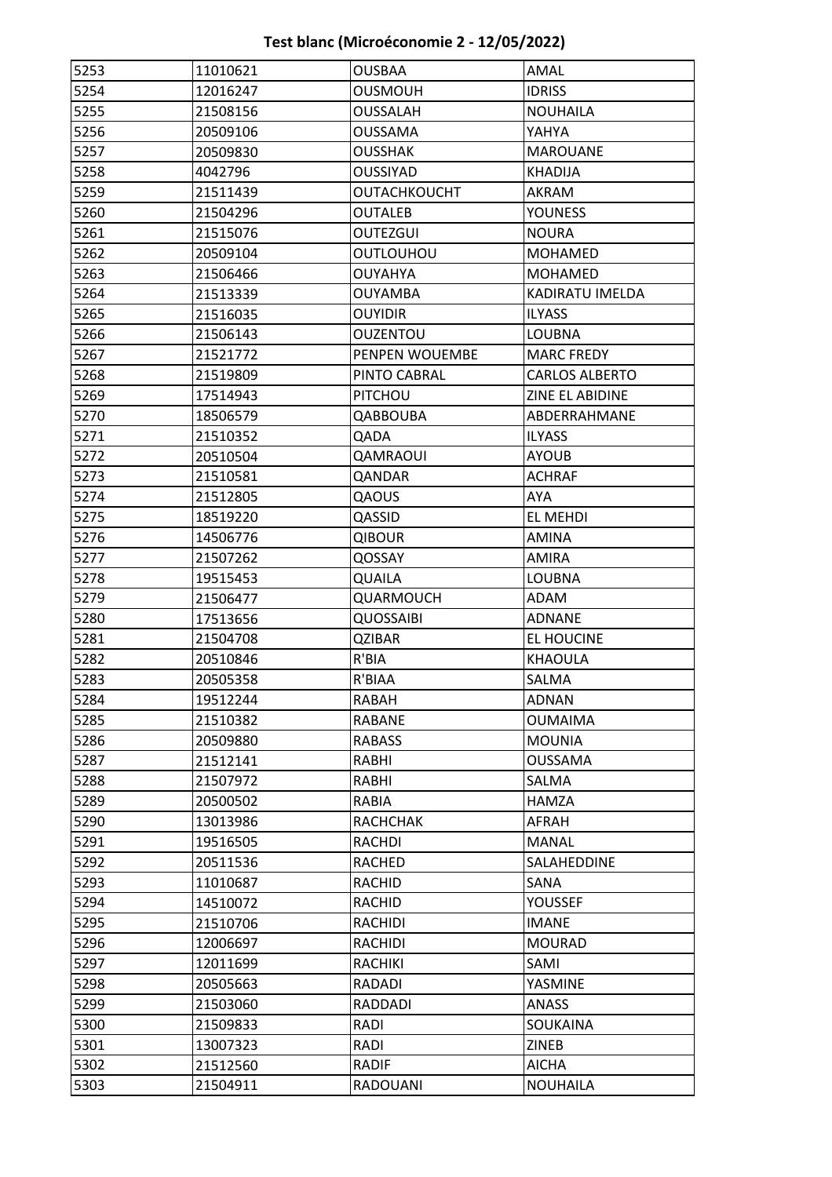# Test blanc (Microéconomie 2 - 12/05/2022)

| | | | |
|---|---|---|---|
| 5253 | 11010621 | OUSBAA | AMAL |
| 5254 | 12016247 | OUSMOUH | IDRISS |
| 5255 | 21508156 | OUSSALAH | NOUHAILA |
| 5256 | 20509106 | OUSSAMA | YAHYA |
| 5257 | 20509830 | OUSSHAK | MAROUANE |
| 5258 | 4042796 | OUSSIYAD | KHADIJA |
| 5259 | 21511439 | OUTACHKOUCHT | AKRAM |
| 5260 | 21504296 | OUTALEB | YOUNESS |
| 5261 | 21515076 | OUTEZGUI | NOURA |
| 5262 | 20509104 | OUTLOUHOU | MOHAMED |
| 5263 | 21506466 | OUYAHYA | MOHAMED |
| 5264 | 21513339 | OUYAMBA | KADIRATU IMELDA |
| 5265 | 21516035 | OUYIDIR | ILYASS |
| 5266 | 21506143 | OUZENTOU | LOUBNA |
| 5267 | 21521772 | PENPEN WOUEMBE | MARC FREDY |
| 5268 | 21519809 | PINTO CABRAL | CARLOS ALBERTO |
| 5269 | 17514943 | PITCHOU | ZINE EL ABIDINE |
| 5270 | 18506579 | QABBOUBA | ABDERRAHMANE |
| 5271 | 21510352 | QADA | ILYASS |
| 5272 | 20510504 | QAMRAOUI | AYOUB |
| 5273 | 21510581 | QANDAR | ACHRAF |
| 5274 | 21512805 | QAOUS | AYA |
| 5275 | 18519220 | QASSID | EL MEHDI |
| 5276 | 14506776 | QIBOUR | AMINA |
| 5277 | 21507262 | QOSSAY | AMIRA |
| 5278 | 19515453 | QUAILA | LOUBNA |
| 5279 | 21506477 | QUARMOUCH | ADAM |
| 5280 | 17513656 | QUOSSAIBI | ADNANE |
| 5281 | 21504708 | QZIBAR | EL HOUCINE |
| 5282 | 20510846 | R'BIA | KHAOULA |
| 5283 | 20505358 | R'BIAA | SALMA |
| 5284 | 19512244 | RABAH | ADNAN |
| 5285 | 21510382 | RABANE | OUMAIMA |
| 5286 | 20509880 | RABASS | MOUNIA |
| 5287 | 21512141 | RABHI | OUSSAMA |
| 5288 | 21507972 | RABHI | SALMA |
| 5289 | 20500502 | RABIA | HAMZA |
| 5290 | 13013986 | RACHCHAK | AFRAH |
| 5291 | 19516505 | RACHDI | MANAL |
| 5292 | 20511536 | RACHED | SALAHEDDINE |
| 5293 | 11010687 | RACHID | SANA |
| 5294 | 14510072 | RACHID | YOUSSEF |
| 5295 | 21510706 | RACHIDI | IMANE |
| 5296 | 12006697 | RACHIDI | MOURAD |
| 5297 | 12011699 | RACHIKI | SAMI |
| 5298 | 20505663 | RADADI | YASMINE |
| 5299 | 21503060 | RADDADI | ANASS |
| 5300 | 21509833 | RADI | SOUKAINA |
| 5301 | 13007323 | RADI | ZINEB |
| 5302 | 21512560 | RADIF | AICHA |
| 5303 | 21504911 | RADOUANI | NOUHAILA |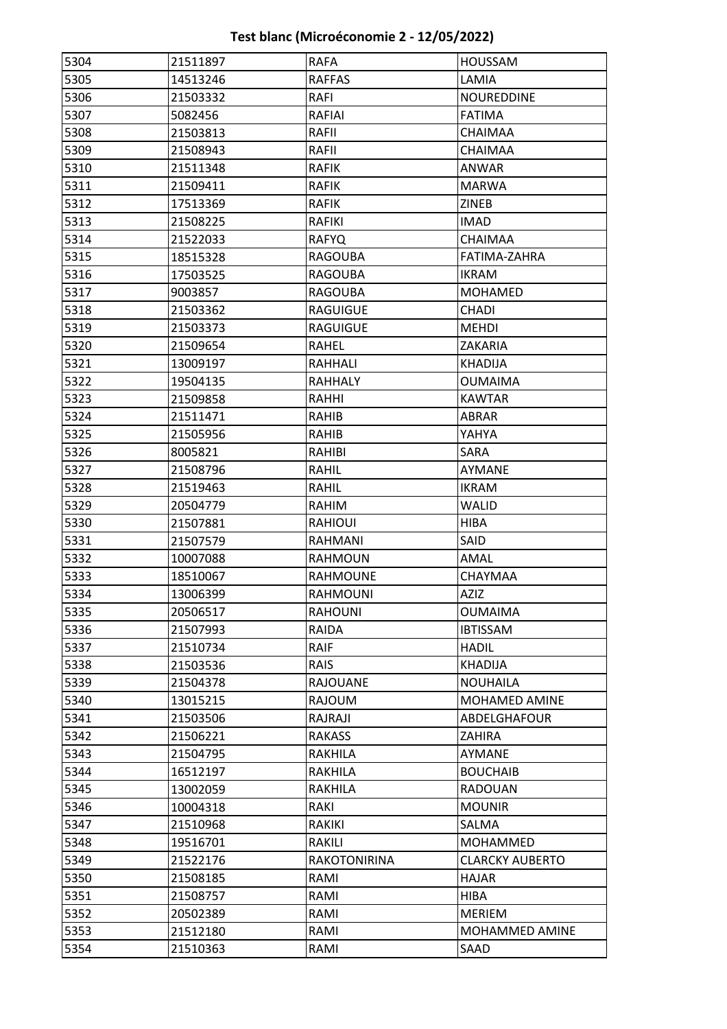# Test blanc (Microéconomie 2 - 12/05/2022)

| | | | |
|---|---|---|---|
| 5304 | 21511897 | RAFA | HOUSSAM |
| 5305 | 14513246 | RAFFAS | LAMIA |
| 5306 | 21503332 | RAFI | NOUREDDINE |
| 5307 | 5082456 | RAFIAI | FATIMA |
| 5308 | 21503813 | RAFII | CHAIMAA |
| 5309 | 21508943 | RAFII | CHAIMAA |
| 5310 | 21511348 | RAFIK | ANWAR |
| 5311 | 21509411 | RAFIK | MARWA |
| 5312 | 17513369 | RAFIK | ZINEB |
| 5313 | 21508225 | RAFIKI | IMAD |
| 5314 | 21522033 | RAFYQ | CHAIMAA |
| 5315 | 18515328 | RAGOUBA | FATIMA-ZAHRA |
| 5316 | 17503525 | RAGOUBA | IKRAM |
| 5317 | 9003857 | RAGOUBA | MOHAMED |
| 5318 | 21503362 | RAGUIGUE | CHADI |
| 5319 | 21503373 | RAGUIGUE | MEHDI |
| 5320 | 21509654 | RAHEL | ZAKARIA |
| 5321 | 13009197 | RAHHALI | KHADIJA |
| 5322 | 19504135 | RAHHALY | OUMAIMA |
| 5323 | 21509858 | RAHHI | KAWTAR |
| 5324 | 21511471 | RAHIB | ABRAR |
| 5325 | 21505956 | RAHIB | YAHYA |
| 5326 | 8005821 | RAHIBI | SARA |
| 5327 | 21508796 | RAHIL | AYMANE |
| 5328 | 21519463 | RAHIL | IKRAM |
| 5329 | 20504779 | RAHIM | WALID |
| 5330 | 21507881 | RAHIOUI | HIBA |
| 5331 | 21507579 | RAHMANI | SAID |
| 5332 | 10007088 | RAHMOUN | AMAL |
| 5333 | 18510067 | RAHMOUNE | CHAYMAA |
| 5334 | 13006399 | RAHMOUNI | AZIZ |
| 5335 | 20506517 | RAHOUNI | OUMAIMA |
| 5336 | 21507993 | RAIDA | IBTISSAM |
| 5337 | 21510734 | RAIF | HADIL |
| 5338 | 21503536 | RAIS | KHADIJA |
| 5339 | 21504378 | RAJOUANE | NOUHAILA |
| 5340 | 13015215 | RAJOUM | MOHAMED AMINE |
| 5341 | 21503506 | RAJRAJI | ABDELGHAFOUR |
| 5342 | 21506221 | RAKASS | ZAHIRA |
| 5343 | 21504795 | RAKHILA | AYMANE |
| 5344 | 16512197 | RAKHILA | BOUCHAIB |
| 5345 | 13002059 | RAKHILA | RADOUAN |
| 5346 | 10004318 | RAKI | MOUNIR |
| 5347 | 21510968 | RAKIKI | SALMA |
| 5348 | 19516701 | RAKILI | MOHAMMED |
| 5349 | 21522176 | RAKOTONIRINA | CLARCKY AUBERTO |
| 5350 | 21508185 | RAMI | HAJAR |
| 5351 | 21508757 | RAMI | HIBA |
| 5352 | 20502389 | RAMI | MERIEM |
| 5353 | 21512180 | RAMI | MOHAMMED AMINE |
| 5354 | 21510363 | RAMI | SAAD |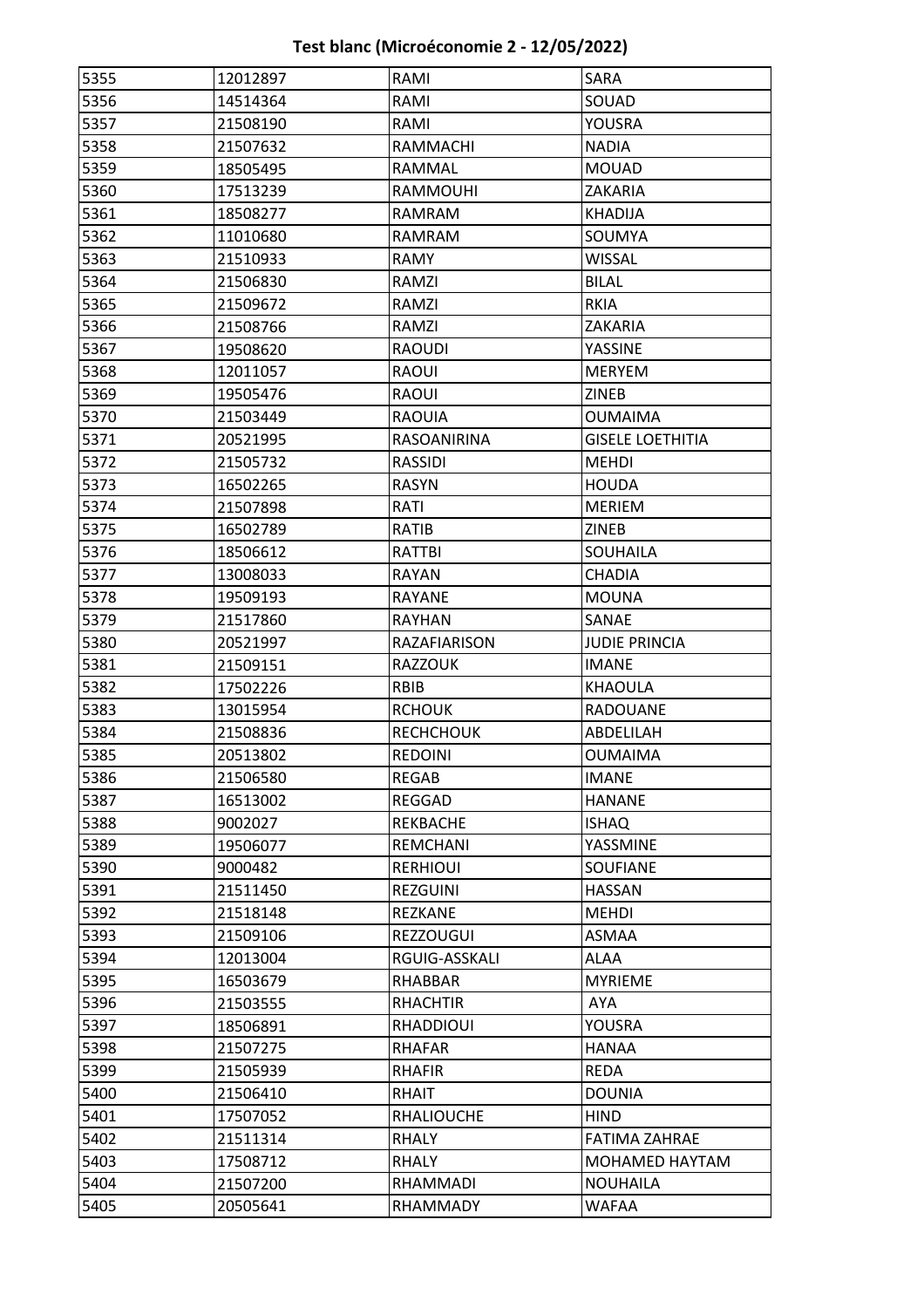**Test blanc (Microéconomie 2 - 12/05/2022)**

| | | | |
|---|---|---|---|
| 5355 | 12012897 | RAMI | SARA |
| 5356 | 14514364 | RAMI | SOUAD |
| 5357 | 21508190 | RAMI | YOUSRA |
| 5358 | 21507632 | RAMMACHI | NADIA |
| 5359 | 18505495 | RAMMAL | MOUAD |
| 5360 | 17513239 | RAMMOUHI | ZAKARIA |
| 5361 | 18508277 | RAMRAM | KHADIJA |
| 5362 | 11010680 | RAMRAM | SOUMYA |
| 5363 | 21510933 | RAMY | WISSAL |
| 5364 | 21506830 | RAMZI | BILAL |
| 5365 | 21509672 | RAMZI | RKIA |
| 5366 | 21508766 | RAMZI | ZAKARIA |
| 5367 | 19508620 | RAOUDI | YASSINE |
| 5368 | 12011057 | RAOUI | MERYEM |
| 5369 | 19505476 | RAOUI | ZINEB |
| 5370 | 21503449 | RAOUIA | OUMAIMA |
| 5371 | 20521995 | RASOANIRINA | GISELE LOETHITIA |
| 5372 | 21505732 | RASSIDI | MEHDI |
| 5373 | 16502265 | RASYN | HOUDA |
| 5374 | 21507898 | RATI | MERIEM |
| 5375 | 16502789 | RATIB | ZINEB |
| 5376 | 18506612 | RATTBI | SOUHAILA |
| 5377 | 13008033 | RAYAN | CHADIA |
| 5378 | 19509193 | RAYANE | MOUNA |
| 5379 | 21517860 | RAYHAN | SANAE |
| 5380 | 20521997 | RAZAFIARISON | JUDIE PRINCIA |
| 5381 | 21509151 | RAZZOUK | IMANE |
| 5382 | 17502226 | RBIB | KHAOULA |
| 5383 | 13015954 | RCHOUK | RADOUANE |
| 5384 | 21508836 | RECHCHOUK | ABDELILAH |
| 5385 | 20513802 | REDOINI | OUMAIMA |
| 5386 | 21506580 | REGAB | IMANE |
| 5387 | 16513002 | REGGAD | HANANE |
| 5388 | 9002027 | REKBACHE | ISHAQ |
| 5389 | 19506077 | REMCHANI | YASSMINE |
| 5390 | 9000482 | RERHIOUI | SOUFIANE |
| 5391 | 21511450 | REZGUINI | HASSAN |
| 5392 | 21518148 | REZKANE | MEHDI |
| 5393 | 21509106 | REZZOUGUI | ASMAA |
| 5394 | 12013004 | RGUIG-ASSKALI | ALAA |
| 5395 | 16503679 | RHABBAR | MYRIEME |
| 5396 | 21503555 | RHACHTIR | AYA |
| 5397 | 18506891 | RHADDIOUI | YOUSRA |
| 5398 | 21507275 | RHAFAR | HANAA |
| 5399 | 21505939 | RHAFIR | REDA |
| 5400 | 21506410 | RHAIT | DOUNIA |
| 5401 | 17507052 | RHALIOUCHE | HIND |
| 5402 | 21511314 | RHALY | FATIMA ZAHRAE |
| 5403 | 17508712 | RHALY | MOHAMED HAYTAM |
| 5404 | 21507200 | RHAMMADI | NOUHAILA |
| 5405 | 20505641 | RHAMMADY | WAFAA |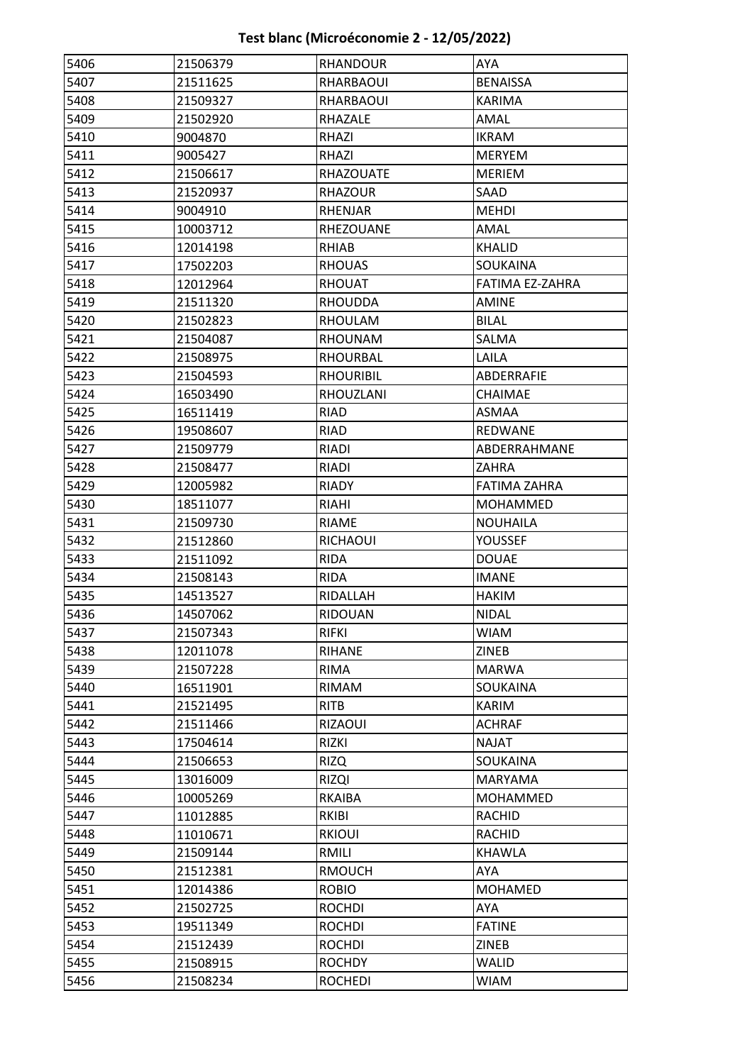# Test blanc (Microéconomie 2 - 12/05/2022)

| | | | |
|---|---|---|---|
| 5406 | 21506379 | RHANDOUR | AYA |
| 5407 | 21511625 | RHARBAOUI | BENAISSA |
| 5408 | 21509327 | RHARBAOUI | KARIMA |
| 5409 | 21502920 | RHAZALE | AMAL |
| 5410 | 9004870 | RHAZI | IKRAM |
| 5411 | 9005427 | RHAZI | MERYEM |
| 5412 | 21506617 | RHAZOUATE | MERIEM |
| 5413 | 21520937 | RHAZOUR | SAAD |
| 5414 | 9004910 | RHENJAR | MEHDI |
| 5415 | 10003712 | RHEZOUANE | AMAL |
| 5416 | 12014198 | RHIAB | KHALID |
| 5417 | 17502203 | RHOUAS | SOUKAINA |
| 5418 | 12012964 | RHOUAT | FATIMA EZ-ZAHRA |
| 5419 | 21511320 | RHOUDDA | AMINE |
| 5420 | 21502823 | RHOULAM | BILAL |
| 5421 | 21504087 | RHOUNAM | SALMA |
| 5422 | 21508975 | RHOURBAL | LAILA |
| 5423 | 21504593 | RHOURIBIL | ABDERRAFIE |
| 5424 | 16503490 | RHOUZLANI | CHAIMAE |
| 5425 | 16511419 | RIAD | ASMAA |
| 5426 | 19508607 | RIAD | REDWANE |
| 5427 | 21509779 | RIADI | ABDERRAHMANE |
| 5428 | 21508477 | RIADI | ZAHRA |
| 5429 | 12005982 | RIADY | FATIMA ZAHRA |
| 5430 | 18511077 | RIAHI | MOHAMMED |
| 5431 | 21509730 | RIAME | NOUHAILA |
| 5432 | 21512860 | RICHAOUI | YOUSSEF |
| 5433 | 21511092 | RIDA | DOUAE |
| 5434 | 21508143 | RIDA | IMANE |
| 5435 | 14513527 | RIDALLAH | HAKIM |
| 5436 | 14507062 | RIDOUAN | NIDAL |
| 5437 | 21507343 | RIFKI | WIAM |
| 5438 | 12011078 | RIHANE | ZINEB |
| 5439 | 21507228 | RIMA | MARWA |
| 5440 | 16511901 | RIMAM | SOUKAINA |
| 5441 | 21521495 | RITB | KARIM |
| 5442 | 21511466 | RIZAOUI | ACHRAF |
| 5443 | 17504614 | RIZKI | NAJAT |
| 5444 | 21506653 | RIZQ | SOUKAINA |
| 5445 | 13016009 | RIZQI | MARYAMA |
| 5446 | 10005269 | RKAIBA | MOHAMMED |
| 5447 | 11012885 | RKIBI | RACHID |
| 5448 | 11010671 | RKIOUI | RACHID |
| 5449 | 21509144 | RMILI | KHAWLA |
| 5450 | 21512381 | RMOUCH | AYA |
| 5451 | 12014386 | ROBIO | MOHAMED |
| 5452 | 21502725 | ROCHDI | AYA |
| 5453 | 19511349 | ROCHDI | FATINE |
| 5454 | 21512439 | ROCHDI | ZINEB |
| 5455 | 21508915 | ROCHDY | WALID |
| 5456 | 21508234 | ROCHEDI | WIAM |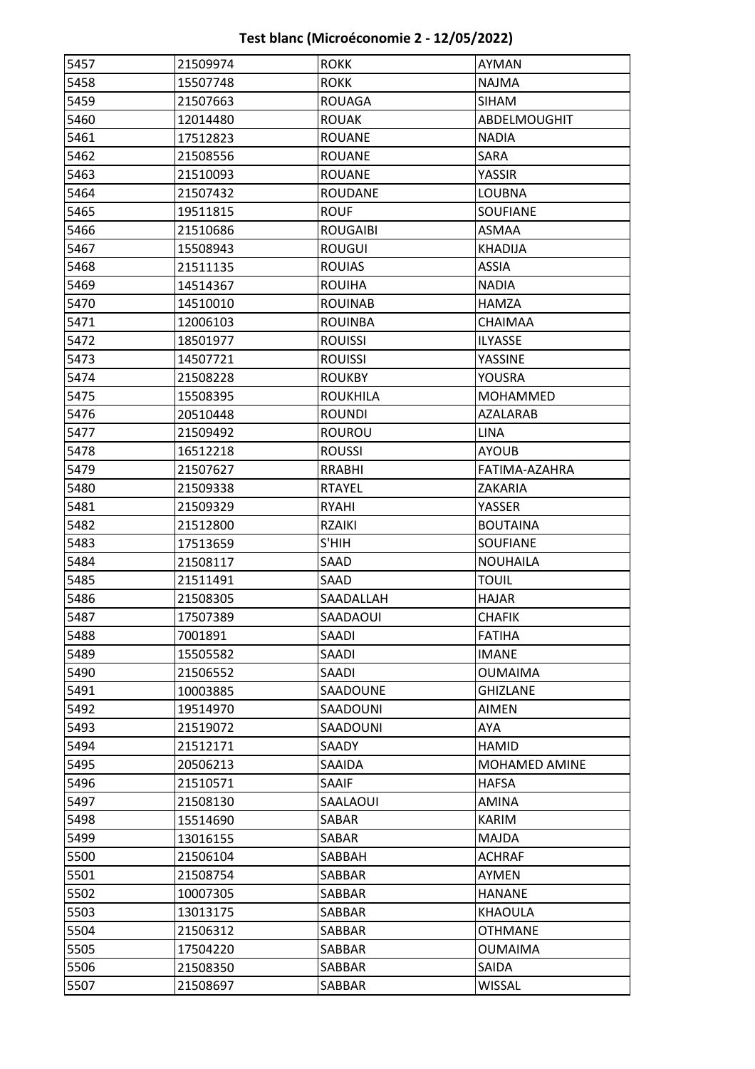# Test blanc (Microéconomie 2 - 12/05/2022)

| | | | |
|---|---|---|---|
| 5457 | 21509974 | ROKK | AYMAN |
| 5458 | 15507748 | ROKK | NAJMA |
| 5459 | 21507663 | ROUAGA | SIHAM |
| 5460 | 12014480 | ROUAK | ABDELMOUGHIT |
| 5461 | 17512823 | ROUANE | NADIA |
| 5462 | 21508556 | ROUANE | SARA |
| 5463 | 21510093 | ROUANE | YASSIR |
| 5464 | 21507432 | ROUDANE | LOUBNA |
| 5465 | 19511815 | ROUF | SOUFIANE |
| 5466 | 21510686 | ROUGAIBI | ASMAA |
| 5467 | 15508943 | ROUGUI | KHADIJA |
| 5468 | 21511135 | ROUIAS | ASSIA |
| 5469 | 14514367 | ROUIHA | NADIA |
| 5470 | 14510010 | ROUINAB | HAMZA |
| 5471 | 12006103 | ROUINBA | CHAIMAA |
| 5472 | 18501977 | ROUISSI | ILYASSE |
| 5473 | 14507721 | ROUISSI | YASSINE |
| 5474 | 21508228 | ROUKBY | YOUSRA |
| 5475 | 15508395 | ROUKHILA | MOHAMMED |
| 5476 | 20510448 | ROUNDI | AZALARAB |
| 5477 | 21509492 | ROUROU | LINA |
| 5478 | 16512218 | ROUSSI | AYOUB |
| 5479 | 21507627 | RRABHI | FATIMA-AZAHRA |
| 5480 | 21509338 | RTAYEL | ZAKARIA |
| 5481 | 21509329 | RYAHI | YASSER |
| 5482 | 21512800 | RZAIKI | BOUTAINA |
| 5483 | 17513659 | S'HIH | SOUFIANE |
| 5484 | 21508117 | SAAD | NOUHAILA |
| 5485 | 21511491 | SAAD | TOUIL |
| 5486 | 21508305 | SAADALLAH | HAJAR |
| 5487 | 17507389 | SAADAOUI | CHAFIK |
| 5488 | 7001891 | SAADI | FATIHA |
| 5489 | 15505582 | SAADI | IMANE |
| 5490 | 21506552 | SAADI | OUMAIMA |
| 5491 | 10003885 | SAADOUNE | GHIZLANE |
| 5492 | 19514970 | SAADOUNI | AIMEN |
| 5493 | 21519072 | SAADOUNI | AYA |
| 5494 | 21512171 | SAADY | HAMID |
| 5495 | 20506213 | SAAIDA | MOHAMED AMINE |
| 5496 | 21510571 | SAAIF | HAFSA |
| 5497 | 21508130 | SAALAOUI | AMINA |
| 5498 | 15514690 | SABAR | KARIM |
| 5499 | 13016155 | SABAR | MAJDA |
| 5500 | 21506104 | SABBAH | ACHRAF |
| 5501 | 21508754 | SABBAR | AYMEN |
| 5502 | 10007305 | SABBAR | HANANE |
| 5503 | 13013175 | SABBAR | KHAOULA |
| 5504 | 21506312 | SABBAR | OTHMANE |
| 5505 | 17504220 | SABBAR | OUMAIMA |
| 5506 | 21508350 | SABBAR | SAIDA |
| 5507 | 21508697 | SABBAR | WISSAL |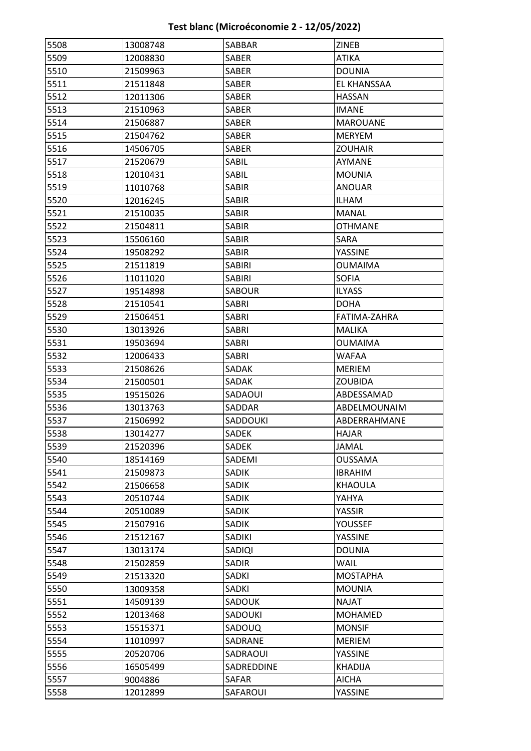**Test blanc (Microéconomie 2 - 12/05/2022)**

| | | | |
|---|---|---|---|
| 5508 | 13008748 | SABBAR | ZINEB |
| 5509 | 12008830 | SABER | ATIKA |
| 5510 | 21509963 | SABER | DOUNIA |
| 5511 | 21511848 | SABER | EL KHANSSAA |
| 5512 | 12011306 | SABER | HASSAN |
| 5513 | 21510963 | SABER | IMANE |
| 5514 | 21506887 | SABER | MAROUANE |
| 5515 | 21504762 | SABER | MERYEM |
| 5516 | 14506705 | SABER | ZOUHAIR |
| 5517 | 21520679 | SABIL | AYMANE |
| 5518 | 12010431 | SABIL | MOUNIA |
| 5519 | 11010768 | SABIR | ANOUAR |
| 5520 | 12016245 | SABIR | ILHAM |
| 5521 | 21510035 | SABIR | MANAL |
| 5522 | 21504811 | SABIR | OTHMANE |
| 5523 | 15506160 | SABIR | SARA |
| 5524 | 19508292 | SABIR | YASSINE |
| 5525 | 21511819 | SABIRI | OUMAIMA |
| 5526 | 11011020 | SABIRI | SOFIA |
| 5527 | 19514898 | SABOUR | ILYASS |
| 5528 | 21510541 | SABRI | DOHA |
| 5529 | 21506451 | SABRI | FATIMA-ZAHRA |
| 5530 | 13013926 | SABRI | MALIKA |
| 5531 | 19503694 | SABRI | OUMAIMA |
| 5532 | 12006433 | SABRI | WAFAA |
| 5533 | 21508626 | SADAK | MERIEM |
| 5534 | 21500501 | SADAK | ZOUBIDA |
| 5535 | 19515026 | SADAOUI | ABDESSAMAD |
| 5536 | 13013763 | SADDAR | ABDELMOUNAIM |
| 5537 | 21506992 | SADDOUKI | ABDERRAHMANE |
| 5538 | 13014277 | SADEK | HAJAR |
| 5539 | 21520396 | SADEK | JAMAL |
| 5540 | 18514169 | SADEMI | OUSSAMA |
| 5541 | 21509873 | SADIK | IBRAHIM |
| 5542 | 21506658 | SADIK | KHAOULA |
| 5543 | 20510744 | SADIK | YAHYA |
| 5544 | 20510089 | SADIK | YASSIR |
| 5545 | 21507916 | SADIK | YOUSSEF |
| 5546 | 21512167 | SADIKI | YASSINE |
| 5547 | 13013174 | SADIQI | DOUNIA |
| 5548 | 21502859 | SADIR | WAIL |
| 5549 | 21513320 | SADKI | MOSTAPHA |
| 5550 | 13009358 | SADKI | MOUNIA |
| 5551 | 14509139 | SADOUK | NAJAT |
| 5552 | 12013468 | SADOUKI | MOHAMED |
| 5553 | 15515371 | SADOUQ | MONSIF |
| 5554 | 11010997 | SADRANE | MERIEM |
| 5555 | 20520706 | SADRAOUI | YASSINE |
| 5556 | 16505499 | SADREDDINE | KHADIJA |
| 5557 | 9004886 | SAFAR | AICHA |
| 5558 | 12012899 | SAFAROUI | YASSINE |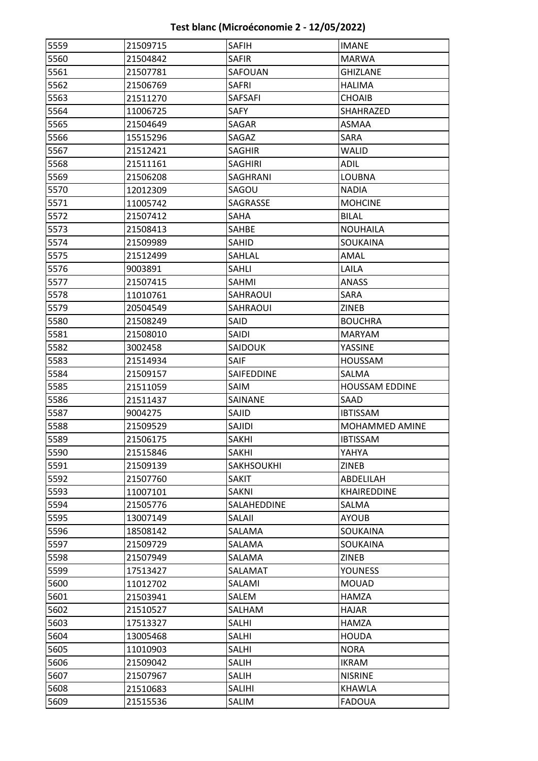# Test blanc (Microéconomie 2 - 12/05/2022)

| | | | |
|---|---|---|---|
| 5559 | 21509715 | SAFIH | IMANE |
| 5560 | 21504842 | SAFIR | MARWA |
| 5561 | 21507781 | SAFOUAN | GHIZLANE |
| 5562 | 21506769 | SAFRI | HALIMA |
| 5563 | 21511270 | SAFSAFI | CHOAIB |
| 5564 | 11006725 | SAFY | SHAHRAZED |
| 5565 | 21504649 | SAGAR | ASMAA |
| 5566 | 15515296 | SAGAZ | SARA |
| 5567 | 21512421 | SAGHIR | WALID |
| 5568 | 21511161 | SAGHIRI | ADIL |
| 5569 | 21506208 | SAGHRANI | LOUBNA |
| 5570 | 12012309 | SAGOU | NADIA |
| 5571 | 11005742 | SAGRASSE | MOHCINE |
| 5572 | 21507412 | SAHA | BILAL |
| 5573 | 21508413 | SAHBE | NOUHAILA |
| 5574 | 21509989 | SAHID | SOUKAINA |
| 5575 | 21512499 | SAHLAL | AMAL |
| 5576 | 9003891 | SAHLI | LAILA |
| 5577 | 21507415 | SAHMI | ANASS |
| 5578 | 11010761 | SAHRAOUI | SARA |
| 5579 | 20504549 | SAHRAOUI | ZINEB |
| 5580 | 21508249 | SAID | BOUCHRA |
| 5581 | 21508010 | SAIDI | MARYAM |
| 5582 | 3002458 | SAIDOUK | YASSINE |
| 5583 | 21514934 | SAIF | HOUSSAM |
| 5584 | 21509157 | SAIFEDDINE | SALMA |
| 5585 | 21511059 | SAIM | HOUSSAM EDDINE |
| 5586 | 21511437 | SAINANE | SAAD |
| 5587 | 9004275 | SAJID | IBTISSAM |
| 5588 | 21509529 | SAJIDI | MOHAMMED AMINE |
| 5589 | 21506175 | SAKHI | IBTISSAM |
| 5590 | 21515846 | SAKHI | YAHYA |
| 5591 | 21509139 | SAKHSOUKHI | ZINEB |
| 5592 | 21507760 | SAKIT | ABDELILAH |
| 5593 | 11007101 | SAKNI | KHAIREDDINE |
| 5594 | 21505776 | SALAHEDDINE | SALMA |
| 5595 | 13007149 | SALAII | AYOUB |
| 5596 | 18508142 | SALAMA | SOUKAINA |
| 5597 | 21509729 | SALAMA | SOUKAINA |
| 5598 | 21507949 | SALAMA | ZINEB |
| 5599 | 17513427 | SALAMAT | YOUNESS |
| 5600 | 11012702 | SALAMI | MOUAD |
| 5601 | 21503941 | SALEM | HAMZA |
| 5602 | 21510527 | SALHAM | HAJAR |
| 5603 | 17513327 | SALHI | HAMZA |
| 5604 | 13005468 | SALHI | HOUDA |
| 5605 | 11010903 | SALHI | NORA |
| 5606 | 21509042 | SALIH | IKRAM |
| 5607 | 21507967 | SALIH | NISRINE |
| 5608 | 21510683 | SALIHI | KHAWLA |
| 5609 | 21515536 | SALIM | FADOUA |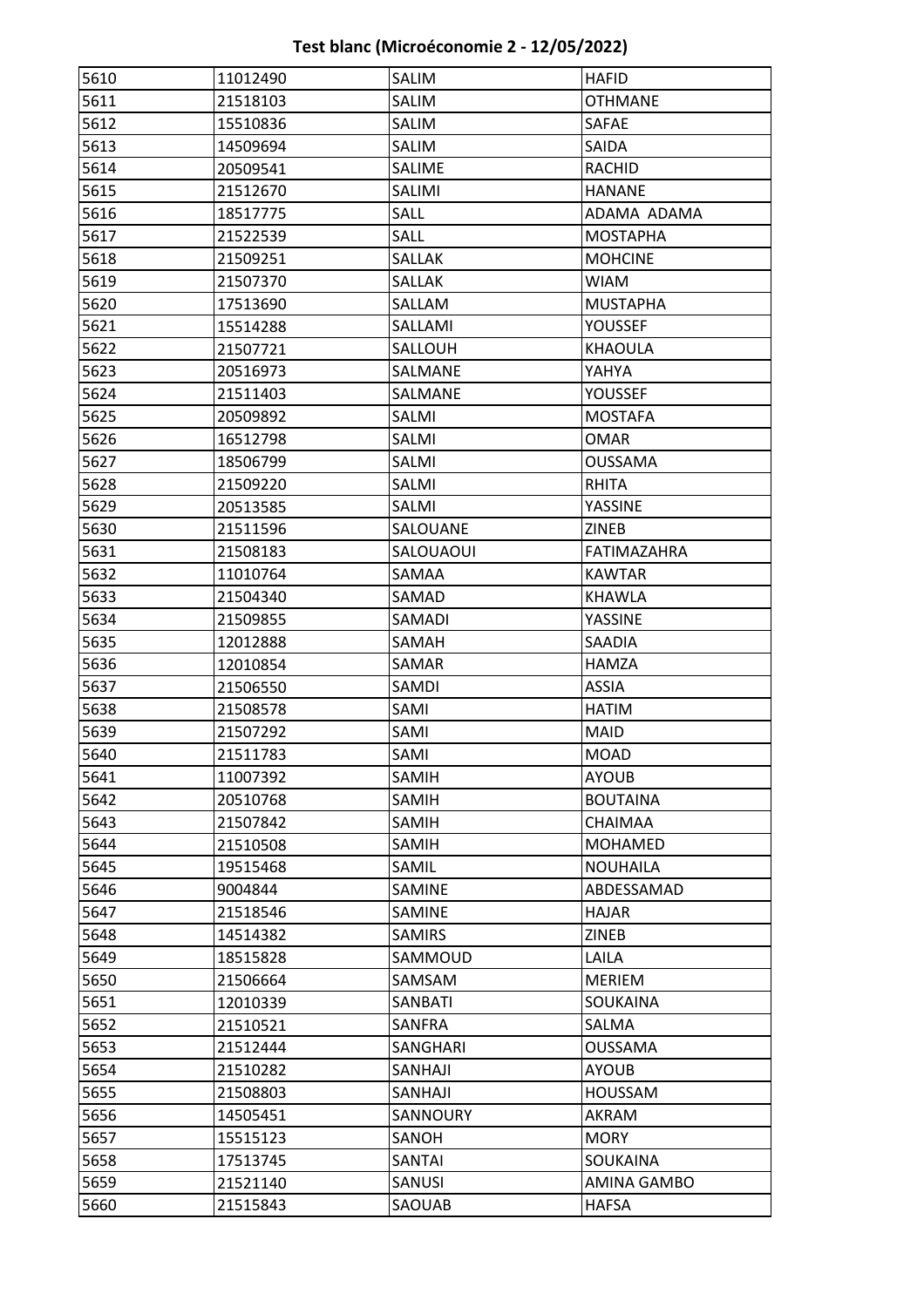| | | | |
|---|---|---|---|
| 5610 | 11012490 | SALIM | HAFID |
| 5611 | 21518103 | SALIM | OTHMANE |
| 5612 | 15510836 | SALIM | SAFAE |
| 5613 | 14509694 | SALIM | SAIDA |
| 5614 | 20509541 | SALIME | RACHID |
| 5615 | 21512670 | SALIMI | HANANE |
| 5616 | 18517775 | SALL | ADAMA ADAMA |
| 5617 | 21522539 | SALL | MOSTAPHA |
| 5618 | 21509251 | SALLAK | MOHCINE |
| 5619 | 21507370 | SALLAK | WIAM |
| 5620 | 17513690 | SALLAM | MUSTAPHA |
| 5621 | 15514288 | SALLAMI | YOUSSEF |
| 5622 | 21507721 | SALLOUH | KHAOULA |
| 5623 | 20516973 | SALMANE | YAHYA |
| 5624 | 21511403 | SALMANE | YOUSSEF |
| 5625 | 20509892 | SALMI | MOSTAFA |
| 5626 | 16512798 | SALMI | OMAR |
| 5627 | 18506799 | SALMI | OUSSAMA |
| 5628 | 21509220 | SALMI | RHITA |
| 5629 | 20513585 | SALMI | YASSINE |
| 5630 | 21511596 | SALOUANE | ZINEB |
| 5631 | 21508183 | SALOUAOUI | FATIMAZAHRA |
| 5632 | 11010764 | SAMAA | KAWTAR |
| 5633 | 21504340 | SAMAD | KHAWLA |
| 5634 | 21509855 | SAMADI | YASSINE |
| 5635 | 12012888 | SAMAH | SAADIA |
| 5636 | 12010854 | SAMAR | HAMZA |
| 5637 | 21506550 | SAMDI | ASSIA |
| 5638 | 21508578 | SAMI | HATIM |
| 5639 | 21507292 | SAMI | MAID |
| 5640 | 21511783 | SAMI | MOAD |
| 5641 | 11007392 | SAMIH | AYOUB |
| 5642 | 20510768 | SAMIH | BOUTAINA |
| 5643 | 21507842 | SAMIH | CHAIMAA |
| 5644 | 21510508 | SAMIH | MOHAMED |
| 5645 | 19515468 | SAMIL | NOUHAILA |
| 5646 | 9004844 | SAMINE | ABDESSAMAD |
| 5647 | 21518546 | SAMINE | HAJAR |
| 5648 | 14514382 | SAMIRS | ZINEB |
| 5649 | 18515828 | SAMMOUD | LAILA |
| 5650 | 21506664 | SAMSAM | MERIEM |
| 5651 | 12010339 | SANBATI | SOUKAINA |
| 5652 | 21510521 | SANFRA | SALMA |
| 5653 | 21512444 | SANGHARI | OUSSAMA |
| 5654 | 21510282 | SANHAJI | AYOUB |
| 5655 | 21508803 | SANHAJI | HOUSSAM |
| 5656 | 14505451 | SANNOURY | AKRAM |
| 5657 | 15515123 | SANOH | MORY |
| 5658 | 17513745 | SANTAI | SOUKAINA |
| 5659 | 21521140 | SANUSI | AMINA GAMBO |
| 5660 | 21515843 | SAOUAB | HAFSA |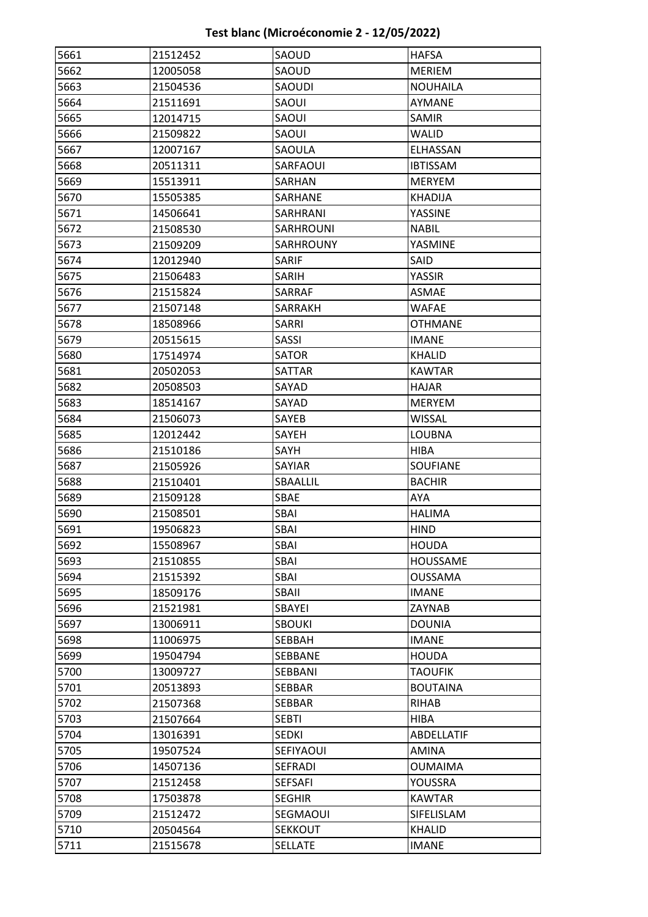**Test blanc (Microéconomie 2 - 12/05/2022)**

| | | | |
|---|---|---|---|
| 5661 | 21512452 | SAOUD | HAFSA |
| 5662 | 12005058 | SAOUD | MERIEM |
| 5663 | 21504536 | SAOUDI | NOUHAILA |
| 5664 | 21511691 | SAOUI | AYMANE |
| 5665 | 12014715 | SAOUI | SAMIR |
| 5666 | 21509822 | SAOUI | WALID |
| 5667 | 12007167 | SAOULA | ELHASSAN |
| 5668 | 20511311 | SARFAOUI | IBTISSAM |
| 5669 | 15513911 | SARHAN | MERYEM |
| 5670 | 15505385 | SARHANE | KHADIJA |
| 5671 | 14506641 | SARHRANI | YASSINE |
| 5672 | 21508530 | SARHROUNI | NABIL |
| 5673 | 21509209 | SARHROUNY | YASMINE |
| 5674 | 12012940 | SARIF | SAID |
| 5675 | 21506483 | SARIH | YASSIR |
| 5676 | 21515824 | SARRAF | ASMAE |
| 5677 | 21507148 | SARRAKH | WAFAE |
| 5678 | 18508966 | SARRI | OTHMANE |
| 5679 | 20515615 | SASSI | IMANE |
| 5680 | 17514974 | SATOR | KHALID |
| 5681 | 20502053 | SATTAR | KAWTAR |
| 5682 | 20508503 | SAYAD | HAJAR |
| 5683 | 18514167 | SAYAD | MERYEM |
| 5684 | 21506073 | SAYEB | WISSAL |
| 5685 | 12012442 | SAYEH | LOUBNA |
| 5686 | 21510186 | SAYH | HIBA |
| 5687 | 21505926 | SAYIAR | SOUFIANE |
| 5688 | 21510401 | SBAALLIL | BACHIR |
| 5689 | 21509128 | SBAE | AYA |
| 5690 | 21508501 | SBAI | HALIMA |
| 5691 | 19506823 | SBAI | HIND |
| 5692 | 15508967 | SBAI | HOUDA |
| 5693 | 21510855 | SBAI | HOUSSAME |
| 5694 | 21515392 | SBAI | OUSSAMA |
| 5695 | 18509176 | SBAII | IMANE |
| 5696 | 21521981 | SBAYEI | ZAYNAB |
| 5697 | 13006911 | SBOUKI | DOUNIA |
| 5698 | 11006975 | SEBBAH | IMANE |
| 5699 | 19504794 | SEBBANE | HOUDA |
| 5700 | 13009727 | SEBBANI | TAOUFIK |
| 5701 | 20513893 | SEBBAR | BOUTAINA |
| 5702 | 21507368 | SEBBAR | RIHAB |
| 5703 | 21507664 | SEBTI | HIBA |
| 5704 | 13016391 | SEDKI | ABDELLATIF |
| 5705 | 19507524 | SEFIYAOUI | AMINA |
| 5706 | 14507136 | SEFRADI | OUMAIMA |
| 5707 | 21512458 | SEFSAFI | YOUSSRA |
| 5708 | 17503878 | SEGHIR | KAWTAR |
| 5709 | 21512472 | SEGMAOUI | SIFELISLAM |
| 5710 | 20504564 | SEKKOUT | KHALID |
| 5711 | 21515678 | SELLATE | IMANE |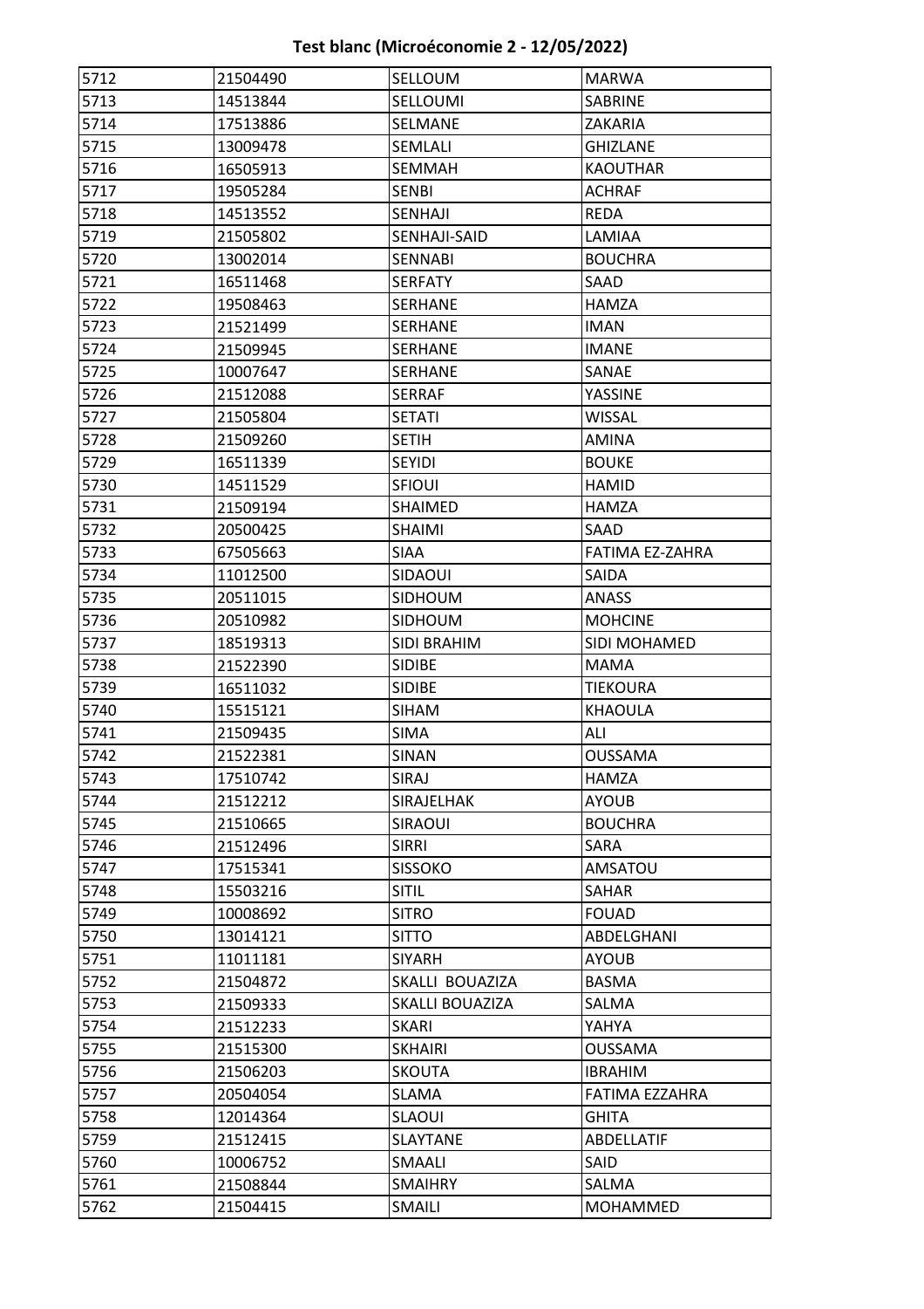# Test blanc (Microéconomie 2 - 12/05/2022)

| | | | |
|---|---|---|---|
| 5712 | 21504490 | SELLOUM | MARWA |
| 5713 | 14513844 | SELLOUMI | SABRINE |
| 5714 | 17513886 | SELMANE | ZAKARIA |
| 5715 | 13009478 | SEMLALI | GHIZLANE |
| 5716 | 16505913 | SEMMAH | KAOUTHAR |
| 5717 | 19505284 | SENBI | ACHRAF |
| 5718 | 14513552 | SENHAJI | REDA |
| 5719 | 21505802 | SENHAJI-SAID | LAMIAA |
| 5720 | 13002014 | SENNABI | BOUCHRA |
| 5721 | 16511468 | SERFATY | SAAD |
| 5722 | 19508463 | SERHANE | HAMZA |
| 5723 | 21521499 | SERHANE | IMAN |
| 5724 | 21509945 | SERHANE | IMANE |
| 5725 | 10007647 | SERHANE | SANAE |
| 5726 | 21512088 | SERRAF | YASSINE |
| 5727 | 21505804 | SETATI | WISSAL |
| 5728 | 21509260 | SETIH | AMINA |
| 5729 | 16511339 | SEYIDI | BOUKE |
| 5730 | 14511529 | SFIOUI | HAMID |
| 5731 | 21509194 | SHAIMED | HAMZA |
| 5732 | 20500425 | SHAIMI | SAAD |
| 5733 | 67505663 | SIAA | FATIMA EZ-ZAHRA |
| 5734 | 11012500 | SIDAOUI | SAIDA |
| 5735 | 20511015 | SIDHOUM | ANASS |
| 5736 | 20510982 | SIDHOUM | MOHCINE |
| 5737 | 18519313 | SIDI BRAHIM | SIDI MOHAMED |
| 5738 | 21522390 | SIDIBE | MAMA |
| 5739 | 16511032 | SIDIBE | TIEKOURA |
| 5740 | 15515121 | SIHAM | KHAOULA |
| 5741 | 21509435 | SIMA | ALI |
| 5742 | 21522381 | SINAN | OUSSAMA |
| 5743 | 17510742 | SIRAJ | HAMZA |
| 5744 | 21512212 | SIRAJELHAK | AYOUB |
| 5745 | 21510665 | SIRAOUI | BOUCHRA |
| 5746 | 21512496 | SIRRI | SARA |
| 5747 | 17515341 | SISSOKO | AMSATOU |
| 5748 | 15503216 | SITIL | SAHAR |
| 5749 | 10008692 | SITRO | FOUAD |
| 5750 | 13014121 | SITTO | ABDELGHANI |
| 5751 | 11011181 | SIYARH | AYOUB |
| 5752 | 21504872 | SKALLI BOUAZIZA | BASMA |
| 5753 | 21509333 | SKALLI BOUAZIZA | SALMA |
| 5754 | 21512233 | SKARI | YAHYA |
| 5755 | 21515300 | SKHAIRI | OUSSAMA |
| 5756 | 21506203 | SKOUTA | IBRAHIM |
| 5757 | 20504054 | SLAMA | FATIMA EZZAHRA |
| 5758 | 12014364 | SLAOUI | GHITA |
| 5759 | 21512415 | SLAYTANE | ABDELLATIF |
| 5760 | 10006752 | SMAALI | SAID |
| 5761 | 21508844 | SMAIHRY | SALMA |
| 5762 | 21504415 | SMAILI | MOHAMMED |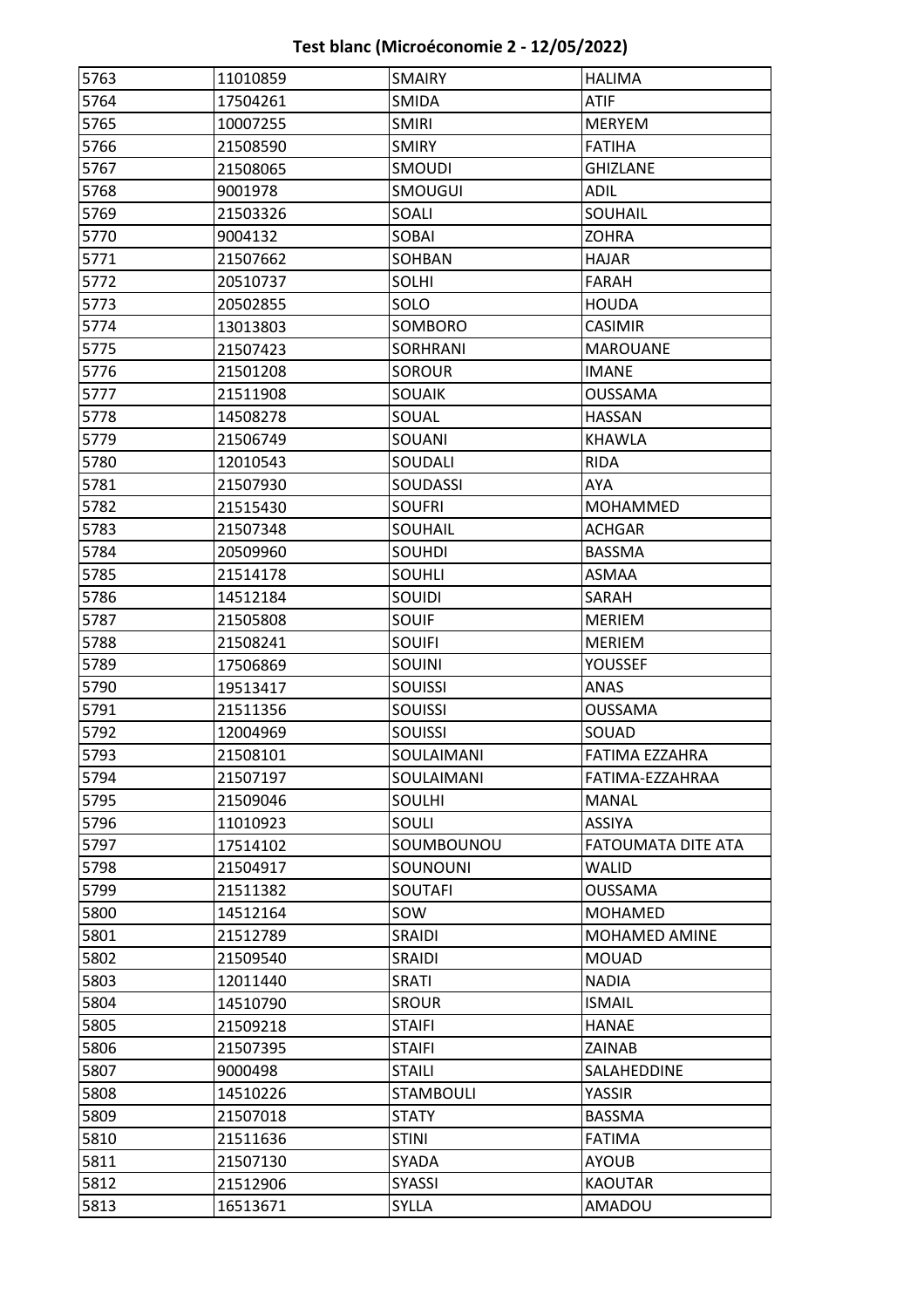# Test blanc (Microéconomie 2 - 12/05/2022)

| | | | |
|---|---|---|---|
| 5763 | 11010859 | SMAIRY | HALIMA |
| 5764 | 17504261 | SMIDA | ATIF |
| 5765 | 10007255 | SMIRI | MERYEM |
| 5766 | 21508590 | SMIRY | FATIHA |
| 5767 | 21508065 | SMOUDI | GHIZLANE |
| 5768 | 9001978 | SMOUGUI | ADIL |
| 5769 | 21503326 | SOALI | SOUHAIL |
| 5770 | 9004132 | SOBAI | ZOHRA |
| 5771 | 21507662 | SOHBAN | HAJAR |
| 5772 | 20510737 | SOLHI | FARAH |
| 5773 | 20502855 | SOLO | HOUDA |
| 5774 | 13013803 | SOMBORO | CASIMIR |
| 5775 | 21507423 | SORHRANI | MAROUANE |
| 5776 | 21501208 | SOROUR | IMANE |
| 5777 | 21511908 | SOUAIK | OUSSAMA |
| 5778 | 14508278 | SOUAL | HASSAN |
| 5779 | 21506749 | SOUANI | KHAWLA |
| 5780 | 12010543 | SOUDALI | RIDA |
| 5781 | 21507930 | SOUDASSI | AYA |
| 5782 | 21515430 | SOUFRI | MOHAMMED |
| 5783 | 21507348 | SOUHAIL | ACHGAR |
| 5784 | 20509960 | SOUHDI | BASSMA |
| 5785 | 21514178 | SOUHLI | ASMAA |
| 5786 | 14512184 | SOUIDI | SARAH |
| 5787 | 21505808 | SOUIF | MERIEM |
| 5788 | 21508241 | SOUIFI | MERIEM |
| 5789 | 17506869 | SOUINI | YOUSSEF |
| 5790 | 19513417 | SOUISSI | ANAS |
| 5791 | 21511356 | SOUISSI | OUSSAMA |
| 5792 | 12004969 | SOUISSI | SOUAD |
| 5793 | 21508101 | SOULAIMANI | FATIMA EZZAHRA |
| 5794 | 21507197 | SOULAIMANI | FATIMA-EZZAHRAA |
| 5795 | 21509046 | SOULHI | MANAL |
| 5796 | 11010923 | SOULI | ASSIYA |
| 5797 | 17514102 | SOUMBOUNOU | FATOUMATA DITE ATA |
| 5798 | 21504917 | SOUNOUNI | WALID |
| 5799 | 21511382 | SOUTAFI | OUSSAMA |
| 5800 | 14512164 | SOW | MOHAMED |
| 5801 | 21512789 | SRAIDI | MOHAMED AMINE |
| 5802 | 21509540 | SRAIDI | MOUAD |
| 5803 | 12011440 | SRATI | NADIA |
| 5804 | 14510790 | SROUR | ISMAIL |
| 5805 | 21509218 | STAIFI | HANAE |
| 5806 | 21507395 | STAIFI | ZAINAB |
| 5807 | 9000498 | STAILI | SALAHEDDINE |
| 5808 | 14510226 | STAMBOULI | YASSIR |
| 5809 | 21507018 | STATY | BASSMA |
| 5810 | 21511636 | STINI | FATIMA |
| 5811 | 21507130 | SYADA | AYOUB |
| 5812 | 21512906 | SYASSI | KAOUTAR |
| 5813 | 16513671 | SYLLA | AMADOU |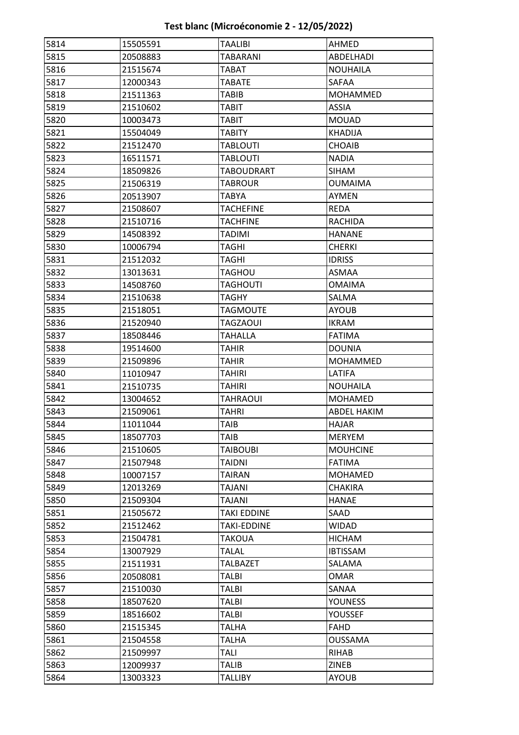# Test blanc (Microéconomie 2 - 12/05/2022)

| | | | |
|---|---|---|---|
| 5814 | 15505591 | TAALIBI | AHMED |
| 5815 | 20508883 | TABARANI | ABDELHADI |
| 5816 | 21515674 | TABAT | NOUHAILA |
| 5817 | 12000343 | TABATE | SAFAA |
| 5818 | 21511363 | TABIB | MOHAMMED |
| 5819 | 21510602 | TABIT | ASSIA |
| 5820 | 10003473 | TABIT | MOUAD |
| 5821 | 15504049 | TABITY | KHADIJA |
| 5822 | 21512470 | TABLOUTI | CHOAIB |
| 5823 | 16511571 | TABLOUTI | NADIA |
| 5824 | 18509826 | TABOUDRART | SIHAM |
| 5825 | 21506319 | TABROUR | OUMAIMA |
| 5826 | 20513907 | TABYA | AYMEN |
| 5827 | 21508607 | TACHEFINE | REDA |
| 5828 | 21510716 | TACHFINE | RACHIDA |
| 5829 | 14508392 | TADIMI | HANANE |
| 5830 | 10006794 | TAGHI | CHERKI |
| 5831 | 21512032 | TAGHI | IDRISS |
| 5832 | 13013631 | TAGHOU | ASMAA |
| 5833 | 14508760 | TAGHOUTI | OMAIMA |
| 5834 | 21510638 | TAGHY | SALMA |
| 5835 | 21518051 | TAGMOUTE | AYOUB |
| 5836 | 21520940 | TAGZAOUI | IKRAM |
| 5837 | 18508446 | TAHALLA | FATIMA |
| 5838 | 19514600 | TAHIR | DOUNIA |
| 5839 | 21509896 | TAHIR | MOHAMMED |
| 5840 | 11010947 | TAHIRI | LATIFA |
| 5841 | 21510735 | TAHIRI | NOUHAILA |
| 5842 | 13004652 | TAHRAOUI | MOHAMED |
| 5843 | 21509061 | TAHRI | ABDEL HAKIM |
| 5844 | 11011044 | TAIB | HAJAR |
| 5845 | 18507703 | TAIB | MERYEM |
| 5846 | 21510605 | TAIBOUBI | MOUHCINE |
| 5847 | 21507948 | TAIDNI | FATIMA |
| 5848 | 10007157 | TAIRAN | MOHAMED |
| 5849 | 12013269 | TAJANI | CHAKIRA |
| 5850 | 21509304 | TAJANI | HANAE |
| 5851 | 21505672 | TAKI EDDINE | SAAD |
| 5852 | 21512462 | TAKI-EDDINE | WIDAD |
| 5853 | 21504781 | TAKOUA | HICHAM |
| 5854 | 13007929 | TALAL | IBTISSAM |
| 5855 | 21511931 | TALBAZET | SALAMA |
| 5856 | 20508081 | TALBI | OMAR |
| 5857 | 21510030 | TALBI | SANAA |
| 5858 | 18507620 | TALBI | YOUNESS |
| 5859 | 18516602 | TALBI | YOUSSEF |
| 5860 | 21515345 | TALHA | FAHD |
| 5861 | 21504558 | TALHA | OUSSAMA |
| 5862 | 21509997 | TALI | RIHAB |
| 5863 | 12009937 | TALIB | ZINEB |
| 5864 | 13003323 | TALLIBY | AYOUB |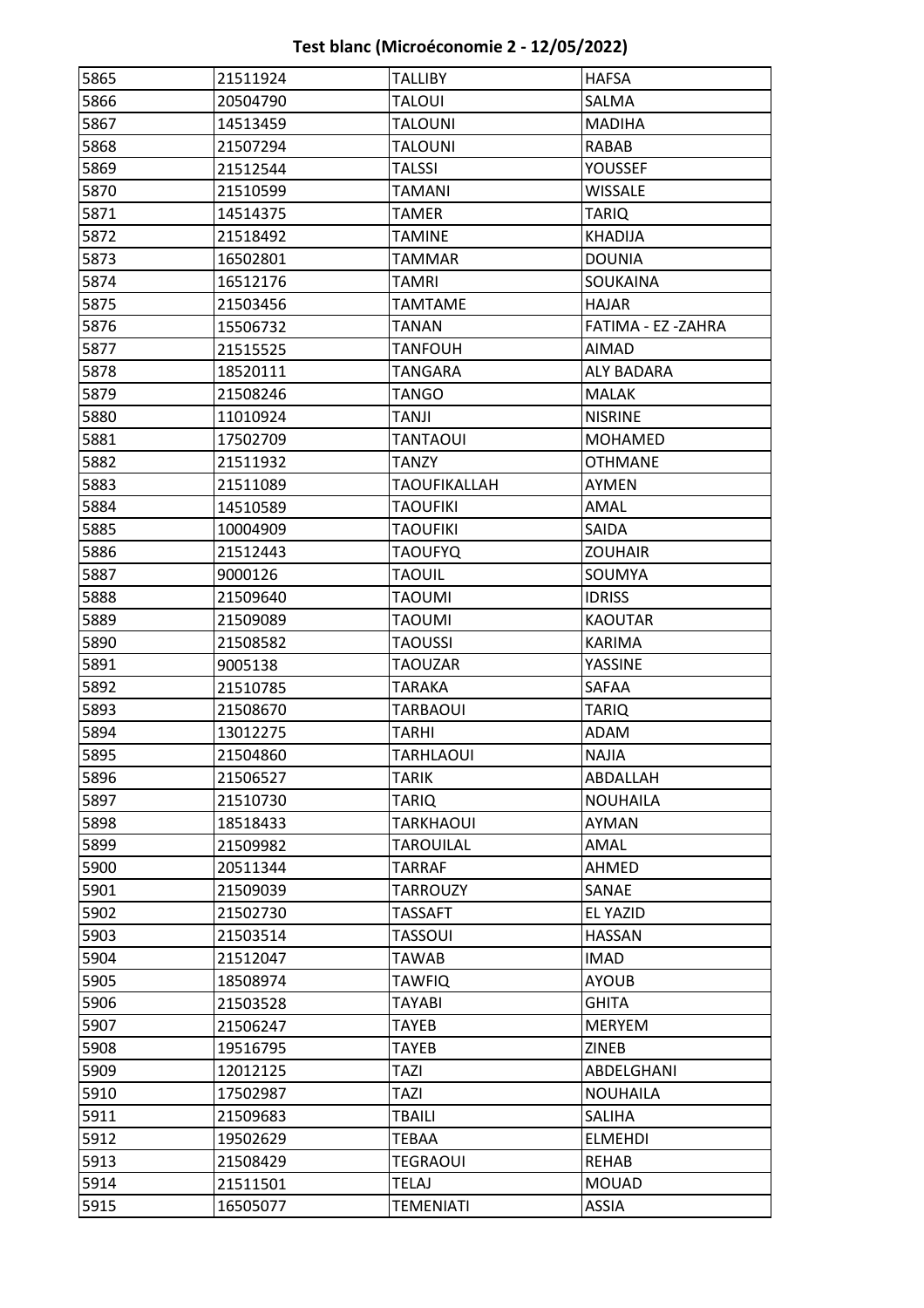# Test blanc (Microéconomie 2 - 12/05/2022)

| | | | |
|---|---|---|---|
| 5865 | 21511924 | TALLIBY | HAFSA |
| 5866 | 20504790 | TALOUI | SALMA |
| 5867 | 14513459 | TALOUNI | MADIHA |
| 5868 | 21507294 | TALOUNI | RABAB |
| 5869 | 21512544 | TALSSI | YOUSSEF |
| 5870 | 21510599 | TAMANI | WISSALE |
| 5871 | 14514375 | TAMER | TARIQ |
| 5872 | 21518492 | TAMINE | KHADIJA |
| 5873 | 16502801 | TAMMAR | DOUNIA |
| 5874 | 16512176 | TAMRI | SOUKAINA |
| 5875 | 21503456 | TAMTAME | HAJAR |
| 5876 | 15506732 | TANAN | FATIMA - EZ -ZAHRA |
| 5877 | 21515525 | TANFOUH | AIMAD |
| 5878 | 18520111 | TANGARA | ALY BADARA |
| 5879 | 21508246 | TANGO | MALAK |
| 5880 | 11010924 | TANJI | NISRINE |
| 5881 | 17502709 | TANTAOUI | MOHAMED |
| 5882 | 21511932 | TANZY | OTHMANE |
| 5883 | 21511089 | TAOUFIKALLAH | AYMEN |
| 5884 | 14510589 | TAOUFIKI | AMAL |
| 5885 | 10004909 | TAOUFIKI | SAIDA |
| 5886 | 21512443 | TAOUFYQ | ZOUHAIR |
| 5887 | 9000126 | TAOUIL | SOUMYA |
| 5888 | 21509640 | TAOUMI | IDRISS |
| 5889 | 21509089 | TAOUMI | KAOUTAR |
| 5890 | 21508582 | TAOUSSI | KARIMA |
| 5891 | 9005138 | TAOUZAR | YASSINE |
| 5892 | 21510785 | TARAKA | SAFAA |
| 5893 | 21508670 | TARBAOUI | TARIQ |
| 5894 | 13012275 | TARHI | ADAM |
| 5895 | 21504860 | TARHLAOUI | NAJIA |
| 5896 | 21506527 | TARIK | ABDALLAH |
| 5897 | 21510730 | TARIQ | NOUHAILA |
| 5898 | 18518433 | TARKHAOUI | AYMAN |
| 5899 | 21509982 | TAROUILAL | AMAL |
| 5900 | 20511344 | TARRAF | AHMED |
| 5901 | 21509039 | TARROUZY | SANAE |
| 5902 | 21502730 | TASSAFT | EL YAZID |
| 5903 | 21503514 | TASSOUI | HASSAN |
| 5904 | 21512047 | TAWAB | IMAD |
| 5905 | 18508974 | TAWFIQ | AYOUB |
| 5906 | 21503528 | TAYABI | GHITA |
| 5907 | 21506247 | TAYEB | MERYEM |
| 5908 | 19516795 | TAYEB | ZINEB |
| 5909 | 12012125 | TAZI | ABDELGHANI |
| 5910 | 17502987 | TAZI | NOUHAILA |
| 5911 | 21509683 | TBAILI | SALIHA |
| 5912 | 19502629 | TEBAA | ELMEHDI |
| 5913 | 21508429 | TEGRAOUI | REHAB |
| 5914 | 21511501 | TELAJ | MOUAD |
| 5915 | 16505077 | TEMENIATI | ASSIA |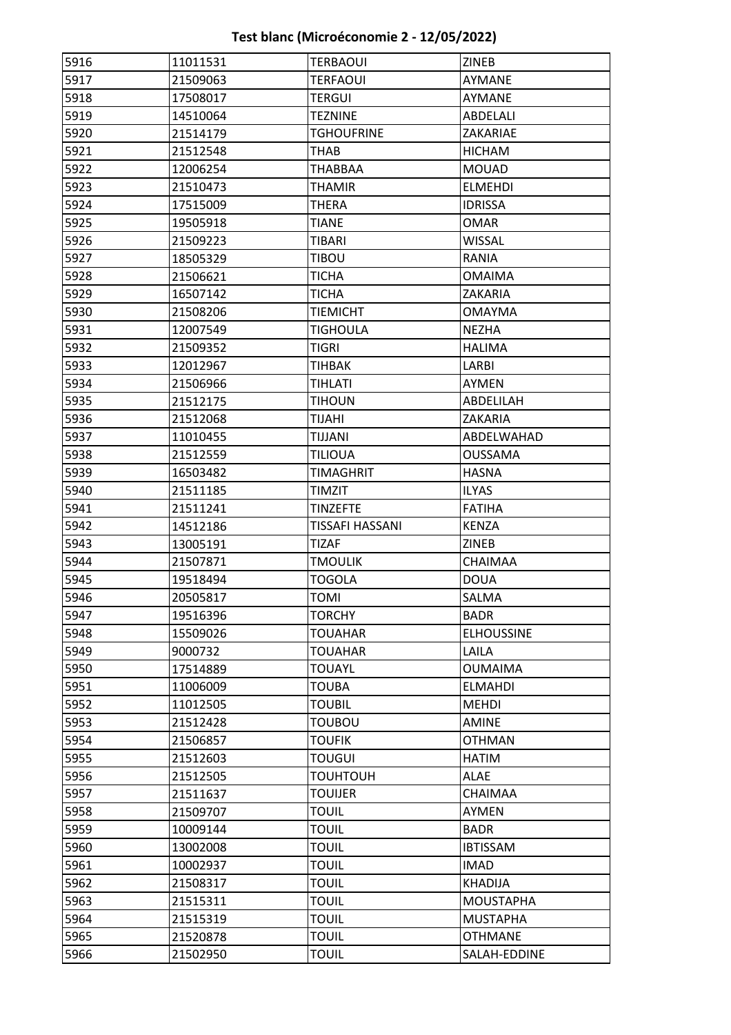# Test blanc (Microéconomie 2 - 12/05/2022)

| | | | |
|---|---|---|---|
| 5916 | 11011531 | TERBAOUI | ZINEB |
| 5917 | 21509063 | TERFAOUI | AYMANE |
| 5918 | 17508017 | TERGUI | AYMANE |
| 5919 | 14510064 | TEZNINE | ABDELALI |
| 5920 | 21514179 | TGHOUFRINE | ZAKARIAE |
| 5921 | 21512548 | THAB | HICHAM |
| 5922 | 12006254 | THABBAA | MOUAD |
| 5923 | 21510473 | THAMIR | ELMEHDI |
| 5924 | 17515009 | THERA | IDRISSA |
| 5925 | 19505918 | TIANE | OMAR |
| 5926 | 21509223 | TIBARI | WISSAL |
| 5927 | 18505329 | TIBOU | RANIA |
| 5928 | 21506621 | TICHA | OMAIMA |
| 5929 | 16507142 | TICHA | ZAKARIA |
| 5930 | 21508206 | TIEMICHT | OMAYMA |
| 5931 | 12007549 | TIGHOULA | NEZHA |
| 5932 | 21509352 | TIGRI | HALIMA |
| 5933 | 12012967 | TIHBAK | LARBI |
| 5934 | 21506966 | TIHLATI | AYMEN |
| 5935 | 21512175 | TIHOUN | ABDELILAH |
| 5936 | 21512068 | TIJAHI | ZAKARIA |
| 5937 | 11010455 | TIJJANI | ABDELWAHAD |
| 5938 | 21512559 | TILIOUA | OUSSAMA |
| 5939 | 16503482 | TIMAGHRIT | HASNA |
| 5940 | 21511185 | TIMZIT | ILYAS |
| 5941 | 21511241 | TINZEFTE | FATIHA |
| 5942 | 14512186 | TISSAFI HASSANI | KENZA |
| 5943 | 13005191 | TIZAF | ZINEB |
| 5944 | 21507871 | TMOULIK | CHAIMAA |
| 5945 | 19518494 | TOGOLA | DOUA |
| 5946 | 20505817 | TOMI | SALMA |
| 5947 | 19516396 | TORCHY | BADR |
| 5948 | 15509026 | TOUAHAR | ELHOUSSINE |
| 5949 | 9000732 | TOUAHAR | LAILA |
| 5950 | 17514889 | TOUAYL | OUMAIMA |
| 5951 | 11006009 | TOUBA | ELMAHDI |
| 5952 | 11012505 | TOUBIL | MEHDI |
| 5953 | 21512428 | TOUBOU | AMINE |
| 5954 | 21506857 | TOUFIK | OTHMAN |
| 5955 | 21512603 | TOUGUI | HATIM |
| 5956 | 21512505 | TOUHTOUH | ALAE |
| 5957 | 21511637 | TOUIJER | CHAIMAA |
| 5958 | 21509707 | TOUIL | AYMEN |
| 5959 | 10009144 | TOUIL | BADR |
| 5960 | 13002008 | TOUIL | IBTISSAM |
| 5961 | 10002937 | TOUIL | IMAD |
| 5962 | 21508317 | TOUIL | KHADIJA |
| 5963 | 21515311 | TOUIL | MOUSTAPHA |
| 5964 | 21515319 | TOUIL | MUSTAPHA |
| 5965 | 21520878 | TOUIL | OTHMANE |
| 5966 | 21502950 | TOUIL | SALAH-EDDINE |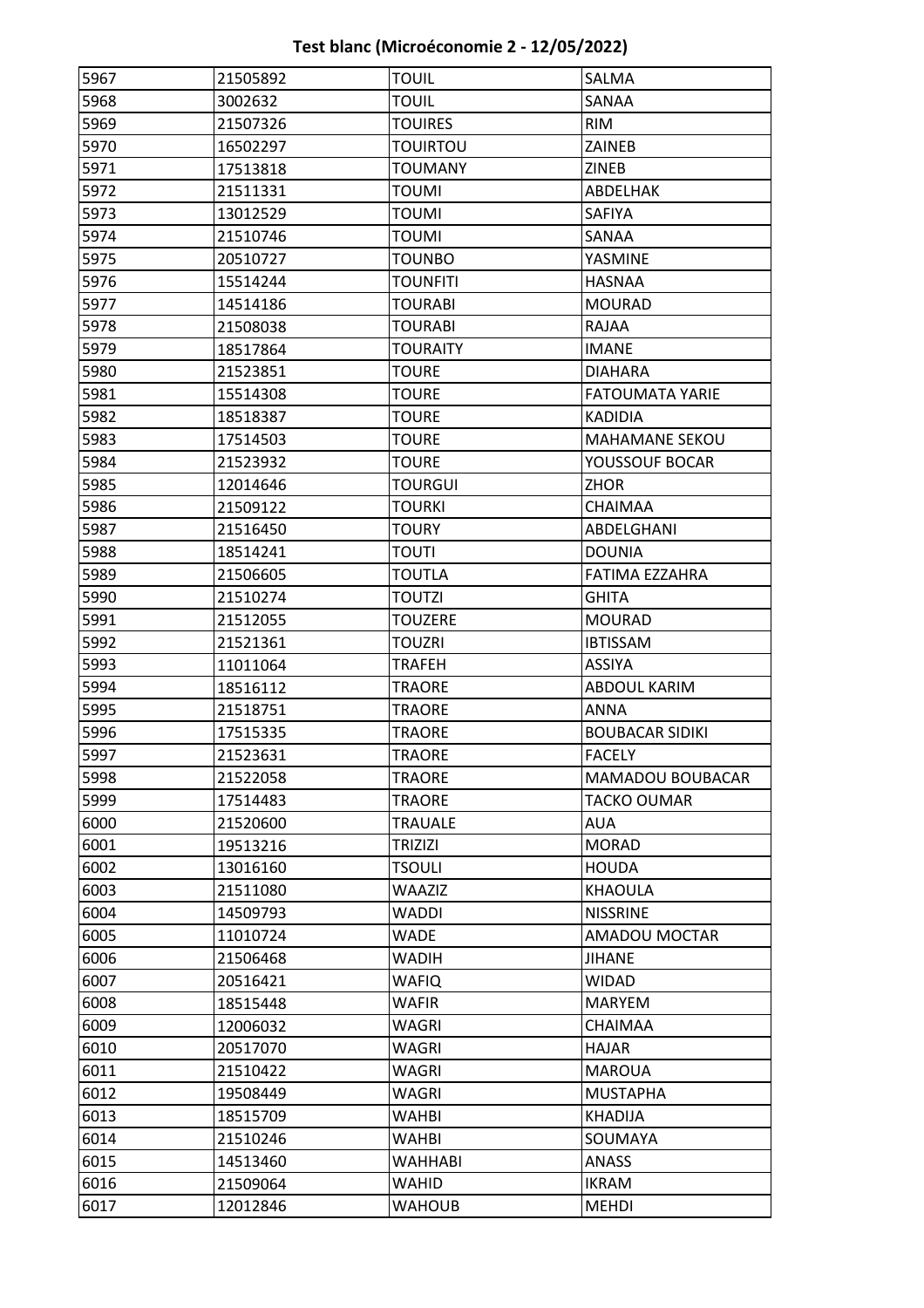| | | | |
|---|---|---|---|
| 5967 | 21505892 | TOUIL | SALMA |
| 5968 | 3002632 | TOUIL | SANAA |
| 5969 | 21507326 | TOUIRES | RIM |
| 5970 | 16502297 | TOUIRTOU | ZAINEB |
| 5971 | 17513818 | TOUMANY | ZINEB |
| 5972 | 21511331 | TOUMI | ABDELHAK |
| 5973 | 13012529 | TOUMI | SAFIYA |
| 5974 | 21510746 | TOUMI | SANAA |
| 5975 | 20510727 | TOUNBO | YASMINE |
| 5976 | 15514244 | TOUNFITI | HASNAA |
| 5977 | 14514186 | TOURABI | MOURAD |
| 5978 | 21508038 | TOURABI | RAJAA |
| 5979 | 18517864 | TOURAITY | IMANE |
| 5980 | 21523851 | TOURE | DIAHARA |
| 5981 | 15514308 | TOURE | FATOUMATA YARIE |
| 5982 | 18518387 | TOURE | KADIDIA |
| 5983 | 17514503 | TOURE | MAHAMANE SEKOU |
| 5984 | 21523932 | TOURE | YOUSSOUF BOCAR |
| 5985 | 12014646 | TOURGUI | ZHOR |
| 5986 | 21509122 | TOURKI | CHAIMAA |
| 5987 | 21516450 | TOURY | ABDELGHANI |
| 5988 | 18514241 | TOUTI | DOUNIA |
| 5989 | 21506605 | TOUTLA | FATIMA EZZAHRA |
| 5990 | 21510274 | TOUTZI | GHITA |
| 5991 | 21512055 | TOUZERE | MOURAD |
| 5992 | 21521361 | TOUZRI | IBTISSAM |
| 5993 | 11011064 | TRAFEH | ASSIYA |
| 5994 | 18516112 | TRAORE | ABDOUL KARIM |
| 5995 | 21518751 | TRAORE | ANNA |
| 5996 | 17515335 | TRAORE | BOUBACAR SIDIKI |
| 5997 | 21523631 | TRAORE | FACELY |
| 5998 | 21522058 | TRAORE | MAMADOU BOUBACAR |
| 5999 | 17514483 | TRAORE | TACKO OUMAR |
| 6000 | 21520600 | TRAUALE | AUA |
| 6001 | 19513216 | TRIZIZI | MORAD |
| 6002 | 13016160 | TSOULI | HOUDA |
| 6003 | 21511080 | WAAZIZ | KHAOULA |
| 6004 | 14509793 | WADDI | NISSRINE |
| 6005 | 11010724 | WADE | AMADOU MOCTAR |
| 6006 | 21506468 | WADIH | JIHANE |
| 6007 | 20516421 | WAFIQ | WIDAD |
| 6008 | 18515448 | WAFIR | MARYEM |
| 6009 | 12006032 | WAGRI | CHAIMAA |
| 6010 | 20517070 | WAGRI | HAJAR |
| 6011 | 21510422 | WAGRI | MAROUA |
| 6012 | 19508449 | WAGRI | MUSTAPHA |
| 6013 | 18515709 | WAHBI | KHADIJA |
| 6014 | 21510246 | WAHBI | SOUMAYA |
| 6015 | 14513460 | WAHHABI | ANASS |
| 6016 | 21509064 | WAHID | IKRAM |
| 6017 | 12012846 | WAHOUB | MEHDI |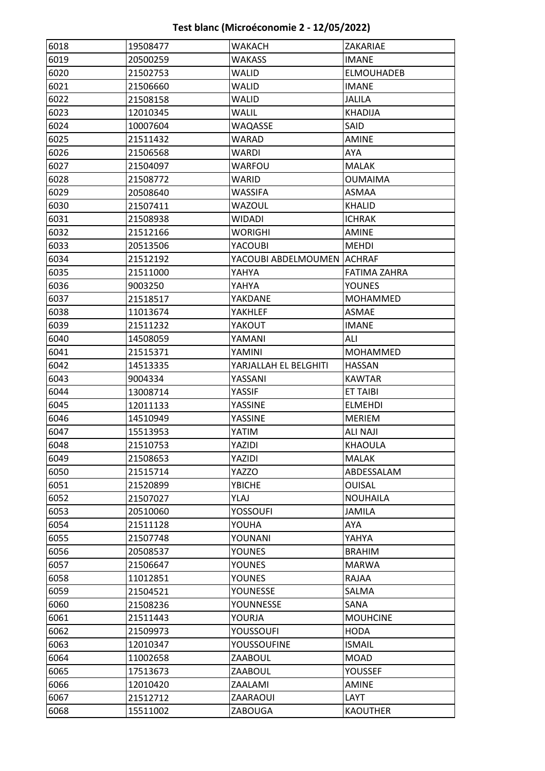# Test blanc (Microéconomie 2 - 12/05/2022)

| | | | |
|---|---|---|---|
| 6018 | 19508477 | WAKACH | ZAKARIAE |
| 6019 | 20500259 | WAKASS | IMANE |
| 6020 | 21502753 | WALID | ELMOUHADEB |
| 6021 | 21506660 | WALID | IMANE |
| 6022 | 21508158 | WALID | JALILA |
| 6023 | 12010345 | WALIL | KHADIJA |
| 6024 | 10007604 | WAQASSE | SAID |
| 6025 | 21511432 | WARAD | AMINE |
| 6026 | 21506568 | WARDI | AYA |
| 6027 | 21504097 | WARFOU | MALAK |
| 6028 | 21508772 | WARID | OUMAIMA |
| 6029 | 20508640 | WASSIFA | ASMAA |
| 6030 | 21507411 | WAZOUL | KHALID |
| 6031 | 21508938 | WIDADI | ICHRAK |
| 6032 | 21512166 | WORIGHI | AMINE |
| 6033 | 20513506 | YACOUBI | MEHDI |
| 6034 | 21512192 | YACOUBI ABDELMOUMEN | ACHRAF |
| 6035 | 21511000 | YAHYA | FATIMA ZAHRA |
| 6036 | 9003250 | YAHYA | YOUNES |
| 6037 | 21518517 | YAKDANE | MOHAMMED |
| 6038 | 11013674 | YAKHLEF | ASMAE |
| 6039 | 21511232 | YAKOUT | IMANE |
| 6040 | 14508059 | YAMANI | ALI |
| 6041 | 21515371 | YAMINI | MOHAMMED |
| 6042 | 14513335 | YARJALLAH EL BELGHITI | HASSAN |
| 6043 | 9004334 | YASSANI | KAWTAR |
| 6044 | 13008714 | YASSIF | ET TAIBI |
| 6045 | 12011133 | YASSINE | ELMEHDI |
| 6046 | 14510949 | YASSINE | MERIEM |
| 6047 | 15513953 | YATIM | ALI NAJI |
| 6048 | 21510753 | YAZIDI | KHAOULA |
| 6049 | 21508653 | YAZIDI | MALAK |
| 6050 | 21515714 | YAZZO | ABDESSALAM |
| 6051 | 21520899 | YBICHE | OUISAL |
| 6052 | 21507027 | YLAJ | NOUHAILA |
| 6053 | 20510060 | YOSSOUFI | JAMILA |
| 6054 | 21511128 | YOUHA | AYA |
| 6055 | 21507748 | YOUNANI | YAHYA |
| 6056 | 20508537 | YOUNES | BRAHIM |
| 6057 | 21506647 | YOUNES | MARWA |
| 6058 | 11012851 | YOUNES | RAJAA |
| 6059 | 21504521 | YOUNESSE | SALMA |
| 6060 | 21508236 | YOUNNESSE | SANA |
| 6061 | 21511443 | YOURJA | MOUHCINE |
| 6062 | 21509973 | YOUSSOUFI | HODA |
| 6063 | 12010347 | YOUSSOUFINE | ISMAIL |
| 6064 | 11002658 | ZAABOUL | MOAD |
| 6065 | 17513673 | ZAABOUL | YOUSSEF |
| 6066 | 12010420 | ZAALAMI | AMINE |
| 6067 | 21512712 | ZAARAOUI | LAYT |
| 6068 | 15511002 | ZABOUGA | KAOUTHER |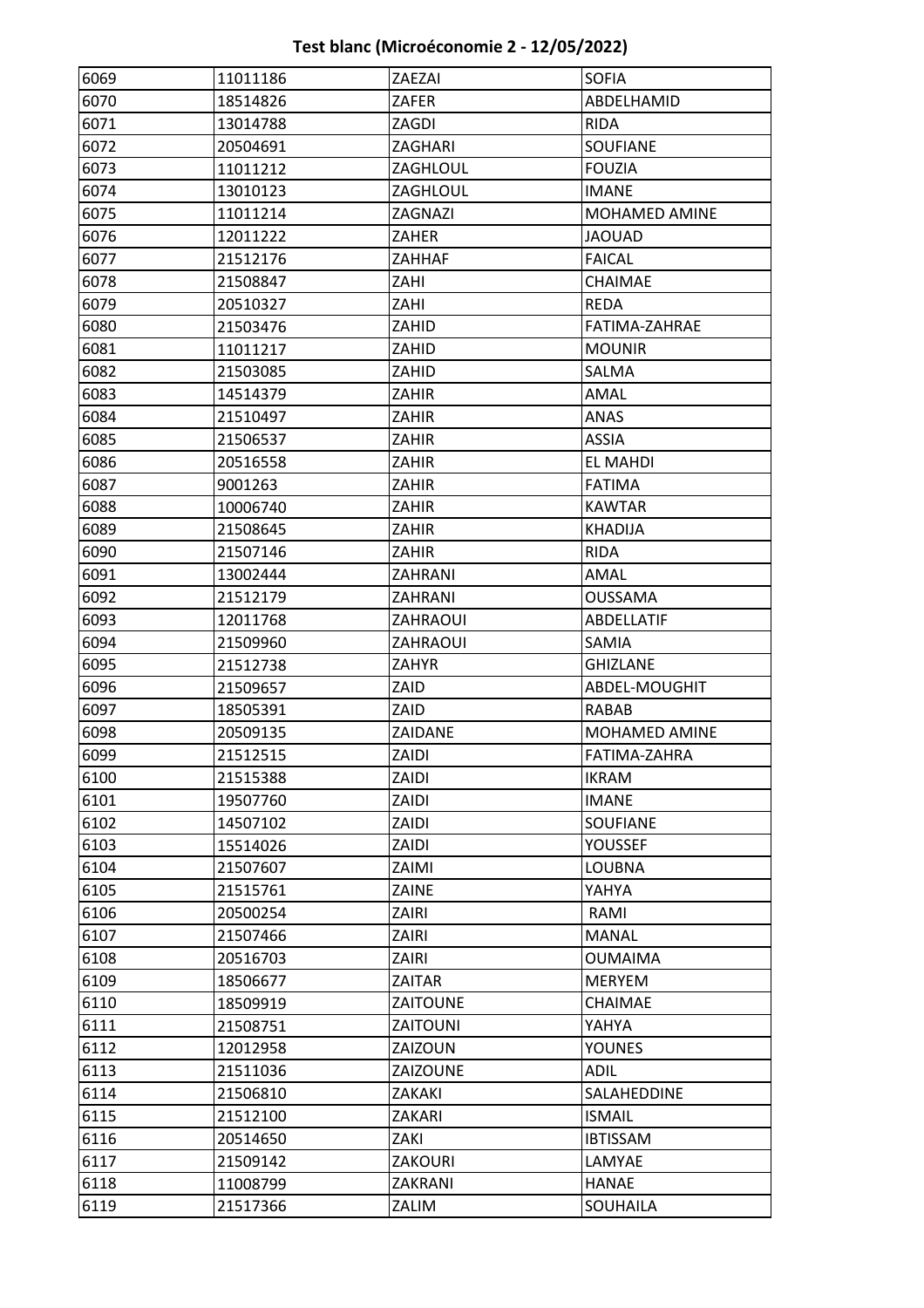**Test blanc (Microéconomie 2 - 12/05/2022)**

| | | | |
|---|---|---|---|
| 6069 | 11011186 | ZAEZAI | SOFIA |
| 6070 | 18514826 | ZAFER | ABDELHAMID |
| 6071 | 13014788 | ZAGDI | RIDA |
| 6072 | 20504691 | ZAGHARI | SOUFIANE |
| 6073 | 11011212 | ZAGHLOUL | FOUZIA |
| 6074 | 13010123 | ZAGHLOUL | IMANE |
| 6075 | 11011214 | ZAGNAZI | MOHAMED AMINE |
| 6076 | 12011222 | ZAHER | JAOUAD |
| 6077 | 21512176 | ZAHHAF | FAICAL |
| 6078 | 21508847 | ZAHI | CHAIMAE |
| 6079 | 20510327 | ZAHI | REDA |
| 6080 | 21503476 | ZAHID | FATIMA-ZAHRAE |
| 6081 | 11011217 | ZAHID | MOUNIR |
| 6082 | 21503085 | ZAHID | SALMA |
| 6083 | 14514379 | ZAHIR | AMAL |
| 6084 | 21510497 | ZAHIR | ANAS |
| 6085 | 21506537 | ZAHIR | ASSIA |
| 6086 | 20516558 | ZAHIR | EL MAHDI |
| 6087 | 9001263 | ZAHIR | FATIMA |
| 6088 | 10006740 | ZAHIR | KAWTAR |
| 6089 | 21508645 | ZAHIR | KHADIJA |
| 6090 | 21507146 | ZAHIR | RIDA |
| 6091 | 13002444 | ZAHRANI | AMAL |
| 6092 | 21512179 | ZAHRANI | OUSSAMA |
| 6093 | 12011768 | ZAHRAOUI | ABDELLATIF |
| 6094 | 21509960 | ZAHRAOUI | SAMIA |
| 6095 | 21512738 | ZAHYR | GHIZLANE |
| 6096 | 21509657 | ZAID | ABDEL-MOUGHIT |
| 6097 | 18505391 | ZAID | RABAB |
| 6098 | 20509135 | ZAIDANE | MOHAMED AMINE |
| 6099 | 21512515 | ZAIDI | FATIMA-ZAHRA |
| 6100 | 21515388 | ZAIDI | IKRAM |
| 6101 | 19507760 | ZAIDI | IMANE |
| 6102 | 14507102 | ZAIDI | SOUFIANE |
| 6103 | 15514026 | ZAIDI | YOUSSEF |
| 6104 | 21507607 | ZAIMI | LOUBNA |
| 6105 | 21515761 | ZAINE | YAHYA |
| 6106 | 20500254 | ZAIRI | RAMI |
| 6107 | 21507466 | ZAIRI | MANAL |
| 6108 | 20516703 | ZAIRI | OUMAIMA |
| 6109 | 18506677 | ZAITAR | MERYEM |
| 6110 | 18509919 | ZAITOUNE | CHAIMAE |
| 6111 | 21508751 | ZAITOUNI | YAHYA |
| 6112 | 12012958 | ZAIZOUN | YOUNES |
| 6113 | 21511036 | ZAIZOUNE | ADIL |
| 6114 | 21506810 | ZAKAKI | SALAHEDDINE |
| 6115 | 21512100 | ZAKARI | ISMAIL |
| 6116 | 20514650 | ZAKI | IBTISSAM |
| 6117 | 21509142 | ZAKOURI | LAMYAE |
| 6118 | 11008799 | ZAKRANI | HANAE |
| 6119 | 21517366 | ZALIM | SOUHAILA |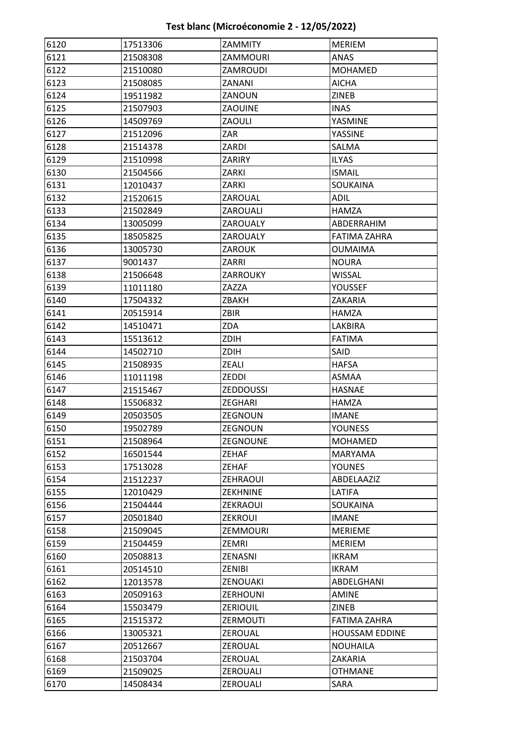| | | | |
|---|---|---|---|
| 6120 | 17513306 | ZAMMITY | MERIEM |
| 6121 | 21508308 | ZAMMOURI | ANAS |
| 6122 | 21510080 | ZAMROUDI | MOHAMED |
| 6123 | 21508085 | ZANANI | AICHA |
| 6124 | 19511982 | ZANOUN | ZINEB |
| 6125 | 21507903 | ZAOUINE | INAS |
| 6126 | 14509769 | ZAOULI | YASMINE |
| 6127 | 21512096 | ZAR | YASSINE |
| 6128 | 21514378 | ZARDI | SALMA |
| 6129 | 21510998 | ZARIRY | ILYAS |
| 6130 | 21504566 | ZARKI | ISMAIL |
| 6131 | 12010437 | ZARKI | SOUKAINA |
| 6132 | 21520615 | ZAROUAL | ADIL |
| 6133 | 21502849 | ZAROUALI | HAMZA |
| 6134 | 13005099 | ZAROUALY | ABDERRAHIM |
| 6135 | 18505825 | ZAROUALY | FATIMA ZAHRA |
| 6136 | 13005730 | ZAROUK | OUMAIMA |
| 6137 | 9001437 | ZARRI | NOURA |
| 6138 | 21506648 | ZARROUKY | WISSAL |
| 6139 | 11011180 | ZAZZA | YOUSSEF |
| 6140 | 17504332 | ZBAKH | ZAKARIA |
| 6141 | 20515914 | ZBIR | HAMZA |
| 6142 | 14510471 | ZDA | LAKBIRA |
| 6143 | 15513612 | ZDIH | FATIMA |
| 6144 | 14502710 | ZDIH | SAID |
| 6145 | 21508935 | ZEALI | HAFSA |
| 6146 | 11011198 | ZEDDI | ASMAA |
| 6147 | 21515467 | ZEDDOUSSI | HASNAE |
| 6148 | 15506832 | ZEGHARI | HAMZA |
| 6149 | 20503505 | ZEGNOUN | IMANE |
| 6150 | 19502789 | ZEGNOUN | YOUNESS |
| 6151 | 21508964 | ZEGNOUNE | MOHAMED |
| 6152 | 16501544 | ZEHAF | MARYAMA |
| 6153 | 17513028 | ZEHAF | YOUNES |
| 6154 | 21512237 | ZEHRAOUI | ABDELAAZIZ |
| 6155 | 12010429 | ZEKHNINE | LATIFA |
| 6156 | 21504444 | ZEKRAOUI | SOUKAINA |
| 6157 | 20501840 | ZEKROUI | IMANE |
| 6158 | 21509045 | ZEMMOURI | MERIEME |
| 6159 | 21504459 | ZEMRI | MERIEM |
| 6160 | 20508813 | ZENASNI | IKRAM |
| 6161 | 20514510 | ZENIBI | IKRAM |
| 6162 | 12013578 | ZENOUAKI | ABDELGHANI |
| 6163 | 20509163 | ZERHOUNI | AMINE |
| 6164 | 15503479 | ZERIOUIL | ZINEB |
| 6165 | 21515372 | ZERMOUTI | FATIMA ZAHRA |
| 6166 | 13005321 | ZEROUAL | HOUSSAM EDDINE |
| 6167 | 20512667 | ZEROUAL | NOUHAILA |
| 6168 | 21503704 | ZEROUAL | ZAKARIA |
| 6169 | 21509025 | ZEROUALI | OTHMANE |
| 6170 | 14508434 | ZEROUALI | SARA |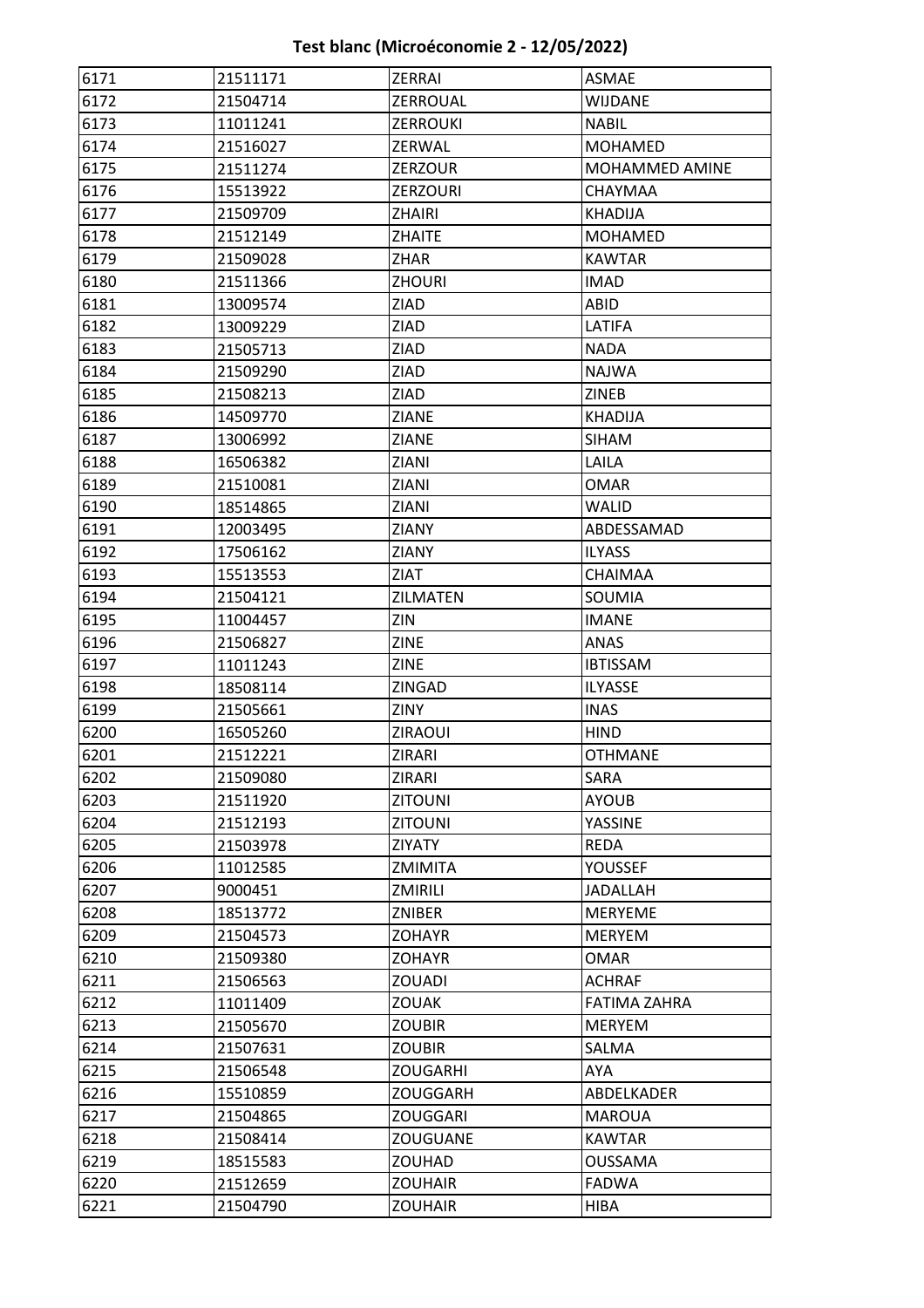# Test blanc (Microéconomie 2 - 12/05/2022)

| | | | |
|---|---|---|---|
| 6171 | 21511171 | ZERRAI | ASMAE |
| 6172 | 21504714 | ZERROUAL | WIJDANE |
| 6173 | 11011241 | ZERROUKI | NABIL |
| 6174 | 21516027 | ZERWAL | MOHAMED |
| 6175 | 21511274 | ZERZOUR | MOHAMMED AMINE |
| 6176 | 15513922 | ZERZOURI | CHAYMAA |
| 6177 | 21509709 | ZHAIRI | KHADIJA |
| 6178 | 21512149 | ZHAITE | MOHAMED |
| 6179 | 21509028 | ZHAR | KAWTAR |
| 6180 | 21511366 | ZHOURI | IMAD |
| 6181 | 13009574 | ZIAD | ABID |
| 6182 | 13009229 | ZIAD | LATIFA |
| 6183 | 21505713 | ZIAD | NADA |
| 6184 | 21509290 | ZIAD | NAJWA |
| 6185 | 21508213 | ZIAD | ZINEB |
| 6186 | 14509770 | ZIANE | KHADIJA |
| 6187 | 13006992 | ZIANE | SIHAM |
| 6188 | 16506382 | ZIANI | LAILA |
| 6189 | 21510081 | ZIANI | OMAR |
| 6190 | 18514865 | ZIANI | WALID |
| 6191 | 12003495 | ZIANY | ABDESSAMAD |
| 6192 | 17506162 | ZIANY | ILYASS |
| 6193 | 15513553 | ZIAT | CHAIMAA |
| 6194 | 21504121 | ZILMATEN | SOUMIA |
| 6195 | 11004457 | ZIN | IMANE |
| 6196 | 21506827 | ZINE | ANAS |
| 6197 | 11011243 | ZINE | IBTISSAM |
| 6198 | 18508114 | ZINGAD | ILYASSE |
| 6199 | 21505661 | ZINY | INAS |
| 6200 | 16505260 | ZIRAOUI | HIND |
| 6201 | 21512221 | ZIRARI | OTHMANE |
| 6202 | 21509080 | ZIRARI | SARA |
| 6203 | 21511920 | ZITOUNI | AYOUB |
| 6204 | 21512193 | ZITOUNI | YASSINE |
| 6205 | 21503978 | ZIYATY | REDA |
| 6206 | 11012585 | ZMIMITA | YOUSSEF |
| 6207 | 9000451 | ZMIRILI | JADALLAH |
| 6208 | 18513772 | ZNIBER | MERYEME |
| 6209 | 21504573 | ZOHAYR | MERYEM |
| 6210 | 21509380 | ZOHAYR | OMAR |
| 6211 | 21506563 | ZOUADI | ACHRAF |
| 6212 | 11011409 | ZOUAK | FATIMA ZAHRA |
| 6213 | 21505670 | ZOUBIR | MERYEM |
| 6214 | 21507631 | ZOUBIR | SALMA |
| 6215 | 21506548 | ZOUGARHI | AYA |
| 6216 | 15510859 | ZOUGGARH | ABDELKADER |
| 6217 | 21504865 | ZOUGGARI | MAROUA |
| 6218 | 21508414 | ZOUGUANE | KAWTAR |
| 6219 | 18515583 | ZOUHAD | OUSSAMA |
| 6220 | 21512659 | ZOUHAIR | FADWA |
| 6221 | 21504790 | ZOUHAIR | HIBA |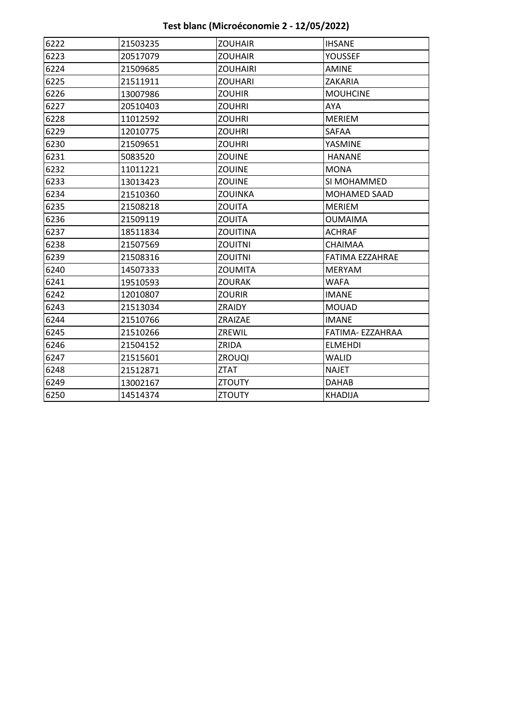| | | | |
|---|---|---|---|
| 6222 | 21503235 | ZOUHAIR | IHSANE |
| 6223 | 20517079 | ZOUHAIR | YOUSSEF |
| 6224 | 21509685 | ZOUHAIRI | AMINE |
| 6225 | 21511911 | ZOUHARI | ZAKARIA |
| 6226 | 13007986 | ZOUHIR | MOUHCINE |
| 6227 | 20510403 | ZOUHRI | AYA |
| 6228 | 11012592 | ZOUHRI | MERIEM |
| 6229 | 12010775 | ZOUHRI | SAFAA |
| 6230 | 21509651 | ZOUHRI | YASMINE |
| 6231 | 5083520 | ZOUINE | HANANE |
| 6232 | 11011221 | ZOUINE | MONA |
| 6233 | 13013423 | ZOUINE | SI MOHAMMED |
| 6234 | 21510360 | ZOUINKA | MOHAMED SAAD |
| 6235 | 21508218 | ZOUITA | MERIEM |
| 6236 | 21509119 | ZOUITA | OUMAIMA |
| 6237 | 18511834 | ZOUITINA | ACHRAF |
| 6238 | 21507569 | ZOUITNI | CHAIMAA |
| 6239 | 21508316 | ZOUITNI | FATIMA EZZAHRAE |
| 6240 | 14507333 | ZOUMITA | MERYAM |
| 6241 | 19510593 | ZOURAK | WAFA |
| 6242 | 12010807 | ZOURIR | IMANE |
| 6243 | 21513034 | ZRAIDY | MOUAD |
| 6244 | 21510766 | ZRAIZAE | IMANE |
| 6245 | 21510266 | ZREWIL | FATIMA- EZZAHRAA |
| 6246 | 21504152 | ZRIDA | ELMEHDI |
| 6247 | 21515601 | ZROUQI | WALID |
| 6248 | 21512871 | ZTAT | NAJET |
| 6249 | 13002167 | ZTOUTY | DAHAB |
| 6250 | 14514374 | ZTOUTY | KHADIJA |